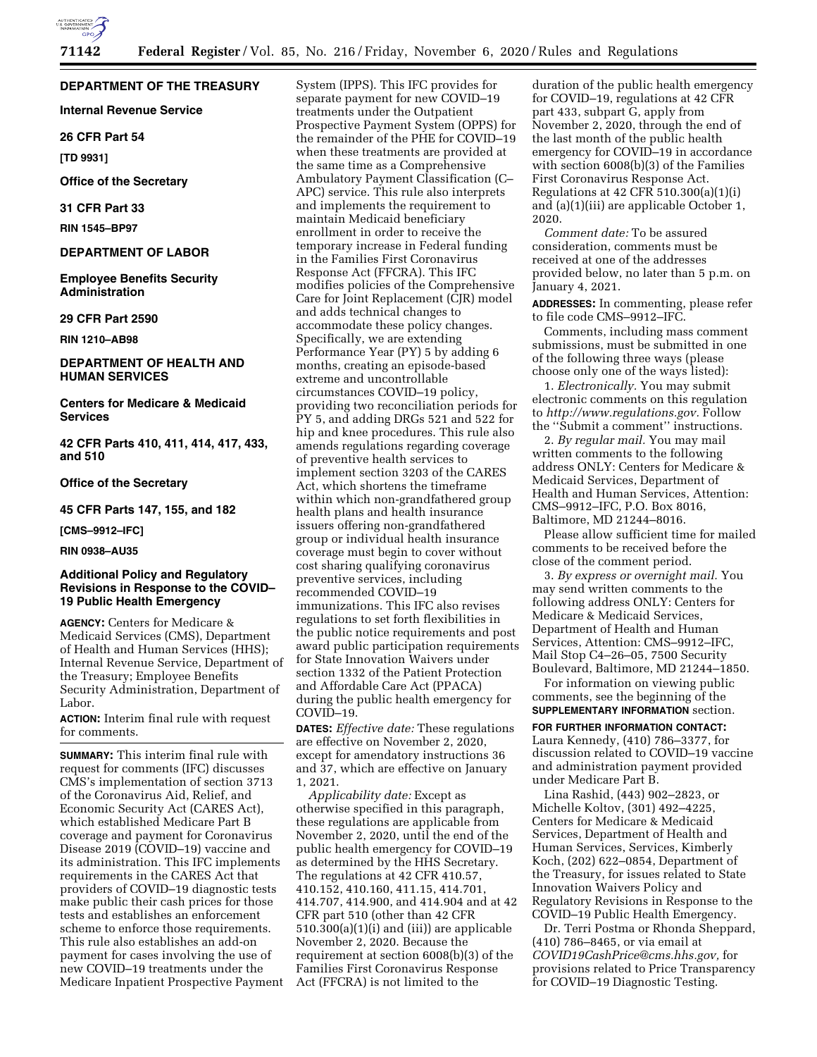**DEPARTMENT OF THE TREASURY**

**Internal Revenue Service**

**26 CFR Part 54**

**[TD 9931]**

**Office of the Secretary**

**31 CFR Part 33**

**RIN 1545–BP97**

**DEPARTMENT OF LABOR**

**Employee Benefits Security Administration**

**29 CFR Part 2590**

**RIN 1210–AB98**

**DEPARTMENT OF HEALTH AND HUMAN SERVICES**

**Centers for Medicare & Medicaid Services**

**42 CFR Parts 410, 411, 414, 417, 433, and 510**

**Office of the Secretary**

**45 CFR Parts 147, 155, and 182**

**[CMS–9912–IFC]**

**RIN 0938–AU35**

## Additional Policy and Regulatory Revisions in Response to the COVID–19 Public Health Emergency

**AGENCY:** Centers for Medicare & Medicaid Services (CMS), Department of Health and Human Services (HHS); Internal Revenue Service, Department of the Treasury; Employee Benefits Security Administration, Department of Labor.

**ACTION:** Interim final rule with request for comments.

**SUMMARY:** This interim final rule with request for comments (IFC) discusses CMS's implementation of section 3713 of the Coronavirus Aid, Relief, and Economic Security Act (CARES Act), which established Medicare Part B coverage and payment for Coronavirus Disease 2019 (COVID–19) vaccine and its administration. This IFC implements requirements in the CARES Act that providers of COVID–19 diagnostic tests make public their cash prices for those tests and establishes an enforcement scheme to enforce those requirements. This rule also establishes an add-on payment for cases involving the use of new COVID–19 treatments under the Medicare Inpatient Prospective Payment System (IPPS). This IFC provides for separate payment for new COVID–19 treatments under the Outpatient Prospective Payment System (OPPS) for the remainder of the PHE for COVID–19 when these treatments are provided at the same time as a Comprehensive Ambulatory Payment Classification (C–APC) service. This rule also interprets and implements the requirement to maintain Medicaid beneficiary enrollment in order to receive the temporary increase in Federal funding in the Families First Coronavirus Response Act (FFCRA). This IFC modifies policies of the Comprehensive Care for Joint Replacement (CJR) model and adds technical changes to accommodate these policy changes. Specifically, we are extending Performance Year (PY) 5 by adding 6 months, creating an episode-based extreme and uncontrollable circumstances COVID–19 policy, providing two reconciliation periods for PY 5, and adding DRGs 521 and 522 for hip and knee procedures. This rule also amends regulations regarding coverage of preventive health services to implement section 3203 of the CARES Act, which shortens the timeframe within which non-grandfathered group health plans and health insurance issuers offering non-grandfathered group or individual health insurance coverage must begin to cover without cost sharing qualifying coronavirus preventive services, including recommended COVID–19 immunizations. This IFC also revises regulations to set forth flexibilities in the public notice requirements and post award public participation requirements for State Innovation Waivers under section 1332 of the Patient Protection and Affordable Care Act (PPACA) during the public health emergency for COVID–19.

**DATES:** *Effective date:* These regulations are effective on November 2, 2020, except for amendatory instructions 36 and 37, which are effective on January 1, 2021.

*Applicability date:* Except as otherwise specified in this paragraph, these regulations are applicable from November 2, 2020, until the end of the public health emergency for COVID–19 as determined by the HHS Secretary. The regulations at 42 CFR 410.57, 410.152, 410.160, 411.15, 414.701, 414.707, 414.900, and 414.904 and at 42 CFR part 510 (other than 42 CFR 510.300(a)(1)(i) and (iii)) are applicable November 2, 2020. Because the requirement at section 6008(b)(3) of the Families First Coronavirus Response Act (FFCRA) is not limited to the duration of the public health emergency for COVID–19, regulations at 42 CFR part 433, subpart G, apply from November 2, 2020, through the end of the last month of the public health emergency for COVID–19 in accordance with section 6008(b)(3) of the Families First Coronavirus Response Act. Regulations at 42 CFR 510.300(a)(1)(i) and (a)(1)(iii) are applicable October 1, 2020.

*Comment date:* To be assured consideration, comments must be received at one of the addresses provided below, no later than 5 p.m. on January 4, 2021.

**ADDRESSES:** In commenting, please refer to file code CMS–9912–IFC.

Comments, including mass comment submissions, must be submitted in one of the following three ways (please choose only one of the ways listed):

1. *Electronically.* You may submit electronic comments on this regulation to *http://www.regulations.gov.* Follow the ''Submit a comment'' instructions.

2. *By regular mail.* You may mail written comments to the following address ONLY: Centers for Medicare & Medicaid Services, Department of Health and Human Services, Attention: CMS–9912–IFC, P.O. Box 8016, Baltimore, MD 21244–8016.

Please allow sufficient time for mailed comments to be received before the close of the comment period.

3. *By express or overnight mail.* You may send written comments to the following address ONLY: Centers for Medicare & Medicaid Services, Department of Health and Human Services, Attention: CMS–9912–IFC, Mail Stop C4–26–05, 7500 Security Boulevard, Baltimore, MD 21244–1850.

For information on viewing public comments, see the beginning of the **SUPPLEMENTARY INFORMATION** section.

**FOR FURTHER INFORMATION CONTACT:** Laura Kennedy, (410) 786–3377, for discussion related to COVID–19 vaccine and administration payment provided under Medicare Part B.

Lina Rashid, (443) 902–2823, or Michelle Koltov, (301) 492–4225, Centers for Medicare & Medicaid Services, Department of Health and Human Services, Services, Kimberly Koch, (202) 622–0854, Department of the Treasury, for issues related to State Innovation Waivers Policy and Regulatory Revisions in Response to the COVID–19 Public Health Emergency.

Dr. Terri Postma or Rhonda Sheppard, (410) 786–8465, or via email at *COVID19CashPrice@cms.hhs.gov,* for provisions related to Price Transparency for COVID–19 Diagnostic Testing.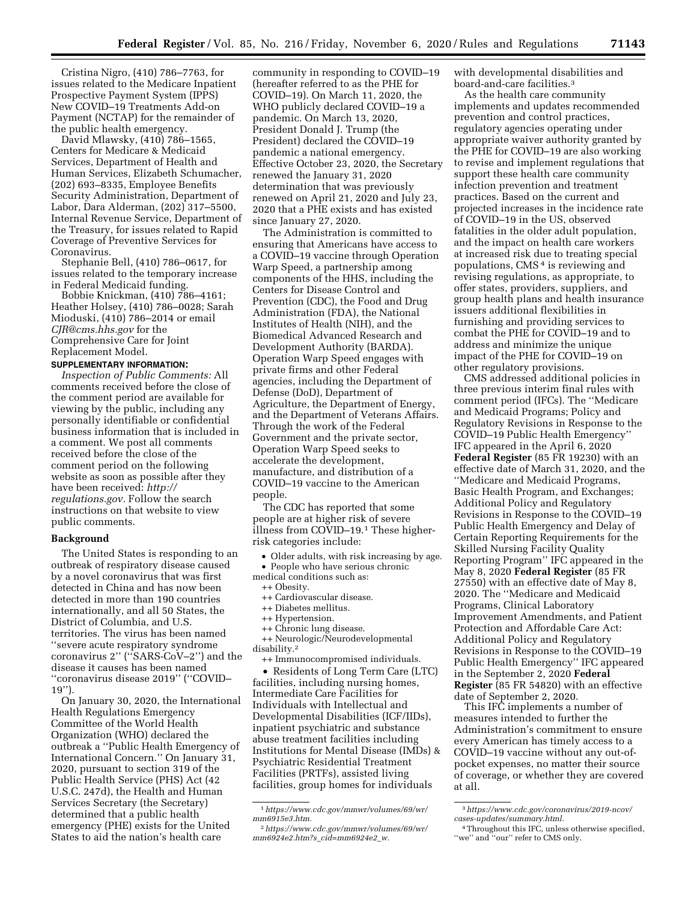Cristina Nigro, (410) 786–7763, for issues related to the Medicare Inpatient Prospective Payment System (IPPS) New COVID–19 Treatments Add-on Payment (NCTAP) for the remainder of the public health emergency.

David Mlawsky, (410) 786–1565, Centers for Medicare & Medicaid Services, Department of Health and Human Services, Elizabeth Schumacher, (202) 693–8335, Employee Benefits Security Administration, Department of Labor, Dara Alderman, (202) 317–5500, Internal Revenue Service, Department of the Treasury, for issues related to Rapid Coverage of Preventive Services for Coronavirus.

Stephanie Bell, (410) 786–0617, for issues related to the temporary increase in Federal Medicaid funding.

Bobbie Knickman, (410) 786–4161; Heather Holsey, (410) 786–0028; Sarah Mioduski, (410) 786–2014 or email *CJR@cms.hhs.gov* for the Comprehensive Care for Joint Replacement Model.

**SUPPLEMENTARY INFORMATION:**

*Inspection of Public Comments:* All comments received before the close of the comment period are available for viewing by the public, including any personally identifiable or confidential business information that is included in a comment. We post all comments received before the close of the comment period on the following website as soon as possible after they have been received: *http://regulations.gov.* Follow the search instructions on that website to view public comments.

## Background

The United States is responding to an outbreak of respiratory disease caused by a novel coronavirus that was first detected in China and has now been detected in more than 190 countries internationally, and all 50 States, the District of Columbia, and U.S. territories. The virus has been named ''severe acute respiratory syndrome coronavirus 2'' (''SARS-CoV–2'') and the disease it causes has been named ''coronavirus disease 2019'' (''COVID–19'').

On January 30, 2020, the International Health Regulations Emergency Committee of the World Health Organization (WHO) declared the outbreak a ''Public Health Emergency of International Concern.'' On January 31, 2020, pursuant to section 319 of the Public Health Service (PHS) Act (42 U.S.C. 247d), the Health and Human Services Secretary (the Secretary) determined that a public health emergency (PHE) exists for the United States to aid the nation's health care community in responding to COVID–19 (hereafter referred to as the PHE for COVID–19). On March 11, 2020, the WHO publicly declared COVID–19 a pandemic. On March 13, 2020, President Donald J. Trump (the President) declared the COVID–19 pandemic a national emergency. Effective October 23, 2020, the Secretary renewed the January 31, 2020 determination that was previously renewed on April 21, 2020 and July 23, 2020 that a PHE exists and has existed since January 27, 2020.

The Administration is committed to ensuring that Americans have access to a COVID–19 vaccine through Operation Warp Speed, a partnership among components of the HHS, including the Centers for Disease Control and Prevention (CDC), the Food and Drug Administration (FDA), the National Institutes of Health (NIH), and the Biomedical Advanced Research and Development Authority (BARDA). Operation Warp Speed engages with private firms and other Federal agencies, including the Department of Defense (DoD), Department of Agriculture, the Department of Energy, and the Department of Veterans Affairs. Through the work of the Federal Government and the private sector, Operation Warp Speed seeks to accelerate the development, manufacture, and distribution of a COVID–19 vaccine to the American people.

The CDC has reported that some people are at higher risk of severe illness from COVID–19.[1] These higher-risk categories include:

- Older adults, with risk increasing by age.
- People who have serious chronic medical conditions such as:
  - ++ Obesity.
  - ++ Cardiovascular disease.
  - ++ Diabetes mellitus.
  - ++ Hypertension.
  - ++ Chronic lung disease.
  - ++ Neurologic/Neurodevelopmental disability.[2]
  - ++ Immunocompromised individuals.
- Residents of Long Term Care (LTC) facilities, including nursing homes, Intermediate Care Facilities for Individuals with Intellectual and Developmental Disabilities (ICF/IIDs), inpatient psychiatric and substance abuse treatment facilities including Institutions for Mental Disease (IMDs) & Psychiatric Residential Treatment Facilities (PRTFs), assisted living facilities, group homes for individuals with developmental disabilities and board-and-care facilities.[3]

As the health care community implements and updates recommended prevention and control practices, regulatory agencies operating under appropriate waiver authority granted by the PHE for COVID–19 are also working to revise and implement regulations that support these health care community infection prevention and treatment practices. Based on the current and projected increases in the incidence rate of COVID–19 in the US, observed fatalities in the older adult population, and the impact on health care workers at increased risk due to treating special populations, CMS[4] is reviewing and revising regulations, as appropriate, to offer states, providers, suppliers, and group health plans and health insurance issuers additional flexibilities in furnishing and providing services to combat the PHE for COVID–19 and to address and minimize the unique impact of the PHE for COVID–19 on other regulatory provisions.

CMS addressed additional policies in three previous interim final rules with comment period (IFCs). The ''Medicare and Medicaid Programs; Policy and Regulatory Revisions in Response to the COVID–19 Public Health Emergency'' IFC appeared in the April 6, 2020 **Federal Register** (85 FR 19230) with an effective date of March 31, 2020, and the ''Medicare and Medicaid Programs, Basic Health Program, and Exchanges; Additional Policy and Regulatory Revisions in Response to the COVID–19 Public Health Emergency and Delay of Certain Reporting Requirements for the Skilled Nursing Facility Quality Reporting Program'' IFC appeared in the May 8, 2020 **Federal Register** (85 FR 27550) with an effective date of May 8, 2020. The ''Medicare and Medicaid Programs, Clinical Laboratory Improvement Amendments, and Patient Protection and Affordable Care Act: Additional Policy and Regulatory Revisions in Response to the COVID–19 Public Health Emergency'' IFC appeared in the September 2, 2020 **Federal Register** (85 FR 54820) with an effective date of September 2, 2020.

This IFC implements a number of measures intended to further the Administration's commitment to ensure every American has timely access to a COVID–19 vaccine without any out-of-pocket expenses, no matter their source of coverage, or whether they are covered at all.

---

[1] *https://www.cdc.gov/mmwr/volumes/69/wr/mm6915e3.htm.*

[2] *https://www.cdc.gov/mmwr/volumes/69/wr/mm6924e2.htm?s_cid=mm6924e2_w.*

[3] *https://www.cdc.gov/coronavirus/2019-ncov/cases-updates/summary.html.*

[4] Throughout this IFC, unless otherwise specified, ''we'' and ''our'' refer to CMS only.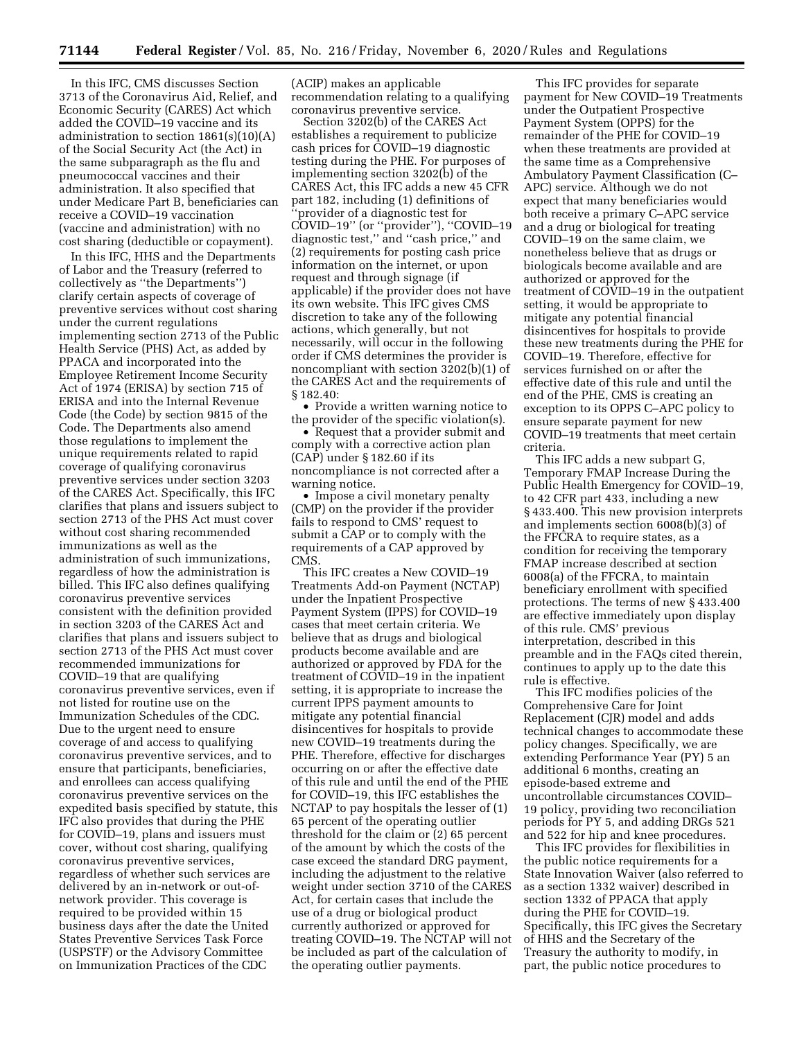In this IFC, CMS discusses Section 3713 of the Coronavirus Aid, Relief, and Economic Security (CARES) Act which added the COVID–19 vaccine and its administration to section 1861(s)(10)(A) of the Social Security Act (the Act) in the same subparagraph as the flu and pneumococcal vaccines and their administration. It also specified that under Medicare Part B, beneficiaries can receive a COVID–19 vaccination (vaccine and administration) with no cost sharing (deductible or copayment).

In this IFC, HHS and the Departments of Labor and the Treasury (referred to collectively as "the Departments") clarify certain aspects of coverage of preventive services without cost sharing under the current regulations implementing section 2713 of the Public Health Service (PHS) Act, as added by PPACA and incorporated into the Employee Retirement Income Security Act of 1974 (ERISA) by section 715 of ERISA and into the Internal Revenue Code (the Code) by section 9815 of the Code. The Departments also amend those regulations to implement the unique requirements related to rapid coverage of qualifying coronavirus preventive services under section 3203 of the CARES Act. Specifically, this IFC clarifies that plans and issuers subject to section 2713 of the PHS Act must cover without cost sharing recommended immunizations as well as the administration of such immunizations, regardless of how the administration is billed. This IFC also defines qualifying coronavirus preventive services consistent with the definition provided in section 3203 of the CARES Act and clarifies that plans and issuers subject to section 2713 of the PHS Act must cover recommended immunizations for COVID–19 that are qualifying coronavirus preventive services, even if not listed for routine use on the Immunization Schedules of the CDC. Due to the urgent need to ensure coverage of and access to qualifying coronavirus preventive services, and to ensure that participants, beneficiaries, and enrollees can access qualifying coronavirus preventive services on the expedited basis specified by statute, this IFC also provides that during the PHE for COVID–19, plans and issuers must cover, without cost sharing, qualifying coronavirus preventive services, regardless of whether such services are delivered by an in-network or out-of-network provider. This coverage is required to be provided within 15 business days after the date the United States Preventive Services Task Force (USPSTF) or the Advisory Committee on Immunization Practices of the CDC (ACIP) makes an applicable recommendation relating to a qualifying coronavirus preventive service.

Section 3202(b) of the CARES Act establishes a requirement to publicize cash prices for COVID–19 diagnostic testing during the PHE. For purposes of implementing section 3202(b) of the CARES Act, this IFC adds a new 45 CFR part 182, including (1) definitions of "provider of a diagnostic test for COVID–19" (or "provider"), "COVID–19 diagnostic test," and "cash price," and (2) requirements for posting cash price information on the internet, or upon request and through signage (if applicable) if the provider does not have its own website. This IFC gives CMS discretion to take any of the following actions, which generally, but not necessarily, will occur in the following order if CMS determines the provider is noncompliant with section 3202(b)(1) of the CARES Act and the requirements of § 182.40:

- Provide a written warning notice to the provider of the specific violation(s).
- Request that a provider submit and comply with a corrective action plan (CAP) under § 182.60 if its noncompliance is not corrected after a warning notice.
- Impose a civil monetary penalty (CMP) on the provider if the provider fails to respond to CMS' request to submit a CAP or to comply with the requirements of a CAP approved by CMS.

This IFC creates a New COVID–19 Treatments Add-on Payment (NCTAP) under the Inpatient Prospective Payment System (IPPS) for COVID–19 cases that meet certain criteria. We believe that as drugs and biological products become available and are authorized or approved by FDA for the treatment of COVID–19 in the inpatient setting, it is appropriate to increase the current IPPS payment amounts to mitigate any potential financial disincentives for hospitals to provide new COVID–19 treatments during the PHE. Therefore, effective for discharges occurring on or after the effective date of this rule and until the end of the PHE for COVID–19, this IFC establishes the NCTAP to pay hospitals the lesser of (1) 65 percent of the operating outlier threshold for the claim or (2) 65 percent of the amount by which the costs of the case exceed the standard DRG payment, including the adjustment to the relative weight under section 3710 of the CARES Act, for certain cases that include the use of a drug or biological product currently authorized or approved for treating COVID–19. The NCTAP will not be included as part of the calculation of the operating outlier payments.

This IFC provides for separate payment for New COVID–19 Treatments under the Outpatient Prospective Payment System (OPPS) for the remainder of the PHE for COVID–19 when these treatments are provided at the same time as a Comprehensive Ambulatory Payment Classification (C–APC) service. Although we do not expect that many beneficiaries would both receive a primary C–APC service and a drug or biological for treating COVID–19 on the same claim, we nonetheless believe that as drugs or biologicals become available and are authorized or approved for the treatment of COVID–19 in the outpatient setting, it would be appropriate to mitigate any potential financial disincentives for hospitals to provide these new treatments during the PHE for COVID–19. Therefore, effective for services furnished on or after the effective date of this rule and until the end of the PHE, CMS is creating an exception to its OPPS C–APC policy to ensure separate payment for new COVID–19 treatments that meet certain criteria.

This IFC adds a new subpart G, Temporary FMAP Increase During the Public Health Emergency for COVID–19, to 42 CFR part 433, including a new § 433.400. This new provision interprets and implements section 6008(b)(3) of the FFCRA to require states, as a condition for receiving the temporary FMAP increase described at section 6008(a) of the FFCRA, to maintain beneficiary enrollment with specified protections. The terms of new § 433.400 are effective immediately upon display of this rule. CMS' previous interpretation, described in this preamble and in the FAQs cited therein, continues to apply up to the date this rule is effective.

This IFC modifies policies of the Comprehensive Care for Joint Replacement (CJR) model and adds technical changes to accommodate these policy changes. Specifically, we are extending Performance Year (PY) 5 an additional 6 months, creating an episode-based extreme and uncontrollable circumstances COVID–19 policy, providing two reconciliation periods for PY 5, and adding DRGs 521 and 522 for hip and knee procedures.

This IFC provides for flexibilities in the public notice requirements for a State Innovation Waiver (also referred to as a section 1332 waiver) described in section 1332 of PPACA that apply during the PHE for COVID–19. Specifically, this IFC gives the Secretary of HHS and the Secretary of the Treasury the authority to modify, in part, the public notice procedures to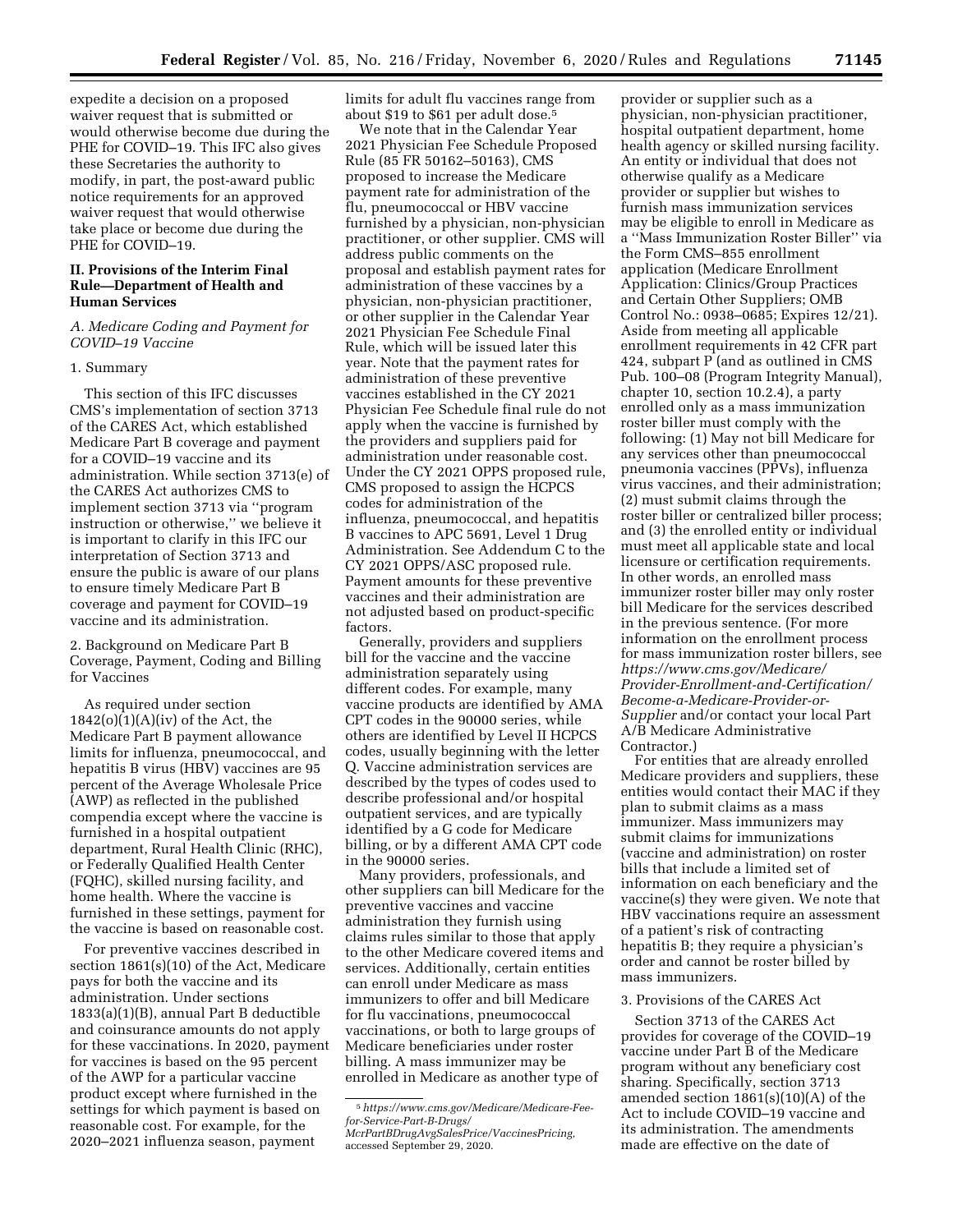expedite a decision on a proposed waiver request that is submitted or would otherwise become due during the PHE for COVID–19. This IFC also gives these Secretaries the authority to modify, in part, the post-award public notice requirements for an approved waiver request that would otherwise take place or become due during the PHE for COVID–19.

## II. Provisions of the Interim Final Rule—Department of Health and Human Services

### A. Medicare Coding and Payment for COVID–19 Vaccine

#### 1. Summary

This section of this IFC discusses CMS's implementation of section 3713 of the CARES Act, which established Medicare Part B coverage and payment for a COVID–19 vaccine and its administration. While section 3713(e) of the CARES Act authorizes CMS to implement section 3713 via ''program instruction or otherwise,'' we believe it is important to clarify in this IFC our interpretation of Section 3713 and ensure the public is aware of our plans to ensure timely Medicare Part B coverage and payment for COVID–19 vaccine and its administration.

#### 2. Background on Medicare Part B Coverage, Payment, Coding and Billing for Vaccines

As required under section 1842(o)(1)(A)(iv) of the Act, the Medicare Part B payment allowance limits for influenza, pneumococcal, and hepatitis B virus (HBV) vaccines are 95 percent of the Average Wholesale Price (AWP) as reflected in the published compendia except where the vaccine is furnished in a hospital outpatient department, Rural Health Clinic (RHC), or Federally Qualified Health Center (FQHC), skilled nursing facility, and home health. Where the vaccine is furnished in these settings, payment for the vaccine is based on reasonable cost.

For preventive vaccines described in section 1861(s)(10) of the Act, Medicare pays for both the vaccine and its administration. Under sections 1833(a)(1)(B), annual Part B deductible and coinsurance amounts do not apply for these vaccinations. In 2020, payment for vaccines is based on the 95 percent of the AWP for a particular vaccine product except where furnished in the settings for which payment is based on reasonable cost. For example, for the 2020–2021 influenza season, payment limits for adult flu vaccines range from about $19 to $61 per adult dose.[5]

We note that in the Calendar Year 2021 Physician Fee Schedule Proposed Rule (85 FR 50162–50163), CMS proposed to increase the Medicare payment rate for administration of the flu, pneumococcal or HBV vaccine furnished by a physician, non-physician practitioner, or other supplier. CMS will address public comments on the proposal and establish payment rates for administration of these vaccines by a physician, non-physician practitioner, or other supplier in the Calendar Year 2021 Physician Fee Schedule Final Rule, which will be issued later this year. Note that the payment rates for administration of these preventive vaccines established in the CY 2021 Physician Fee Schedule final rule do not apply when the vaccine is furnished by the providers and suppliers paid for administration under reasonable cost. Under the CY 2021 OPPS proposed rule, CMS proposed to assign the HCPCS codes for administration of the influenza, pneumococcal, and hepatitis B vaccines to APC 5691, Level 1 Drug Administration. See Addendum C to the CY 2021 OPPS/ASC proposed rule. Payment amounts for these preventive vaccines and their administration are not adjusted based on product-specific factors.

Generally, providers and suppliers bill for the vaccine and the vaccine administration separately using different codes. For example, many vaccine products are identified by AMA CPT codes in the 90000 series, while others are identified by Level II HCPCS codes, usually beginning with the letter Q. Vaccine administration services are described by the types of codes used to describe professional and/or hospital outpatient services, and are typically identified by a G code for Medicare billing, or by a different AMA CPT code in the 90000 series.

Many providers, professionals, and other suppliers can bill Medicare for the preventive vaccines and vaccine administration they furnish using claims rules similar to those that apply to the other Medicare covered items and services. Additionally, certain entities can enroll under Medicare as mass immunizers to offer and bill Medicare for flu vaccinations, pneumococcal vaccinations, or both to large groups of Medicare beneficiaries under roster billing. A mass immunizer may be enrolled in Medicare as another type of provider or supplier such as a physician, non-physician practitioner, hospital outpatient department, home health agency or skilled nursing facility. An entity or individual that does not otherwise qualify as a Medicare provider or supplier but wishes to furnish mass immunization services may be eligible to enroll in Medicare as a ''Mass Immunization Roster Biller'' via the Form CMS–855 enrollment application (Medicare Enrollment Application: Clinics/Group Practices and Certain Other Suppliers; OMB Control No.: 0938–0685; Expires 12/21). Aside from meeting all applicable enrollment requirements in 42 CFR part 424, subpart P (and as outlined in CMS Pub. 100–08 (Program Integrity Manual), chapter 10, section 10.2.4), a party enrolled only as a mass immunization roster biller must comply with the following: (1) May not bill Medicare for any services other than pneumococcal pneumonia vaccines (PPVs), influenza virus vaccines, and their administration; (2) must submit claims through the roster biller or centralized biller process; and (3) the enrolled entity or individual must meet all applicable state and local licensure or certification requirements. In other words, an enrolled mass immunizer roster biller may only roster bill Medicare for the services described in the previous sentence. (For more information on the enrollment process for mass immunization roster billers, see *https://www.cms.gov/Medicare/Provider-Enrollment-and-Certification/Become-a-Medicare-Provider-or-Supplier* and/or contact your local Part A/B Medicare Administrative Contractor.)

For entities that are already enrolled Medicare providers and suppliers, these entities would contact their MAC if they plan to submit claims as a mass immunizer. Mass immunizers may submit claims for immunizations (vaccine and administration) on roster bills that include a limited set of information on each beneficiary and the vaccine(s) they were given. We note that HBV vaccinations require an assessment of a patient's risk of contracting hepatitis B; they require a physician's order and cannot be roster billed by mass immunizers.

#### 3. Provisions of the CARES Act

Section 3713 of the CARES Act provides for coverage of the COVID–19 vaccine under Part B of the Medicare program without any beneficiary cost sharing. Specifically, section 3713 amended section 1861(s)(10)(A) of the Act to include COVID–19 vaccine and its administration. The amendments made are effective on the date of

---

[5] *https://www.cms.gov/Medicare/Medicare-Fee-for-Service-Part-B-Drugs/McrPartBDrugAvgSalesPrice/VaccinesPricing*, accessed September 29, 2020.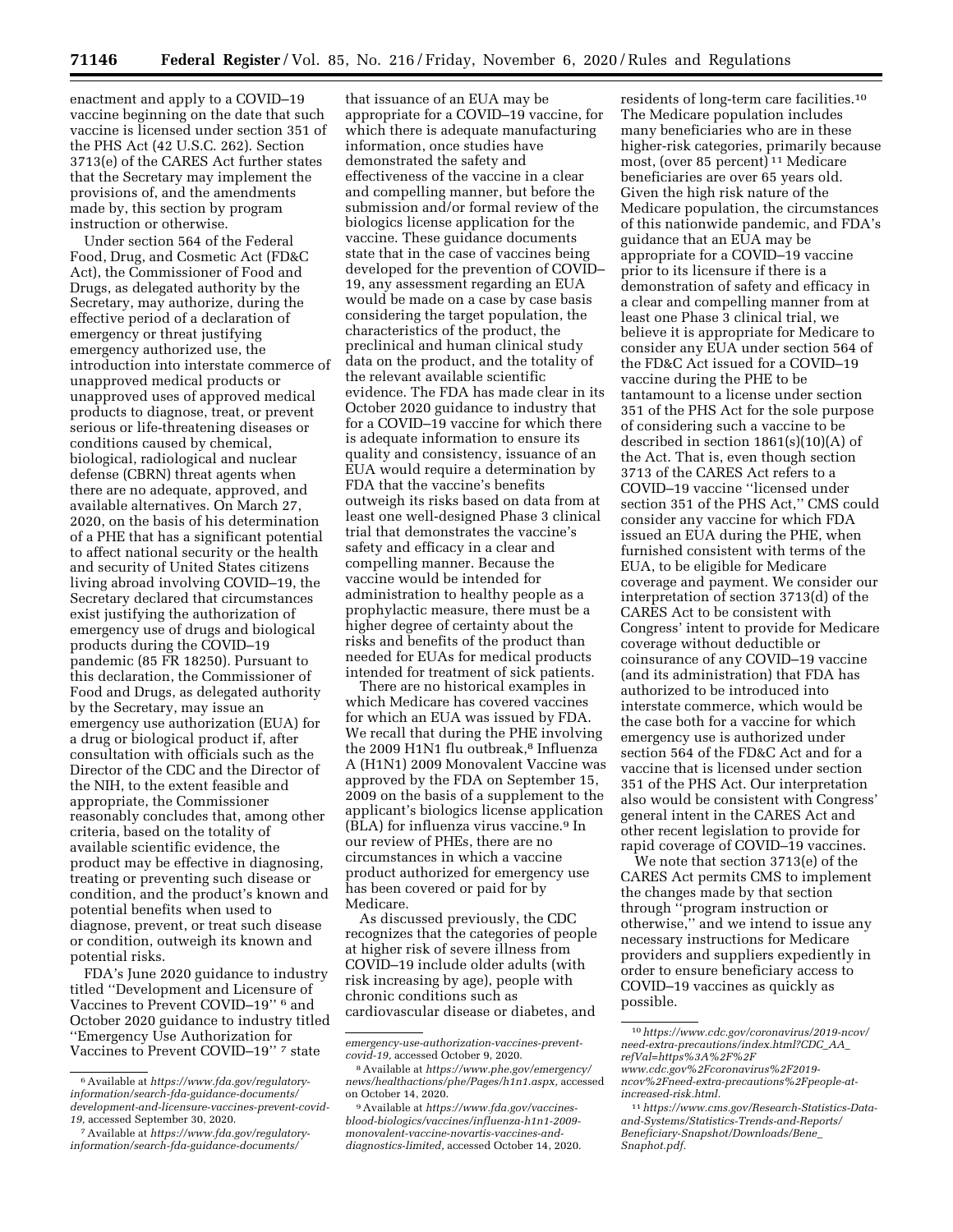enactment and apply to a COVID–19 vaccine beginning on the date that such vaccine is licensed under section 351 of the PHS Act (42 U.S.C. 262). Section 3713(e) of the CARES Act further states that the Secretary may implement the provisions of, and the amendments made by, this section by program instruction or otherwise.

Under section 564 of the Federal Food, Drug, and Cosmetic Act (FD&C Act), the Commissioner of Food and Drugs, as delegated authority by the Secretary, may authorize, during the effective period of a declaration of emergency or threat justifying emergency authorized use, the introduction into interstate commerce of unapproved medical products or unapproved uses of approved medical products to diagnose, treat, or prevent serious or life-threatening diseases or conditions caused by chemical, biological, radiological and nuclear defense (CBRN) threat agents when there are no adequate, approved, and available alternatives. On March 27, 2020, on the basis of his determination of a PHE that has a significant potential to affect national security or the health and security of United States citizens living abroad involving COVID–19, the Secretary declared that circumstances exist justifying the authorization of emergency use of drugs and biological products during the COVID–19 pandemic (85 FR 18250). Pursuant to this declaration, the Commissioner of Food and Drugs, as delegated authority by the Secretary, may issue an emergency use authorization (EUA) for a drug or biological product if, after consultation with officials such as the Director of the CDC and the Director of the NIH, to the extent feasible and appropriate, the Commissioner reasonably concludes that, among other criteria, based on the totality of available scientific evidence, the product may be effective in diagnosing, treating or preventing such disease or condition, and the product's known and potential benefits when used to diagnose, prevent, or treat such disease or condition, outweigh its known and potential risks.

FDA's June 2020 guidance to industry titled ''Development and Licensure of Vaccines to Prevent COVID–19'' [6] and October 2020 guidance to industry titled ''Emergency Use Authorization for Vaccines to Prevent COVID–19'' [7] state that issuance of an EUA may be appropriate for a COVID–19 vaccine, for which there is adequate manufacturing information, once studies have demonstrated the safety and effectiveness of the vaccine in a clear and compelling manner, but before the submission and/or formal review of the biologics license application for the vaccine. These guidance documents state that in the case of vaccines being developed for the prevention of COVID–19, any assessment regarding an EUA would be made on a case by case basis considering the target population, the characteristics of the product, the preclinical and human clinical study data on the product, and the totality of the relevant available scientific evidence. The FDA has made clear in its October 2020 guidance to industry that for a COVID–19 vaccine for which there is adequate information to ensure its quality and consistency, issuance of an EUA would require a determination by FDA that the vaccine's benefits outweigh its risks based on data from at least one well-designed Phase 3 clinical trial that demonstrates the vaccine's safety and efficacy in a clear and compelling manner. Because the vaccine would be intended for administration to healthy people as a prophylactic measure, there must be a higher degree of certainty about the risks and benefits of the product than needed for EUAs for medical products intended for treatment of sick patients.

There are no historical examples in which Medicare has covered vaccines for which an EUA was issued by FDA. We recall that during the PHE involving the 2009 H1N1 flu outbreak,[8] Influenza A (H1N1) 2009 Monovalent Vaccine was approved by the FDA on September 15, 2009 on the basis of a supplement to the applicant's biologics license application (BLA) for influenza virus vaccine.[9] In our review of PHEs, there are no circumstances in which a vaccine product authorized for emergency use has been covered or paid for by Medicare.

As discussed previously, the CDC recognizes that the categories of people at higher risk of severe illness from COVID–19 include older adults (with risk increasing by age), people with chronic conditions such as cardiovascular disease or diabetes, and residents of long-term care facilities.[10] The Medicare population includes many beneficiaries who are in these higher-risk categories, primarily because most, (over 85 percent) [11] Medicare beneficiaries are over 65 years old. Given the high risk nature of the Medicare population, the circumstances of this nationwide pandemic, and FDA's guidance that an EUA may be appropriate for a COVID–19 vaccine prior to its licensure if there is a demonstration of safety and efficacy in a clear and compelling manner from at least one Phase 3 clinical trial, we believe it is appropriate for Medicare to consider any EUA under section 564 of the FD&C Act issued for a COVID–19 vaccine during the PHE to be tantamount to a license under section 351 of the PHS Act for the sole purpose of considering such a vaccine to be described in section 1861(s)(10)(A) of the Act. That is, even though section 3713 of the CARES Act refers to a COVID–19 vaccine ''licensed under section 351 of the PHS Act,'' CMS could consider any vaccine for which FDA issued an EUA during the PHE, when furnished consistent with terms of the EUA, to be eligible for Medicare coverage and payment. We consider our interpretation of section 3713(d) of the CARES Act to be consistent with Congress' intent to provide for Medicare coverage without deductible or coinsurance of any COVID–19 vaccine (and its administration) that FDA has authorized to be introduced into interstate commerce, which would be the case both for a vaccine for which emergency use is authorized under section 564 of the FD&C Act and for a vaccine that is licensed under section 351 of the PHS Act. Our interpretation also would be consistent with Congress' general intent in the CARES Act and other recent legislation to provide for rapid coverage of COVID–19 vaccines.

We note that section 3713(e) of the CARES Act permits CMS to implement the changes made by that section through ''program instruction or otherwise,'' and we intend to issue any necessary instructions for Medicare providers and suppliers expediently in order to ensure beneficiary access to COVID–19 vaccines as quickly as possible.

---

[6] Available at *https://www.fda.gov/regulatory-information/search-fda-guidance-documents/development-and-licensure-vaccines-prevent-covid-19,* accessed September 30, 2020.

[7] Available at *https://www.fda.gov/regulatory-information/search-fda-guidance-documents/emergency-use-authorization-vaccines-prevent-covid-19,* accessed October 9, 2020.

[8] Available at *https://www.phe.gov/emergency/news/healthactions/phe/Pages/h1n1.aspx,* accessed on October 14, 2020.

[9] Available at *https://www.fda.gov/vaccines-blood-biologics/vaccines/influenza-h1n1-2009-monovalent-vaccine-novartis-vaccines-and-diagnostics-limited,* accessed October 14, 2020.

[10] *https://www.cdc.gov/coronavirus/2019-ncov/need-extra-precautions/index.html?CDC_AA_refVal=https%3A%2F%2Fwww.cdc.gov%2Fcoronavirus%2F2019-ncov%2Fneed-extra-precautions%2Fpeople-at-increased-risk.html.*

[11] *https://www.cms.gov/Research-Statistics-Data-and-Systems/Statistics-Trends-and-Reports/Beneficiary-Snapshot/Downloads/Bene_Snaphot.pdf.*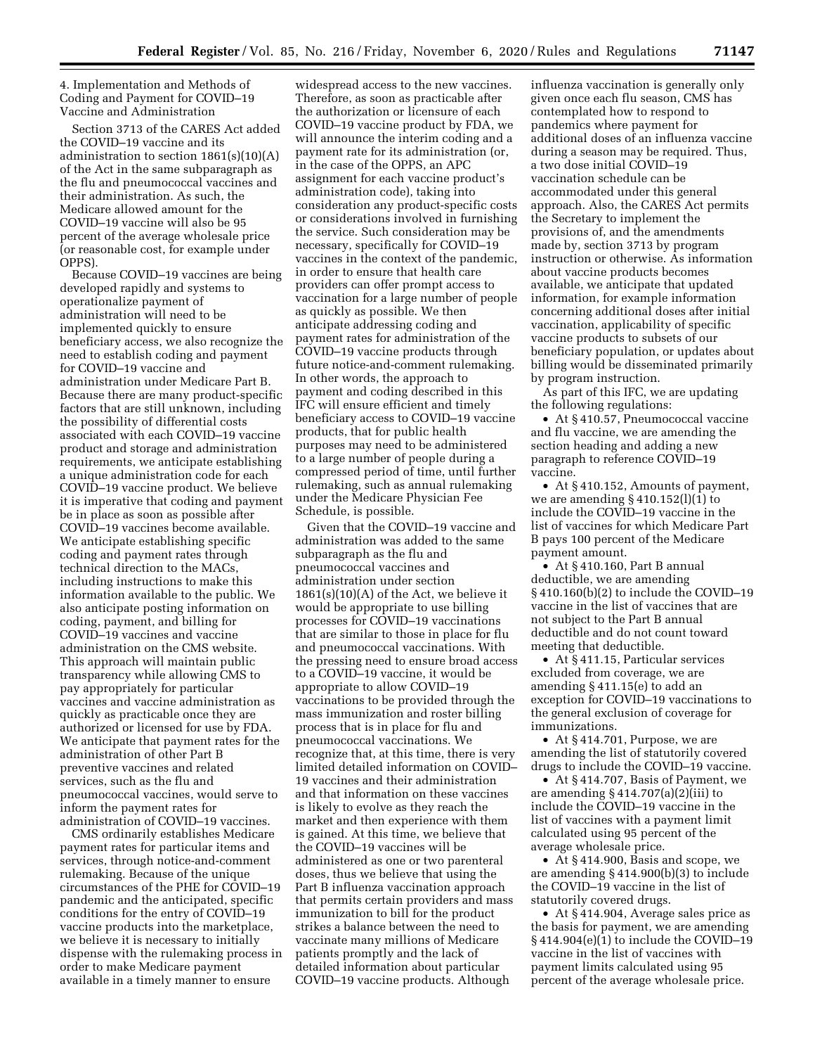4. Implementation and Methods of Coding and Payment for COVID–19 Vaccine and Administration

Section 3713 of the CARES Act added the COVID–19 vaccine and its administration to section 1861(s)(10)(A) of the Act in the same subparagraph as the flu and pneumococcal vaccines and their administration. As such, the Medicare allowed amount for the COVID–19 vaccine will also be 95 percent of the average wholesale price (or reasonable cost, for example under OPPS).

Because COVID–19 vaccines are being developed rapidly and systems to operationalize payment of administration will need to be implemented quickly to ensure beneficiary access, we also recognize the need to establish coding and payment for COVID–19 vaccine and administration under Medicare Part B. Because there are many product-specific factors that are still unknown, including the possibility of differential costs associated with each COVID–19 vaccine product and storage and administration requirements, we anticipate establishing a unique administration code for each COVID–19 vaccine product. We believe it is imperative that coding and payment be in place as soon as possible after COVID–19 vaccines become available. We anticipate establishing specific coding and payment rates through technical direction to the MACs, including instructions to make this information available to the public. We also anticipate posting information on coding, payment, and billing for COVID–19 vaccines and vaccine administration on the CMS website. This approach will maintain public transparency while allowing CMS to pay appropriately for particular vaccines and vaccine administration as quickly as practicable once they are authorized or licensed for use by FDA. We anticipate that payment rates for the administration of other Part B preventive vaccines and related services, such as the flu and pneumococcal vaccines, would serve to inform the payment rates for administration of COVID–19 vaccines.

CMS ordinarily establishes Medicare payment rates for particular items and services, through notice-and-comment rulemaking. Because of the unique circumstances of the PHE for COVID–19 pandemic and the anticipated, specific conditions for the entry of COVID–19 vaccine products into the marketplace, we believe it is necessary to initially dispense with the rulemaking process in order to make Medicare payment available in a timely manner to ensure widespread access to the new vaccines. Therefore, as soon as practicable after the authorization or licensure of each COVID–19 vaccine product by FDA, we will announce the interim coding and a payment rate for its administration (or, in the case of the OPPS, an APC assignment for each vaccine product's administration code), taking into consideration any product-specific costs or considerations involved in furnishing the service. Such consideration may be necessary, specifically for COVID–19 vaccines in the context of the pandemic, in order to ensure that health care providers can offer prompt access to vaccination for a large number of people as quickly as possible. We then anticipate addressing coding and payment rates for administration of the COVID–19 vaccine products through future notice-and-comment rulemaking. In other words, the approach to payment and coding described in this IFC will ensure efficient and timely beneficiary access to COVID–19 vaccine products, that for public health purposes may need to be administered to a large number of people during a compressed period of time, until further rulemaking, such as annual rulemaking under the Medicare Physician Fee Schedule, is possible.

Given that the COVID–19 vaccine and administration was added to the same subparagraph as the flu and pneumococcal vaccines and administration under section 1861(s)(10)(A) of the Act, we believe it would be appropriate to use billing processes for COVID–19 vaccinations that are similar to those in place for flu and pneumococcal vaccinations. With the pressing need to ensure broad access to a COVID–19 vaccine, it would be appropriate to allow COVID–19 vaccinations to be provided through the mass immunization and roster billing process that is in place for flu and pneumococcal vaccinations. We recognize that, at this time, there is very limited detailed information on COVID–19 vaccines and their administration and that information on these vaccines is likely to evolve as they reach the market and then experience with them is gained. At this time, we believe that the COVID–19 vaccines will be administered as one or two parenteral doses, thus we believe that using the Part B influenza vaccination approach that permits certain providers and mass immunization to bill for the product strikes a balance between the need to vaccinate many millions of Medicare patients promptly and the lack of detailed information about particular COVID–19 vaccine products. Although influenza vaccination is generally only given once each flu season, CMS has contemplated how to respond to pandemics where payment for additional doses of an influenza vaccine during a season may be required. Thus, a two dose initial COVID–19 vaccination schedule can be accommodated under this general approach. Also, the CARES Act permits the Secretary to implement the provisions of, and the amendments made by, section 3713 by program instruction or otherwise. As information about vaccine products becomes available, we anticipate that updated information, for example information concerning additional doses after initial vaccination, applicability of specific vaccine products to subsets of our beneficiary population, or updates about billing would be disseminated primarily by program instruction.

As part of this IFC, we are updating the following regulations:

- At § 410.57, Pneumococcal vaccine and flu vaccine, we are amending the section heading and adding a new paragraph to reference COVID–19 vaccine.
- At § 410.152, Amounts of payment, we are amending § 410.152(l)(1) to include the COVID–19 vaccine in the list of vaccines for which Medicare Part B pays 100 percent of the Medicare payment amount.
- At § 410.160, Part B annual deductible, we are amending § 410.160(b)(2) to include the COVID–19 vaccine in the list of vaccines that are not subject to the Part B annual deductible and do not count toward meeting that deductible.
- At § 411.15, Particular services excluded from coverage, we are amending § 411.15(e) to add an exception for COVID–19 vaccinations to the general exclusion of coverage for immunizations.
- At § 414.701, Purpose, we are amending the list of statutorily covered drugs to include the COVID–19 vaccine.
- At § 414.707, Basis of Payment, we are amending § 414.707(a)(2)(iii) to include the COVID–19 vaccine in the list of vaccines with a payment limit calculated using 95 percent of the average wholesale price.
- At § 414.900, Basis and scope, we are amending § 414.900(b)(3) to include the COVID–19 vaccine in the list of statutorily covered drugs.
- At § 414.904, Average sales price as the basis for payment, we are amending § 414.904(e)(1) to include the COVID–19 vaccine in the list of vaccines with payment limits calculated using 95 percent of the average wholesale price.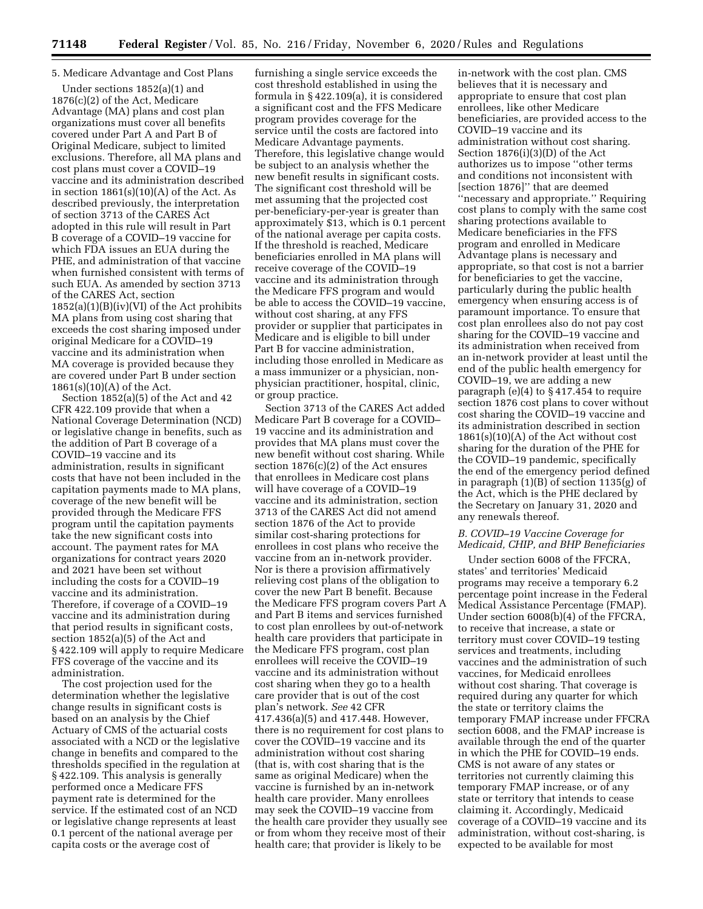### 5. Medicare Advantage and Cost Plans

Under sections 1852(a)(1) and 1876(c)(2) of the Act, Medicare Advantage (MA) plans and cost plan organizations must cover all benefits covered under Part A and Part B of Original Medicare, subject to limited exclusions. Therefore, all MA plans and cost plans must cover a COVID–19 vaccine and its administration described in section 1861(s)(10)(A) of the Act. As described previously, the interpretation of section 3713 of the CARES Act adopted in this rule will result in Part B coverage of a COVID–19 vaccine for which FDA issues an EUA during the PHE, and administration of that vaccine when furnished consistent with terms of such EUA. As amended by section 3713 of the CARES Act, section 1852(a)(1)(B)(iv)(VI) of the Act prohibits MA plans from using cost sharing that exceeds the cost sharing imposed under original Medicare for a COVID–19 vaccine and its administration when MA coverage is provided because they are covered under Part B under section 1861(s)(10)(A) of the Act.

Section 1852(a)(5) of the Act and 42 CFR 422.109 provide that when a National Coverage Determination (NCD) or legislative change in benefits, such as the addition of Part B coverage of a COVID–19 vaccine and its administration, results in significant costs that have not been included in the capitation payments made to MA plans, coverage of the new benefit will be provided through the Medicare FFS program until the capitation payments take the new significant costs into account. The payment rates for MA organizations for contract years 2020 and 2021 have been set without including the costs for a COVID–19 vaccine and its administration. Therefore, if coverage of a COVID–19 vaccine and its administration during that period results in significant costs, section 1852(a)(5) of the Act and § 422.109 will apply to require Medicare FFS coverage of the vaccine and its administration.

The cost projection used for the determination whether the legislative change results in significant costs is based on an analysis by the Chief Actuary of CMS of the actuarial costs associated with a NCD or the legislative change in benefits and compared to the thresholds specified in the regulation at § 422.109. This analysis is generally performed once a Medicare FFS payment rate is determined for the service. If the estimated cost of an NCD or legislative change represents at least 0.1 percent of the national average per capita costs or the average cost of furnishing a single service exceeds the cost threshold established in using the formula in § 422.109(a), it is considered a significant cost and the FFS Medicare program provides coverage for the service until the costs are factored into Medicare Advantage payments. Therefore, this legislative change would be subject to an analysis whether the new benefit results in significant costs. The significant cost threshold will be met assuming that the projected cost per-beneficiary-per-year is greater than approximately $13, which is 0.1 percent of the national average per capita costs. If the threshold is reached, Medicare beneficiaries enrolled in MA plans will receive coverage of the COVID–19 vaccine and its administration through the Medicare FFS program and would be able to access the COVID–19 vaccine, without cost sharing, at any FFS provider or supplier that participates in Medicare and is eligible to bill under Part B for vaccine administration, including those enrolled in Medicare as a mass immunizer or a physician, non-physician practitioner, hospital, clinic, or group practice.

Section 3713 of the CARES Act added Medicare Part B coverage for a COVID–19 vaccine and its administration and provides that MA plans must cover the new benefit without cost sharing. While section 1876(c)(2) of the Act ensures that enrollees in Medicare cost plans will have coverage of a COVID–19 vaccine and its administration, section 3713 of the CARES Act did not amend section 1876 of the Act to provide similar cost-sharing protections for enrollees in cost plans who receive the vaccine from an in-network provider. Nor is there a provision affirmatively relieving cost plans of the obligation to cover the new Part B benefit. Because the Medicare FFS program covers Part A and Part B items and services furnished to cost plan enrollees by out-of-network health care providers that participate in the Medicare FFS program, cost plan enrollees will receive the COVID–19 vaccine and its administration without cost sharing when they go to a health care provider that is out of the cost plan's network. *See* 42 CFR 417.436(a)(5) and 417.448. However, there is no requirement for cost plans to cover the COVID–19 vaccine and its administration without cost sharing (that is, with cost sharing that is the same as original Medicare) when the vaccine is furnished by an in-network health care provider. Many enrollees may seek the COVID–19 vaccine from the health care provider they usually see or from whom they receive most of their health care; that provider is likely to be in-network with the cost plan. CMS believes that it is necessary and appropriate to ensure that cost plan enrollees, like other Medicare beneficiaries, are provided access to the COVID–19 vaccine and its administration without cost sharing. Section 1876(i)(3)(D) of the Act authorizes us to impose "other terms and conditions not inconsistent with [section 1876]" that are deemed "necessary and appropriate." Requiring cost plans to comply with the same cost sharing protections available to Medicare beneficiaries in the FFS program and enrolled in Medicare Advantage plans is necessary and appropriate, so that cost is not a barrier for beneficiaries to get the vaccine, particularly during the public health emergency when ensuring access is of paramount importance. To ensure that cost plan enrollees also do not pay cost sharing for the COVID–19 vaccine and its administration when received from an in-network provider at least until the end of the public health emergency for COVID–19, we are adding a new paragraph (e)(4) to § 417.454 to require section 1876 cost plans to cover without cost sharing the COVID–19 vaccine and its administration described in section 1861(s)(10)(A) of the Act without cost sharing for the duration of the PHE for the COVID–19 pandemic, specifically the end of the emergency period defined in paragraph (1)(B) of section 1135(g) of the Act, which is the PHE declared by the Secretary on January 31, 2020 and any renewals thereof.

## *B. COVID–19 Vaccine Coverage for Medicaid, CHIP, and BHP Beneficiaries*

Under section 6008 of the FFCRA, states' and territories' Medicaid programs may receive a temporary 6.2 percentage point increase in the Federal Medical Assistance Percentage (FMAP). Under section 6008(b)(4) of the FFCRA, to receive that increase, a state or territory must cover COVID–19 testing services and treatments, including vaccines and the administration of such vaccines, for Medicaid enrollees without cost sharing. That coverage is required during any quarter for which the state or territory claims the temporary FMAP increase under FFCRA section 6008, and the FMAP increase is available through the end of the quarter in which the PHE for COVID–19 ends. CMS is not aware of any states or territories not currently claiming this temporary FMAP increase, or of any state or territory that intends to cease claiming it. Accordingly, Medicaid coverage of a COVID–19 vaccine and its administration, without cost-sharing, is expected to be available for most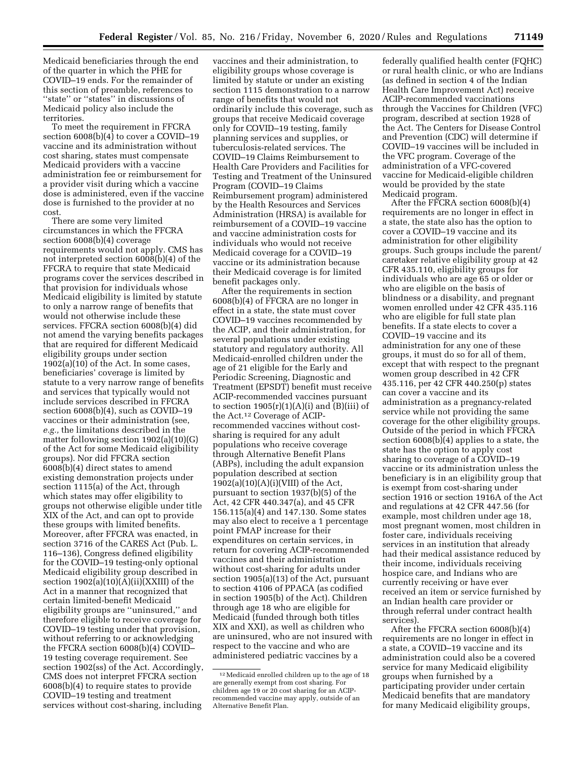Medicaid beneficiaries through the end of the quarter in which the PHE for COVID–19 ends. For the remainder of this section of preamble, references to ''state'' or ''states'' in discussions of Medicaid policy also include the territories.

To meet the requirement in FFCRA section 6008(b)(4) to cover a COVID–19 vaccine and its administration without cost sharing, states must compensate Medicaid providers with a vaccine administration fee or reimbursement for a provider visit during which a vaccine dose is administered, even if the vaccine dose is furnished to the provider at no cost.

There are some very limited circumstances in which the FFCRA section 6008(b)(4) coverage requirements would not apply. CMS has not interpreted section 6008(b)(4) of the FFCRA to require that state Medicaid programs cover the services described in that provision for individuals whose Medicaid eligibility is limited by statute to only a narrow range of benefits that would not otherwise include these services. FFCRA section 6008(b)(4) did not amend the varying benefits packages that are required for different Medicaid eligibility groups under section 1902(a)(10) of the Act. In some cases, beneficiaries' coverage is limited by statute to a very narrow range of benefits and services that typically would not include services described in FFCRA section 6008(b)(4), such as COVID–19 vaccines or their administration (see, *e.g.,* the limitations described in the matter following section 1902(a)(10)(G) of the Act for some Medicaid eligibility groups). Nor did FFCRA section 6008(b)(4) direct states to amend existing demonstration projects under section 1115(a) of the Act, through which states may offer eligibility to groups not otherwise eligible under title XIX of the Act, and can opt to provide these groups with limited benefits. Moreover, after FFCRA was enacted, in section 3716 of the CARES Act (Pub. L. 116–136), Congress defined eligibility for the COVID–19 testing-only optional Medicaid eligibility group described in section 1902(a)(10)(A)(ii)(XXIII) of the Act in a manner that recognized that certain limited-benefit Medicaid eligibility groups are ''uninsured,'' and therefore eligible to receive coverage for COVID–19 testing under that provision, without referring to or acknowledging the FFCRA section 6008(b)(4) COVID–19 testing coverage requirement. See section 1902(ss) of the Act. Accordingly, CMS does not interpret FFCRA section 6008(b)(4) to require states to provide COVID–19 testing and treatment services without cost-sharing, including vaccines and their administration, to eligibility groups whose coverage is limited by statute or under an existing section 1115 demonstration to a narrow range of benefits that would not ordinarily include this coverage, such as groups that receive Medicaid coverage only for COVID–19 testing, family planning services and supplies, or tuberculosis-related services. The COVID–19 Claims Reimbursement to Health Care Providers and Facilities for Testing and Treatment of the Uninsured Program (COVID–19 Claims Reimbursement program) administered by the Health Resources and Services Administration (HRSA) is available for reimbursement of a COVID–19 vaccine and vaccine administration costs for individuals who would not receive Medicaid coverage for a COVID–19 vaccine or its administration because their Medicaid coverage is for limited benefit packages only.

After the requirements in section 6008(b)(4) of FFCRA are no longer in effect in a state, the state must cover COVID–19 vaccines recommended by the ACIP, and their administration, for several populations under existing statutory and regulatory authority. All Medicaid-enrolled children under the age of 21 eligible for the Early and Periodic Screening, Diagnostic and Treatment (EPSDT) benefit must receive ACIP-recommended vaccines pursuant to section 1905(r)(1)(A)(i) and (B)(iii) of the Act.[12] Coverage of ACIP-recommended vaccines without cost-sharing is required for any adult populations who receive coverage through Alternative Benefit Plans (ABPs), including the adult expansion population described at section 1902(a)(10)(A)(i)(VIII) of the Act, pursuant to section 1937(b)(5) of the Act, 42 CFR 440.347(a), and 45 CFR 156.115(a)(4) and 147.130. Some states may also elect to receive a 1 percentage point FMAP increase for their expenditures on certain services, in return for covering ACIP-recommended vaccines and their administration without cost-sharing for adults under section 1905(a)(13) of the Act, pursuant to section 4106 of PPACA (as codified in section 1905(b) of the Act). Children through age 18 who are eligible for Medicaid (funded through both titles XIX and XXI), as well as children who are uninsured, who are not insured with respect to the vaccine and who are administered pediatric vaccines by a federally qualified health center (FQHC) or rural health clinic, or who are Indians (as defined in section 4 of the Indian Health Care Improvement Act) receive ACIP-recommended vaccinations through the Vaccines for Children (VFC) program, described at section 1928 of the Act. The Centers for Disease Control and Prevention (CDC) will determine if COVID–19 vaccines will be included in the VFC program. Coverage of the administration of a VFC-covered vaccine for Medicaid-eligible children would be provided by the state Medicaid program.

After the FFCRA section 6008(b)(4) requirements are no longer in effect in a state, the state also has the option to cover a COVID–19 vaccine and its administration for other eligibility groups. Such groups include the parent/caretaker relative eligibility group at 42 CFR 435.110, eligibility groups for individuals who are age 65 or older or who are eligible on the basis of blindness or a disability, and pregnant women enrolled under 42 CFR 435.116 who are eligible for full state plan benefits. If a state elects to cover a COVID–19 vaccine and its administration for any one of these groups, it must do so for all of them, except that with respect to the pregnant women group described in 42 CFR 435.116, per 42 CFR 440.250(p) states can cover a vaccine and its administration as a pregnancy-related service while not providing the same coverage for the other eligibility groups. Outside of the period in which FFCRA section 6008(b)(4) applies to a state, the state has the option to apply cost sharing to coverage of a COVID–19 vaccine or its administration unless the beneficiary is in an eligibility group that is exempt from cost-sharing under section 1916 or section 1916A of the Act and regulations at 42 CFR 447.56 (for example, most children under age 18, most pregnant women, most children in foster care, individuals receiving services in an institution that already had their medical assistance reduced by their income, individuals receiving hospice care, and Indians who are currently receiving or have ever received an item or service furnished by an Indian health care provider or through referral under contract health services).

After the FFCRA section 6008(b)(4) requirements are no longer in effect in a state, a COVID–19 vaccine and its administration could also be a covered service for many Medicaid eligibility groups when furnished by a participating provider under certain Medicaid benefits that are mandatory for many Medicaid eligibility groups,

---

[12] Medicaid enrolled children up to the age of 18 are generally exempt from cost sharing. For children age 19 or 20 cost sharing for an ACIP-recommended vaccine may apply, outside of an Alternative Benefit Plan.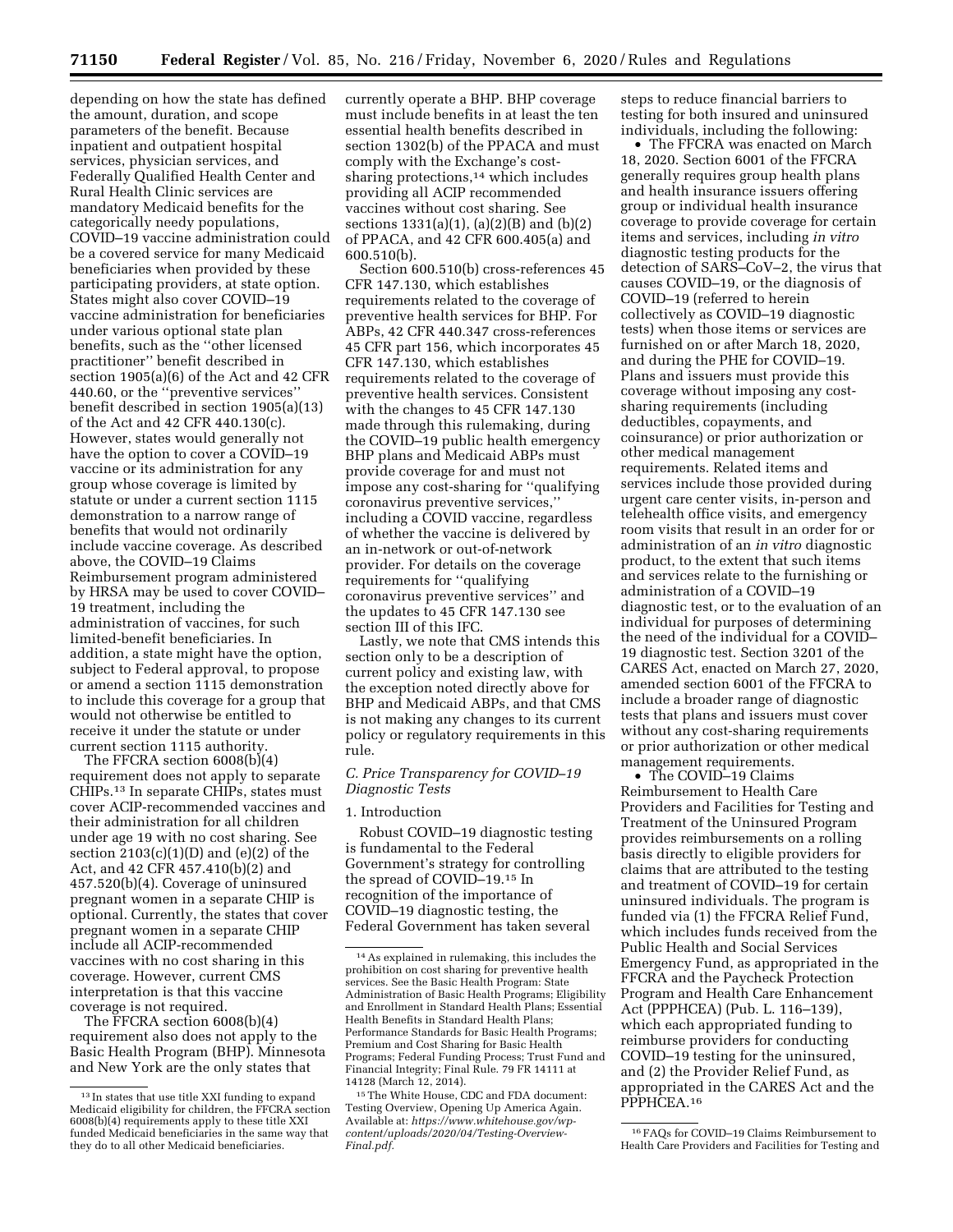depending on how the state has defined the amount, duration, and scope parameters of the benefit. Because inpatient and outpatient hospital services, physician services, and Federally Qualified Health Center and Rural Health Clinic services are mandatory Medicaid benefits for the categorically needy populations, COVID–19 vaccine administration could be a covered service for many Medicaid beneficiaries when provided by these participating providers, at state option. States might also cover COVID–19 vaccine administration for beneficiaries under various optional state plan benefits, such as the ''other licensed practitioner'' benefit described in section 1905(a)(6) of the Act and 42 CFR 440.60, or the ''preventive services'' benefit described in section 1905(a)(13) of the Act and 42 CFR 440.130(c). However, states would generally not have the option to cover a COVID–19 vaccine or its administration for any group whose coverage is limited by statute or under a current section 1115 demonstration to a narrow range of benefits that would not ordinarily include vaccine coverage. As described above, the COVID–19 Claims Reimbursement program administered by HRSA may be used to cover COVID–19 treatment, including the administration of vaccines, for such limited-benefit beneficiaries. In addition, a state might have the option, subject to Federal approval, to propose or amend a section 1115 demonstration to include this coverage for a group that would not otherwise be entitled to receive it under the statute or under current section 1115 authority.

The FFCRA section 6008(b)(4) requirement does not apply to separate CHIPs.[13] In separate CHIPs, states must cover ACIP-recommended vaccines and their administration for all children under age 19 with no cost sharing. See section 2103(c)(1)(D) and (e)(2) of the Act, and 42 CFR 457.410(b)(2) and 457.520(b)(4). Coverage of uninsured pregnant women in a separate CHIP is optional. Currently, the states that cover pregnant women in a separate CHIP include all ACIP-recommended vaccines with no cost sharing in this coverage. However, current CMS interpretation is that this vaccine coverage is not required.

The FFCRA section 6008(b)(4) requirement also does not apply to the Basic Health Program (BHP). Minnesota and New York are the only states that currently operate a BHP. BHP coverage must include benefits in at least the ten essential health benefits described in section 1302(b) of the PPACA and must comply with the Exchange's cost-sharing protections,[14] which includes providing all ACIP recommended vaccines without cost sharing. See sections 1331(a)(1), (a)(2)(B) and (b)(2) of PPACA, and 42 CFR 600.405(a) and 600.510(b).

Section 600.510(b) cross-references 45 CFR 147.130, which establishes requirements related to the coverage of preventive health services for BHP. For ABPs, 42 CFR 440.347 cross-references 45 CFR part 156, which incorporates 45 CFR 147.130, which establishes requirements related to the coverage of preventive health services. Consistent with the changes to 45 CFR 147.130 made through this rulemaking, during the COVID–19 public health emergency BHP plans and Medicaid ABPs must provide coverage for and must not impose any cost-sharing for ''qualifying coronavirus preventive services,'' including a COVID vaccine, regardless of whether the vaccine is delivered by an in-network or out-of-network provider. For details on the coverage requirements for ''qualifying coronavirus preventive services'' and the updates to 45 CFR 147.130 see section III of this IFC.

Lastly, we note that CMS intends this section only to be a description of current policy and existing law, with the exception noted directly above for BHP and Medicaid ABPs, and that CMS is not making any changes to its current policy or regulatory requirements in this rule.

### *C. Price Transparency for COVID–19 Diagnostic Tests*

#### 1. Introduction

Robust COVID–19 diagnostic testing is fundamental to the Federal Government's strategy for controlling the spread of COVID–19.[15] In recognition of the importance of COVID–19 diagnostic testing, the Federal Government has taken several steps to reduce financial barriers to testing for both insured and uninsured individuals, including the following:

- The FFCRA was enacted on March 18, 2020. Section 6001 of the FFCRA generally requires group health plans and health insurance issuers offering group or individual health insurance coverage to provide coverage for certain items and services, including *in vitro* diagnostic testing products for the detection of SARS–CoV–2, the virus that causes COVID–19, or the diagnosis of COVID–19 (referred to herein collectively as COVID–19 diagnostic tests) when those items or services are furnished on or after March 18, 2020, and during the PHE for COVID–19. Plans and issuers must provide this coverage without imposing any cost-sharing requirements (including deductibles, copayments, and coinsurance) or prior authorization or other medical management requirements. Related items and services include those provided during urgent care center visits, in-person and telehealth office visits, and emergency room visits that result in an order for or administration of an *in vitro* diagnostic product, to the extent that such items and services relate to the furnishing or administration of a COVID–19 diagnostic test, or to the evaluation of an individual for purposes of determining the need of the individual for a COVID–19 diagnostic test. Section 3201 of the CARES Act, enacted on March 27, 2020, amended section 6001 of the FFCRA to include a broader range of diagnostic tests that plans and issuers must cover without any cost-sharing requirements or prior authorization or other medical management requirements.
- The COVID–19 Claims Reimbursement to Health Care Providers and Facilities for Testing and Treatment of the Uninsured Program provides reimbursements on a rolling basis directly to eligible providers for claims that are attributed to the testing and treatment of COVID–19 for certain uninsured individuals. The program is funded via (1) the FFCRA Relief Fund, which includes funds received from the Public Health and Social Services Emergency Fund, as appropriated in the FFCRA and the Paycheck Protection Program and Health Care Enhancement Act (PPPHCEA) (Pub. L. 116–139), which each appropriated funding to reimburse providers for conducting COVID–19 testing for the uninsured, and (2) the Provider Relief Fund, as appropriated in the CARES Act and the PPPHCEA.[16]

---

[13] In states that use title XXI funding to expand Medicaid eligibility for children, the FFCRA section 6008(b)(4) requirements apply to these title XXI funded Medicaid beneficiaries in the same way that they do to all other Medicaid beneficiaries.

[14] As explained in rulemaking, this includes the prohibition on cost sharing for preventive health services. See the Basic Health Program: State Administration of Basic Health Programs; Eligibility and Enrollment in Standard Health Plans; Essential Health Benefits in Standard Health Plans; Performance Standards for Basic Health Programs; Premium and Cost Sharing for Basic Health Programs; Federal Funding Process; Trust Fund and Financial Integrity; Final Rule. 79 FR 14111 at 14128 (March 12, 2014).

[15] The White House, CDC and FDA document: Testing Overview, Opening Up America Again. Available at: *https://www.whitehouse.gov/wp-content/uploads/2020/04/Testing-Overview-Final.pdf.*

[16] FAQs for COVID–19 Claims Reimbursement to Health Care Providers and Facilities for Testing and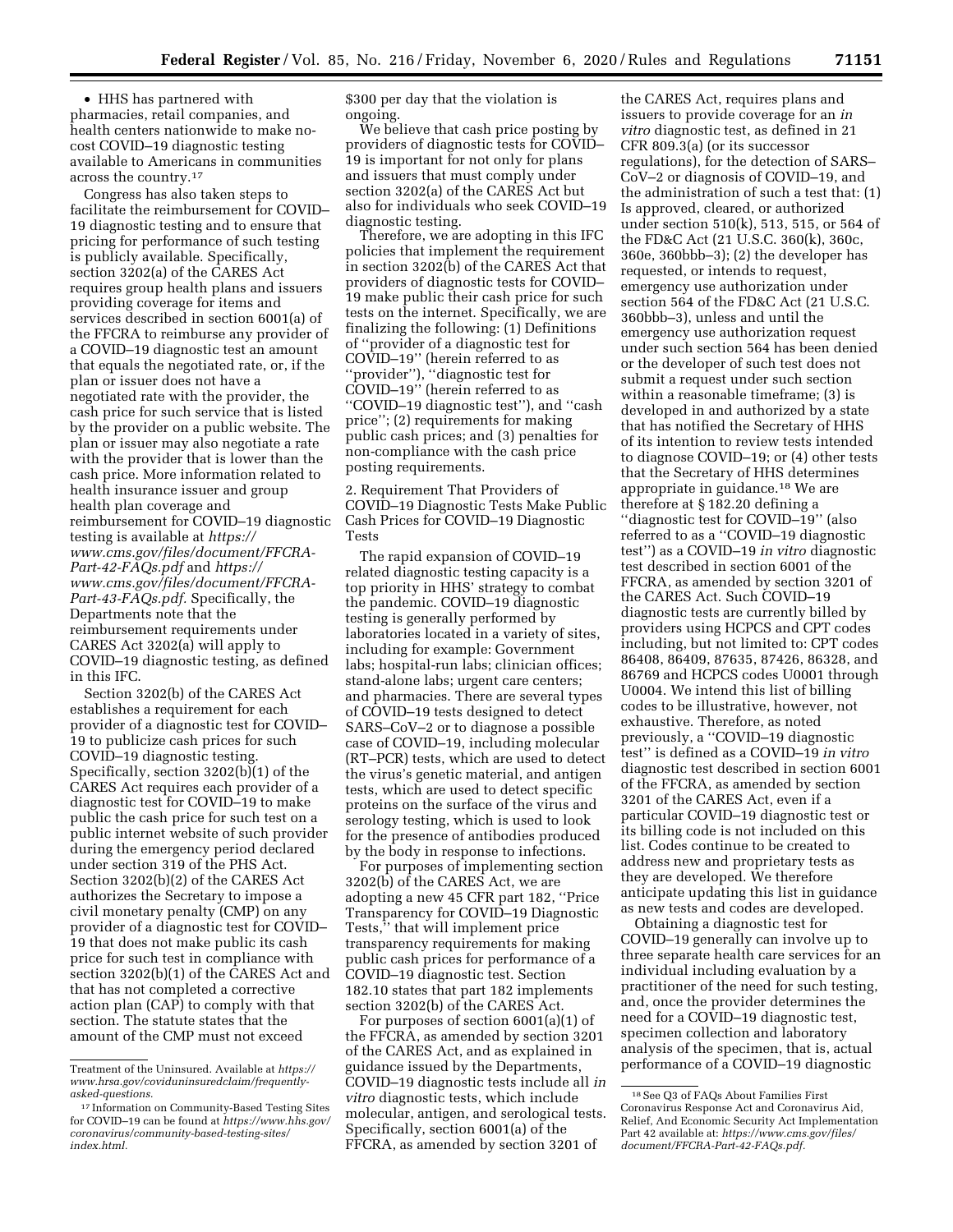• HHS has partnered with pharmacies, retail companies, and health centers nationwide to make no-cost COVID–19 diagnostic testing available to Americans in communities across the country.[17]

Congress has also taken steps to facilitate the reimbursement for COVID–19 diagnostic testing and to ensure that pricing for performance of such testing is publicly available. Specifically, section 3202(a) of the CARES Act requires group health plans and issuers providing coverage for items and services described in section 6001(a) of the FFCRA to reimburse any provider of a COVID–19 diagnostic test an amount that equals the negotiated rate, or, if the plan or issuer does not have a negotiated rate with the provider, the cash price for such service that is listed by the provider on a public website. The plan or issuer may also negotiate a rate with the provider that is lower than the cash price. More information related to health insurance issuer and group health plan coverage and reimbursement for COVID–19 diagnostic testing is available at *https://www.cms.gov/files/document/FFCRA-Part-42-FAQs.pdf* and *https://www.cms.gov/files/document/FFCRA-Part-43-FAQs.pdf.* Specifically, the Departments note that the reimbursement requirements under CARES Act 3202(a) will apply to COVID–19 diagnostic testing, as defined in this IFC.

Section 3202(b) of the CARES Act establishes a requirement for each provider of a diagnostic test for COVID–19 to publicize cash prices for such COVID–19 diagnostic testing. Specifically, section 3202(b)(1) of the CARES Act requires each provider of a diagnostic test for COVID–19 to make public the cash price for such test on a public internet website of such provider during the emergency period declared under section 319 of the PHS Act. Section 3202(b)(2) of the CARES Act authorizes the Secretary to impose a civil monetary penalty (CMP) on any provider of a diagnostic test for COVID–19 that does not make public its cash price for such test in compliance with section 3202(b)(1) of the CARES Act and that has not completed a corrective action plan (CAP) to comply with that section. The statute states that the amount of the CMP must not exceed $300 per day that the violation is ongoing.

We believe that cash price posting by providers of diagnostic tests for COVID–19 is important for not only for plans and issuers that must comply under section 3202(a) of the CARES Act but also for individuals who seek COVID–19 diagnostic testing.

Therefore, we are adopting in this IFC policies that implement the requirement in section 3202(b) of the CARES Act that providers of diagnostic tests for COVID–19 make public their cash price for such tests on the internet. Specifically, we are finalizing the following: (1) Definitions of ''provider of a diagnostic test for COVID–19'' (herein referred to as ''provider''), ''diagnostic test for COVID–19'' (herein referred to as ''COVID–19 diagnostic test''), and ''cash price''; (2) requirements for making public cash prices; and (3) penalties for non-compliance with the cash price posting requirements.

2. Requirement That Providers of COVID–19 Diagnostic Tests Make Public Cash Prices for COVID–19 Diagnostic Tests

The rapid expansion of COVID–19 related diagnostic testing capacity is a top priority in HHS' strategy to combat the pandemic. COVID–19 diagnostic testing is generally performed by laboratories located in a variety of sites, including for example: Government labs; hospital-run labs; clinician offices; stand-alone labs; urgent care centers; and pharmacies. There are several types of COVID–19 tests designed to detect SARS–CoV–2 or to diagnose a possible case of COVID–19, including molecular (RT–PCR) tests, which are used to detect the virus's genetic material, and antigen tests, which are used to detect specific proteins on the surface of the virus and serology testing, which is used to look for the presence of antibodies produced by the body in response to infections.

For purposes of implementing section 3202(b) of the CARES Act, we are adopting a new 45 CFR part 182, ''Price Transparency for COVID–19 Diagnostic Tests,'' that will implement price transparency requirements for making public cash prices for performance of a COVID–19 diagnostic test. Section 182.10 states that part 182 implements section 3202(b) of the CARES Act.

For purposes of section 6001(a)(1) of the FFCRA, as amended by section 3201 of the CARES Act, and as explained in guidance issued by the Departments, COVID–19 diagnostic tests include all *in vitro* diagnostic tests, which include molecular, antigen, and serological tests. Specifically, section 6001(a) of the FFCRA, as amended by section 3201 of the CARES Act, requires plans and issuers to provide coverage for an *in vitro* diagnostic test, as defined in 21 CFR 809.3(a) (or its successor regulations), for the detection of SARS–CoV–2 or diagnosis of COVID–19, and the administration of such a test that: (1) Is approved, cleared, or authorized under section 510(k), 513, 515, or 564 of the FD&C Act (21 U.S.C. 360(k), 360c, 360e, 360bbb–3); (2) the developer has requested, or intends to request, emergency use authorization under section 564 of the FD&C Act (21 U.S.C. 360bbb–3), unless and until the emergency use authorization request under such section 564 has been denied or the developer of such test does not submit a request under such section within a reasonable timeframe; (3) is developed in and authorized by a state that has notified the Secretary of HHS of its intention to review tests intended to diagnose COVID–19; or (4) other tests that the Secretary of HHS determines appropriate in guidance.[18] We are therefore at § 182.20 defining a ''diagnostic test for COVID–19'' (also referred to as a ''COVID–19 diagnostic test'') as a COVID–19 *in vitro* diagnostic test described in section 6001 of the FFCRA, as amended by section 3201 of the CARES Act. Such COVID–19 diagnostic tests are currently billed by providers using HCPCS and CPT codes including, but not limited to: CPT codes 86408, 86409, 87635, 87426, 86328, and 86769 and HCPCS codes U0001 through U0004. We intend this list of billing codes to be illustrative, however, not exhaustive. Therefore, as noted previously, a ''COVID–19 diagnostic test'' is defined as a COVID–19 *in vitro* diagnostic test described in section 6001 of the FFCRA, as amended by section 3201 of the CARES Act, even if a particular COVID–19 diagnostic test or its billing code is not included on this list. Codes continue to be created to address new and proprietary tests as they are developed. We therefore anticipate updating this list in guidance as new tests and codes are developed.

Obtaining a diagnostic test for COVID–19 generally can involve up to three separate health care services for an individual including evaluation by a practitioner of the need for such testing, and, once the provider determines the need for a COVID–19 diagnostic test, specimen collection and laboratory analysis of the specimen, that is, actual performance of a COVID–19 diagnostic

---

Treatment of the Uninsured. Available at *https://www.hrsa.gov/coviduninsuredclaim/frequently-asked-questions.*

[17] Information on Community-Based Testing Sites for COVID–19 can be found at *https://www.hhs.gov/coronavirus/community-based-testing-sites/index.html.*

[18] See Q3 of FAQs About Families First Coronavirus Response Act and Coronavirus Aid, Relief, And Economic Security Act Implementation Part 42 available at: *https://www.cms.gov/files/document/FFCRA-Part-42-FAQs.pdf.*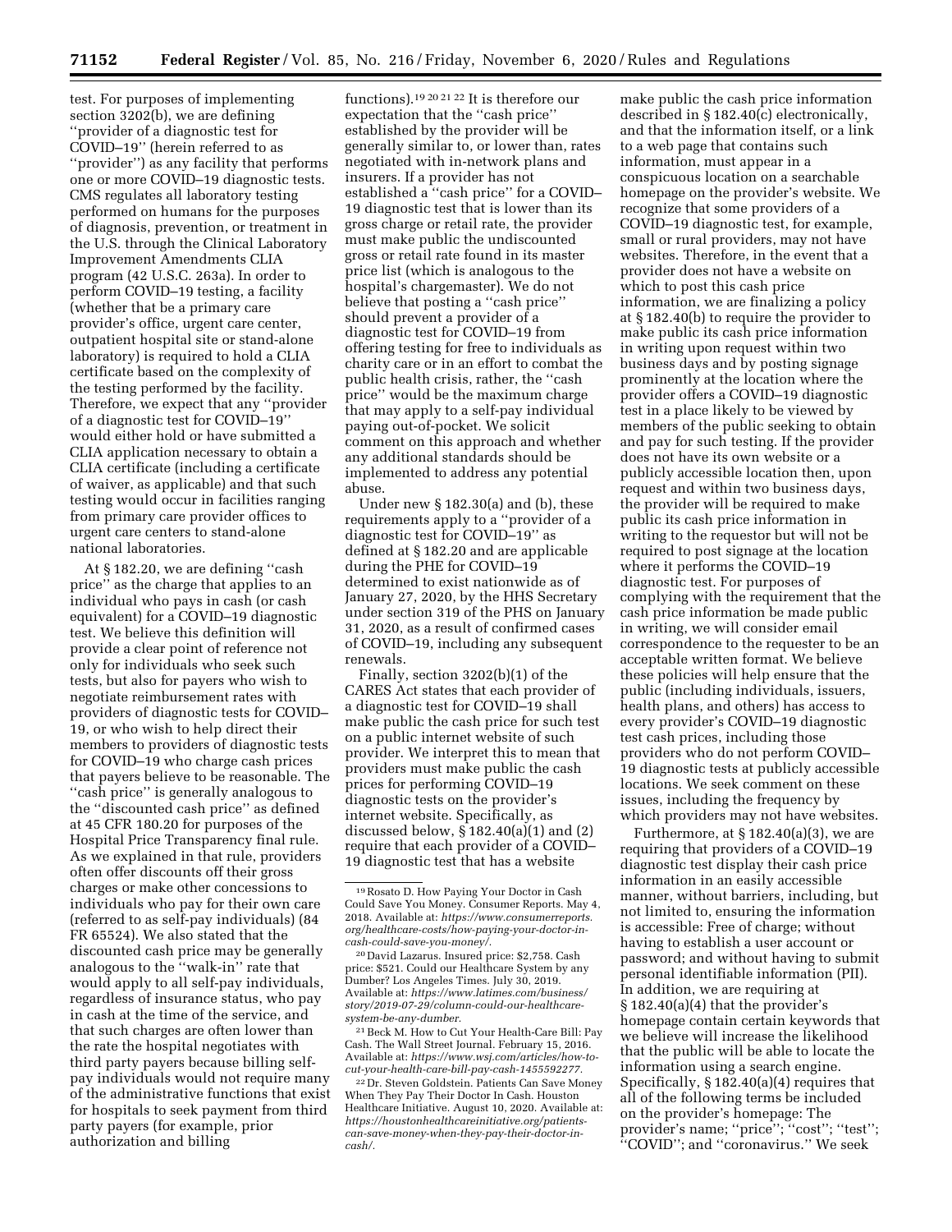test. For purposes of implementing section 3202(b), we are defining ''provider of a diagnostic test for COVID–19'' (herein referred to as ''provider'') as any facility that performs one or more COVID–19 diagnostic tests. CMS regulates all laboratory testing performed on humans for the purposes of diagnosis, prevention, or treatment in the U.S. through the Clinical Laboratory Improvement Amendments CLIA program (42 U.S.C. 263a). In order to perform COVID–19 testing, a facility (whether that be a primary care provider's office, urgent care center, outpatient hospital site or stand-alone laboratory) is required to hold a CLIA certificate based on the complexity of the testing performed by the facility. Therefore, we expect that any ''provider of a diagnostic test for COVID–19'' would either hold or have submitted a CLIA application necessary to obtain a CLIA certificate (including a certificate of waiver, as applicable) and that such testing would occur in facilities ranging from primary care provider offices to urgent care centers to stand-alone national laboratories.

At § 182.20, we are defining ''cash price'' as the charge that applies to an individual who pays in cash (or cash equivalent) for a COVID–19 diagnostic test. We believe this definition will provide a clear point of reference not only for individuals who seek such tests, but also for payers who wish to negotiate reimbursement rates with providers of diagnostic tests for COVID–19, or who wish to help direct their members to providers of diagnostic tests for COVID–19 who charge cash prices that payers believe to be reasonable. The ''cash price'' is generally analogous to the ''discounted cash price'' as defined at 45 CFR 180.20 for purposes of the Hospital Price Transparency final rule. As we explained in that rule, providers often offer discounts off their gross charges or make other concessions to individuals who pay for their own care (referred to as self-pay individuals) (84 FR 65524). We also stated that the discounted cash price may be generally analogous to the ''walk-in'' rate that would apply to all self-pay individuals, regardless of insurance status, who pay in cash at the time of the service, and that such charges are often lower than the rate the hospital negotiates with third party payers because billing self-pay individuals would not require many of the administrative functions that exist for hospitals to seek payment from third party payers (for example, prior authorization and billing functions).[19] [20] [21] [22] It is therefore our expectation that the ''cash price'' established by the provider will be generally similar to, or lower than, rates negotiated with in-network plans and insurers. If a provider has not established a ''cash price'' for a COVID–19 diagnostic test that is lower than its gross charge or retail rate, the provider must make public the undiscounted gross or retail rate found in its master price list (which is analogous to the hospital's chargemaster). We do not believe that posting a ''cash price'' should prevent a provider of a diagnostic test for COVID–19 from offering testing for free to individuals as charity care or in an effort to combat the public health crisis, rather, the ''cash price'' would be the maximum charge that may apply to a self-pay individual paying out-of-pocket. We solicit comment on this approach and whether any additional standards should be implemented to address any potential abuse.

Under new § 182.30(a) and (b), these requirements apply to a ''provider of a diagnostic test for COVID–19'' as defined at § 182.20 and are applicable during the PHE for COVID–19 determined to exist nationwide as of January 27, 2020, by the HHS Secretary under section 319 of the PHS on January 31, 2020, as a result of confirmed cases of COVID–19, including any subsequent renewals.

Finally, section 3202(b)(1) of the CARES Act states that each provider of a diagnostic test for COVID–19 shall make public the cash price for such test on a public internet website of such provider. We interpret this to mean that providers must make public the cash prices for performing COVID–19 diagnostic tests on the provider's internet website. Specifically, as discussed below, § 182.40(a)(1) and (2) require that each provider of a COVID–19 diagnostic test that has a website make public the cash price information described in § 182.40(c) electronically, and that the information itself, or a link to a web page that contains such information, must appear in a conspicuous location on a searchable homepage on the provider's website. We recognize that some providers of a COVID–19 diagnostic test, for example, small or rural providers, may not have websites. Therefore, in the event that a provider does not have a website on which to post this cash price information, we are finalizing a policy at § 182.40(b) to require the provider to make public its cash price information in writing upon request within two business days and by posting signage prominently at the location where the provider offers a COVID–19 diagnostic test in a place likely to be viewed by members of the public seeking to obtain and pay for such testing. If the provider does not have its own website or a publicly accessible location then, upon request and within two business days, the provider will be required to make public its cash price information in writing to the requestor but will not be required to post signage at the location where it performs the COVID–19 diagnostic test. For purposes of complying with the requirement that the cash price information be made public in writing, we will consider email correspondence to the requester to be an acceptable written format. We believe these policies will help ensure that the public (including individuals, issuers, health plans, and others) has access to every provider's COVID–19 diagnostic test cash prices, including those providers who do not perform COVID–19 diagnostic tests at publicly accessible locations. We seek comment on these issues, including the frequency by which providers may not have websites.

Furthermore, at § 182.40(a)(3), we are requiring that providers of a COVID–19 diagnostic test display their cash price information in an easily accessible manner, without barriers, including, but not limited to, ensuring the information is accessible: Free of charge; without having to establish a user account or password; and without having to submit personal identifiable information (PII). In addition, we are requiring at § 182.40(a)(4) that the provider's homepage contain certain keywords that we believe will increase the likelihood that the public will be able to locate the information using a search engine. Specifically, § 182.40(a)(4) requires that all of the following terms be included on the provider's homepage: The provider's name; ''price''; ''cost''; ''test''; ''COVID''; and ''coronavirus.'' We seek

---

[19] Rosato D. How Paying Your Doctor in Cash Could Save You Money. Consumer Reports. May 4, 2018. Available at: *https://www.consumerreports.org/healthcare-costs/how-paying-your-doctor-in-cash-could-save-you-money/.*

[20] David Lazarus. Insured price: $2,758. Cash price: $521. Could our Healthcare System by any Dumber? Los Angeles Times. July 30, 2019. Available at: *https://www.latimes.com/business/story/2019-07-29/column-could-our-healthcare-system-be-any-dumber.*

[21] Beck M. How to Cut Your Health-Care Bill: Pay Cash. The Wall Street Journal. February 15, 2016. Available at: *https://www.wsj.com/articles/how-to-cut-your-health-care-bill-pay-cash-1455592277.*

[22] Dr. Steven Goldstein. Patients Can Save Money When They Pay Their Doctor In Cash. Houston Healthcare Initiative. August 10, 2020. Available at: *https://houstonhealthcareinitiative.org/patients-can-save-money-when-they-pay-their-doctor-in-cash/.*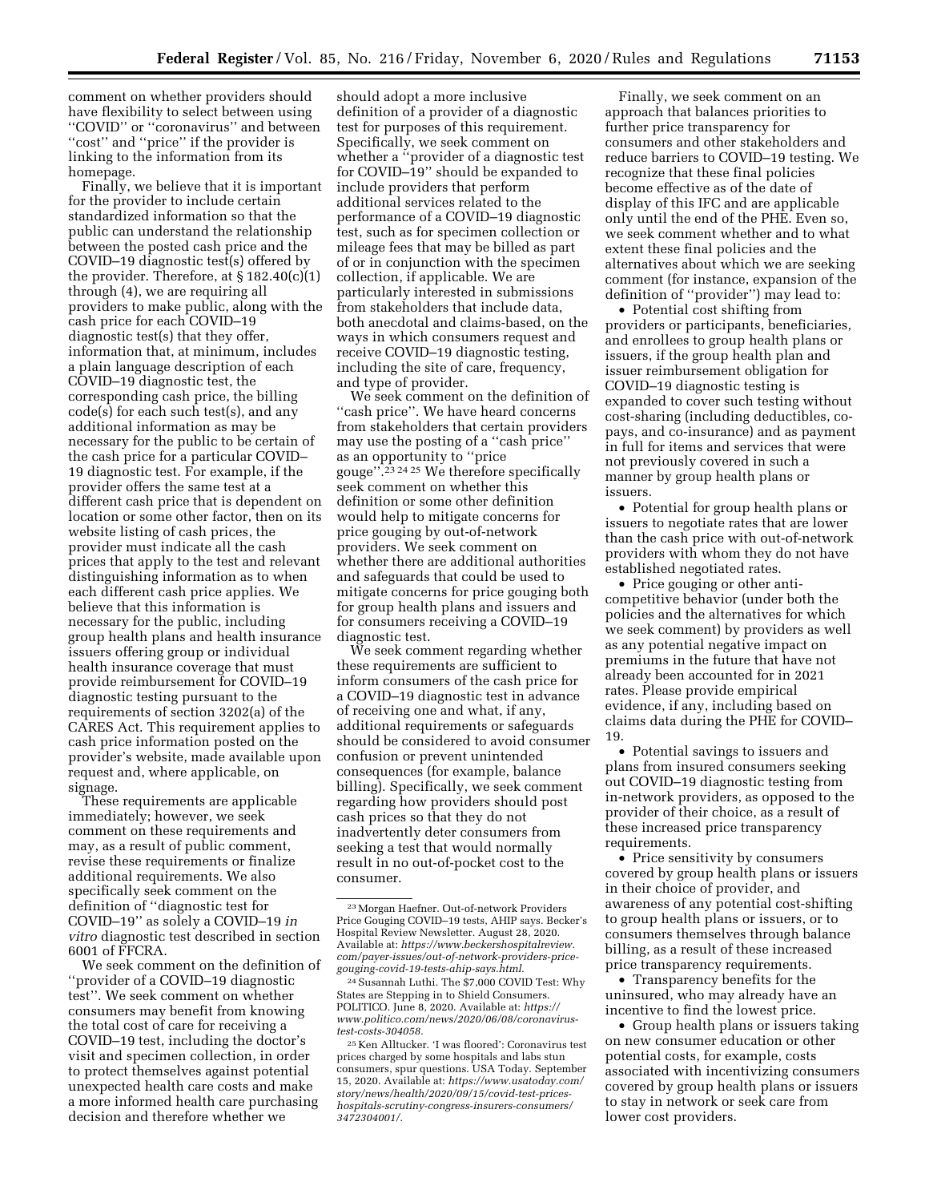comment on whether providers should have flexibility to select between using ''COVID'' or ''coronavirus'' and between ''cost'' and ''price'' if the provider is linking to the information from its homepage.

Finally, we believe that it is important for the provider to include certain standardized information so that the public can understand the relationship between the posted cash price and the COVID–19 diagnostic test(s) offered by the provider. Therefore, at § 182.40(c)(1) through (4), we are requiring all providers to make public, along with the cash price for each COVID–19 diagnostic test(s) that they offer, information that, at minimum, includes a plain language description of each COVID–19 diagnostic test, the corresponding cash price, the billing code(s) for each such test(s), and any additional information as may be necessary for the public to be certain of the cash price for a particular COVID–19 diagnostic test. For example, if the provider offers the same test at a different cash price that is dependent on location or some other factor, then on its website listing of cash prices, the provider must indicate all the cash prices that apply to the test and relevant distinguishing information as to when each different cash price applies. We believe that this information is necessary for the public, including group health plans and health insurance issuers offering group or individual health insurance coverage that must provide reimbursement for COVID–19 diagnostic testing pursuant to the requirements of section 3202(a) of the CARES Act. This requirement applies to cash price information posted on the provider's website, made available upon request and, where applicable, on signage.

These requirements are applicable immediately; however, we seek comment on these requirements and may, as a result of public comment, revise these requirements or finalize additional requirements. We also specifically seek comment on the definition of ''diagnostic test for COVID–19'' as solely a COVID–19 *in vitro* diagnostic test described in section 6001 of FFCRA.

We seek comment on the definition of ''provider of a COVID–19 diagnostic test''. We seek comment on whether consumers may benefit from knowing the total cost of care for receiving a COVID–19 test, including the doctor's visit and specimen collection, in order to protect themselves against potential unexpected health care costs and make a more informed health care purchasing decision and therefore whether we should adopt a more inclusive definition of a provider of a diagnostic test for purposes of this requirement. Specifically, we seek comment on whether a ''provider of a diagnostic test for COVID–19'' should be expanded to include providers that perform additional services related to the performance of a COVID–19 diagnostic test, such as for specimen collection or mileage fees that may be billed as part of or in conjunction with the specimen collection, if applicable. We are particularly interested in submissions from stakeholders that include data, both anecdotal and claims-based, on the ways in which consumers request and receive COVID–19 diagnostic testing, including the site of care, frequency, and type of provider.

We seek comment on the definition of ''cash price''. We have heard concerns from stakeholders that certain providers may use the posting of a ''cash price'' as an opportunity to ''price gouge''.[23] [24] [25] We therefore specifically seek comment on whether this definition or some other definition would help to mitigate concerns for price gouging by out-of-network providers. We seek comment on whether there are additional authorities and safeguards that could be used to mitigate concerns for price gouging both for group health plans and issuers and for consumers receiving a COVID–19 diagnostic test.

We seek comment regarding whether these requirements are sufficient to inform consumers of the cash price for a COVID–19 diagnostic test in advance of receiving one and what, if any, additional requirements or safeguards should be considered to avoid consumer confusion or prevent unintended consequences (for example, balance billing). Specifically, we seek comment regarding how providers should post cash prices so that they do not inadvertently deter consumers from seeking a test that would normally result in no out-of-pocket cost to the consumer.

Finally, we seek comment on an approach that balances priorities to further price transparency for consumers and other stakeholders and reduce barriers to COVID–19 testing. We recognize that these final policies become effective as of the date of display of this IFC and are applicable only until the end of the PHE. Even so, we seek comment whether and to what extent these final policies and the alternatives about which we are seeking comment (for instance, expansion of the definition of ''provider'') may lead to:

- Potential cost shifting from providers or participants, beneficiaries, and enrollees to group health plans or issuers, if the group health plan and issuer reimbursement obligation for COVID–19 diagnostic testing is expanded to cover such testing without cost-sharing (including deductibles, co-pays, and co-insurance) and as payment in full for items and services that were not previously covered in such a manner by group health plans or issuers.
- Potential for group health plans or issuers to negotiate rates that are lower than the cash price with out-of-network providers with whom they do not have established negotiated rates.
- Price gouging or other anti-competitive behavior (under both the policies and the alternatives for which we seek comment) by providers as well as any potential negative impact on premiums in the future that have not already been accounted for in 2021 rates. Please provide empirical evidence, if any, including based on claims data during the PHE for COVID–19.
- Potential savings to issuers and plans from insured consumers seeking out COVID–19 diagnostic testing from in-network providers, as opposed to the provider of their choice, as a result of these increased price transparency requirements.
- Price sensitivity by consumers covered by group health plans or issuers in their choice of provider, and awareness of any potential cost-shifting to group health plans or issuers, or to consumers themselves through balance billing, as a result of these increased price transparency requirements.
- Transparency benefits for the uninsured, who may already have an incentive to find the lowest price.
- Group health plans or issuers taking on new consumer education or other potential costs, for example, costs associated with incentivizing consumers covered by group health plans or issuers to stay in network or seek care from lower cost providers.

---

[23] Morgan Haefner. Out-of-network Providers Price Gouging COVID–19 tests, AHIP says. Becker's Hospital Review Newsletter. August 28, 2020. Available at: *https://www.beckershospitalreview.com/payer-issues/out-of-network-providers-price-gouging-covid-19-tests-ahip-says.html.*

[24] Susannah Luthi. The $7,000 COVID Test: Why States are Stepping in to Shield Consumers. POLITICO. June 8, 2020. Available at: *https://www.politico.com/news/2020/06/08/coronavirus-test-costs-304058.*

[25] Ken Alltucker. 'I was floored': Coronavirus test prices charged by some hospitals and labs stun consumers, spur questions. USA Today. September 15, 2020. Available at: *https://www.usatoday.com/story/news/health/2020/09/15/covid-test-prices-hospitals-scrutiny-congress-insurers-consumers/3472304001/.*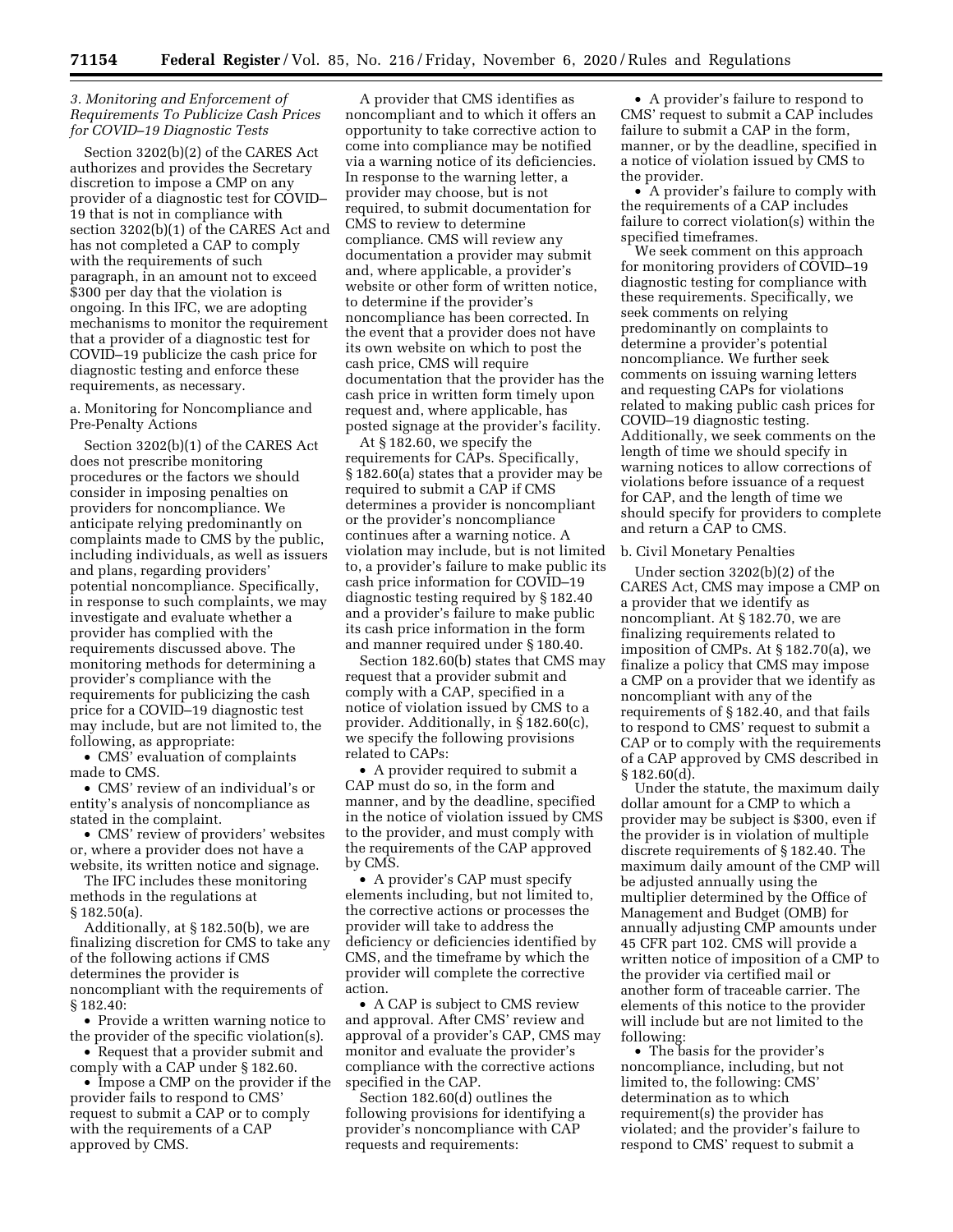### 3. Monitoring and Enforcement of Requirements To Publicize Cash Prices for COVID–19 Diagnostic Tests

Section 3202(b)(2) of the CARES Act authorizes and provides the Secretary discretion to impose a CMP on any provider of a diagnostic test for COVID–19 that is not in compliance with section 3202(b)(1) of the CARES Act and has not completed a CAP to comply with the requirements of such paragraph, in an amount not to exceed $300 per day that the violation is ongoing. In this IFC, we are adopting mechanisms to monitor the requirement that a provider of a diagnostic test for COVID–19 publicize the cash price for diagnostic testing and enforce these requirements, as necessary.

a. Monitoring for Noncompliance and Pre-Penalty Actions

Section 3202(b)(1) of the CARES Act does not prescribe monitoring procedures or the factors we should consider in imposing penalties on providers for noncompliance. We anticipate relying predominantly on complaints made to CMS by the public, including individuals, as well as issuers and plans, regarding providers' potential noncompliance. Specifically, in response to such complaints, we may investigate and evaluate whether a provider has complied with the requirements discussed above. The monitoring methods for determining a provider's compliance with the requirements for publicizing the cash price for a COVID–19 diagnostic test may include, but are not limited to, the following, as appropriate:

- CMS' evaluation of complaints made to CMS.
- CMS' review of an individual's or entity's analysis of noncompliance as stated in the complaint.
- CMS' review of providers' websites or, where a provider does not have a website, its written notice and signage.

The IFC includes these monitoring methods in the regulations at § 182.50(a).

Additionally, at § 182.50(b), we are finalizing discretion for CMS to take any of the following actions if CMS determines the provider is noncompliant with the requirements of § 182.40:

- Provide a written warning notice to the provider of the specific violation(s).
- Request that a provider submit and comply with a CAP under § 182.60.
- Impose a CMP on the provider if the provider fails to respond to CMS' request to submit a CAP or to comply with the requirements of a CAP approved by CMS.

A provider that CMS identifies as noncompliant and to which it offers an opportunity to take corrective action to come into compliance may be notified via a warning notice of its deficiencies. In response to the warning letter, a provider may choose, but is not required, to submit documentation for CMS to review to determine compliance. CMS will review any documentation a provider may submit and, where applicable, a provider's website or other form of written notice, to determine if the provider's noncompliance has been corrected. In the event that a provider does not have its own website on which to post the cash price, CMS will require documentation that the provider has the cash price in written form timely upon request and, where applicable, has posted signage at the provider's facility.

At § 182.60, we specify the requirements for CAPs. Specifically, § 182.60(a) states that a provider may be required to submit a CAP if CMS determines a provider is noncompliant or the provider's noncompliance continues after a warning notice. A violation may include, but is not limited to, a provider's failure to make public its cash price information for COVID–19 diagnostic testing required by § 182.40 and a provider's failure to make public its cash price information in the form and manner required under § 180.40.

Section 182.60(b) states that CMS may request that a provider submit and comply with a CAP, specified in a notice of violation issued by CMS to a provider. Additionally, in § 182.60(c), we specify the following provisions related to CAPs:

- A provider required to submit a CAP must do so, in the form and manner, and by the deadline, specified in the notice of violation issued by CMS to the provider, and must comply with the requirements of the CAP approved by CMS.
- A provider's CAP must specify elements including, but not limited to, the corrective actions or processes the provider will take to address the deficiency or deficiencies identified by CMS, and the timeframe by which the provider will complete the corrective action.
- A CAP is subject to CMS review and approval. After CMS' review and approval of a provider's CAP, CMS may monitor and evaluate the provider's compliance with the corrective actions specified in the CAP.

Section 182.60(d) outlines the following provisions for identifying a provider's noncompliance with CAP requests and requirements:

- A provider's failure to respond to CMS' request to submit a CAP includes failure to submit a CAP in the form, manner, or by the deadline, specified in a notice of violation issued by CMS to the provider.
- A provider's failure to comply with the requirements of a CAP includes failure to correct violation(s) within the specified timeframes.

We seek comment on this approach for monitoring providers of COVID–19 diagnostic testing for compliance with these requirements. Specifically, we seek comments on relying predominantly on complaints to determine a provider's potential noncompliance. We further seek comments on issuing warning letters and requesting CAPs for violations related to making public cash prices for COVID–19 diagnostic testing. Additionally, we seek comments on the length of time we should specify in warning notices to allow corrections of violations before issuance of a request for CAP, and the length of time we should specify for providers to complete and return a CAP to CMS.

b. Civil Monetary Penalties

Under section 3202(b)(2) of the CARES Act, CMS may impose a CMP on a provider that we identify as noncompliant. At § 182.70, we are finalizing requirements related to imposition of CMPs. At § 182.70(a), we finalize a policy that CMS may impose a CMP on a provider that we identify as noncompliant with any of the requirements of § 182.40, and that fails to respond to CMS' request to submit a CAP or to comply with the requirements of a CAP approved by CMS described in § 182.60(d).

Under the statute, the maximum daily dollar amount for a CMP to which a provider may be subject is $300, even if the provider is in violation of multiple discrete requirements of § 182.40. The maximum daily amount of the CMP will be adjusted annually using the multiplier determined by the Office of Management and Budget (OMB) for annually adjusting CMP amounts under 45 CFR part 102. CMS will provide a written notice of imposition of a CMP to the provider via certified mail or another form of traceable carrier. The elements of this notice to the provider will include but are not limited to the following:

- The basis for the provider's noncompliance, including, but not limited to, the following: CMS' determination as to which requirement(s) the provider has violated; and the provider's failure to respond to CMS' request to submit a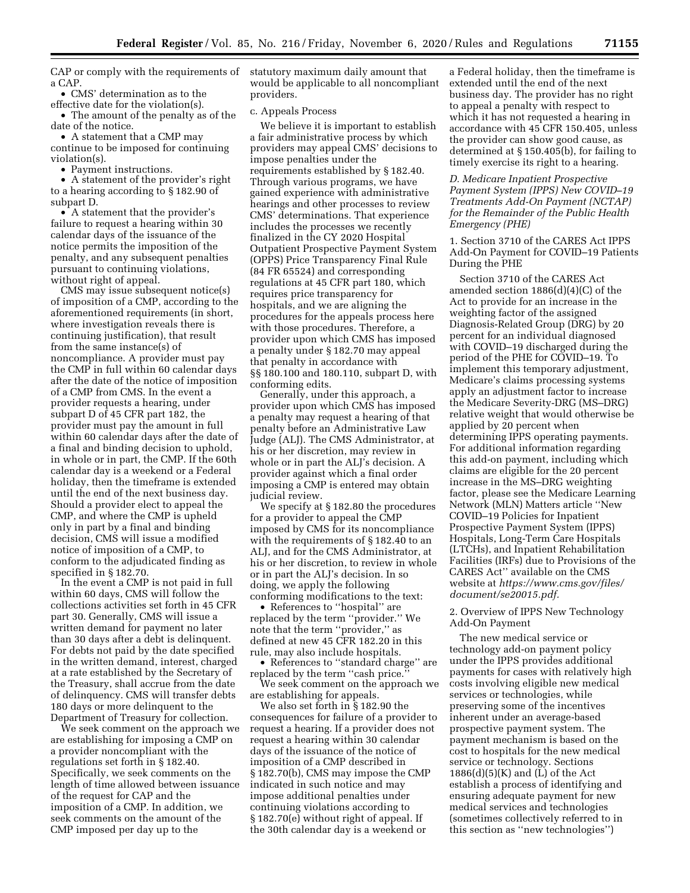CAP or comply with the requirements of a CAP.

- CMS' determination as to the effective date for the violation(s).
- The amount of the penalty as of the date of the notice.
- A statement that a CMP may continue to be imposed for continuing violation(s).
- Payment instructions.
- A statement of the provider's right to a hearing according to § 182.90 of subpart D.
- A statement that the provider's failure to request a hearing within 30 calendar days of the issuance of the notice permits the imposition of the penalty, and any subsequent penalties pursuant to continuing violations, without right of appeal.

CMS may issue subsequent notice(s) of imposition of a CMP, according to the aforementioned requirements (in short, where investigation reveals there is continuing justification), that result from the same instance(s) of noncompliance. A provider must pay the CMP in full within 60 calendar days after the date of the notice of imposition of a CMP from CMS. In the event a provider requests a hearing, under subpart D of 45 CFR part 182, the provider must pay the amount in full within 60 calendar days after the date of a final and binding decision to uphold, in whole or in part, the CMP. If the 60th calendar day is a weekend or a Federal holiday, then the timeframe is extended until the end of the next business day. Should a provider elect to appeal the CMP, and where the CMP is upheld only in part by a final and binding decision, CMS will issue a modified notice of imposition of a CMP, to conform to the adjudicated finding as specified in § 182.70.

In the event a CMP is not paid in full within 60 days, CMS will follow the collections activities set forth in 45 CFR part 30. Generally, CMS will issue a written demand for payment no later than 30 days after a debt is delinquent. For debts not paid by the date specified in the written demand, interest, charged at a rate established by the Secretary of the Treasury, shall accrue from the date of delinquency. CMS will transfer debts 180 days or more delinquent to the Department of Treasury for collection.

We seek comment on the approach we are establishing for imposing a CMP on a provider noncompliant with the regulations set forth in § 182.40. Specifically, we seek comments on the length of time allowed between issuance of the request for CAP and the imposition of a CMP. In addition, we seek comments on the amount of the CMP imposed per day up to the statutory maximum daily amount that would be applicable to all noncompliant providers.

c. Appeals Process

We believe it is important to establish a fair administrative process by which providers may appeal CMS' decisions to impose penalties under the requirements established by § 182.40. Through various programs, we have gained experience with administrative hearings and other processes to review CMS' determinations. That experience includes the processes we recently finalized in the CY 2020 Hospital Outpatient Prospective Payment System (OPPS) Price Transparency Final Rule (84 FR 65524) and corresponding regulations at 45 CFR part 180, which requires price transparency for hospitals, and we are aligning the procedures for the appeals process here with those procedures. Therefore, a provider upon which CMS has imposed a penalty under § 182.70 may appeal that penalty in accordance with §§ 180.100 and 180.110, subpart D, with conforming edits.

Generally, under this approach, a provider upon which CMS has imposed a penalty may request a hearing of that penalty before an Administrative Law Judge (ALJ). The CMS Administrator, at his or her discretion, may review in whole or in part the ALJ's decision. A provider against which a final order imposing a CMP is entered may obtain judicial review.

We specify at § 182.80 the procedures for a provider to appeal the CMP imposed by CMS for its noncompliance with the requirements of § 182.40 to an ALJ, and for the CMS Administrator, at his or her discretion, to review in whole or in part the ALJ's decision. In so doing, we apply the following conforming modifications to the text:

- References to "hospital" are replaced by the term "provider." We note that the term "provider," as defined at new 45 CFR 182.20 in this rule, may also include hospitals.
- References to "standard charge" are replaced by the term "cash price."

We seek comment on the approach we are establishing for appeals.

We also set forth in § 182.90 the consequences for failure of a provider to request a hearing. If a provider does not request a hearing within 30 calendar days of the issuance of the notice of imposition of a CMP described in § 182.70(b), CMS may impose the CMP indicated in such notice and may impose additional penalties under continuing violations according to § 182.70(e) without right of appeal. If the 30th calendar day is a weekend or a Federal holiday, then the timeframe is extended until the end of the next business day. The provider has no right to appeal a penalty with respect to which it has not requested a hearing in accordance with 45 CFR 150.405, unless the provider can show good cause, as determined at § 150.405(b), for failing to timely exercise its right to a hearing.

### *D. Medicare Inpatient Prospective Payment System (IPPS) New COVID–19 Treatments Add-On Payment (NCTAP) for the Remainder of the Public Health Emergency (PHE)*

1. Section 3710 of the CARES Act IPPS Add-On Payment for COVID–19 Patients During the PHE

Section 3710 of the CARES Act amended section 1886(d)(4)(C) of the Act to provide for an increase in the weighting factor of the assigned Diagnosis-Related Group (DRG) by 20 percent for an individual diagnosed with COVID–19 discharged during the period of the PHE for COVID–19. To implement this temporary adjustment, Medicare's claims processing systems apply an adjustment factor to increase the Medicare Severity-DRG (MS–DRG) relative weight that would otherwise be applied by 20 percent when determining IPPS operating payments. For additional information regarding this add-on payment, including which claims are eligible for the 20 percent increase in the MS–DRG weighting factor, please see the Medicare Learning Network (MLN) Matters article "New COVID–19 Policies for Inpatient Prospective Payment System (IPPS) Hospitals, Long-Term Care Hospitals (LTCHs), and Inpatient Rehabilitation Facilities (IRFs) due to Provisions of the CARES Act" available on the CMS website at *https://www.cms.gov/files/document/se20015.pdf*.

2. Overview of IPPS New Technology Add-On Payment

The new medical service or technology add-on payment policy under the IPPS provides additional payments for cases with relatively high costs involving eligible new medical services or technologies, while preserving some of the incentives inherent under an average-based prospective payment system. The payment mechanism is based on the cost to hospitals for the new medical service or technology. Sections 1886(d)(5)(K) and (L) of the Act establish a process of identifying and ensuring adequate payment for new medical services and technologies (sometimes collectively referred to in this section as "new technologies")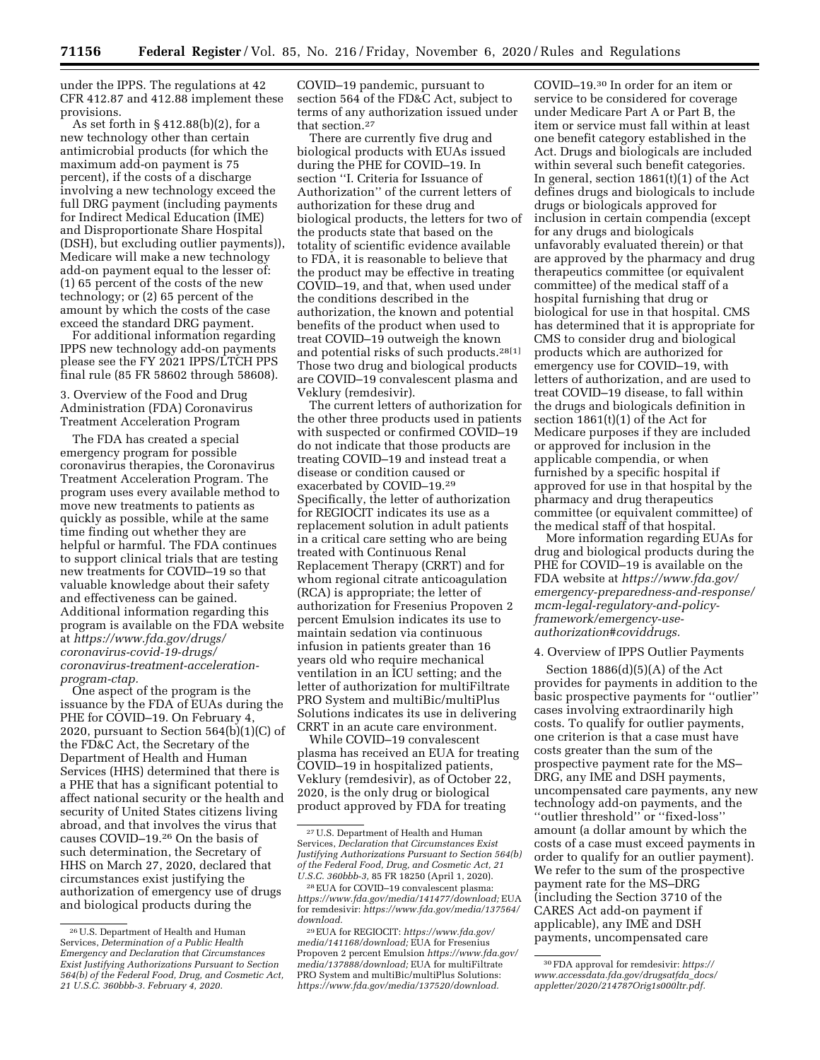under the IPPS. The regulations at 42 CFR 412.87 and 412.88 implement these provisions.

As set forth in § 412.88(b)(2), for a new technology other than certain antimicrobial products (for which the maximum add-on payment is 75 percent), if the costs of a discharge involving a new technology exceed the full DRG payment (including payments for Indirect Medical Education (IME) and Disproportionate Share Hospital (DSH), but excluding outlier payments)), Medicare will make a new technology add-on payment equal to the lesser of: (1) 65 percent of the costs of the new technology; or (2) 65 percent of the amount by which the costs of the case exceed the standard DRG payment.

For additional information regarding IPPS new technology add-on payments please see the FY 2021 IPPS/LTCH PPS final rule (85 FR 58602 through 58608).

### 3. Overview of the Food and Drug Administration (FDA) Coronavirus Treatment Acceleration Program

The FDA has created a special emergency program for possible coronavirus therapies, the Coronavirus Treatment Acceleration Program. The program uses every available method to move new treatments to patients as quickly as possible, while at the same time finding out whether they are helpful or harmful. The FDA continues to support clinical trials that are testing new treatments for COVID–19 so that valuable knowledge about their safety and effectiveness can be gained. Additional information regarding this program is available on the FDA website at *https://www.fda.gov/drugs/coronavirus-covid-19-drugs/coronavirus-treatment-acceleration-program-ctap.*

One aspect of the program is the issuance by the FDA of EUAs during the PHE for COVID–19. On February 4, 2020, pursuant to Section 564(b)(1)(C) of the FD&C Act, the Secretary of the Department of Health and Human Services (HHS) determined that there is a PHE that has a significant potential to affect national security or the health and security of United States citizens living abroad, and that involves the virus that causes COVID–19.[26] On the basis of such determination, the Secretary of HHS on March 27, 2020, declared that circumstances exist justifying the authorization of emergency use of drugs and biological products during the COVID–19 pandemic, pursuant to section 564 of the FD&C Act, subject to terms of any authorization issued under that section.[27]

There are currently five drug and biological products with EUAs issued during the PHE for COVID–19. In section ''I. Criteria for Issuance of Authorization'' of the current letters of authorization for these drug and biological products, the letters for two of the products state that based on the totality of scientific evidence available to FDA, it is reasonable to believe that the product may be effective in treating COVID–19, and that, when used under the conditions described in the authorization, the known and potential benefits of the product when used to treat COVID–19 outweigh the known and potential risks of such products.[28][1] Those two drug and biological products are COVID–19 convalescent plasma and Veklury (remdesivir).

The current letters of authorization for the other three products used in patients with suspected or confirmed COVID–19 do not indicate that those products are treating COVID–19 and instead treat a disease or condition caused or exacerbated by COVID–19.[29] Specifically, the letter of authorization for REGIOCIT indicates its use as a replacement solution in adult patients in a critical care setting who are being treated with Continuous Renal Replacement Therapy (CRRT) and for whom regional citrate anticoagulation (RCA) is appropriate; the letter of authorization for Fresenius Propoven 2 percent Emulsion indicates its use to maintain sedation via continuous infusion in patients greater than 16 years old who require mechanical ventilation in an ICU setting; and the letter of authorization for multiFiltrate PRO System and multiBic/multiPlus Solutions indicates its use in delivering CRRT in an acute care environment.

While COVID–19 convalescent plasma has received an EUA for treating COVID–19 in hospitalized patients, Veklury (remdesivir), as of October 22, 2020, is the only drug or biological product approved by FDA for treating COVID–19.[30] In order for an item or service to be considered for coverage under Medicare Part A or Part B, the item or service must fall within at least one benefit category established in the Act. Drugs and biologicals are included within several such benefit categories. In general, section 1861(t)(1) of the Act defines drugs and biologicals to include drugs or biologicals approved for inclusion in certain compendia (except for any drugs and biologicals unfavorably evaluated therein) or that are approved by the pharmacy and drug therapeutics committee (or equivalent committee) of the medical staff of a hospital furnishing that drug or biological for use in that hospital. CMS has determined that it is appropriate for CMS to consider drug and biological products which are authorized for emergency use for COVID–19, with letters of authorization, and are used to treat COVID–19 disease, to fall within the drugs and biologicals definition in section 1861(t)(1) of the Act for Medicare purposes if they are included or approved for inclusion in the applicable compendia, or when furnished by a specific hospital if approved for use in that hospital by the pharmacy and drug therapeutics committee (or equivalent committee) of the medical staff of that hospital.

More information regarding EUAs for drug and biological products during the PHE for COVID–19 is available on the FDA website at *https://www.fda.gov/emergency-preparedness-and-response/mcm-legal-regulatory-and-policy-framework/emergency-use-authorization#coviddrugs.*

### 4. Overview of IPPS Outlier Payments

Section 1886(d)(5)(A) of the Act provides for payments in addition to the basic prospective payments for ''outlier'' cases involving extraordinarily high costs. To qualify for outlier payments, one criterion is that a case must have costs greater than the sum of the prospective payment rate for the MS–DRG, any IME and DSH payments, uncompensated care payments, any new technology add-on payments, and the ''outlier threshold'' or ''fixed-loss'' amount (a dollar amount by which the costs of a case must exceed payments in order to qualify for an outlier payment). We refer to the sum of the prospective payment rate for the MS–DRG (including the Section 3710 of the CARES Act add-on payment if applicable), any IME and DSH payments, uncompensated care

---

[26] U.S. Department of Health and Human Services, *Determination of a Public Health Emergency and Declaration that Circumstances Exist Justifying Authorizations Pursuant to Section 564(b) of the Federal Food, Drug, and Cosmetic Act, 21 U.S.C. 360bbb-3. February 4, 2020.*

[27] U.S. Department of Health and Human Services, *Declaration that Circumstances Exist Justifying Authorizations Pursuant to Section 564(b) of the Federal Food, Drug, and Cosmetic Act, 21 U.S.C. 360bbb-3,* 85 FR 18250 (April 1, 2020).

[28] EUA for COVID–19 convalescent plasma: *https://www.fda.gov/media/141477/download;* EUA for remdesivir: *https://www.fda.gov/media/137564/download.*

[29] EUA for REGIOCIT: *https://www.fda.gov/media/141168/download;* EUA for Fresenius Propoven 2 percent Emulsion *https://www.fda.gov/media/137888/download;* EUA for multiFiltrate PRO System and multiBic/multiPlus Solutions: *https://www.fda.gov/media/137520/download.*

[30] FDA approval for remdesivir: *https://www.accessdata.fda.gov/drugsatfda_docs/appletter/2020/214787Orig1s000ltr.pdf.*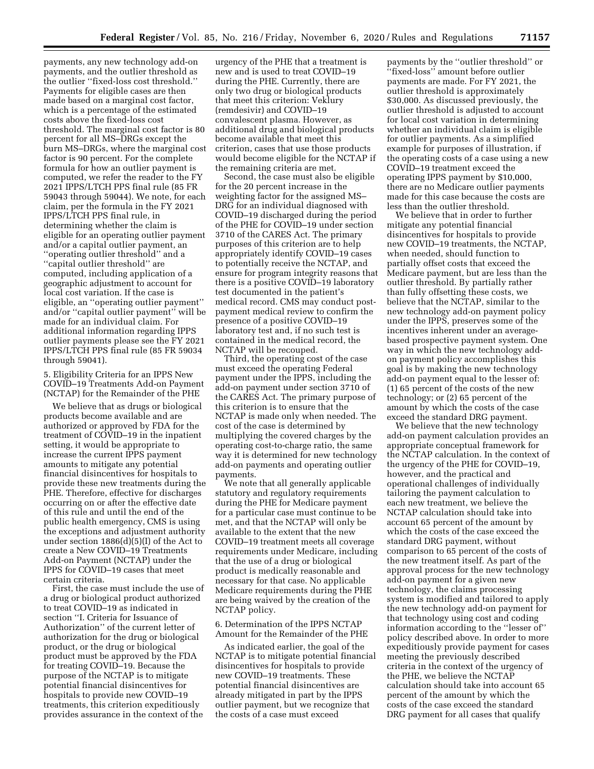payments, any new technology add-on payments, and the outlier threshold as the outlier ''fixed-loss cost threshold.'' Payments for eligible cases are then made based on a marginal cost factor, which is a percentage of the estimated costs above the fixed-loss cost threshold. The marginal cost factor is 80 percent for all MS–DRGs except the burn MS–DRGs, where the marginal cost factor is 90 percent. For the complete formula for how an outlier payment is computed, we refer the reader to the FY 2021 IPPS/LTCH PPS final rule (85 FR 59043 through 59044). We note, for each claim, per the formula in the FY 2021 IPPS/LTCH PPS final rule, in determining whether the claim is eligible for an operating outlier payment and/or a capital outlier payment, an ''operating outlier threshold'' and a ''capital outlier threshold'' are computed, including application of a geographic adjustment to account for local cost variation. If the case is eligible, an ''operating outlier payment'' and/or ''capital outlier payment'' will be made for an individual claim. For additional information regarding IPPS outlier payments please see the FY 2021 IPPS/LTCH PPS final rule (85 FR 59034 through 59041).

5. Eligibility Criteria for an IPPS New COVID–19 Treatments Add-on Payment (NCTAP) for the Remainder of the PHE

We believe that as drugs or biological products become available and are authorized or approved by FDA for the treatment of COVID–19 in the inpatient setting, it would be appropriate to increase the current IPPS payment amounts to mitigate any potential financial disincentives for hospitals to provide these new treatments during the PHE. Therefore, effective for discharges occurring on or after the effective date of this rule and until the end of the public health emergency, CMS is using the exceptions and adjustment authority under section 1886(d)(5)(I) of the Act to create a New COVID–19 Treatments Add-on Payment (NCTAP) under the IPPS for COVID–19 cases that meet certain criteria.

First, the case must include the use of a drug or biological product authorized to treat COVID–19 as indicated in section ''I. Criteria for Issuance of Authorization'' of the current letter of authorization for the drug or biological product, or the drug or biological product must be approved by the FDA for treating COVID–19. Because the purpose of the NCTAP is to mitigate potential financial disincentives for hospitals to provide new COVID–19 treatments, this criterion expeditiously provides assurance in the context of the urgency of the PHE that a treatment is new and is used to treat COVID–19 during the PHE. Currently, there are only two drug or biological products that meet this criterion: Veklury (remdesivir) and COVID–19 convalescent plasma. However, as additional drug and biological products become available that meet this criterion, cases that use those products would become eligible for the NCTAP if the remaining criteria are met.

Second, the case must also be eligible for the 20 percent increase in the weighting factor for the assigned MS–DRG for an individual diagnosed with COVID–19 discharged during the period of the PHE for COVID–19 under section 3710 of the CARES Act. The primary purposes of this criterion are to help appropriately identify COVID–19 cases to potentially receive the NCTAP, and ensure for program integrity reasons that there is a positive COVID–19 laboratory test documented in the patient's medical record. CMS may conduct post-payment medical review to confirm the presence of a positive COVID–19 laboratory test and, if no such test is contained in the medical record, the NCTAP will be recouped.

Third, the operating cost of the case must exceed the operating Federal payment under the IPPS, including the add-on payment under section 3710 of the CARES Act. The primary purpose of this criterion is to ensure that the NCTAP is made only when needed. The cost of the case is determined by multiplying the covered charges by the operating cost-to-charge ratio, the same way it is determined for new technology add-on payments and operating outlier payments.

We note that all generally applicable statutory and regulatory requirements during the PHE for Medicare payment for a particular case must continue to be met, and that the NCTAP will only be available to the extent that the new COVID–19 treatment meets all coverage requirements under Medicare, including that the use of a drug or biological product is medically reasonable and necessary for that case. No applicable Medicare requirements during the PHE are being waived by the creation of the NCTAP policy.

6. Determination of the IPPS NCTAP Amount for the Remainder of the PHE

As indicated earlier, the goal of the NCTAP is to mitigate potential financial disincentives for hospitals to provide new COVID–19 treatments. These potential financial disincentives are already mitigated in part by the IPPS outlier payment, but we recognize that the costs of a case must exceed payments by the ''outlier threshold'' or ''fixed-loss'' amount before outlier payments are made. For FY 2021, the outlier threshold is approximately $30,000. As discussed previously, the outlier threshold is adjusted to account for local cost variation in determining whether an individual claim is eligible for outlier payments. As a simplified example for purposes of illustration, if the operating costs of a case using a new COVID–19 treatment exceed the operating IPPS payment by $10,000, there are no Medicare outlier payments made for this case because the costs are less than the outlier threshold.

We believe that in order to further mitigate any potential financial disincentives for hospitals to provide new COVID–19 treatments, the NCTAP, when needed, should function to partially offset costs that exceed the Medicare payment, but are less than the outlier threshold. By partially rather than fully offsetting these costs, we believe that the NCTAP, similar to the new technology add-on payment policy under the IPPS, preserves some of the incentives inherent under an average-based prospective payment system. One way in which the new technology add-on payment policy accomplishes this goal is by making the new technology add-on payment equal to the lesser of: (1) 65 percent of the costs of the new technology; or (2) 65 percent of the amount by which the costs of the case exceed the standard DRG payment.

We believe that the new technology add-on payment calculation provides an appropriate conceptual framework for the NCTAP calculation. In the context of the urgency of the PHE for COVID–19, however, and the practical and operational challenges of individually tailoring the payment calculation to each new treatment, we believe the NCTAP calculation should take into account 65 percent of the amount by which the costs of the case exceed the standard DRG payment, without comparison to 65 percent of the costs of the new treatment itself. As part of the approval process for the new technology add-on payment for a given new technology, the claims processing system is modified and tailored to apply the new technology add-on payment for that technology using cost and coding information according to the ''lesser of'' policy described above. In order to more expeditiously provide payment for cases meeting the previously described criteria in the context of the urgency of the PHE, we believe the NCTAP calculation should take into account 65 percent of the amount by which the costs of the case exceed the standard DRG payment for all cases that qualify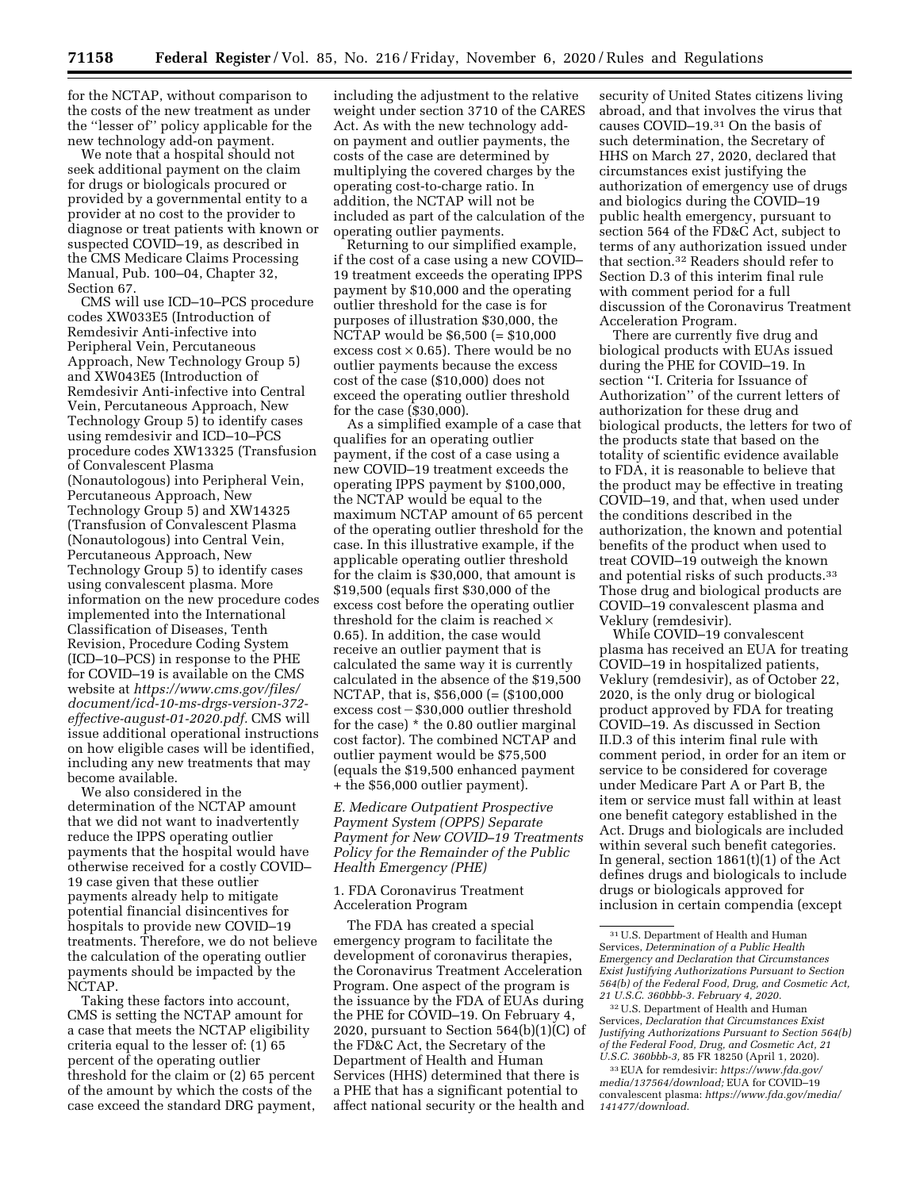for the NCTAP, without comparison to the costs of the new treatment as under the ''lesser of'' policy applicable for the new technology add-on payment.

We note that a hospital should not seek additional payment on the claim for drugs or biologicals procured or provided by a governmental entity to a provider at no cost to the provider to diagnose or treat patients with known or suspected COVID–19, as described in the CMS Medicare Claims Processing Manual, Pub. 100–04, Chapter 32, Section 67.

CMS will use ICD–10–PCS procedure codes XW033E5 (Introduction of Remdesivir Anti-infective into Peripheral Vein, Percutaneous Approach, New Technology Group 5) and XW043E5 (Introduction of Remdesivir Anti-infective into Central Vein, Percutaneous Approach, New Technology Group 5) to identify cases using remdesivir and ICD–10–PCS procedure codes XW13325 (Transfusion of Convalescent Plasma (Nonautologous) into Peripheral Vein, Percutaneous Approach, New Technology Group 5) and XW14325 (Transfusion of Convalescent Plasma (Nonautologous) into Central Vein, Percutaneous Approach, New Technology Group 5) to identify cases using convalescent plasma. More information on the new procedure codes implemented into the International Classification of Diseases, Tenth Revision, Procedure Coding System (ICD–10–PCS) in response to the PHE for COVID–19 is available on the CMS website at *https://www.cms.gov/files/document/icd-10-ms-drgs-version-372-effective-august-01-2020.pdf.* CMS will issue additional operational instructions on how eligible cases will be identified, including any new treatments that may become available.

We also considered in the determination of the NCTAP amount that we did not want to inadvertently reduce the IPPS operating outlier payments that the hospital would have otherwise received for a costly COVID–19 case given that these outlier payments already help to mitigate potential financial disincentives for hospitals to provide new COVID–19 treatments. Therefore, we do not believe the calculation of the operating outlier payments should be impacted by the NCTAP.

Taking these factors into account, CMS is setting the NCTAP amount for a case that meets the NCTAP eligibility criteria equal to the lesser of: (1) 65 percent of the operating outlier threshold for the claim or (2) 65 percent of the amount by which the costs of the case exceed the standard DRG payment, including the adjustment to the relative weight under section 3710 of the CARES Act. As with the new technology add-on payment and outlier payments, the costs of the case are determined by multiplying the covered charges by the operating cost-to-charge ratio. In addition, the NCTAP will not be included as part of the calculation of the operating outlier payments.

Returning to our simplified example, if the cost of a case using a new COVID–19 treatment exceeds the operating IPPS payment by $10,000 and the operating outlier threshold for the case is for purposes of illustration $30,000, the NCTAP would be $6,500 (= $10,000 excess cost × 0.65). There would be no outlier payments because the excess cost of the case ($10,000) does not exceed the operating outlier threshold for the case ($30,000).

As a simplified example of a case that qualifies for an operating outlier payment, if the cost of a case using a new COVID–19 treatment exceeds the operating IPPS payment by $100,000, the NCTAP would be equal to the maximum NCTAP amount of 65 percent of the operating outlier threshold for the case. In this illustrative example, if the applicable operating outlier threshold for the claim is $30,000, that amount is $19,500 (equals first $30,000 of the excess cost before the operating outlier threshold for the claim is reached × 0.65). In addition, the case would receive an outlier payment that is calculated the same way it is currently calculated in the absence of the $19,500 NCTAP, that is, $56,000 (= ($100,000 excess cost − $30,000 outlier threshold for the case) * the 0.80 outlier marginal cost factor). The combined NCTAP and outlier payment would be $75,500 (equals the $19,500 enhanced payment + the $56,000 outlier payment).

### *E. Medicare Outpatient Prospective Payment System (OPPS) Separate Payment for New COVID–19 Treatments Policy for the Remainder of the Public Health Emergency (PHE)*

#### 1. FDA Coronavirus Treatment Acceleration Program

The FDA has created a special emergency program to facilitate the development of coronavirus therapies, the Coronavirus Treatment Acceleration Program. One aspect of the program is the issuance by the FDA of EUAs during the PHE for COVID–19. On February 4, 2020, pursuant to Section 564(b)(1)(C) of the FD&C Act, the Secretary of the Department of Health and Human Services (HHS) determined that there is a PHE that has a significant potential to affect national security or the health and security of United States citizens living abroad, and that involves the virus that causes COVID–19.[31] On the basis of such determination, the Secretary of HHS on March 27, 2020, declared that circumstances exist justifying the authorization of emergency use of drugs and biologics during the COVID–19 public health emergency, pursuant to section 564 of the FD&C Act, subject to terms of any authorization issued under that section.[32] Readers should refer to Section D.3 of this interim final rule with comment period for a full discussion of the Coronavirus Treatment Acceleration Program.

There are currently five drug and biological products with EUAs issued during the PHE for COVID–19. In section ''I. Criteria for Issuance of Authorization'' of the current letters of authorization for these drug and biological products, the letters for two of the products state that based on the totality of scientific evidence available to FDA, it is reasonable to believe that the product may be effective in treating COVID–19, and that, when used under the conditions described in the authorization, the known and potential benefits of the product when used to treat COVID–19 outweigh the known and potential risks of such products.[33] Those drug and biological products are COVID–19 convalescent plasma and Veklury (remdesivir).

While COVID–19 convalescent plasma has received an EUA for treating COVID–19 in hospitalized patients, Veklury (remdesivir), as of October 22, 2020, is the only drug or biological product approved by FDA for treating COVID–19. As discussed in Section II.D.3 of this interim final rule with comment period, in order for an item or service to be considered for coverage under Medicare Part A or Part B, the item or service must fall within at least one benefit category established in the Act. Drugs and biologicals are included within several such benefit categories. In general, section 1861(t)(1) of the Act defines drugs and biologicals to include drugs or biologicals approved for inclusion in certain compendia (except

---

[31] U.S. Department of Health and Human Services, *Determination of a Public Health Emergency and Declaration that Circumstances Exist Justifying Authorizations Pursuant to Section 564(b) of the Federal Food, Drug, and Cosmetic Act, 21 U.S.C. 360bbb-3. February 4, 2020.*

[32] U.S. Department of Health and Human Services, *Declaration that Circumstances Exist Justifying Authorizations Pursuant to Section 564(b) of the Federal Food, Drug, and Cosmetic Act, 21 U.S.C. 360bbb-3,* 85 FR 18250 (April 1, 2020).

[33] EUA for remdesivir: *https://www.fda.gov/media/137564/download;* EUA for COVID–19 convalescent plasma: *https://www.fda.gov/media/141477/download.*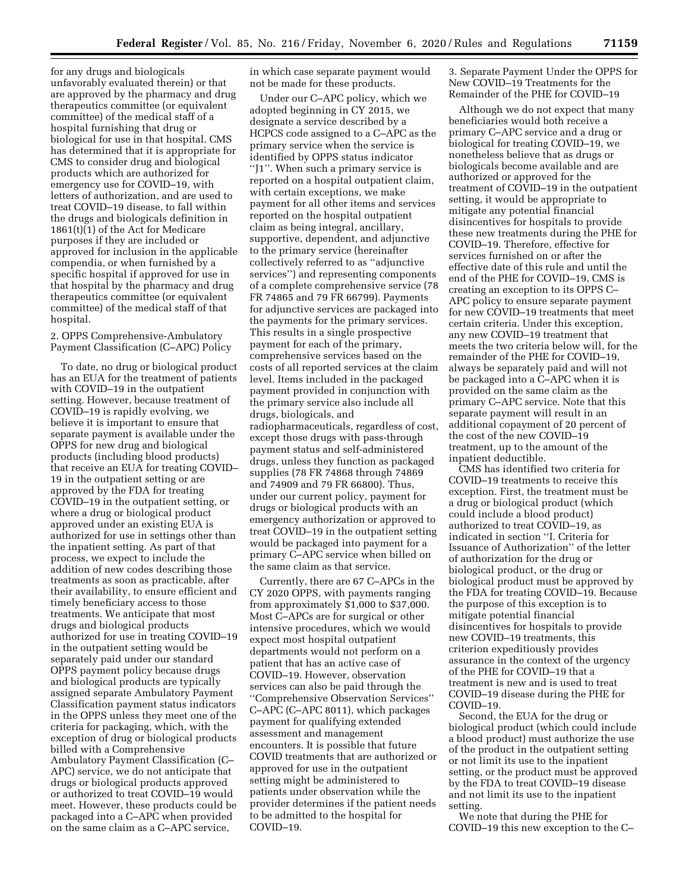for any drugs and biologicals unfavorably evaluated therein) or that are approved by the pharmacy and drug therapeutics committee (or equivalent committee) of the medical staff of a hospital furnishing that drug or biological for use in that hospital. CMS has determined that it is appropriate for CMS to consider drug and biological products which are authorized for emergency use for COVID–19, with letters of authorization, and are used to treat COVID–19 disease, to fall within the drugs and biologicals definition in 1861(t)(1) of the Act for Medicare purposes if they are included or approved for inclusion in the applicable compendia, or when furnished by a specific hospital if approved for use in that hospital by the pharmacy and drug therapeutics committee (or equivalent committee) of the medical staff of that hospital.

2. OPPS Comprehensive-Ambulatory Payment Classification (C–APC) Policy

To date, no drug or biological product has an EUA for the treatment of patients with COVID–19 in the outpatient setting. However, because treatment of COVID–19 is rapidly evolving, we believe it is important to ensure that separate payment is available under the OPPS for new drug and biological products (including blood products) that receive an EUA for treating COVID–19 in the outpatient setting or are approved by the FDA for treating COVID–19 in the outpatient setting, or where a drug or biological product approved under an existing EUA is authorized for use in settings other than the inpatient setting. As part of that process, we expect to include the addition of new codes describing those treatments as soon as practicable, after their availability, to ensure efficient and timely beneficiary access to those treatments. We anticipate that most drugs and biological products authorized for use in treating COVID–19 in the outpatient setting would be separately paid under our standard OPPS payment policy because drugs and biological products are typically assigned separate Ambulatory Payment Classification payment status indicators in the OPPS unless they meet one of the criteria for packaging, which, with the exception of drug or biological products billed with a Comprehensive Ambulatory Payment Classification (C–APC) service, we do not anticipate that drugs or biological products approved or authorized to treat COVID–19 would meet. However, these products could be packaged into a C–APC when provided on the same claim as a C–APC service, in which case separate payment would not be made for these products.

Under our C–APC policy, which we adopted beginning in CY 2015, we designate a service described by a HCPCS code assigned to a C–APC as the primary service when the service is identified by OPPS status indicator ''J1''. When such a primary service is reported on a hospital outpatient claim, with certain exceptions, we make payment for all other items and services reported on the hospital outpatient claim as being integral, ancillary, supportive, dependent, and adjunctive to the primary service (hereinafter collectively referred to as ''adjunctive services'') and representing components of a complete comprehensive service (78 FR 74865 and 79 FR 66799). Payments for adjunctive services are packaged into the payments for the primary services. This results in a single prospective payment for each of the primary, comprehensive services based on the costs of all reported services at the claim level. Items included in the packaged payment provided in conjunction with the primary service also include all drugs, biologicals, and radiopharmaceuticals, regardless of cost, except those drugs with pass-through payment status and self-administered drugs, unless they function as packaged supplies (78 FR 74868 through 74869 and 74909 and 79 FR 66800). Thus, under our current policy, payment for drugs or biological products with an emergency authorization or approved to treat COVID–19 in the outpatient setting would be packaged into payment for a primary C–APC service when billed on the same claim as that service.

Currently, there are 67 C–APCs in the CY 2020 OPPS, with payments ranging from approximately $1,000 to $37,000. Most C–APCs are for surgical or other intensive procedures, which we would expect most hospital outpatient departments would not perform on a patient that has an active case of COVID–19. However, observation services can also be paid through the ''Comprehensive Observation Services'' C–APC (C–APC 8011), which packages payment for qualifying extended assessment and management encounters. It is possible that future COVID treatments that are authorized or approved for use in the outpatient setting might be administered to patients under observation while the provider determines if the patient needs to be admitted to the hospital for COVID–19.

3. Separate Payment Under the OPPS for New COVID–19 Treatments for the Remainder of the PHE for COVID–19

Although we do not expect that many beneficiaries would both receive a primary C–APC service and a drug or biological for treating COVID–19, we nonetheless believe that as drugs or biologicals become available and are authorized or approved for the treatment of COVID–19 in the outpatient setting, it would be appropriate to mitigate any potential financial disincentives for hospitals to provide these new treatments during the PHE for COVID–19. Therefore, effective for services furnished on or after the effective date of this rule and until the end of the PHE for COVID–19, CMS is creating an exception to its OPPS C–APC policy to ensure separate payment for new COVID–19 treatments that meet certain criteria. Under this exception, any new COVID–19 treatment that meets the two criteria below will, for the remainder of the PHE for COVID–19, always be separately paid and will not be packaged into a C–APC when it is provided on the same claim as the primary C–APC service. Note that this separate payment will result in an additional copayment of 20 percent of the cost of the new COVID–19 treatment, up to the amount of the inpatient deductible.

CMS has identified two criteria for COVID–19 treatments to receive this exception. First, the treatment must be a drug or biological product (which could include a blood product) authorized to treat COVID–19, as indicated in section ''I. Criteria for Issuance of Authorization'' of the letter of authorization for the drug or biological product, or the drug or biological product must be approved by the FDA for treating COVID–19. Because the purpose of this exception is to mitigate potential financial disincentives for hospitals to provide new COVID–19 treatments, this criterion expeditiously provides assurance in the context of the urgency of the PHE for COVID–19 that a treatment is new and is used to treat COVID–19 disease during the PHE for COVID–19.

Second, the EUA for the drug or biological product (which could include a blood product) must authorize the use of the product in the outpatient setting or not limit its use to the inpatient setting, or the product must be approved by the FDA to treat COVID–19 disease and not limit its use to the inpatient setting.

We note that during the PHE for COVID–19 this new exception to the C–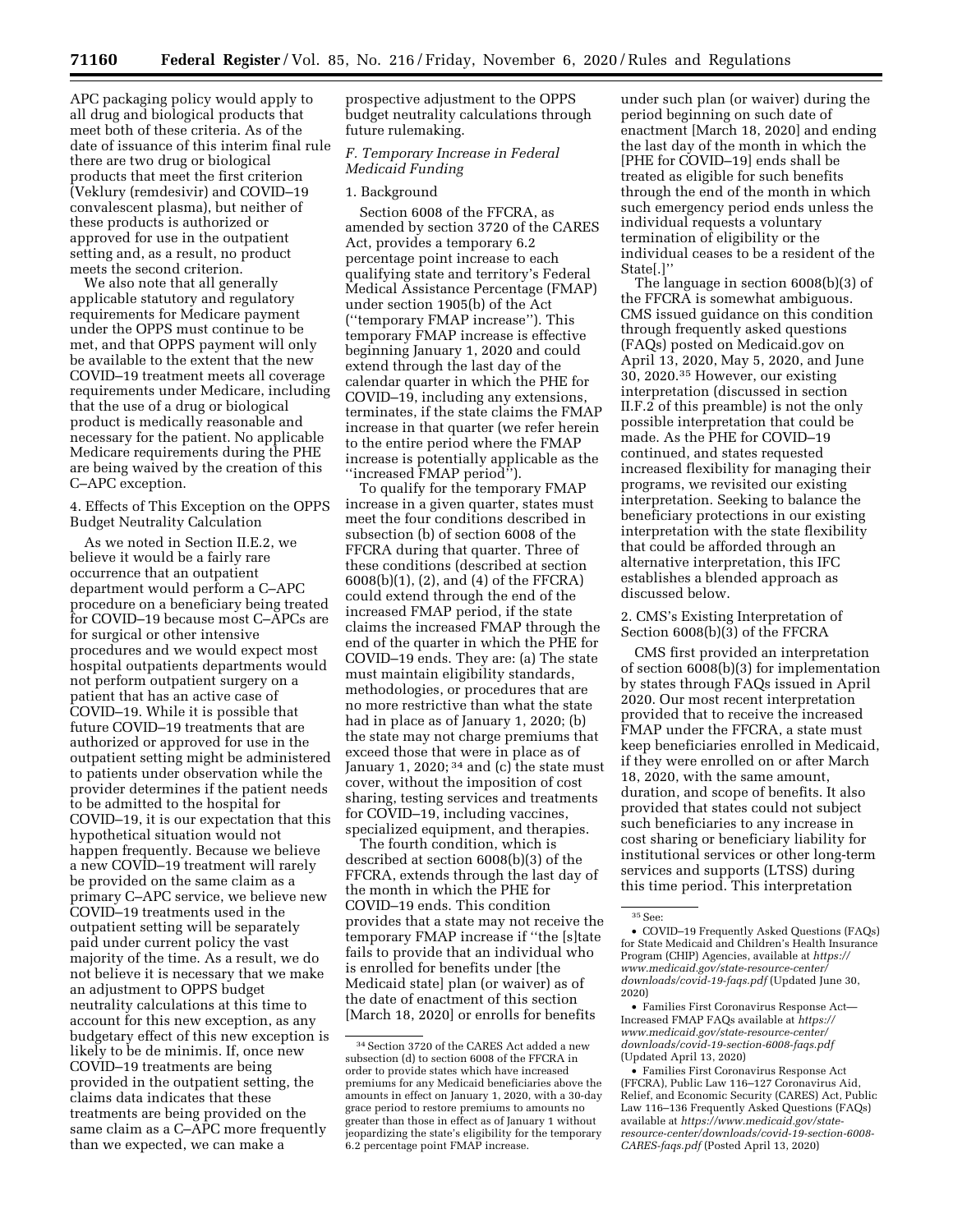APC packaging policy would apply to all drug and biological products that meet both of these criteria. As of the date of issuance of this interim final rule there are two drug or biological products that meet the first criterion (Veklury (remdesivir) and COVID–19 convalescent plasma), but neither of these products is authorized or approved for use in the outpatient setting and, as a result, no product meets the second criterion.

We also note that all generally applicable statutory and regulatory requirements for Medicare payment under the OPPS must continue to be met, and that OPPS payment will only be available to the extent that the new COVID–19 treatment meets all coverage requirements under Medicare, including that the use of a drug or biological product is medically reasonable and necessary for the patient. No applicable Medicare requirements during the PHE are being waived by the creation of this C–APC exception.

4. Effects of This Exception on the OPPS Budget Neutrality Calculation

As we noted in Section II.E.2, we believe it would be a fairly rare occurrence that an outpatient department would perform a C–APC procedure on a beneficiary being treated for COVID–19 because most C–APCs are for surgical or other intensive procedures and we would expect most hospital outpatients departments would not perform outpatient surgery on a patient that has an active case of COVID–19. While it is possible that future COVID–19 treatments that are authorized or approved for use in the outpatient setting might be administered to patients under observation while the provider determines if the patient needs to be admitted to the hospital for COVID–19, it is our expectation that this hypothetical situation would not happen frequently. Because we believe a new COVID–19 treatment will rarely be provided on the same claim as a primary C–APC service, we believe new COVID–19 treatments used in the outpatient setting will be separately paid under current policy the vast majority of the time. As a result, we do not believe it is necessary that we make an adjustment to OPPS budget neutrality calculations at this time to account for this new exception, as any budgetary effect of this new exception is likely to be de minimis. If, once new COVID–19 treatments are being provided in the outpatient setting, the claims data indicates that these treatments are being provided on the same claim as a C–APC more frequently than we expected, we can make a prospective adjustment to the OPPS budget neutrality calculations through future rulemaking.

### F. Temporary Increase in Federal Medicaid Funding

1. Background

Section 6008 of the FFCRA, as amended by section 3720 of the CARES Act, provides a temporary 6.2 percentage point increase to each qualifying state and territory's Federal Medical Assistance Percentage (FMAP) under section 1905(b) of the Act (''temporary FMAP increase''). This temporary FMAP increase is effective beginning January 1, 2020 and could extend through the last day of the calendar quarter in which the PHE for COVID–19, including any extensions, terminates, if the state claims the FMAP increase in that quarter (we refer herein to the entire period where the FMAP increase is potentially applicable as the ''increased FMAP period'').

To qualify for the temporary FMAP increase in a given quarter, states must meet the four conditions described in subsection (b) of section 6008 of the FFCRA during that quarter. Three of these conditions (described at section 6008(b)(1), (2), and (4) of the FFCRA) could extend through the end of the increased FMAP period, if the state claims the increased FMAP through the end of the quarter in which the PHE for COVID–19 ends. They are: (a) The state must maintain eligibility standards, methodologies, or procedures that are no more restrictive than what the state had in place as of January 1, 2020; (b) the state may not charge premiums that exceed those that were in place as of January 1, 2020; [34] and (c) the state must cover, without the imposition of cost sharing, testing services and treatments for COVID–19, including vaccines, specialized equipment, and therapies.

The fourth condition, which is described at section 6008(b)(3) of the FFCRA, extends through the last day of the month in which the PHE for COVID–19 ends. This condition provides that a state may not receive the temporary FMAP increase if ''the [s]tate fails to provide that an individual who is enrolled for benefits under [the Medicaid state] plan (or waiver) as of the date of enactment of this section [March 18, 2020] or enrolls for benefits under such plan (or waiver) during the period beginning on such date of enactment [March 18, 2020] and ending the last day of the month in which the [PHE for COVID–19] ends shall be treated as eligible for such benefits through the end of the month in which such emergency period ends unless the individual requests a voluntary termination of eligibility or the individual ceases to be a resident of the State[.]''

The language in section 6008(b)(3) of the FFCRA is somewhat ambiguous. CMS issued guidance on this condition through frequently asked questions (FAQs) posted on Medicaid.gov on April 13, 2020, May 5, 2020, and June 30, 2020.[35] However, our existing interpretation (discussed in section II.F.2 of this preamble) is not the only possible interpretation that could be made. As the PHE for COVID–19 continued, and states requested increased flexibility for managing their programs, we revisited our existing interpretation. Seeking to balance the beneficiary protections in our existing interpretation with the state flexibility that could be afforded through an alternative interpretation, this IFC establishes a blended approach as discussed below.

2. CMS's Existing Interpretation of Section 6008(b)(3) of the FFCRA

CMS first provided an interpretation of section 6008(b)(3) for implementation by states through FAQs issued in April 2020. Our most recent interpretation provided that to receive the increased FMAP under the FFCRA, a state must keep beneficiaries enrolled in Medicaid, if they were enrolled on or after March 18, 2020, with the same amount, duration, and scope of benefits. It also provided that states could not subject such beneficiaries to any increase in cost sharing or beneficiary liability for institutional services or other long-term services and supports (LTSS) during this time period. This interpretation

[34] Section 3720 of the CARES Act added a new subsection (d) to section 6008 of the FFCRA in order to provide states which have increased premiums for any Medicaid beneficiaries above the amounts in effect on January 1, 2020, with a 30-day grace period to restore premiums to amounts no greater than those in effect as of January 1 without jeopardizing the state's eligibility for the temporary 6.2 percentage point FMAP increase.

[35] See:

- COVID–19 Frequently Asked Questions (FAQs) for State Medicaid and Children's Health Insurance Program (CHIP) Agencies, available at *https://www.medicaid.gov/state-resource-center/downloads/covid-19-faqs.pdf* (Updated June 30, 2020)
- Families First Coronavirus Response Act—Increased FMAP FAQs available at *https://www.medicaid.gov/state-resource-center/downloads/covid-19-section-6008-faqs.pdf* (Updated April 13, 2020)
- Families First Coronavirus Response Act (FFCRA), Public Law 116–127 Coronavirus Aid, Relief, and Economic Security (CARES) Act, Public Law 116–136 Frequently Asked Questions (FAQs) available at *https://www.medicaid.gov/state-resource-center/downloads/covid-19-section-6008-CARES-faqs.pdf* (Posted April 13, 2020)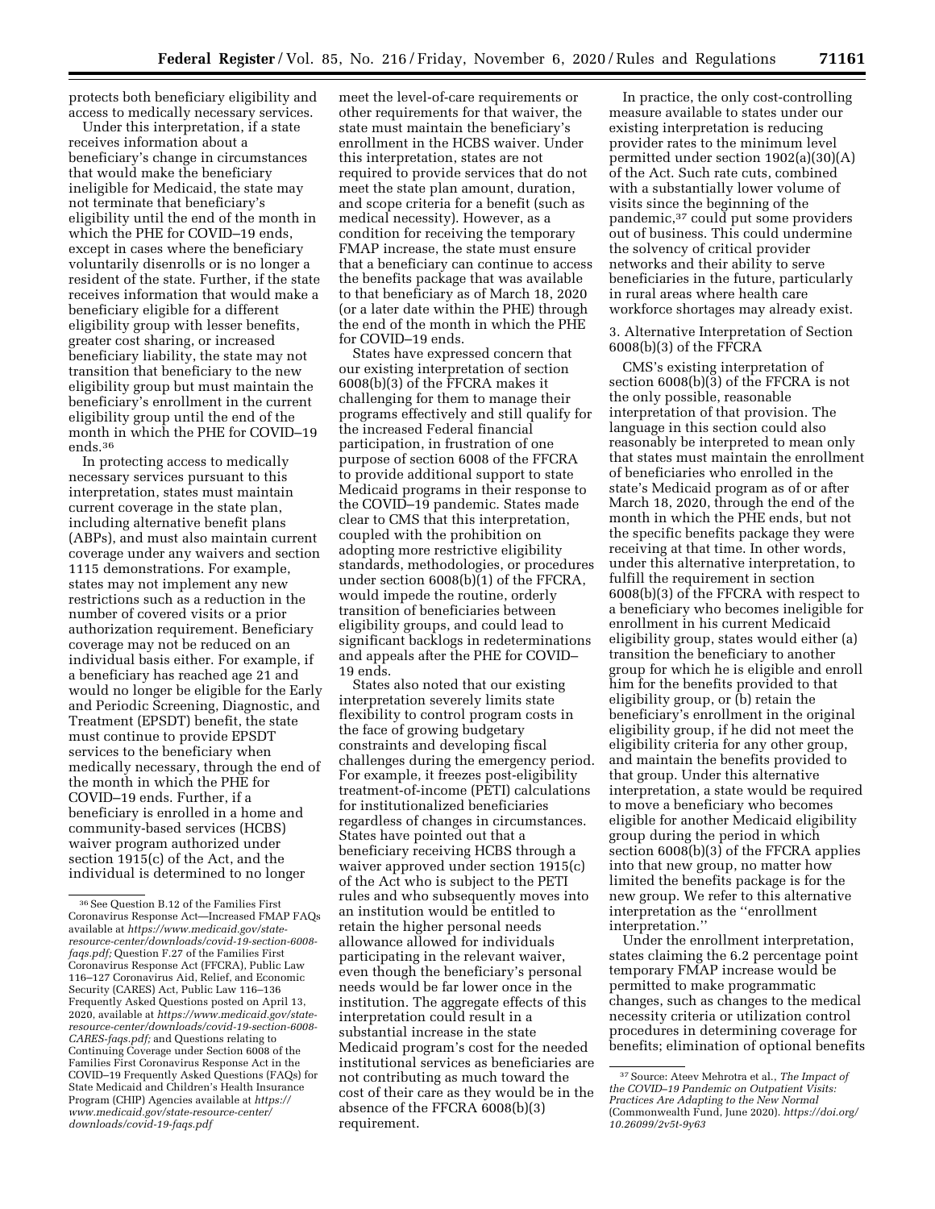protects both beneficiary eligibility and access to medically necessary services.

Under this interpretation, if a state receives information about a beneficiary's change in circumstances that would make the beneficiary ineligible for Medicaid, the state may not terminate that beneficiary's eligibility until the end of the month in which the PHE for COVID–19 ends, except in cases where the beneficiary voluntarily disenrolls or is no longer a resident of the state. Further, if the state receives information that would make a beneficiary eligible for a different eligibility group with lesser benefits, greater cost sharing, or increased beneficiary liability, the state may not transition that beneficiary to the new eligibility group but must maintain the beneficiary's enrollment in the current eligibility group until the end of the month in which the PHE for COVID–19 ends.[36]

In protecting access to medically necessary services pursuant to this interpretation, states must maintain current coverage in the state plan, including alternative benefit plans (ABPs), and must also maintain current coverage under any waivers and section 1115 demonstrations. For example, states may not implement any new restrictions such as a reduction in the number of covered visits or a prior authorization requirement. Beneficiary coverage may not be reduced on an individual basis either. For example, if a beneficiary has reached age 21 and would no longer be eligible for the Early and Periodic Screening, Diagnostic, and Treatment (EPSDT) benefit, the state must continue to provide EPSDT services to the beneficiary when medically necessary, through the end of the month in which the PHE for COVID–19 ends. Further, if a beneficiary is enrolled in a home and community-based services (HCBS) waiver program authorized under section 1915(c) of the Act, and the individual is determined to no longer meet the level-of-care requirements or other requirements for that waiver, the state must maintain the beneficiary's enrollment in the HCBS waiver. Under this interpretation, states are not required to provide services that do not meet the state plan amount, duration, and scope criteria for a benefit (such as medical necessity). However, as a condition for receiving the temporary FMAP increase, the state must ensure that a beneficiary can continue to access the benefits package that was available to that beneficiary as of March 18, 2020 (or a later date within the PHE) through the end of the month in which the PHE for COVID–19 ends.

States have expressed concern that our existing interpretation of section 6008(b)(3) of the FFCRA makes it challenging for them to manage their programs effectively and still qualify for the increased Federal financial participation, in frustration of one purpose of section 6008 of the FFCRA to provide additional support to state Medicaid programs in their response to the COVID–19 pandemic. States made clear to CMS that this interpretation, coupled with the prohibition on adopting more restrictive eligibility standards, methodologies, or procedures under section 6008(b)(1) of the FFCRA, would impede the routine, orderly transition of beneficiaries between eligibility groups, and could lead to significant backlogs in redeterminations and appeals after the PHE for COVID–19 ends.

States also noted that our existing interpretation severely limits state flexibility to control program costs in the face of growing budgetary constraints and developing fiscal challenges during the emergency period. For example, it freezes post-eligibility treatment-of-income (PETI) calculations for institutionalized beneficiaries regardless of changes in circumstances. States have pointed out that a beneficiary receiving HCBS through a waiver approved under section 1915(c) of the Act who is subject to the PETI rules and who subsequently moves into an institution would be entitled to retain the higher personal needs allowance allowed for individuals participating in the relevant waiver, even though the beneficiary's personal needs would be far lower once in the institution. The aggregate effects of this interpretation could result in a substantial increase in the state Medicaid program's cost for the needed institutional services as beneficiaries are not contributing as much toward the cost of their care as they would be in the absence of the FFCRA 6008(b)(3) requirement.

In practice, the only cost-controlling measure available to states under our existing interpretation is reducing provider rates to the minimum level permitted under section 1902(a)(30)(A) of the Act. Such rate cuts, combined with a substantially lower volume of visits since the beginning of the pandemic,[37] could put some providers out of business. This could undermine the solvency of critical provider networks and their ability to serve beneficiaries in the future, particularly in rural areas where health care workforce shortages may already exist.

3. Alternative Interpretation of Section 6008(b)(3) of the FFCRA

CMS's existing interpretation of section 6008(b)(3) of the FFCRA is not the only possible, reasonable interpretation of that provision. The language in this section could also reasonably be interpreted to mean only that states must maintain the enrollment of beneficiaries who enrolled in the state's Medicaid program as of or after March 18, 2020, through the end of the month in which the PHE ends, but not the specific benefits package they were receiving at that time. In other words, under this alternative interpretation, to fulfill the requirement in section 6008(b)(3) of the FFCRA with respect to a beneficiary who becomes ineligible for enrollment in his current Medicaid eligibility group, states would either (a) transition the beneficiary to another group for which he is eligible and enroll him for the benefits provided to that eligibility group, or (b) retain the beneficiary's enrollment in the original eligibility group, if he did not meet the eligibility criteria for any other group, and maintain the benefits provided to that group. Under this alternative interpretation, a state would be required to move a beneficiary who becomes eligible for another Medicaid eligibility group during the period in which section 6008(b)(3) of the FFCRA applies into that new group, no matter how limited the benefits package is for the new group. We refer to this alternative interpretation as the "enrollment interpretation."

Under the enrollment interpretation, states claiming the 6.2 percentage point temporary FMAP increase would be permitted to make programmatic changes, such as changes to the medical necessity criteria or utilization control procedures in determining coverage for benefits; elimination of optional benefits

[36] See Question B.12 of the Families First Coronavirus Response Act—Increased FMAP FAQs available at *https://www.medicaid.gov/state-resource-center/downloads/covid-19-section-6008-faqs.pdf;* Question F.27 of the Families First Coronavirus Response Act (FFCRA), Public Law 116–127 Coronavirus Aid, Relief, and Economic Security (CARES) Act, Public Law 116–136 Frequently Asked Questions posted on April 13, 2020, available at *https://www.medicaid.gov/state-resource-center/downloads/covid-19-section-6008-CARES-faqs.pdf;* and Questions relating to Continuing Coverage under Section 6008 of the Families First Coronavirus Response Act in the COVID–19 Frequently Asked Questions (FAQs) for State Medicaid and Children's Health Insurance Program (CHIP) Agencies available at *https://www.medicaid.gov/state-resource-center/downloads/covid-19-faqs.pdf*

[37] Source: Ateev Mehrotra et al., *The Impact of the COVID–19 Pandemic on Outpatient Visits: Practices Are Adapting to the New Normal* (Commonwealth Fund, June 2020). *https://doi.org/10.26099/2v5t-9y63*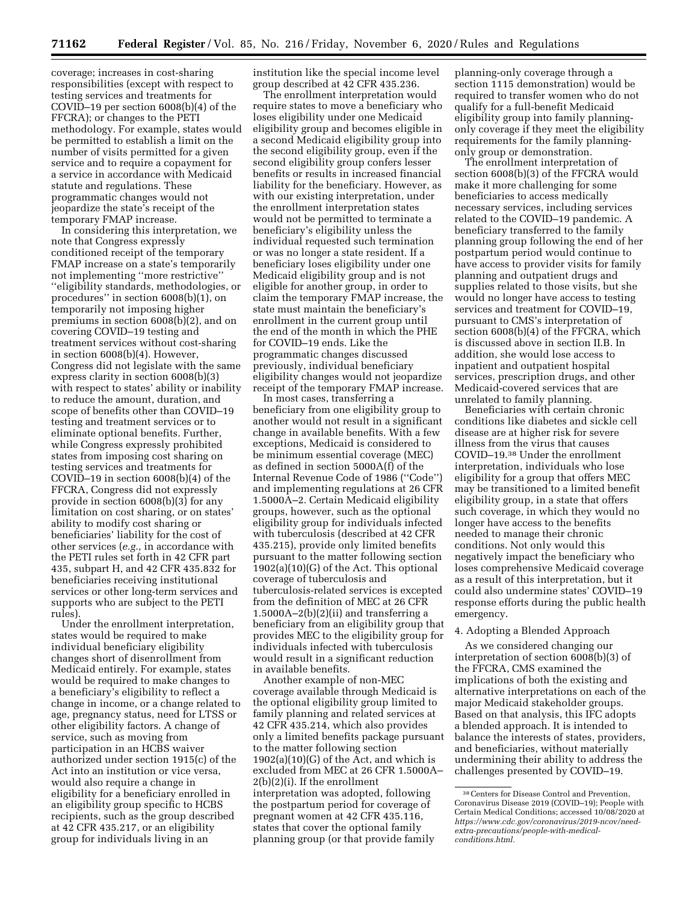coverage; increases in cost-sharing responsibilities (except with respect to testing services and treatments for COVID–19 per section 6008(b)(4) of the FFCRA); or changes to the PETI methodology. For example, states would be permitted to establish a limit on the number of visits permitted for a given service and to require a copayment for a service in accordance with Medicaid statute and regulations. These programmatic changes would not jeopardize the state's receipt of the temporary FMAP increase.

In considering this interpretation, we note that Congress expressly conditioned receipt of the temporary FMAP increase on a state's temporarily not implementing ''more restrictive'' ''eligibility standards, methodologies, or procedures'' in section 6008(b)(1), on temporarily not imposing higher premiums in section 6008(b)(2), and on covering COVID–19 testing and treatment services without cost-sharing in section 6008(b)(4). However, Congress did not legislate with the same express clarity in section 6008(b)(3) with respect to states' ability or inability to reduce the amount, duration, and scope of benefits other than COVID–19 testing and treatment services or to eliminate optional benefits. Further, while Congress expressly prohibited states from imposing cost sharing on testing services and treatments for COVID–19 in section 6008(b)(4) of the FFCRA, Congress did not expressly provide in section 6008(b)(3) for any limitation on cost sharing, or on states' ability to modify cost sharing or beneficiaries' liability for the cost of other services (*e.g.,* in accordance with the PETI rules set forth in 42 CFR part 435, subpart H, and 42 CFR 435.832 for beneficiaries receiving institutional services or other long-term services and supports who are subject to the PETI rules).

Under the enrollment interpretation, states would be required to make individual beneficiary eligibility changes short of disenrollment from Medicaid entirely. For example, states would be required to make changes to a beneficiary's eligibility to reflect a change in income, or a change related to age, pregnancy status, need for LTSS or other eligibility factors. A change of service, such as moving from participation in an HCBS waiver authorized under section 1915(c) of the Act into an institution or vice versa, would also require a change in eligibility for a beneficiary enrolled in an eligibility group specific to HCBS recipients, such as the group described at 42 CFR 435.217, or an eligibility group for individuals living in an institution like the special income level group described at 42 CFR 435.236.

The enrollment interpretation would require states to move a beneficiary who loses eligibility under one Medicaid eligibility group and becomes eligible in a second Medicaid eligibility group into the second eligibility group, even if the second eligibility group confers lesser benefits or results in increased financial liability for the beneficiary. However, as with our existing interpretation, under the enrollment interpretation states would not be permitted to terminate a beneficiary's eligibility unless the individual requested such termination or was no longer a state resident. If a beneficiary loses eligibility under one Medicaid eligibility group and is not eligible for another group, in order to claim the temporary FMAP increase, the state must maintain the beneficiary's enrollment in the current group until the end of the month in which the PHE for COVID–19 ends. Like the programmatic changes discussed previously, individual beneficiary eligibility changes would not jeopardize receipt of the temporary FMAP increase.

In most cases, transferring a beneficiary from one eligibility group to another would not result in a significant change in available benefits. With a few exceptions, Medicaid is considered to be minimum essential coverage (MEC) as defined in section 5000A(f) of the Internal Revenue Code of 1986 (''Code'') and implementing regulations at 26 CFR 1.5000A–2. Certain Medicaid eligibility groups, however, such as the optional eligibility group for individuals infected with tuberculosis (described at 42 CFR 435.215), provide only limited benefits pursuant to the matter following section 1902(a)(10)(G) of the Act. This optional coverage of tuberculosis and tuberculosis-related services is excepted from the definition of MEC at 26 CFR 1.5000A–2(b)(2)(ii) and transferring a beneficiary from an eligibility group that provides MEC to the eligibility group for individuals infected with tuberculosis would result in a significant reduction in available benefits.

Another example of non-MEC coverage available through Medicaid is the optional eligibility group limited to family planning and related services at 42 CFR 435.214, which also provides only a limited benefits package pursuant to the matter following section 1902(a)(10)(G) of the Act, and which is excluded from MEC at 26 CFR 1.5000A–2(b)(2)(i). If the enrollment interpretation was adopted, following the postpartum period for coverage of pregnant women at 42 CFR 435.116, states that cover the optional family planning group (or that provide family planning-only coverage through a section 1115 demonstration) would be required to transfer women who do not qualify for a full-benefit Medicaid eligibility group into family planning-only coverage if they meet the eligibility requirements for the family planning-only group or demonstration.

The enrollment interpretation of section 6008(b)(3) of the FFCRA would make it more challenging for some beneficiaries to access medically necessary services, including services related to the COVID–19 pandemic. A beneficiary transferred to the family planning group following the end of her postpartum period would continue to have access to provider visits for family planning and outpatient drugs and supplies related to those visits, but she would no longer have access to testing services and treatment for COVID–19, pursuant to CMS's interpretation of section 6008(b)(4) of the FFCRA, which is discussed above in section II.B. In addition, she would lose access to inpatient and outpatient hospital services, prescription drugs, and other Medicaid-covered services that are unrelated to family planning.

Beneficiaries with certain chronic conditions like diabetes and sickle cell disease are at higher risk for severe illness from the virus that causes COVID–19.[38] Under the enrollment interpretation, individuals who lose eligibility for a group that offers MEC may be transitioned to a limited benefit eligibility group, in a state that offers such coverage, in which they would no longer have access to the benefits needed to manage their chronic conditions. Not only would this negatively impact the beneficiary who loses comprehensive Medicaid coverage as a result of this interpretation, but it could also undermine states' COVID–19 response efforts during the public health emergency.

4. Adopting a Blended Approach

As we considered changing our interpretation of section 6008(b)(3) of the FFCRA, CMS examined the implications of both the existing and alternative interpretations on each of the major Medicaid stakeholder groups. Based on that analysis, this IFC adopts a blended approach. It is intended to balance the interests of states, providers, and beneficiaries, without materially undermining their ability to address the challenges presented by COVID–19.

[38] Centers for Disease Control and Prevention, Coronavirus Disease 2019 (COVID–19); People with Certain Medical Conditions; accessed 10/08/2020 at *https://www.cdc.gov/coronavirus/2019-ncov/need-extra-precautions/people-with-medical-conditions.html.*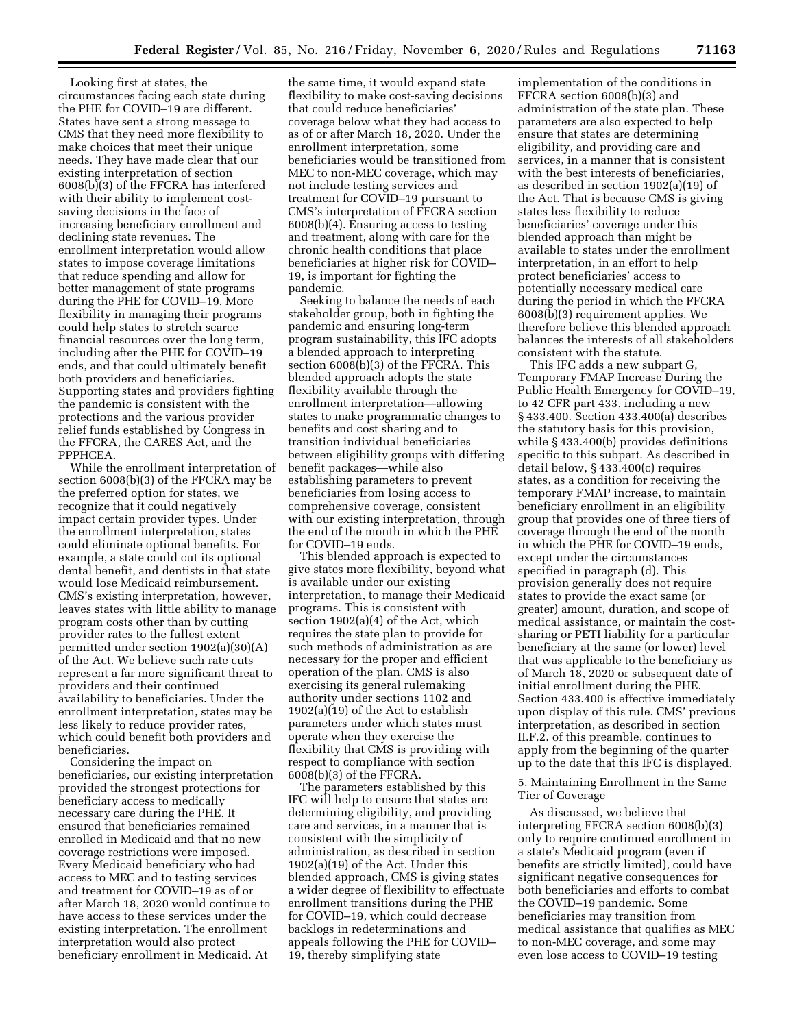Looking first at states, the circumstances facing each state during the PHE for COVID–19 are different. States have sent a strong message to CMS that they need more flexibility to make choices that meet their unique needs. They have made clear that our existing interpretation of section 6008(b)(3) of the FFCRA has interfered with their ability to implement cost-saving decisions in the face of increasing beneficiary enrollment and declining state revenues. The enrollment interpretation would allow states to impose coverage limitations that reduce spending and allow for better management of state programs during the PHE for COVID–19. More flexibility in managing their programs could help states to stretch scarce financial resources over the long term, including after the PHE for COVID–19 ends, and that could ultimately benefit both providers and beneficiaries. Supporting states and providers fighting the pandemic is consistent with the protections and the various provider relief funds established by Congress in the FFCRA, the CARES Act, and the PPPHCEA.

While the enrollment interpretation of section 6008(b)(3) of the FFCRA may be the preferred option for states, we recognize that it could negatively impact certain provider types. Under the enrollment interpretation, states could eliminate optional benefits. For example, a state could cut its optional dental benefit, and dentists in that state would lose Medicaid reimbursement. CMS's existing interpretation, however, leaves states with little ability to manage program costs other than by cutting provider rates to the fullest extent permitted under section 1902(a)(30)(A) of the Act. We believe such rate cuts represent a far more significant threat to providers and their continued availability to beneficiaries. Under the enrollment interpretation, states may be less likely to reduce provider rates, which could benefit both providers and beneficiaries.

Considering the impact on beneficiaries, our existing interpretation provided the strongest protections for beneficiary access to medically necessary care during the PHE. It ensured that beneficiaries remained enrolled in Medicaid and that no new coverage restrictions were imposed. Every Medicaid beneficiary who had access to MEC and to testing services and treatment for COVID–19 as of or after March 18, 2020 would continue to have access to these services under the existing interpretation. The enrollment interpretation would also protect beneficiary enrollment in Medicaid. At the same time, it would expand state flexibility to make cost-saving decisions that could reduce beneficiaries' coverage below what they had access to as of or after March 18, 2020. Under the enrollment interpretation, some beneficiaries would be transitioned from MEC to non-MEC coverage, which may not include testing services and treatment for COVID–19 pursuant to CMS's interpretation of FFCRA section 6008(b)(4). Ensuring access to testing and treatment, along with care for the chronic health conditions that place beneficiaries at higher risk for COVID–19, is important for fighting the pandemic.

Seeking to balance the needs of each stakeholder group, both in fighting the pandemic and ensuring long-term program sustainability, this IFC adopts a blended approach to interpreting section 6008(b)(3) of the FFCRA. This blended approach adopts the state flexibility available through the enrollment interpretation—allowing states to make programmatic changes to benefits and cost sharing and to transition individual beneficiaries between eligibility groups with differing benefit packages—while also establishing parameters to prevent beneficiaries from losing access to comprehensive coverage, consistent with our existing interpretation, through the end of the month in which the PHE for COVID–19 ends.

This blended approach is expected to give states more flexibility, beyond what is available under our existing interpretation, to manage their Medicaid programs. This is consistent with section 1902(a)(4) of the Act, which requires the state plan to provide for such methods of administration as are necessary for the proper and efficient operation of the plan. CMS is also exercising its general rulemaking authority under sections 1102 and 1902(a)(19) of the Act to establish parameters under which states must operate when they exercise the flexibility that CMS is providing with respect to compliance with section 6008(b)(3) of the FFCRA.

The parameters established by this IFC will help to ensure that states are determining eligibility, and providing care and services, in a manner that is consistent with the simplicity of administration, as described in section 1902(a)(19) of the Act. Under this blended approach, CMS is giving states a wider degree of flexibility to effectuate enrollment transitions during the PHE for COVID–19, which could decrease backlogs in redeterminations and appeals following the PHE for COVID–19, thereby simplifying state implementation of the conditions in FFCRA section 6008(b)(3) and administration of the state plan. These parameters are also expected to help ensure that states are determining eligibility, and providing care and services, in a manner that is consistent with the best interests of beneficiaries, as described in section 1902(a)(19) of the Act. That is because CMS is giving states less flexibility to reduce beneficiaries' coverage under this blended approach than might be available to states under the enrollment interpretation, in an effort to help protect beneficiaries' access to potentially necessary medical care during the period in which the FFCRA 6008(b)(3) requirement applies. We therefore believe this blended approach balances the interests of all stakeholders consistent with the statute.

This IFC adds a new subpart G, Temporary FMAP Increase During the Public Health Emergency for COVID–19, to 42 CFR part 433, including a new § 433.400. Section 433.400(a) describes the statutory basis for this provision, while § 433.400(b) provides definitions specific to this subpart. As described in detail below, § 433.400(c) requires states, as a condition for receiving the temporary FMAP increase, to maintain beneficiary enrollment in an eligibility group that provides one of three tiers of coverage through the end of the month in which the PHE for COVID–19 ends, except under the circumstances specified in paragraph (d). This provision generally does not require states to provide the exact same (or greater) amount, duration, and scope of medical assistance, or maintain the cost-sharing or PETI liability for a particular beneficiary at the same (or lower) level that was applicable to the beneficiary as of March 18, 2020 or subsequent date of initial enrollment during the PHE. Section 433.400 is effective immediately upon display of this rule. CMS' previous interpretation, as described in section II.F.2. of this preamble, continues to apply from the beginning of the quarter up to the date that this IFC is displayed.

5. Maintaining Enrollment in the Same Tier of Coverage

As discussed, we believe that interpreting FFCRA section 6008(b)(3) only to require continued enrollment in a state's Medicaid program (even if benefits are strictly limited), could have significant negative consequences for both beneficiaries and efforts to combat the COVID–19 pandemic. Some beneficiaries may transition from medical assistance that qualifies as MEC to non-MEC coverage, and some may even lose access to COVID–19 testing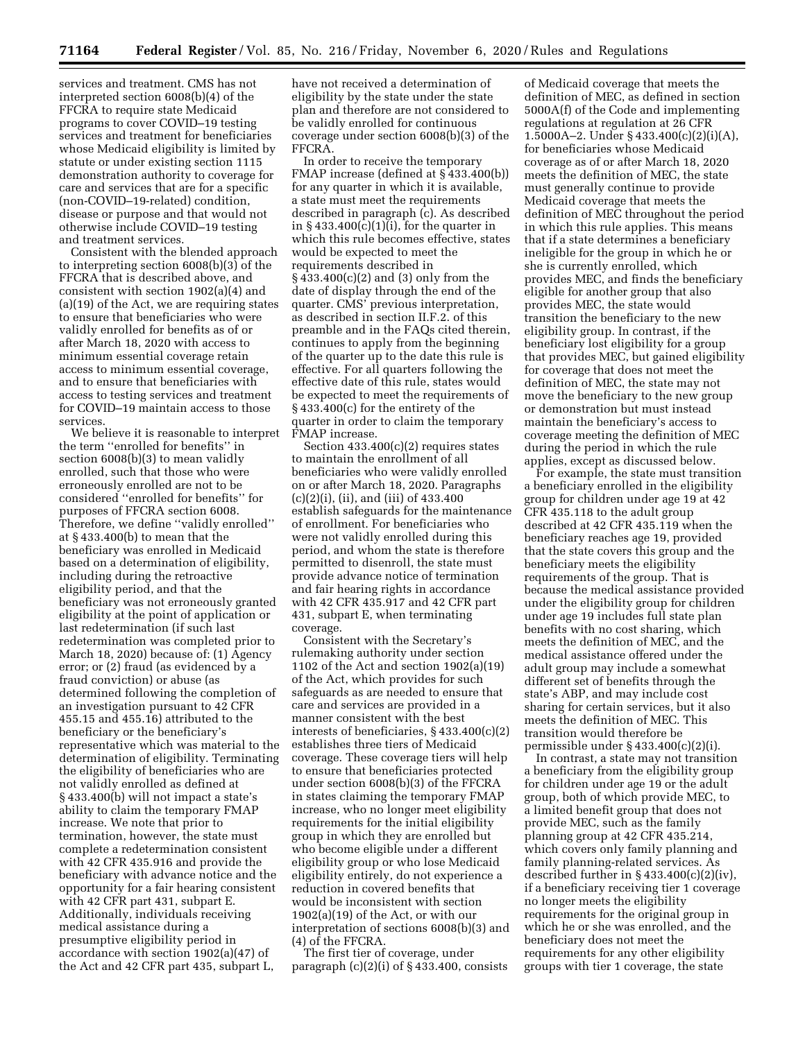services and treatment. CMS has not interpreted section 6008(b)(4) of the FFCRA to require state Medicaid programs to cover COVID–19 testing services and treatment for beneficiaries whose Medicaid eligibility is limited by statute or under existing section 1115 demonstration authority to coverage for care and services that are for a specific (non-COVID–19-related) condition, disease or purpose and that would not otherwise include COVID–19 testing and treatment services.

Consistent with the blended approach to interpreting section 6008(b)(3) of the FFCRA that is described above, and consistent with section 1902(a)(4) and (a)(19) of the Act, we are requiring states to ensure that beneficiaries who were validly enrolled for benefits as of or after March 18, 2020 with access to minimum essential coverage retain access to minimum essential coverage, and to ensure that beneficiaries with access to testing services and treatment for COVID–19 maintain access to those services.

We believe it is reasonable to interpret the term "enrolled for benefits" in section 6008(b)(3) to mean validly enrolled, such that those who were erroneously enrolled are not to be considered "enrolled for benefits" for purposes of FFCRA section 6008. Therefore, we define "validly enrolled" at § 433.400(b) to mean that the beneficiary was enrolled in Medicaid based on a determination of eligibility, including during the retroactive eligibility period, and that the beneficiary was not erroneously granted eligibility at the point of application or last redetermination (if such last redetermination was completed prior to March 18, 2020) because of: (1) Agency error; or (2) fraud (as evidenced by a fraud conviction) or abuse (as determined following the completion of an investigation pursuant to 42 CFR 455.15 and 455.16) attributed to the beneficiary or the beneficiary's representative which was material to the determination of eligibility. Terminating the eligibility of beneficiaries who are not validly enrolled as defined at § 433.400(b) will not impact a state's ability to claim the temporary FMAP increase. We note that prior to termination, however, the state must complete a redetermination consistent with 42 CFR 435.916 and provide the beneficiary with advance notice and the opportunity for a fair hearing consistent with 42 CFR part 431, subpart E. Additionally, individuals receiving medical assistance during a presumptive eligibility period in accordance with section 1902(a)(47) of the Act and 42 CFR part 435, subpart L, have not received a determination of eligibility by the state under the state plan and therefore are not considered to be validly enrolled for continuous coverage under section 6008(b)(3) of the FFCRA.

In order to receive the temporary FMAP increase (defined at § 433.400(b)) for any quarter in which it is available, a state must meet the requirements described in paragraph (c). As described in § 433.400(c)(1)(i), for the quarter in which this rule becomes effective, states would be expected to meet the requirements described in § 433.400(c)(2) and (3) only from the date of display through the end of the quarter. CMS' previous interpretation, as described in section II.F.2. of this preamble and in the FAQs cited therein, continues to apply from the beginning of the quarter up to the date this rule is effective. For all quarters following the effective date of this rule, states would be expected to meet the requirements of § 433.400(c) for the entirety of the quarter in order to claim the temporary FMAP increase.

Section 433.400(c)(2) requires states to maintain the enrollment of all beneficiaries who were validly enrolled on or after March 18, 2020. Paragraphs (c)(2)(i), (ii), and (iii) of 433.400 establish safeguards for the maintenance of enrollment. For beneficiaries who were not validly enrolled during this period, and whom the state is therefore permitted to disenroll, the state must provide advance notice of termination and fair hearing rights in accordance with 42 CFR 435.917 and 42 CFR part 431, subpart E, when terminating coverage.

Consistent with the Secretary's rulemaking authority under section 1102 of the Act and section 1902(a)(19) of the Act, which provides for such safeguards as are needed to ensure that care and services are provided in a manner consistent with the best interests of beneficiaries, § 433.400(c)(2) establishes three tiers of Medicaid coverage. These coverage tiers will help to ensure that beneficiaries protected under section 6008(b)(3) of the FFCRA in states claiming the temporary FMAP increase, who no longer meet eligibility requirements for the initial eligibility group in which they are enrolled but who become eligible under a different eligibility group or who lose Medicaid eligibility entirely, do not experience a reduction in covered benefits that would be inconsistent with section 1902(a)(19) of the Act, or with our interpretation of sections 6008(b)(3) and (4) of the FFCRA.

The first tier of coverage, under paragraph (c)(2)(i) of § 433.400, consists of Medicaid coverage that meets the definition of MEC, as defined in section 5000A(f) of the Code and implementing regulations at regulation at 26 CFR 1.5000A–2. Under § 433.400(c)(2)(i)(A), for beneficiaries whose Medicaid coverage as of or after March 18, 2020 meets the definition of MEC, the state must generally continue to provide Medicaid coverage that meets the definition of MEC throughout the period in which this rule applies. This means that if a state determines a beneficiary ineligible for the group in which he or she is currently enrolled, which provides MEC, and finds the beneficiary eligible for another group that also provides MEC, the state would transition the beneficiary to the new eligibility group. In contrast, if the beneficiary lost eligibility for a group that provides MEC, but gained eligibility for coverage that does not meet the definition of MEC, the state may not move the beneficiary to the new group or demonstration but must instead maintain the beneficiary's access to coverage meeting the definition of MEC during the period in which the rule applies, except as discussed below.

For example, the state must transition a beneficiary enrolled in the eligibility group for children under age 19 at 42 CFR 435.118 to the adult group described at 42 CFR 435.119 when the beneficiary reaches age 19, provided that the state covers this group and the beneficiary meets the eligibility requirements of the group. That is because the medical assistance provided under the eligibility group for children under age 19 includes full state plan benefits with no cost sharing, which meets the definition of MEC, and the medical assistance offered under the adult group may include a somewhat different set of benefits through the state's ABP, and may include cost sharing for certain services, but it also meets the definition of MEC. This transition would therefore be permissible under § 433.400(c)(2)(i).

In contrast, a state may not transition a beneficiary from the eligibility group for children under age 19 or the adult group, both of which provide MEC, to a limited benefit group that does not provide MEC, such as the family planning group at 42 CFR 435.214, which covers only family planning and family planning-related services. As described further in § 433.400(c)(2)(iv), if a beneficiary receiving tier 1 coverage no longer meets the eligibility requirements for the original group in which he or she was enrolled, and the beneficiary does not meet the requirements for any other eligibility groups with tier 1 coverage, the state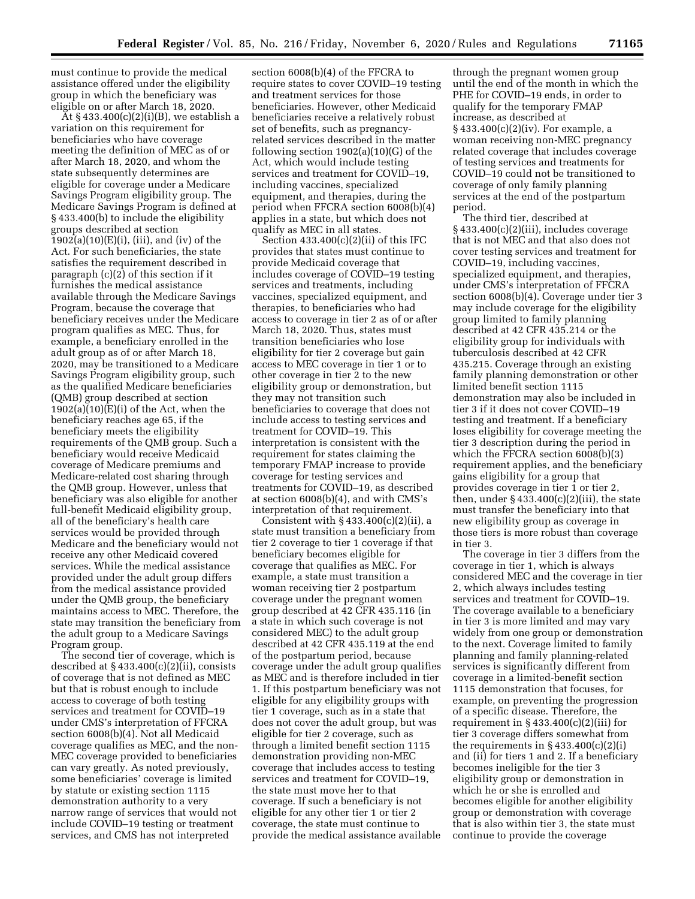must continue to provide the medical assistance offered under the eligibility group in which the beneficiary was eligible on or after March 18, 2020.

At § 433.400(c)(2)(i)(B), we establish a variation on this requirement for beneficiaries who have coverage meeting the definition of MEC as of or after March 18, 2020, and whom the state subsequently determines are eligible for coverage under a Medicare Savings Program eligibility group. The Medicare Savings Program is defined at § 433.400(b) to include the eligibility groups described at section 1902(a)(10)(E)(i), (iii), and (iv) of the Act. For such beneficiaries, the state satisfies the requirement described in paragraph (c)(2) of this section if it furnishes the medical assistance available through the Medicare Savings Program, because the coverage that beneficiary receives under the Medicare program qualifies as MEC. Thus, for example, a beneficiary enrolled in the adult group as of or after March 18, 2020, may be transitioned to a Medicare Savings Program eligibility group, such as the qualified Medicare beneficiaries (QMB) group described at section 1902(a)(10)(E)(i) of the Act, when the beneficiary reaches age 65, if the beneficiary meets the eligibility requirements of the QMB group. Such a beneficiary would receive Medicaid coverage of Medicare premiums and Medicare-related cost sharing through the QMB group. However, unless that beneficiary was also eligible for another full-benefit Medicaid eligibility group, all of the beneficiary's health care services would be provided through Medicare and the beneficiary would not receive any other Medicaid covered services. While the medical assistance provided under the adult group differs from the medical assistance provided under the QMB group, the beneficiary maintains access to MEC. Therefore, the state may transition the beneficiary from the adult group to a Medicare Savings Program group.

The second tier of coverage, which is described at § 433.400(c)(2)(ii), consists of coverage that is not defined as MEC but that is robust enough to include access to coverage of both testing services and treatment for COVID–19 under CMS's interpretation of FFCRA section 6008(b)(4). Not all Medicaid coverage qualifies as MEC, and the non-MEC coverage provided to beneficiaries can vary greatly. As noted previously, some beneficiaries' coverage is limited by statute or existing section 1115 demonstration authority to a very narrow range of services that would not include COVID–19 testing or treatment services, and CMS has not interpreted section 6008(b)(4) of the FFCRA to require states to cover COVID–19 testing and treatment services for those beneficiaries. However, other Medicaid beneficiaries receive a relatively robust set of benefits, such as pregnancy-related services described in the matter following section 1902(a)(10)(G) of the Act, which would include testing services and treatment for COVID–19, including vaccines, specialized equipment, and therapies, during the period when FFCRA section 6008(b)(4) applies in a state, but which does not qualify as MEC in all states.

Section 433.400(c)(2)(ii) of this IFC provides that states must continue to provide Medicaid coverage that includes coverage of COVID–19 testing services and treatments, including vaccines, specialized equipment, and therapies, to beneficiaries who had access to coverage in tier 2 as of or after March 18, 2020. Thus, states must transition beneficiaries who lose eligibility for tier 2 coverage but gain access to MEC coverage in tier 1 or to other coverage in tier 2 to the new eligibility group or demonstration, but they may not transition such beneficiaries to coverage that does not include access to testing services and treatment for COVID–19. This interpretation is consistent with the requirement for states claiming the temporary FMAP increase to provide coverage for testing services and treatments for COVID–19, as described at section 6008(b)(4), and with CMS's interpretation of that requirement.

Consistent with § 433.400(c)(2)(ii), a state must transition a beneficiary from tier 2 coverage to tier 1 coverage if that beneficiary becomes eligible for coverage that qualifies as MEC. For example, a state must transition a woman receiving tier 2 postpartum coverage under the pregnant women group described at 42 CFR 435.116 (in a state in which such coverage is not considered MEC) to the adult group described at 42 CFR 435.119 at the end of the postpartum period, because coverage under the adult group qualifies as MEC and is therefore included in tier 1. If this postpartum beneficiary was not eligible for any eligibility groups with tier 1 coverage, such as in a state that does not cover the adult group, but was eligible for tier 2 coverage, such as through a limited benefit section 1115 demonstration providing non-MEC coverage that includes access to testing services and treatment for COVID–19, the state must move her to that coverage. If such a beneficiary is not eligible for any other tier 1 or tier 2 coverage, the state must continue to provide the medical assistance available through the pregnant women group until the end of the month in which the PHE for COVID–19 ends, in order to qualify for the temporary FMAP increase, as described at § 433.400(c)(2)(iv). For example, a woman receiving non-MEC pregnancy related coverage that includes coverage of testing services and treatments for COVID–19 could not be transitioned to coverage of only family planning services at the end of the postpartum period.

The third tier, described at § 433.400(c)(2)(iii), includes coverage that is not MEC and that also does not cover testing services and treatment for COVID–19, including vaccines, specialized equipment, and therapies, under CMS's interpretation of FFCRA section 6008(b)(4). Coverage under tier 3 may include coverage for the eligibility group limited to family planning described at 42 CFR 435.214 or the eligibility group for individuals with tuberculosis described at 42 CFR 435.215. Coverage through an existing family planning demonstration or other limited benefit section 1115 demonstration may also be included in tier 3 if it does not cover COVID–19 testing and treatment. If a beneficiary loses eligibility for coverage meeting the tier 3 description during the period in which the FFCRA section 6008(b)(3) requirement applies, and the beneficiary gains eligibility for a group that provides coverage in tier 1 or tier 2, then, under § 433.400(c)(2)(iii), the state must transfer the beneficiary into that new eligibility group as coverage in those tiers is more robust than coverage in tier 3.

The coverage in tier 3 differs from the coverage in tier 1, which is always considered MEC and the coverage in tier 2, which always includes testing services and treatment for COVID–19. The coverage available to a beneficiary in tier 3 is more limited and may vary widely from one group or demonstration to the next. Coverage limited to family planning and family planning-related services is significantly different from coverage in a limited-benefit section 1115 demonstration that focuses, for example, on preventing the progression of a specific disease. Therefore, the requirement in § 433.400(c)(2)(iii) for tier 3 coverage differs somewhat from the requirements in § 433.400(c)(2)(i) and (ii) for tiers 1 and 2. If a beneficiary becomes ineligible for the tier 3 eligibility group or demonstration in which he or she is enrolled and becomes eligible for another eligibility group or demonstration with coverage that is also within tier 3, the state must continue to provide the coverage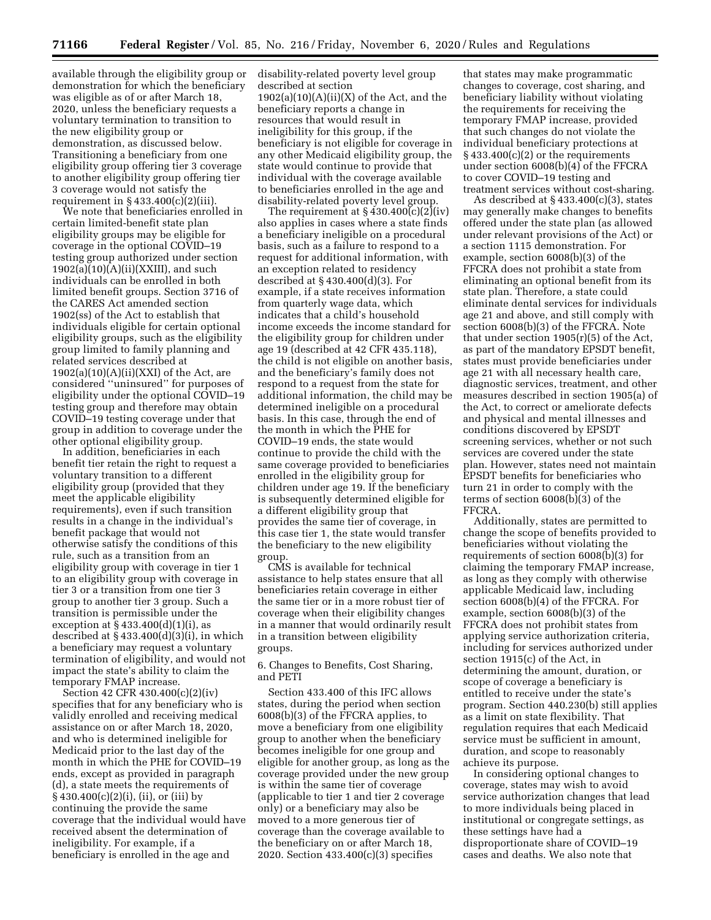available through the eligibility group or demonstration for which the beneficiary was eligible as of or after March 18, 2020, unless the beneficiary requests a voluntary termination to transition to the new eligibility group or demonstration, as discussed below. Transitioning a beneficiary from one eligibility group offering tier 3 coverage to another eligibility group offering tier 3 coverage would not satisfy the requirement in § 433.400(c)(2)(iii).

We note that beneficiaries enrolled in certain limited-benefit state plan eligibility groups may be eligible for coverage in the optional COVID–19 testing group authorized under section 1902(a)(10)(A)(ii)(XXIII), and such individuals can be enrolled in both limited benefit groups. Section 3716 of the CARES Act amended section 1902(ss) of the Act to establish that individuals eligible for certain optional eligibility groups, such as the eligibility group limited to family planning and related services described at 1902(a)(10)(A)(ii)(XXI) of the Act, are considered ''uninsured'' for purposes of eligibility under the optional COVID–19 testing group and therefore may obtain COVID–19 testing coverage under that group in addition to coverage under the other optional eligibility group.

In addition, beneficiaries in each benefit tier retain the right to request a voluntary transition to a different eligibility group (provided that they meet the applicable eligibility requirements), even if such transition results in a change in the individual's benefit package that would not otherwise satisfy the conditions of this rule, such as a transition from an eligibility group with coverage in tier 1 to an eligibility group with coverage in tier 3 or a transition from one tier 3 group to another tier 3 group. Such a transition is permissible under the exception at § 433.400(d)(1)(i), as described at § 433.400(d)(3)(i), in which a beneficiary may request a voluntary termination of eligibility, and would not impact the state's ability to claim the temporary FMAP increase.

Section 42 CFR 430.400(c)(2)(iv) specifies that for any beneficiary who is validly enrolled and receiving medical assistance on or after March 18, 2020, and who is determined ineligible for Medicaid prior to the last day of the month in which the PHE for COVID–19 ends, except as provided in paragraph (d), a state meets the requirements of § 430.400(c)(2)(i), (ii), or (iii) by continuing the provide the same coverage that the individual would have received absent the determination of ineligibility. For example, if a beneficiary is enrolled in the age and disability-related poverty level group described at section 1902(a)(10)(A)(ii)(X) of the Act, and the beneficiary reports a change in resources that would result in ineligibility for this group, if the beneficiary is not eligible for coverage in any other Medicaid eligibility group, the state would continue to provide that individual with the coverage available to beneficiaries enrolled in the age and disability-related poverty level group.

The requirement at § 430.400(c)(2)(iv) also applies in cases where a state finds a beneficiary ineligible on a procedural basis, such as a failure to respond to a request for additional information, with an exception related to residency described at § 430.400(d)(3). For example, if a state receives information from quarterly wage data, which indicates that a child's household income exceeds the income standard for the eligibility group for children under age 19 (described at 42 CFR 435.118), the child is not eligible on another basis, and the beneficiary's family does not respond to a request from the state for additional information, the child may be determined ineligible on a procedural basis. In this case, through the end of the month in which the PHE for COVID–19 ends, the state would continue to provide the child with the same coverage provided to beneficiaries enrolled in the eligibility group for children under age 19. If the beneficiary is subsequently determined eligible for a different eligibility group that provides the same tier of coverage, in this case tier 1, the state would transfer the beneficiary to the new eligibility group.

CMS is available for technical assistance to help states ensure that all beneficiaries retain coverage in either the same tier or in a more robust tier of coverage when their eligibility changes in a manner that would ordinarily result in a transition between eligibility groups.

6. Changes to Benefits, Cost Sharing, and PETI

Section 433.400 of this IFC allows states, during the period when section 6008(b)(3) of the FFCRA applies, to move a beneficiary from one eligibility group to another when the beneficiary becomes ineligible for one group and eligible for another group, as long as the coverage provided under the new group is within the same tier of coverage (applicable to tier 1 and tier 2 coverage only) or a beneficiary may also be moved to a more generous tier of coverage than the coverage available to the beneficiary on or after March 18, 2020. Section 433.400(c)(3) specifies that states may make programmatic changes to coverage, cost sharing, and beneficiary liability without violating the requirements for receiving the temporary FMAP increase, provided that such changes do not violate the individual beneficiary protections at § 433.400(c)(2) or the requirements under section 6008(b)(4) of the FFCRA to cover COVID–19 testing and treatment services without cost-sharing.

As described at § 433.400(c)(3), states may generally make changes to benefits offered under the state plan (as allowed under relevant provisions of the Act) or a section 1115 demonstration. For example, section 6008(b)(3) of the FFCRA does not prohibit a state from eliminating an optional benefit from its state plan. Therefore, a state could eliminate dental services for individuals age 21 and above, and still comply with section 6008(b)(3) of the FFCRA. Note that under section 1905(r)(5) of the Act, as part of the mandatory EPSDT benefit, states must provide beneficiaries under age 21 with all necessary health care, diagnostic services, treatment, and other measures described in section 1905(a) of the Act, to correct or ameliorate defects and physical and mental illnesses and conditions discovered by EPSDT screening services, whether or not such services are covered under the state plan. However, states need not maintain EPSDT benefits for beneficiaries who turn 21 in order to comply with the terms of section 6008(b)(3) of the FFCRA.

Additionally, states are permitted to change the scope of benefits provided to beneficiaries without violating the requirements of section 6008(b)(3) for claiming the temporary FMAP increase, as long as they comply with otherwise applicable Medicaid law, including section 6008(b)(4) of the FFCRA. For example, section 6008(b)(3) of the FFCRA does not prohibit states from applying service authorization criteria, including for services authorized under section 1915(c) of the Act, in determining the amount, duration, or scope of coverage a beneficiary is entitled to receive under the state's program. Section 440.230(b) still applies as a limit on state flexibility. That regulation requires that each Medicaid service must be sufficient in amount, duration, and scope to reasonably achieve its purpose.

In considering optional changes to coverage, states may wish to avoid service authorization changes that lead to more individuals being placed in institutional or congregate settings, as these settings have had a disproportionate share of COVID–19 cases and deaths. We also note that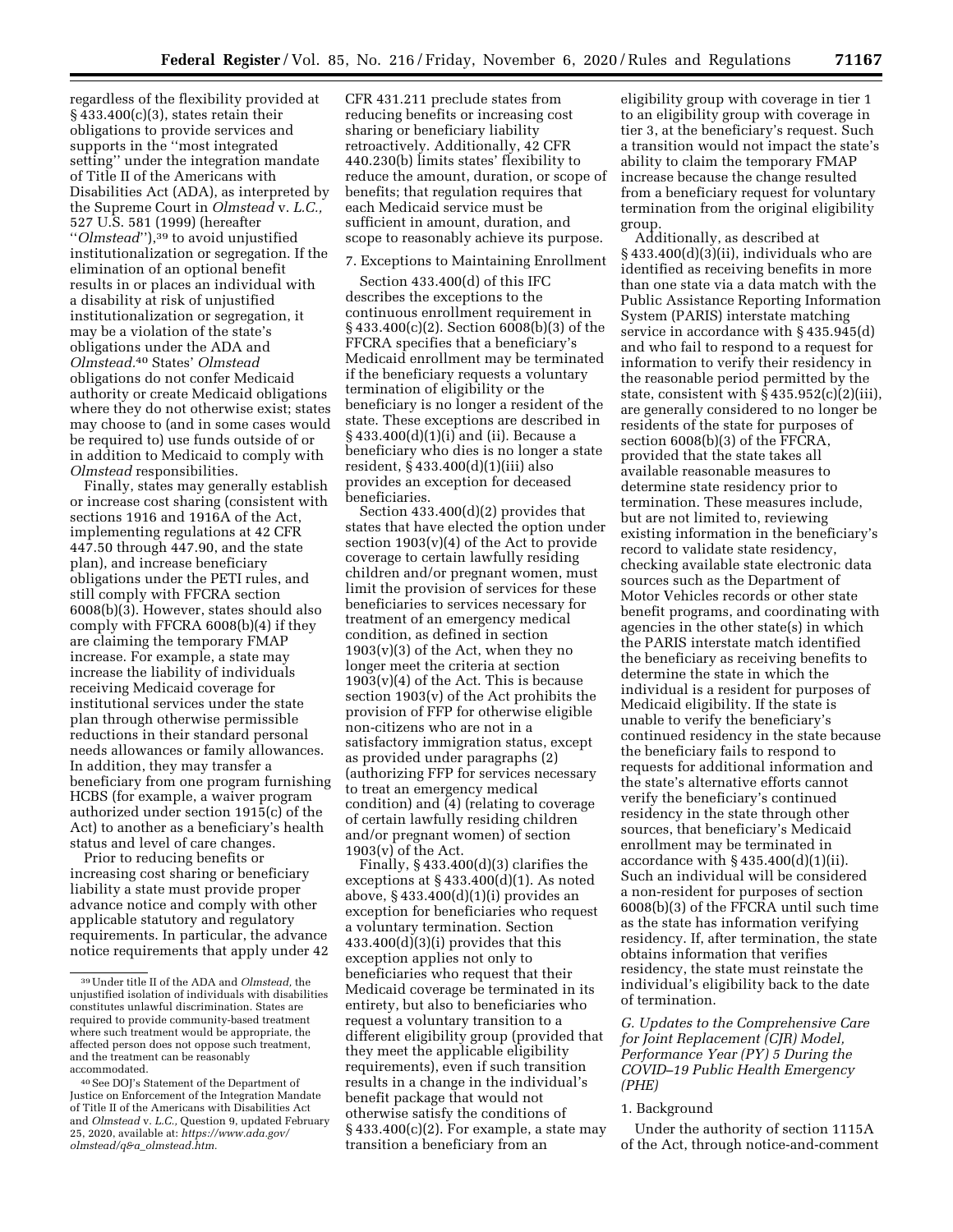regardless of the flexibility provided at § 433.400(c)(3), states retain their obligations to provide services and supports in the ''most integrated setting'' under the integration mandate of Title II of the Americans with Disabilities Act (ADA), as interpreted by the Supreme Court in *Olmstead* v. *L.C.,* 527 U.S. 581 (1999) (hereafter ''*Olmstead*''),[39] to avoid unjustified institutionalization or segregation. If the elimination of an optional benefit results in or places an individual with a disability at risk of unjustified institutionalization or segregation, it may be a violation of the state's obligations under the ADA and *Olmstead*.[40] States' *Olmstead* obligations do not confer Medicaid authority or create Medicaid obligations where they do not otherwise exist; states may choose to (and in some cases would be required to) use funds outside of or in addition to Medicaid to comply with *Olmstead* responsibilities.

Finally, states may generally establish or increase cost sharing (consistent with sections 1916 and 1916A of the Act, implementing regulations at 42 CFR 447.50 through 447.90, and the state plan), and increase beneficiary obligations under the PETI rules, and still comply with FFCRA section 6008(b)(3). However, states should also comply with FFCRA 6008(b)(4) if they are claiming the temporary FMAP increase. For example, a state may increase the liability of individuals receiving Medicaid coverage for institutional services under the state plan through otherwise permissible reductions in their standard personal needs allowances or family allowances. In addition, they may transfer a beneficiary from one program furnishing HCBS (for example, a waiver program authorized under section 1915(c) of the Act) to another as a beneficiary's health status and level of care changes.

Prior to reducing benefits or increasing cost sharing or beneficiary liability a state must provide proper advance notice and comply with other applicable statutory and regulatory requirements. In particular, the advance notice requirements that apply under 42 CFR 431.211 preclude states from reducing benefits or increasing cost sharing or beneficiary liability retroactively. Additionally, 42 CFR 440.230(b) limits states' flexibility to reduce the amount, duration, or scope of benefits; that regulation requires that each Medicaid service must be sufficient in amount, duration, and scope to reasonably achieve its purpose.

7. Exceptions to Maintaining Enrollment

Section 433.400(d) of this IFC describes the exceptions to the continuous enrollment requirement in § 433.400(c)(2). Section 6008(b)(3) of the FFCRA specifies that a beneficiary's Medicaid enrollment may be terminated if the beneficiary requests a voluntary termination of eligibility or the beneficiary is no longer a resident of the state. These exceptions are described in § 433.400(d)(1)(i) and (ii). Because a beneficiary who dies is no longer a state resident, § 433.400(d)(1)(iii) also provides an exception for deceased beneficiaries.

Section 433.400(d)(2) provides that states that have elected the option under section 1903(v)(4) of the Act to provide coverage to certain lawfully residing children and/or pregnant women, must limit the provision of services for these beneficiaries to services necessary for treatment of an emergency medical condition, as defined in section 1903(v)(3) of the Act, when they no longer meet the criteria at section 1903(v)(4) of the Act. This is because section 1903(v) of the Act prohibits the provision of FFP for otherwise eligible non-citizens who are not in a satisfactory immigration status, except as provided under paragraphs (2) (authorizing FFP for services necessary to treat an emergency medical condition) and (4) (relating to coverage of certain lawfully residing children and/or pregnant women) of section 1903(v) of the Act.

Finally, § 433.400(d)(3) clarifies the exceptions at § 433.400(d)(1). As noted above, § 433.400(d)(1)(i) provides an exception for beneficiaries who request a voluntary termination. Section 433.400(d)(3)(i) provides that this exception applies not only to beneficiaries who request that their Medicaid coverage be terminated in its entirety, but also to beneficiaries who request a voluntary transition to a different eligibility group (provided that they meet the applicable eligibility requirements), even if such transition results in a change in the individual's benefit package that would not otherwise satisfy the conditions of § 433.400(c)(2). For example, a state may transition a beneficiary from an eligibility group with coverage in tier 1 to an eligibility group with coverage in tier 3, at the beneficiary's request. Such a transition would not impact the state's ability to claim the temporary FMAP increase because the change resulted from a beneficiary request for voluntary termination from the original eligibility group.

Additionally, as described at § 433.400(d)(3)(ii), individuals who are identified as receiving benefits in more than one state via a data match with the Public Assistance Reporting Information System (PARIS) interstate matching service in accordance with § 435.945(d) and who fail to respond to a request for information to verify their residency in the reasonable period permitted by the state, consistent with § 435.952(c)(2)(iii), are generally considered to no longer be residents of the state for purposes of section 6008(b)(3) of the FFCRA, provided that the state takes all available reasonable measures to determine state residency prior to termination. These measures include, but are not limited to, reviewing existing information in the beneficiary's record to validate state residency, checking available state electronic data sources such as the Department of Motor Vehicles records or other state benefit programs, and coordinating with agencies in the other state(s) in which the PARIS interstate match identified the beneficiary as receiving benefits to determine the state in which the individual is a resident for purposes of Medicaid eligibility. If the state is unable to verify the beneficiary's continued residency in the state because the beneficiary fails to respond to requests for additional information and the state's alternative efforts cannot verify the beneficiary's continued residency in the state through other sources, that beneficiary's Medicaid enrollment may be terminated in accordance with § 435.400(d)(1)(ii). Such an individual will be considered a non-resident for purposes of section 6008(b)(3) of the FFCRA until such time as the state has information verifying residency. If, after termination, the state obtains information that verifies residency, the state must reinstate the individual's eligibility back to the date of termination.

*G. Updates to the Comprehensive Care for Joint Replacement (CJR) Model, Performance Year (PY) 5 During the COVID–19 Public Health Emergency (PHE)*

1. Background

Under the authority of section 1115A of the Act, through notice-and-comment

[39] Under title II of the ADA and *Olmstead,* the unjustified isolation of individuals with disabilities constitutes unlawful discrimination. States are required to provide community-based treatment where such treatment would be appropriate, the affected person does not oppose such treatment, and the treatment can be reasonably accommodated.

[40] See DOJ's Statement of the Department of Justice on Enforcement of the Integration Mandate of Title II of the Americans with Disabilities Act and *Olmstead* v. *L.C.*, Question 9, updated February 25, 2020, available at: *https://www.ada.gov/olmstead/q&a_olmstead.htm.*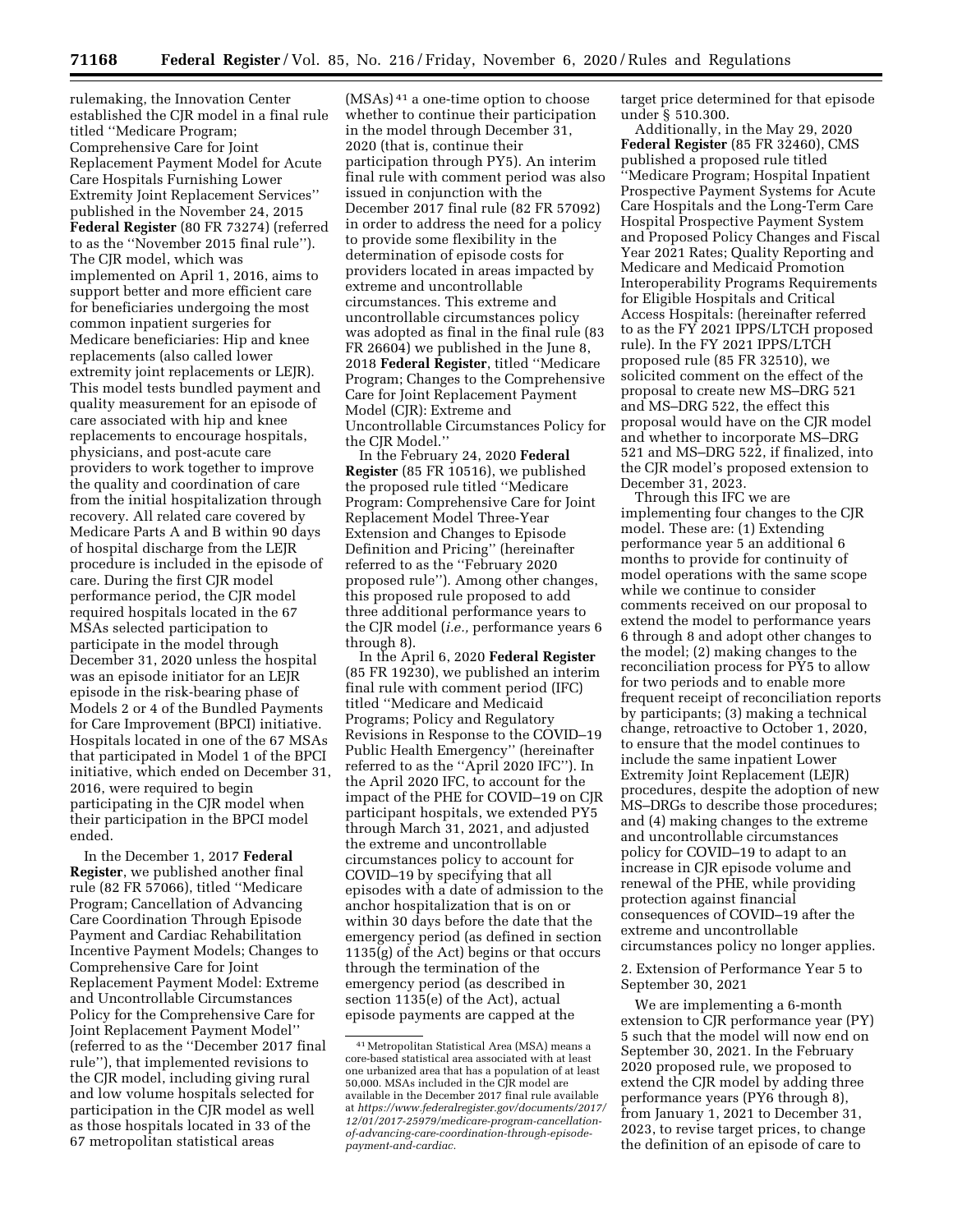rulemaking, the Innovation Center established the CJR model in a final rule titled ''Medicare Program; Comprehensive Care for Joint Replacement Payment Model for Acute Care Hospitals Furnishing Lower Extremity Joint Replacement Services'' published in the November 24, 2015 **Federal Register** (80 FR 73274) (referred to as the ''November 2015 final rule''). The CJR model, which was implemented on April 1, 2016, aims to support better and more efficient care for beneficiaries undergoing the most common inpatient surgeries for Medicare beneficiaries: Hip and knee replacements (also called lower extremity joint replacements or LEJR). This model tests bundled payment and quality measurement for an episode of care associated with hip and knee replacements to encourage hospitals, physicians, and post-acute care providers to work together to improve the quality and coordination of care from the initial hospitalization through recovery. All related care covered by Medicare Parts A and B within 90 days of hospital discharge from the LEJR procedure is included in the episode of care. During the first CJR model performance period, the CJR model required hospitals located in the 67 MSAs selected participation to participate in the model through December 31, 2020 unless the hospital was an episode initiator for an LEJR episode in the risk-bearing phase of Models 2 or 4 of the Bundled Payments for Care Improvement (BPCI) initiative. Hospitals located in one of the 67 MSAs that participated in Model 1 of the BPCI initiative, which ended on December 31, 2016, were required to begin participating in the CJR model when their participation in the BPCI model ended.

In the December 1, 2017 **Federal Register**, we published another final rule (82 FR 57066), titled ''Medicare Program; Cancellation of Advancing Care Coordination Through Episode Payment and Cardiac Rehabilitation Incentive Payment Models; Changes to Comprehensive Care for Joint Replacement Payment Model: Extreme and Uncontrollable Circumstances Policy for the Comprehensive Care for Joint Replacement Payment Model'' (referred to as the ''December 2017 final rule''), that implemented revisions to the CJR model, including giving rural and low volume hospitals selected for participation in the CJR model as well as those hospitals located in 33 of the 67 metropolitan statistical areas (MSAs)[41] a one-time option to choose whether to continue their participation in the model through December 31, 2020 (that is, continue their participation through PY5). An interim final rule with comment period was also issued in conjunction with the December 2017 final rule (82 FR 57092) in order to address the need for a policy to provide some flexibility in the determination of episode costs for providers located in areas impacted by extreme and uncontrollable circumstances. This extreme and uncontrollable circumstances policy was adopted as final in the final rule (83 FR 26604) we published in the June 8, 2018 **Federal Register**, titled ''Medicare Program; Changes to the Comprehensive Care for Joint Replacement Payment Model (CJR): Extreme and Uncontrollable Circumstances Policy for the CJR Model.''

In the February 24, 2020 **Federal Register** (85 FR 10516), we published the proposed rule titled ''Medicare Program: Comprehensive Care for Joint Replacement Model Three-Year Extension and Changes to Episode Definition and Pricing'' (hereinafter referred to as the ''February 2020 proposed rule''). Among other changes, this proposed rule proposed to add three additional performance years to the CJR model (*i.e.,* performance years 6 through 8).

In the April 6, 2020 **Federal Register** (85 FR 19230), we published an interim final rule with comment period (IFC) titled ''Medicare and Medicaid Programs; Policy and Regulatory Revisions in Response to the COVID–19 Public Health Emergency'' (hereinafter referred to as the ''April 2020 IFC''). In the April 2020 IFC, to account for the impact of the PHE for COVID–19 on CJR participant hospitals, we extended PY5 through March 31, 2021, and adjusted the extreme and uncontrollable circumstances policy to account for COVID–19 by specifying that all episodes with a date of admission to the anchor hospitalization that is on or within 30 days before the date that the emergency period (as defined in section 1135(g) of the Act) begins or that occurs through the termination of the emergency period (as described in section 1135(e) of the Act), actual episode payments are capped at the target price determined for that episode under § 510.300.

Additionally, in the May 29, 2020 **Federal Register** (85 FR 32460), CMS published a proposed rule titled ''Medicare Program; Hospital Inpatient Prospective Payment Systems for Acute Care Hospitals and the Long-Term Care Hospital Prospective Payment System and Proposed Policy Changes and Fiscal Year 2021 Rates; Quality Reporting and Medicare and Medicaid Promotion Interoperability Programs Requirements for Eligible Hospitals and Critical Access Hospitals: (hereinafter referred to as the FY 2021 IPPS/LTCH proposed rule). In the FY 2021 IPPS/LTCH proposed rule (85 FR 32510), we solicited comment on the effect of the proposal to create new MS–DRG 521 and MS–DRG 522, the effect this proposal would have on the CJR model and whether to incorporate MS–DRG 521 and MS–DRG 522, if finalized, into the CJR model's proposed extension to December 31, 2023.

Through this IFC we are implementing four changes to the CJR model. These are: (1) Extending performance year 5 an additional 6 months to provide for continuity of model operations with the same scope while we continue to consider comments received on our proposal to extend the model to performance years 6 through 8 and adopt other changes to the model; (2) making changes to the reconciliation process for PY5 to allow for two periods and to enable more frequent receipt of reconciliation reports by participants; (3) making a technical change, retroactive to October 1, 2020, to ensure that the model continues to include the same inpatient Lower Extremity Joint Replacement (LEJR) procedures, despite the adoption of new MS–DRGs to describe those procedures; and (4) making changes to the extreme and uncontrollable circumstances policy for COVID–19 to adapt to an increase in CJR episode volume and renewal of the PHE, while providing protection against financial consequences of COVID–19 after the extreme and uncontrollable circumstances policy no longer applies.

2. Extension of Performance Year 5 to September 30, 2021

We are implementing a 6-month extension to CJR performance year (PY) 5 such that the model will now end on September 30, 2021. In the February 2020 proposed rule, we proposed to extend the CJR model by adding three performance years (PY6 through 8), from January 1, 2021 to December 31, 2023, to revise target prices, to change the definition of an episode of care to

[41] Metropolitan Statistical Area (MSA) means a core-based statistical area associated with at least one urbanized area that has a population of at least 50,000. MSAs included in the CJR model are available in the December 2017 final rule available at *https://www.federalregister.gov/documents/2017/12/01/2017-25979/medicare-program-cancellation-of-advancing-care-coordination-through-episode-payment-and-cardiac.*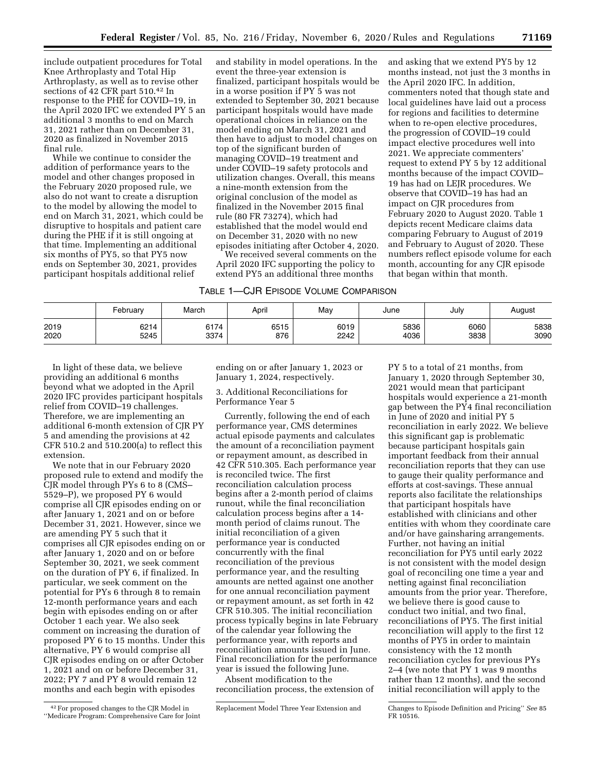include outpatient procedures for Total Knee Arthroplasty and Total Hip Arthroplasty, as well as to revise other sections of 42 CFR part 510.[42] In response to the PHE for COVID–19, in the April 2020 IFC we extended PY 5 an additional 3 months to end on March 31, 2021 rather than on December 31, 2020 as finalized in November 2015 final rule.

While we continue to consider the addition of performance years to the model and other changes proposed in the February 2020 proposed rule, we also do not want to create a disruption to the model by allowing the model to end on March 31, 2021, which could be disruptive to hospitals and patient care during the PHE if it is still ongoing at that time. Implementing an additional six months of PY5, so that PY5 now ends on September 30, 2021, provides participant hospitals additional relief and stability in model operations. In the event the three-year extension is finalized, participant hospitals would be in a worse position if PY 5 was not extended to September 30, 2021 because participant hospitals would have made operational choices in reliance on the model ending on March 31, 2021 and then have to adjust to model changes on top of the significant burden of managing COVID–19 treatment and under COVID–19 safety protocols and utilization changes. Overall, this means a nine-month extension from the original conclusion of the model as finalized in the November 2015 final rule (80 FR 73274), which had established that the model would end on December 31, 2020 with no new episodes initiating after October 4, 2020.

We received several comments on the April 2020 IFC supporting the policy to extend PY5 an additional three months and asking that we extend PY5 by 12 months instead, not just the 3 months in the April 2020 IFC. In addition, commenters noted that though state and local guidelines have laid out a process for regions and facilities to determine when to re-open elective procedures, the progression of COVID–19 could impact elective procedures well into 2021. We appreciate commenters' request to extend PY 5 by 12 additional months because of the impact COVID–19 has had on LEJR procedures. We observe that COVID–19 has had an impact on CJR procedures from February 2020 to August 2020. Table 1 depicts recent Medicare claims data comparing February to August of 2019 and February to August of 2020. These numbers reflect episode volume for each month, accounting for any CJR episode that began within that month.

TABLE 1—CJR EPISODE VOLUME COMPARISON

| | February | March | April | May | June | July | August |
|---|---|---|---|---|---|---|---|
| 2019 | 6214 | 6174 | 6515 | 6019 | 5836 | 6060 | 5838 |
| 2020 | 5245 | 3374 | 876 | 2242 | 4036 | 3838 | 3090 |

In light of these data, we believe providing an additional 6 months beyond what we adopted in the April 2020 IFC provides participant hospitals relief from COVID–19 challenges. Therefore, we are implementing an additional 6-month extension of CJR PY 5 and amending the provisions at 42 CFR 510.2 and 510.200(a) to reflect this extension.

We note that in our February 2020 proposed rule to extend and modify the CJR model through PYs 6 to 8 (CMS–5529–P), we proposed PY 6 would comprise all CJR episodes ending on or after January 1, 2021 and on or before December 31, 2021. However, since we are amending PY 5 such that it comprises all CJR episodes ending on or after January 1, 2020 and on or before September 30, 2021, we seek comment on the duration of PY 6, if finalized. In particular, we seek comment on the potential for PYs 6 through 8 to remain 12-month performance years and each begin with episodes ending on or after October 1 each year. We also seek comment on increasing the duration of proposed PY 6 to 15 months. Under this alternative, PY 6 would comprise all CJR episodes ending on or after October 1, 2021 and on or before December 31, 2022; PY 7 and PY 8 would remain 12 months and each begin with episodes ending on or after January 1, 2023 or January 1, 2024, respectively.

3. Additional Reconciliations for Performance Year 5

Currently, following the end of each performance year, CMS determines actual episode payments and calculates the amount of a reconciliation payment or repayment amount, as described in 42 CFR 510.305. Each performance year is reconciled twice. The first reconciliation calculation process begins after a 2-month period of claims runout, while the final reconciliation calculation process begins after a 14-month period of claims runout. The initial reconciliation of a given performance year is conducted concurrently with the final reconciliation of the previous performance year, and the resulting amounts are netted against one another for one annual reconciliation payment or repayment amount, as set forth in 42 CFR 510.305. The initial reconciliation process typically begins in late February of the calendar year following the performance year, with reports and reconciliation amounts issued in June. Final reconciliation for the performance year is issued the following June.

Absent modification to the reconciliation process, the extension of PY 5 to a total of 21 months, from January 1, 2020 through September 30, 2021 would mean that participant hospitals would experience a 21-month gap between the PY4 final reconciliation in June of 2020 and initial PY 5 reconciliation in early 2022. We believe this significant gap is problematic because participant hospitals gain important feedback from their annual reconciliation reports that they can use to gauge their quality performance and efforts at cost-savings. These annual reports also facilitate the relationships that participant hospitals have established with clinicians and other entities with whom they coordinate care and/or have gainsharing arrangements. Further, not having an initial reconciliation for PY5 until early 2022 is not consistent with the model design goal of reconciling one time a year and netting against final reconciliation amounts from the prior year. Therefore, we believe there is good cause to conduct two initial, and two final, reconciliations of PY5. The first initial reconciliation will apply to the first 12 months of PY5 in order to maintain consistency with the 12 month reconciliation cycles for previous PYs 2–4 (we note that PY 1 was 9 months rather than 12 months), and the second initial reconciliation will apply to the

[42] For proposed changes to the CJR Model in ''Medicare Program: Comprehensive Care for Joint Replacement Model Three Year Extension and Changes to Episode Definition and Pricing'' *See* 85 FR 10516.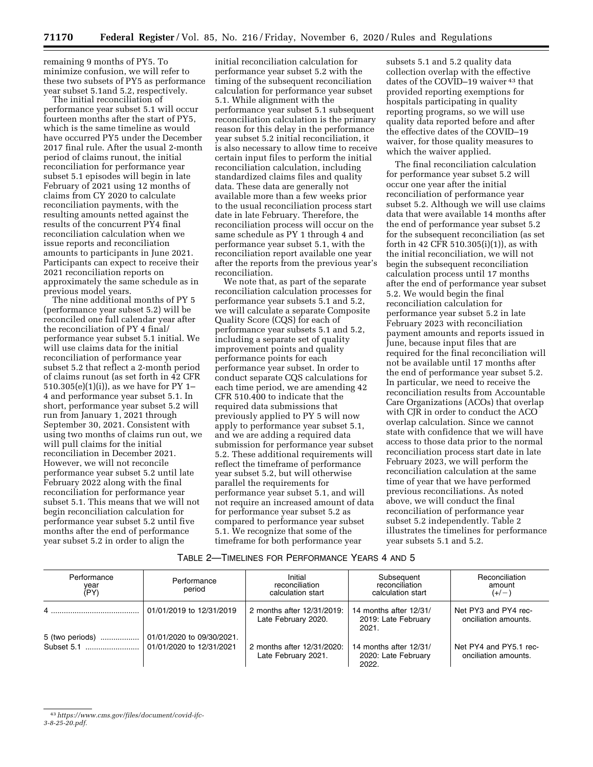remaining 9 months of PY5. To minimize confusion, we will refer to these two subsets of PY5 as performance year subset 5.1and 5.2, respectively.

The initial reconciliation of performance year subset 5.1 will occur fourteen months after the start of PY5, which is the same timeline as would have occurred PY5 under the December 2017 final rule. After the usual 2-month period of claims runout, the initial reconciliation for performance year subset 5.1 episodes will begin in late February of 2021 using 12 months of claims from CY 2020 to calculate reconciliation payments, with the resulting amounts netted against the results of the concurrent PY4 final reconciliation calculation when we issue reports and reconciliation amounts to participants in June 2021. Participants can expect to receive their 2021 reconciliation reports on approximately the same schedule as in previous model years.

The nine additional months of PY 5 (performance year subset 5.2) will be reconciled one full calendar year after the reconciliation of PY 4 final/ performance year subset 5.1 initial. We will use claims data for the initial reconciliation of performance year subset 5.2 that reflect a 2-month period of claims runout (as set forth in 42 CFR 510.305(e)(1)(i)), as we have for PY 1–4 and performance year subset 5.1. In short, performance year subset 5.2 will run from January 1, 2021 through September 30, 2021. Consistent with using two months of claims run out, we will pull claims for the initial reconciliation in December 2021. However, we will not reconcile performance year subset 5.2 until late February 2022 along with the final reconciliation for performance year subset 5.1. This means that we will not begin reconciliation calculation for performance year subset 5.2 until five months after the end of performance year subset 5.2 in order to align the initial reconciliation calculation for performance year subset 5.2 with the timing of the subsequent reconciliation calculation for performance year subset 5.1. While alignment with the performance year subset 5.1 subsequent reconciliation calculation is the primary reason for this delay in the performance year subset 5.2 initial reconciliation, it is also necessary to allow time to receive certain input files to perform the initial reconciliation calculation, including standardized claims files and quality data. These data are generally not available more than a few weeks prior to the usual reconciliation process start date in late February. Therefore, the reconciliation process will occur on the same schedule as PY 1 through 4 and performance year subset 5.1, with the reconciliation report available one year after the reports from the previous year's reconciliation.

We note that, as part of the separate reconciliation calculation processes for performance year subsets 5.1 and 5.2, we will calculate a separate Composite Quality Score (CQS) for each of performance year subsets 5.1 and 5.2, including a separate set of quality improvement points and quality performance points for each performance year subset. In order to conduct separate CQS calculations for each time period, we are amending 42 CFR 510.400 to indicate that the required data submissions that previously applied to PY 5 will now apply to performance year subset 5.1, and we are adding a required data submission for performance year subset 5.2. These additional requirements will reflect the timeframe of performance year subset 5.2, but will otherwise parallel the requirements for performance year subset 5.1, and will not require an increased amount of data for performance year subset 5.2 as compared to performance year subset 5.1. We recognize that some of the timeframe for both performance year subsets 5.1 and 5.2 quality data collection overlap with the effective dates of the COVID–19 waiver[43] that provided reporting exemptions for hospitals participating in quality reporting programs, so we will use quality data reported before and after the effective dates of the COVID–19 waiver, for those quality measures to which the waiver applied.

The final reconciliation calculation for performance year subset 5.2 will occur one year after the initial reconciliation of performance year subset 5.2. Although we will use claims data that were available 14 months after the end of performance year subset 5.2 for the subsequent reconciliation (as set forth in 42 CFR 510.305(i)(1)), as with the initial reconciliation, we will not begin the subsequent reconciliation calculation process until 17 months after the end of performance year subset 5.2. We would begin the final reconciliation calculation for performance year subset 5.2 in late February 2023 with reconciliation payment amounts and reports issued in June, because input files that are required for the final reconciliation will not be available until 17 months after the end of performance year subset 5.2. In particular, we need to receive the reconciliation results from Accountable Care Organizations (ACOs) that overlap with CJR in order to conduct the ACO overlap calculation. Since we cannot state with confidence that we will have access to those data prior to the normal reconciliation process start date in late February 2023, we will perform the reconciliation calculation at the same time of year that we have performed previous reconciliations. As noted above, we will conduct the final reconciliation of performance year subset 5.2 independently. Table 2 illustrates the timelines for performance year subsets 5.1 and 5.2.

TABLE 2—TIMELINES FOR PERFORMANCE YEARS 4 AND 5

| Performance year (PY) | Performance period | Initial reconciliation calculation start | Subsequent reconciliation calculation start | Reconciliation amount (+/−) |
|---|---|---|---|---|
| 4 | 01/01/2019 to 12/31/2019 | 2 months after 12/31/2019: Late February 2020. | 14 months after 12/31/2019: Late February 2021. | Net PY3 and PY4 reconciliation amounts. |
| 5 (two periods) | 01/01/2020 to 09/30/2021. | | | |
| Subset 5.1 | 01/01/2020 to 12/31/2021 | 2 months after 12/31/2020: Late February 2021. | 14 months after 12/31/2020: Late February 2022. | Net PY4 and PY5.1 reconciliation amounts. |

[43] *https://www.cms.gov/files/document/covid-ifc-3-8-25-20.pdf.*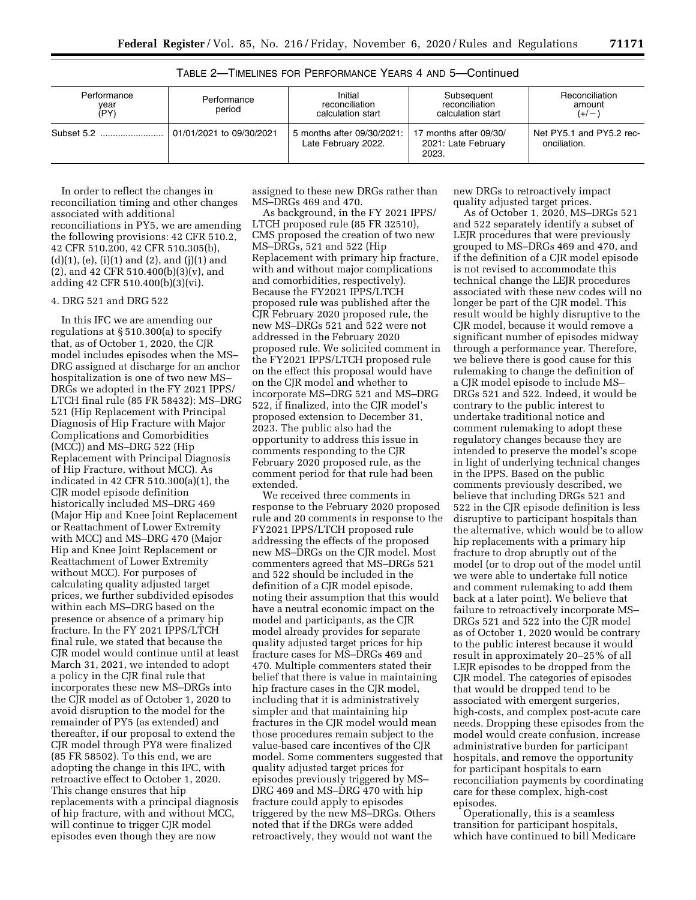TABLE 2—TIMELINES FOR PERFORMANCE YEARS 4 AND 5—Continued

| Performance year (PY) | Performance period | Initial reconciliation calculation start | Subsequent reconciliation calculation start | Reconciliation amount (+/−) |
|---|---|---|---|---|
| Subset 5.2 | 01/01/2021 to 09/30/2021 | 5 months after 09/30/2021: Late February 2022. | 17 months after 09/30/2021: Late February 2023. | Net PY5.1 and PY5.2 reconciliation. |

In order to reflect the changes in reconciliation timing and other changes associated with additional reconciliations in PY5, we are amending the following provisions: 42 CFR 510.2, 42 CFR 510.200, 42 CFR 510.305(b), (d)(1), (e), (i)(1) and (2), and (j)(1) and (2), and 42 CFR 510.400(b)(3)(v), and adding 42 CFR 510.400(b)(3)(vi).

4. DRG 521 and DRG 522

In this IFC we are amending our regulations at § 510.300(a) to specify that, as of October 1, 2020, the CJR model includes episodes when the MS–DRG assigned at discharge for an anchor hospitalization is one of two new MS–DRGs we adopted in the FY 2021 IPPS/LTCH final rule (85 FR 58432): MS–DRG 521 (Hip Replacement with Principal Diagnosis of Hip Fracture with Major Complications and Comorbidities (MCC)) and MS–DRG 522 (Hip Replacement with Principal Diagnosis of Hip Fracture, without MCC). As indicated in 42 CFR 510.300(a)(1), the CJR model episode definition historically included MS–DRG 469 (Major Hip and Knee Joint Replacement or Reattachment of Lower Extremity with MCC) and MS–DRG 470 (Major Hip and Knee Joint Replacement or Reattachment of Lower Extremity without MCC). For purposes of calculating quality adjusted target prices, we further subdivided episodes within each MS–DRG based on the presence or absence of a primary hip fracture. In the FY 2021 IPPS/LTCH final rule, we stated that because the CJR model would continue until at least March 31, 2021, we intended to adopt a policy in the CJR final rule that incorporates these new MS–DRGs into the CJR model as of October 1, 2020 to avoid disruption to the model for the remainder of PY5 (as extended) and thereafter, if our proposal to extend the CJR model through PY8 were finalized (85 FR 58502). To this end, we are adopting the change in this IFC, with retroactive effect to October 1, 2020. This change ensures that hip replacements with a principal diagnosis of hip fracture, with and without MCC, will continue to trigger CJR model episodes even though they are now assigned to these new DRGs rather than MS–DRGs 469 and 470.

As background, in the FY 2021 IPPS/LTCH proposed rule (85 FR 32510), CMS proposed the creation of two new MS–DRGs, 521 and 522 (Hip Replacement with primary hip fracture, with and without major complications and comorbidities, respectively). Because the FY2021 IPPS/LTCH proposed rule was published after the CJR February 2020 proposed rule, the new MS–DRGs 521 and 522 were not addressed in the February 2020 proposed rule. We solicited comment in the FY2021 IPPS/LTCH proposed rule on the effect this proposal would have on the CJR model and whether to incorporate MS–DRG 521 and MS–DRG 522, if finalized, into the CJR model's proposed extension to December 31, 2023. The public also had the opportunity to address this issue in comments responding to the CJR February 2020 proposed rule, as the comment period for that rule had been extended.

We received three comments in response to the February 2020 proposed rule and 20 comments in response to the FY2021 IPPS/LTCH proposed rule addressing the effects of the proposed new MS–DRGs on the CJR model. Most commenters agreed that MS–DRGs 521 and 522 should be included in the definition of a CJR model episode, noting their assumption that this would have a neutral economic impact on the model and participants, as the CJR model already provides for separate quality adjusted target prices for hip fracture cases for MS–DRGs 469 and 470. Multiple commenters stated their belief that there is value in maintaining hip fracture cases in the CJR model, including that it is administratively simpler and that maintaining hip fractures in the CJR model would mean those procedures remain subject to the value-based care incentives of the CJR model. Some commenters suggested that quality adjusted target prices for episodes previously triggered by MS–DRG 469 and MS–DRG 470 with hip fracture could apply to episodes triggered by the new MS–DRGs. Others noted that if the DRGs were added retroactively, they would not want the new DRGs to retroactively impact quality adjusted target prices.

As of October 1, 2020, MS–DRGs 521 and 522 separately identify a subset of LEJR procedures that were previously grouped to MS–DRGs 469 and 470, and if the definition of a CJR model episode is not revised to accommodate this technical change the LEJR procedures associated with these new codes will no longer be part of the CJR model. This result would be highly disruptive to the CJR model, because it would remove a significant number of episodes midway through a performance year. Therefore, we believe there is good cause for this rulemaking to change the definition of a CJR model episode to include MS–DRGs 521 and 522. Indeed, it would be contrary to the public interest to undertake traditional notice and comment rulemaking to adopt these regulatory changes because they are intended to preserve the model's scope in light of underlying technical changes in the IPPS. Based on the public comments previously described, we believe that including DRGs 521 and 522 in the CJR episode definition is less disruptive to participant hospitals than the alternative, which would be to allow hip replacements with a primary hip fracture to drop abruptly out of the model (or to drop out of the model until we were able to undertake full notice and comment rulemaking to add them back at a later point). We believe that failure to retroactively incorporate MS–DRGs 521 and 522 into the CJR model as of October 1, 2020 would be contrary to the public interest because it would result in approximately 20–25% of all LEJR episodes to be dropped from the CJR model. The categories of episodes that would be dropped tend to be associated with emergent surgeries, high-costs, and complex post-acute care needs. Dropping these episodes from the model would create confusion, increase administrative burden for participant hospitals, and remove the opportunity for participant hospitals to earn reconciliation payments by coordinating care for these complex, high-cost episodes.

Operationally, this is a seamless transition for participant hospitals, which have continued to bill Medicare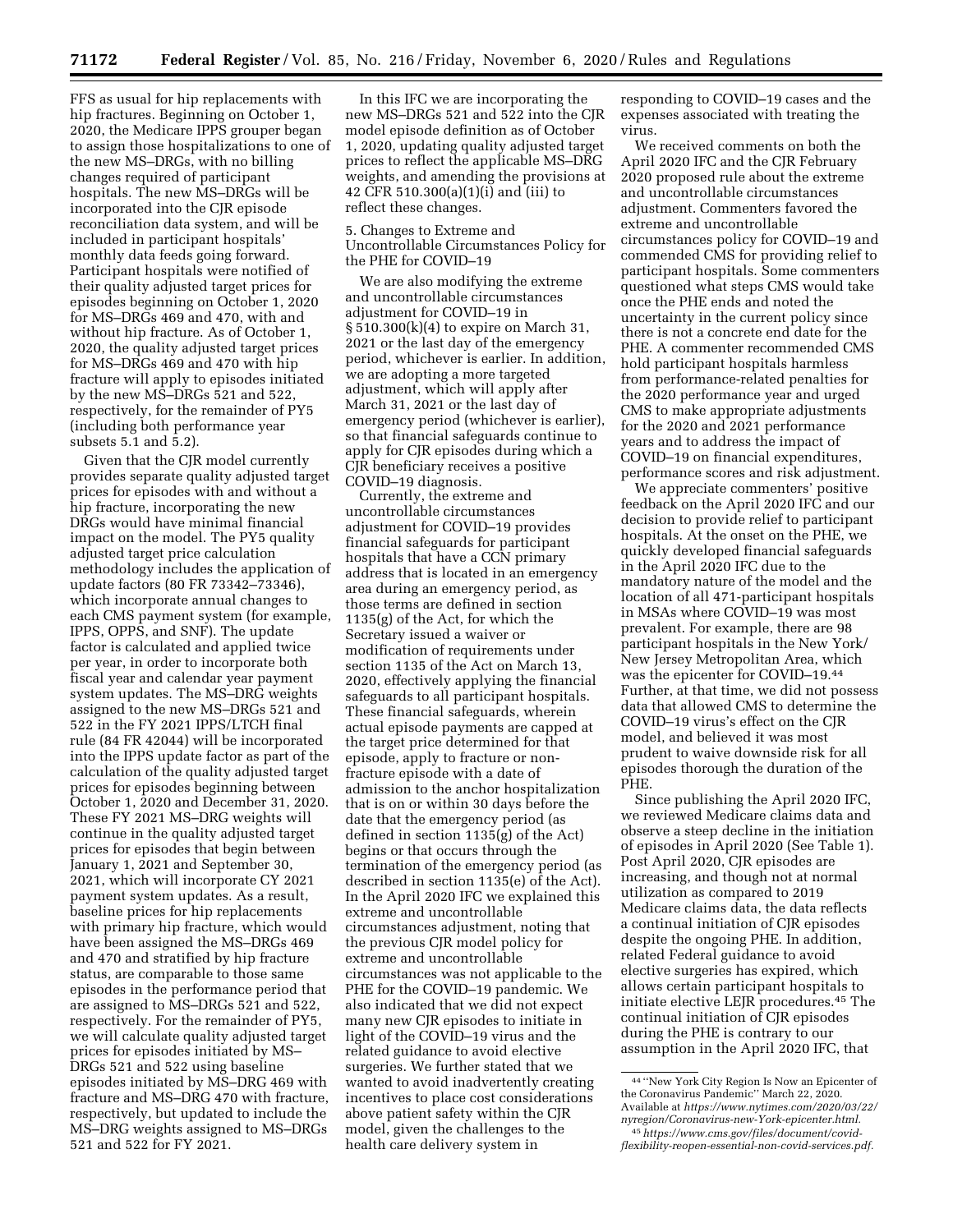FFS as usual for hip replacements with hip fractures. Beginning on October 1, 2020, the Medicare IPPS grouper began to assign those hospitalizations to one of the new MS–DRGs, with no billing changes required of participant hospitals. The new MS–DRGs will be incorporated into the CJR episode reconciliation data system, and will be included in participant hospitals' monthly data feeds going forward. Participant hospitals were notified of their quality adjusted target prices for episodes beginning on October 1, 2020 for MS–DRGs 469 and 470, with and without hip fracture. As of October 1, 2020, the quality adjusted target prices for MS–DRGs 469 and 470 with hip fracture will apply to episodes initiated by the new MS–DRGs 521 and 522, respectively, for the remainder of PY5 (including both performance year subsets 5.1 and 5.2).

Given that the CJR model currently provides separate quality adjusted target prices for episodes with and without a hip fracture, incorporating the new DRGs would have minimal financial impact on the model. The PY5 quality adjusted target price calculation methodology includes the application of update factors (80 FR 73342–73346), which incorporate annual changes to each CMS payment system (for example, IPPS, OPPS, and SNF). The update factor is calculated and applied twice per year, in order to incorporate both fiscal year and calendar year payment system updates. The MS–DRG weights assigned to the new MS–DRGs 521 and 522 in the FY 2021 IPPS/LTCH final rule (84 FR 42044) will be incorporated into the IPPS update factor as part of the calculation of the quality adjusted target prices for episodes beginning between October 1, 2020 and December 31, 2020. These FY 2021 MS–DRG weights will continue in the quality adjusted target prices for episodes that begin between January 1, 2021 and September 30, 2021, which will incorporate CY 2021 payment system updates. As a result, baseline prices for hip replacements with primary hip fracture, which would have been assigned the MS–DRGs 469 and 470 and stratified by hip fracture status, are comparable to those same episodes in the performance period that are assigned to MS–DRGs 521 and 522, respectively. For the remainder of PY5, we will calculate quality adjusted target prices for episodes initiated by MS–DRGs 521 and 522 using baseline episodes initiated by MS–DRG 469 with fracture and MS–DRG 470 with fracture, respectively, but updated to include the MS–DRG weights assigned to MS–DRGs 521 and 522 for FY 2021.

In this IFC we are incorporating the new MS–DRGs 521 and 522 into the CJR model episode definition as of October 1, 2020, updating quality adjusted target prices to reflect the applicable MS–DRG weights, and amending the provisions at 42 CFR 510.300(a)(1)(i) and (iii) to reflect these changes.

5. Changes to Extreme and Uncontrollable Circumstances Policy for the PHE for COVID–19

We are also modifying the extreme and uncontrollable circumstances adjustment for COVID–19 in § 510.300(k)(4) to expire on March 31, 2021 or the last day of the emergency period, whichever is earlier. In addition, we are adopting a more targeted adjustment, which will apply after March 31, 2021 or the last day of emergency period (whichever is earlier), so that financial safeguards continue to apply for CJR episodes during which a CJR beneficiary receives a positive COVID–19 diagnosis.

Currently, the extreme and uncontrollable circumstances adjustment for COVID–19 provides financial safeguards for participant hospitals that have a CCN primary address that is located in an emergency area during an emergency period, as those terms are defined in section 1135(g) of the Act, for which the Secretary issued a waiver or modification of requirements under section 1135 of the Act on March 13, 2020, effectively applying the financial safeguards to all participant hospitals. These financial safeguards, wherein actual episode payments are capped at the target price determined for that episode, apply to fracture or non-fracture episode with a date of admission to the anchor hospitalization that is on or within 30 days before the date that the emergency period (as defined in section 1135(g) of the Act) begins or that occurs through the termination of the emergency period (as described in section 1135(e) of the Act). In the April 2020 IFC we explained this extreme and uncontrollable circumstances adjustment, noting that the previous CJR model policy for extreme and uncontrollable circumstances was not applicable to the PHE for the COVID–19 pandemic. We also indicated that we did not expect many new CJR episodes to initiate in light of the COVID–19 virus and the related guidance to avoid elective surgeries. We further stated that we wanted to avoid inadvertently creating incentives to place cost considerations above patient safety within the CJR model, given the challenges to the health care delivery system in responding to COVID–19 cases and the expenses associated with treating the virus.

We received comments on both the April 2020 IFC and the CJR February 2020 proposed rule about the extreme and uncontrollable circumstances adjustment. Commenters favored the extreme and uncontrollable circumstances policy for COVID–19 and commended CMS for providing relief to participant hospitals. Some commenters questioned what steps CMS would take once the PHE ends and noted the uncertainty in the current policy since there is not a concrete end date for the PHE. A commenter recommended CMS hold participant hospitals harmless from performance-related penalties for the 2020 performance year and urged CMS to make appropriate adjustments for the 2020 and 2021 performance years and to address the impact of COVID–19 on financial expenditures, performance scores and risk adjustment.

We appreciate commenters' positive feedback on the April 2020 IFC and our decision to provide relief to participant hospitals. At the onset on the PHE, we quickly developed financial safeguards in the April 2020 IFC due to the mandatory nature of the model and the location of all 471-participant hospitals in MSAs where COVID–19 was most prevalent. For example, there are 98 participant hospitals in the New York/New Jersey Metropolitan Area, which was the epicenter for COVID–19.[44] Further, at that time, we did not possess data that allowed CMS to determine the COVID–19 virus's effect on the CJR model, and believed it was most prudent to waive downside risk for all episodes thorough the duration of the PHE.

Since publishing the April 2020 IFC, we reviewed Medicare claims data and observe a steep decline in the initiation of episodes in April 2020 (See Table 1). Post April 2020, CJR episodes are increasing, and though not at normal utilization as compared to 2019 Medicare claims data, the data reflects a continual initiation of CJR episodes despite the ongoing PHE. In addition, related Federal guidance to avoid elective surgeries has expired, which allows certain participant hospitals to initiate elective LEJR procedures.[45] The continual initiation of CJR episodes during the PHE is contrary to our assumption in the April 2020 IFC, that

[44] "New York City Region Is Now an Epicenter of the Coronavirus Pandemic" March 22, 2020. Available at *https://www.nytimes.com/2020/03/22/nyregion/Coronavirus-new-York-epicenter.html.*

[45] *https://www.cms.gov/files/document/covid-flexibility-reopen-essential-non-covid-services.pdf.*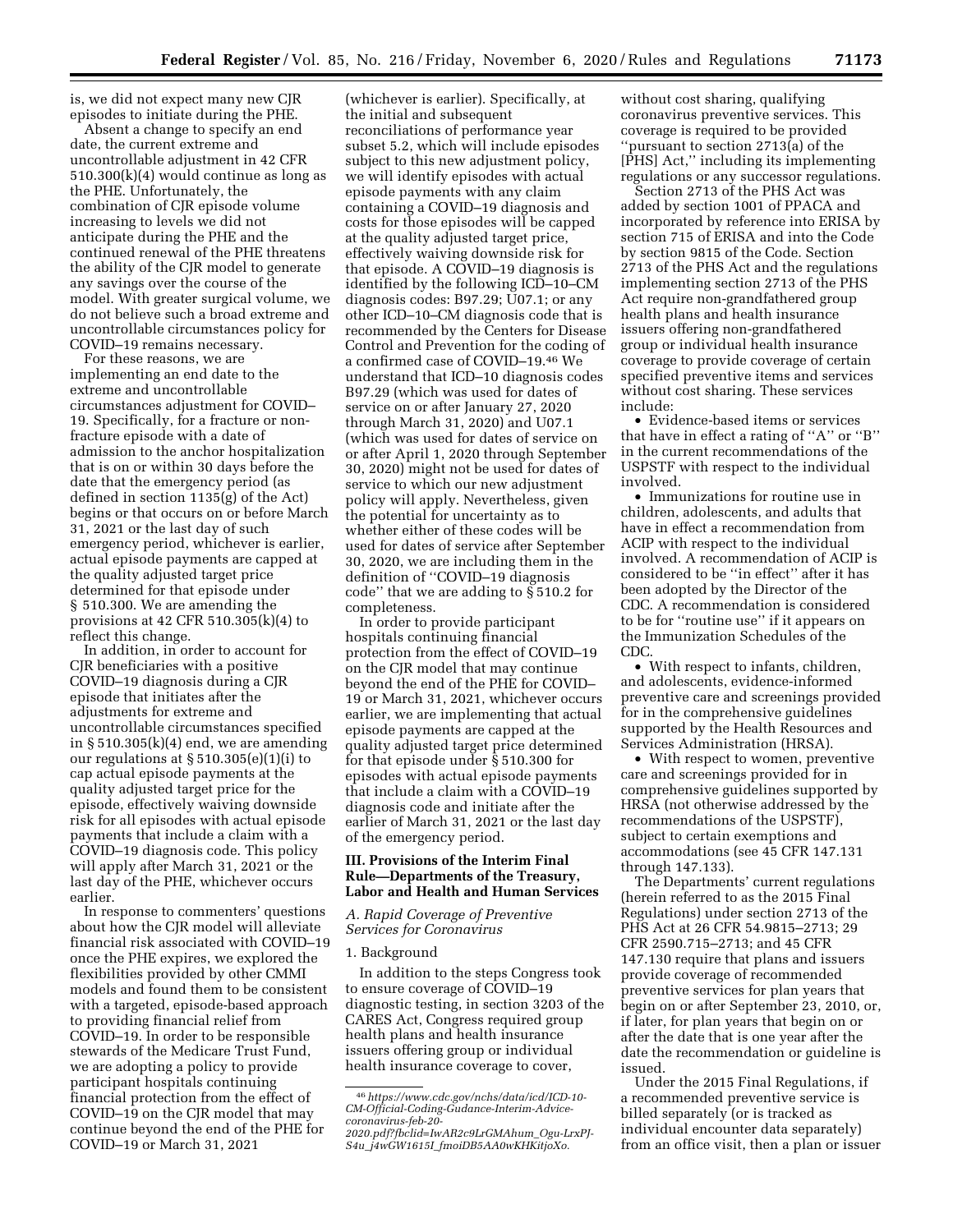is, we did not expect many new CJR episodes to initiate during the PHE.

Absent a change to specify an end date, the current extreme and uncontrollable adjustment in 42 CFR 510.300(k)(4) would continue as long as the PHE. Unfortunately, the combination of CJR episode volume increasing to levels we did not anticipate during the PHE and the continued renewal of the PHE threatens the ability of the CJR model to generate any savings over the course of the model. With greater surgical volume, we do not believe such a broad extreme and uncontrollable circumstances policy for COVID–19 remains necessary.

For these reasons, we are implementing an end date to the extreme and uncontrollable circumstances adjustment for COVID–19. Specifically, for a fracture or non-fracture episode with a date of admission to the anchor hospitalization that is on or within 30 days before the date that the emergency period (as defined in section 1135(g) of the Act) begins or that occurs on or before March 31, 2021 or the last day of such emergency period, whichever is earlier, actual episode payments are capped at the quality adjusted target price determined for that episode under § 510.300. We are amending the provisions at 42 CFR 510.305(k)(4) to reflect this change.

In addition, in order to account for CJR beneficiaries with a positive COVID–19 diagnosis during a CJR episode that initiates after the adjustments for extreme and uncontrollable circumstances specified in § 510.305(k)(4) end, we are amending our regulations at § 510.305(e)(1)(i) to cap actual episode payments at the quality adjusted target price for the episode, effectively waiving downside risk for all episodes with actual episode payments that include a claim with a COVID–19 diagnosis code. This policy will apply after March 31, 2021 or the last day of the PHE, whichever occurs earlier.

In response to commenters' questions about how the CJR model will alleviate financial risk associated with COVID–19 once the PHE expires, we explored the flexibilities provided by other CMMI models and found them to be consistent with a targeted, episode-based approach to providing financial relief from COVID–19. In order to be responsible stewards of the Medicare Trust Fund, we are adopting a policy to provide participant hospitals continuing financial protection from the effect of COVID–19 on the CJR model that may continue beyond the end of the PHE for COVID–19 or March 31, 2021 (whichever is earlier). Specifically, at the initial and subsequent reconciliations of performance year subset 5.2, which will include episodes subject to this new adjustment policy, we will identify episodes with actual episode payments with any claim containing a COVID–19 diagnosis and costs for those episodes will be capped at the quality adjusted target price, effectively waiving downside risk for that episode. A COVID–19 diagnosis is identified by the following ICD–10–CM diagnosis codes: B97.29; U07.1; or any other ICD–10–CM diagnosis code that is recommended by the Centers for Disease Control and Prevention for the coding of a confirmed case of COVID–19.[46] We understand that ICD–10 diagnosis codes B97.29 (which was used for dates of service on or after January 27, 2020 through March 31, 2020) and U07.1 (which was used for dates of service on or after April 1, 2020 through September 30, 2020) might not be used for dates of service to which our new adjustment policy will apply. Nevertheless, given the potential for uncertainty as to whether either of these codes will be used for dates of service after September 30, 2020, we are including them in the definition of "COVID–19 diagnosis code" that we are adding to § 510.2 for completeness.

In order to provide participant hospitals continuing financial protection from the effect of COVID–19 on the CJR model that may continue beyond the end of the PHE for COVID–19 or March 31, 2021, whichever occurs earlier, we are implementing that actual episode payments are capped at the quality adjusted target price determined for that episode under § 510.300 for episodes with actual episode payments that include a claim with a COVID–19 diagnosis code and initiate after the earlier of March 31, 2021 or the last day of the emergency period.

## III. Provisions of the Interim Final Rule—Departments of the Treasury, Labor and Health and Human Services

### A. Rapid Coverage of Preventive Services for Coronavirus

#### 1. Background

In addition to the steps Congress took to ensure coverage of COVID–19 diagnostic testing, in section 3203 of the CARES Act, Congress required group health plans and health insurance issuers offering group or individual health insurance coverage to cover, without cost sharing, qualifying coronavirus preventive services. This coverage is required to be provided "pursuant to section 2713(a) of the [PHS] Act," including its implementing regulations or any successor regulations.

Section 2713 of the PHS Act was added by section 1001 of PPACA and incorporated by reference into ERISA by section 715 of ERISA and into the Code by section 9815 of the Code. Section 2713 of the PHS Act and the regulations implementing section 2713 of the PHS Act require non-grandfathered group health plans and health insurance issuers offering non-grandfathered group or individual health insurance coverage to provide coverage of certain specified preventive items and services without cost sharing. These services include:

- Evidence-based items or services that have in effect a rating of "A" or "B" in the current recommendations of the USPSTF with respect to the individual involved.
- Immunizations for routine use in children, adolescents, and adults that have in effect a recommendation from ACIP with respect to the individual involved. A recommendation of ACIP is considered to be "in effect" after it has been adopted by the Director of the CDC. A recommendation is considered to be for "routine use" if it appears on the Immunization Schedules of the CDC.
- With respect to infants, children, and adolescents, evidence-informed preventive care and screenings provided for in the comprehensive guidelines supported by the Health Resources and Services Administration (HRSA).
- With respect to women, preventive care and screenings provided for in comprehensive guidelines supported by HRSA (not otherwise addressed by the recommendations of the USPSTF), subject to certain exemptions and accommodations (see 45 CFR 147.131 through 147.133).

The Departments' current regulations (herein referred to as the 2015 Final Regulations) under section 2713 of the PHS Act at 26 CFR 54.9815–2713; 29 CFR 2590.715–2713; and 45 CFR 147.130 require that plans and issuers provide coverage of recommended preventive services for plan years that begin on or after September 23, 2010, or, if later, for plan years that begin on or after the date that is one year after the date the recommendation or guideline is issued.

Under the 2015 Final Regulations, if a recommended preventive service is billed separately (or is tracked as individual encounter data separately) from an office visit, then a plan or issuer

---

[46] *https://www.cdc.gov/nchs/data/icd/ICD-10-CM-Official-Coding-Gudance-Interim-Advice-coronavirus-feb-20-2020.pdf?fbclid=IwAR2c9LrGMAhum_Ogu-LrxPJ-S4u_j4wGW1615I_fmoiDB5AA0wKHKitjoXo.*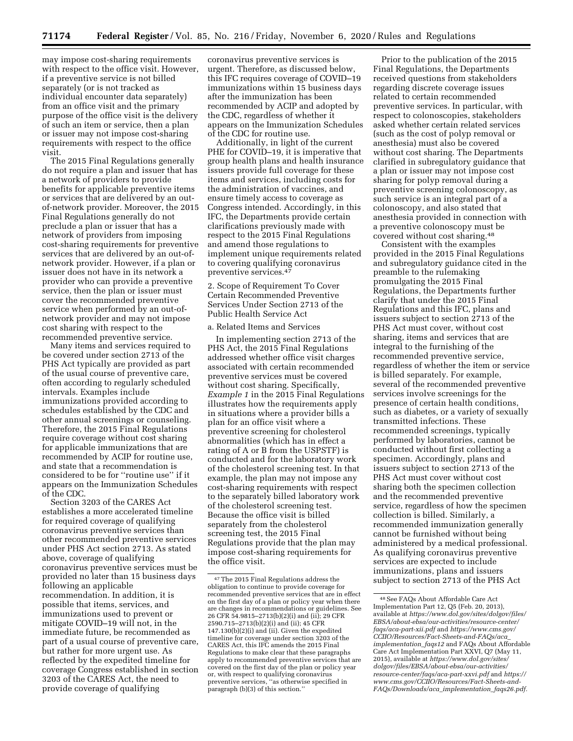may impose cost-sharing requirements with respect to the office visit. However, if a preventive service is not billed separately (or is not tracked as individual encounter data separately) from an office visit and the primary purpose of the office visit is the delivery of such an item or service, then a plan or issuer may not impose cost-sharing requirements with respect to the office visit.

The 2015 Final Regulations generally do not require a plan and issuer that has a network of providers to provide benefits for applicable preventive items or services that are delivered by an out-of-network provider. Moreover, the 2015 Final Regulations generally do not preclude a plan or issuer that has a network of providers from imposing cost-sharing requirements for preventive services that are delivered by an out-of-network provider. However, if a plan or issuer does not have in its network a provider who can provide a preventive service, then the plan or issuer must cover the recommended preventive service when performed by an out-of-network provider and may not impose cost sharing with respect to the recommended preventive service.

Many items and services required to be covered under section 2713 of the PHS Act typically are provided as part of the usual course of preventive care, often according to regularly scheduled intervals. Examples include immunizations provided according to schedules established by the CDC and other annual screenings or counseling. Therefore, the 2015 Final Regulations require coverage without cost sharing for applicable immunizations that are recommended by ACIP for routine use, and state that a recommendation is considered to be for "routine use" if it appears on the Immunization Schedules of the CDC.

Section 3203 of the CARES Act establishes a more accelerated timeline for required coverage of qualifying coronavirus preventive services than other recommended preventive services under PHS Act section 2713. As stated above, coverage of qualifying coronavirus preventive services must be provided no later than 15 business days following an applicable recommendation. In addition, it is possible that items, services, and immunizations used to prevent or mitigate COVID–19 will not, in the immediate future, be recommended as part of a usual course of preventive care, but rather for more urgent use. As reflected by the expedited timeline for coverage Congress established in section 3203 of the CARES Act, the need to provide coverage of qualifying coronavirus preventive services is urgent. Therefore, as discussed below, this IFC requires coverage of COVID–19 immunizations within 15 business days after the immunization has been recommended by ACIP and adopted by the CDC, regardless of whether it appears on the Immunization Schedules of the CDC for routine use.

Additionally, in light of the current PHE for COVID–19, it is imperative that group health plans and health insurance issuers provide full coverage for these items and services, including costs for the administration of vaccines, and ensure timely access to coverage as Congress intended. Accordingly, in this IFC, the Departments provide certain clarifications previously made with respect to the 2015 Final Regulations and amend those regulations to implement unique requirements related to covering qualifying coronavirus preventive services.[47]

2. Scope of Requirement To Cover Certain Recommended Preventive Services Under Section 2713 of the Public Health Service Act

a. Related Items and Services

In implementing section 2713 of the PHS Act, the 2015 Final Regulations addressed whether office visit charges associated with certain recommended preventive services must be covered without cost sharing. Specifically, *Example 1* in the 2015 Final Regulations illustrates how the requirements apply in situations where a provider bills a plan for an office visit where a preventive screening for cholesterol abnormalities (which has in effect a rating of A or B from the USPSTF) is conducted and for the laboratory work of the cholesterol screening test. In that example, the plan may not impose any cost-sharing requirements with respect to the separately billed laboratory work of the cholesterol screening test. Because the office visit is billed separately from the cholesterol screening test, the 2015 Final Regulations provide that the plan may impose cost-sharing requirements for the office visit.

Prior to the publication of the 2015 Final Regulations, the Departments received questions from stakeholders regarding discrete coverage issues related to certain recommended preventive services. In particular, with respect to colonoscopies, stakeholders asked whether certain related services (such as the cost of polyp removal or anesthesia) must also be covered without cost sharing. The Departments clarified in subregulatory guidance that a plan or issuer may not impose cost sharing for polyp removal during a preventive screening colonoscopy, as such service is an integral part of a colonoscopy, and also stated that anesthesia provided in connection with a preventive colonoscopy must be covered without cost sharing.[48]

Consistent with the examples provided in the 2015 Final Regulations and subregulatory guidance cited in the preamble to the rulemaking promulgating the 2015 Final Regulations, the Departments further clarify that under the 2015 Final Regulations and this IFC, plans and issuers subject to section 2713 of the PHS Act must cover, without cost sharing, items and services that are integral to the furnishing of the recommended preventive service, regardless of whether the item or service is billed separately. For example, several of the recommended preventive services involve screenings for the presence of certain health conditions, such as diabetes, or a variety of sexually transmitted infections. These recommended screenings, typically performed by laboratories, cannot be conducted without first collecting a specimen. Accordingly, plans and issuers subject to section 2713 of the PHS Act must cover without cost sharing both the specimen collection and the recommended preventive service, regardless of how the specimen collection is billed. Similarly, a recommended immunization generally cannot be furnished without being administered by a medical professional. As qualifying coronavirus preventive services are expected to include immunizations, plans and issuers subject to section 2713 of the PHS Act

---

[47] The 2015 Final Regulations address the obligation to continue to provide coverage for recommended preventive services that are in effect on the first day of a plan or policy year when there are changes in recommendations or guidelines. See 26 CFR 54.9815–2713(b)(2)(i) and (ii); 29 CFR 2590.715–2713(b)(2)(i) and (ii); 45 CFR 147.130(b)(2)(i) and (ii). Given the expedited timeline for coverage under section 3203 of the CARES Act, this IFC amends the 2015 Final Regulations to make clear that these paragraphs apply to recommended preventive services that are covered on the first day of the plan or policy year or, with respect to qualifying coronavirus preventive services, "as otherwise specified in paragraph (b)(3) of this section."

[48] See FAQs About Affordable Care Act Implementation Part 12, Q5 (Feb. 20, 2013), available at *https://www.dol.gov/sites/dolgov/files/EBSA/about-ebsa/our-activities/resource-center/faqs/aca-part-xii.pdf* and *https://www.cms.gov/CCIIO/Resources/Fact-Sheets-and-FAQs/aca_implementation_faqs12* and FAQs About Affordable Care Act Implementation Part XXVI, Q7 (May 11, 2015), available at *https://www.dol.gov/sites/dolgov/files/EBSA/about-ebsa/our-activities/resource-center/faqs/aca-part-xxvi.pdf* and *https://www.cms.gov/CCIIO/Resources/Fact-Sheets-and-FAQs/Downloads/aca_implementation_faqs26.pdf.*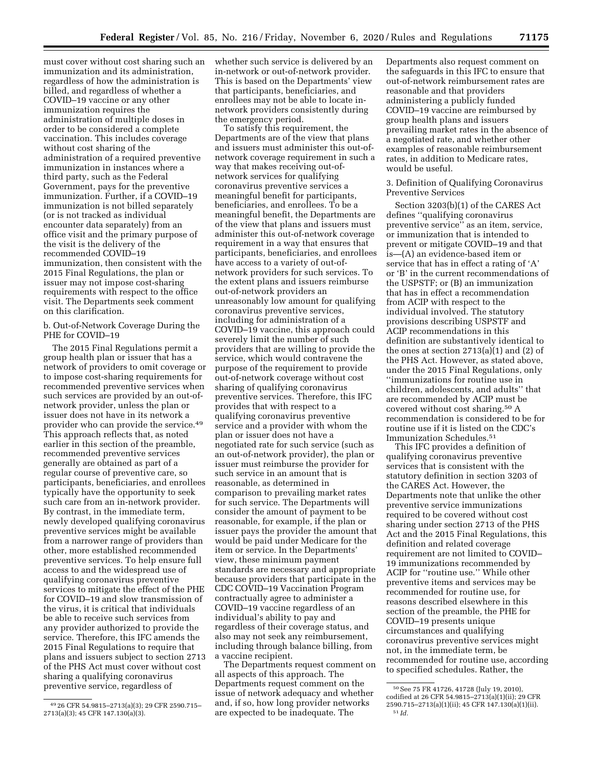must cover without cost sharing such an immunization and its administration, regardless of how the administration is billed, and regardless of whether a COVID–19 vaccine or any other immunization requires the administration of multiple doses in order to be considered a complete vaccination. This includes coverage without cost sharing of the administration of a required preventive immunization in instances where a third party, such as the Federal Government, pays for the preventive immunization. Further, if a COVID–19 immunization is not billed separately (or is not tracked as individual encounter data separately) from an office visit and the primary purpose of the visit is the delivery of the recommended COVID–19 immunization, then consistent with the 2015 Final Regulations, the plan or issuer may not impose cost-sharing requirements with respect to the office visit. The Departments seek comment on this clarification.

b. Out-of-Network Coverage During the PHE for COVID–19

The 2015 Final Regulations permit a group health plan or issuer that has a network of providers to omit coverage or to impose cost-sharing requirements for recommended preventive services when such services are provided by an out-of-network provider, unless the plan or issuer does not have in its network a provider who can provide the service.[49] This approach reflects that, as noted earlier in this section of the preamble, recommended preventive services generally are obtained as part of a regular course of preventive care, so participants, beneficiaries, and enrollees typically have the opportunity to seek such care from an in-network provider. By contrast, in the immediate term, newly developed qualifying coronavirus preventive services might be available from a narrower range of providers than other, more established recommended preventive services. To help ensure full access to and the widespread use of qualifying coronavirus preventive services to mitigate the effect of the PHE for COVID–19 and slow transmission of the virus, it is critical that individuals be able to receive such services from any provider authorized to provide the service. Therefore, this IFC amends the 2015 Final Regulations to require that plans and issuers subject to section 2713 of the PHS Act must cover without cost sharing a qualifying coronavirus preventive service, regardless of whether such service is delivered by an in-network or out-of-network provider. This is based on the Departments' view that participants, beneficiaries, and enrollees may not be able to locate in-network providers consistently during the emergency period.

To satisfy this requirement, the Departments are of the view that plans and issuers must administer this out-of-network coverage requirement in such a way that makes receiving out-of-network services for qualifying coronavirus preventive services a meaningful benefit for participants, beneficiaries, and enrollees. To be a meaningful benefit, the Departments are of the view that plans and issuers must administer this out-of-network coverage requirement in a way that ensures that participants, beneficiaries, and enrollees have access to a variety of out-of-network providers for such services. To the extent plans and issuers reimburse out-of-network providers an unreasonably low amount for qualifying coronavirus preventive services, including for administration of a COVID–19 vaccine, this approach could severely limit the number of such providers that are willing to provide the service, which would contravene the purpose of the requirement to provide out-of-network coverage without cost sharing of qualifying coronavirus preventive services. Therefore, this IFC provides that with respect to a qualifying coronavirus preventive service and a provider with whom the plan or issuer does not have a negotiated rate for such service (such as an out-of-network provider), the plan or issuer must reimburse the provider for such service in an amount that is reasonable, as determined in comparison to prevailing market rates for such service. The Departments will consider the amount of payment to be reasonable, for example, if the plan or issuer pays the provider the amount that would be paid under Medicare for the item or service. In the Departments' view, these minimum payment standards are necessary and appropriate because providers that participate in the CDC COVID–19 Vaccination Program contractually agree to administer a COVID–19 vaccine regardless of an individual's ability to pay and regardless of their coverage status, and also may not seek any reimbursement, including through balance billing, from a vaccine recipient.

The Departments request comment on all aspects of this approach. The Departments request comment on the issue of network adequacy and whether and, if so, how long provider networks are expected to be inadequate. The Departments also request comment on the safeguards in this IFC to ensure that out-of-network reimbursement rates are reasonable and that providers administering a publicly funded COVID–19 vaccine are reimbursed by group health plans and issuers prevailing market rates in the absence of a negotiated rate, and whether other examples of reasonable reimbursement rates, in addition to Medicare rates, would be useful.

3. Definition of Qualifying Coronavirus Preventive Services

Section 3203(b)(1) of the CARES Act defines ''qualifying coronavirus preventive service'' as an item, service, or immunization that is intended to prevent or mitigate COVID–19 and that is—(A) an evidence-based item or service that has in effect a rating of 'A' or 'B' in the current recommendations of the USPSTF; or (B) an immunization that has in effect a recommendation from ACIP with respect to the individual involved. The statutory provisions describing USPSTF and ACIP recommendations in this definition are substantively identical to the ones at section 2713(a)(1) and (2) of the PHS Act. However, as stated above, under the 2015 Final Regulations, only ''immunizations for routine use in children, adolescents, and adults'' that are recommended by ACIP must be covered without cost sharing.[50] A recommendation is considered to be for routine use if it is listed on the CDC's Immunization Schedules.[51]

This IFC provides a definition of qualifying coronavirus preventive services that is consistent with the statutory definition in section 3203 of the CARES Act. However, the Departments note that unlike the other preventive service immunizations required to be covered without cost sharing under section 2713 of the PHS Act and the 2015 Final Regulations, this definition and related coverage requirement are not limited to COVID–19 immunizations recommended by ACIP for ''routine use.'' While other preventive items and services may be recommended for routine use, for reasons described elsewhere in this section of the preamble, the PHE for COVID–19 presents unique circumstances and qualifying coronavirus preventive services might not, in the immediate term, be recommended for routine use, according to specified schedules. Rather, the

---

[49] 26 CFR 54.9815–2713(a)(3); 29 CFR 2590.715–2713(a)(3); 45 CFR 147.130(a)(3).

[50] See 75 FR 41726, 41728 (July 19, 2010), codified at 26 CFR 54.9815–2713(a)(1)(ii); 29 CFR 2590.715–2713(a)(1)(ii); 45 CFR 147.130(a)(1)(ii).

[51] *Id.*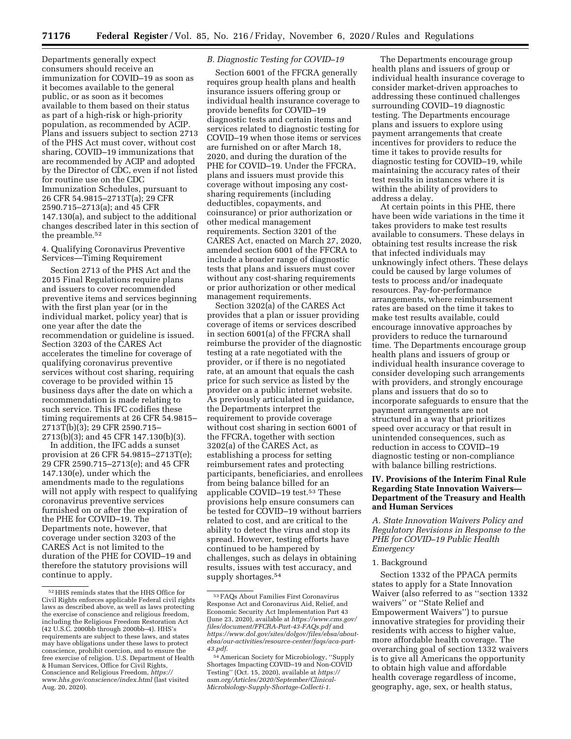Departments generally expect consumers should receive an immunization for COVID–19 as soon as it becomes available to the general public, or as soon as it becomes available to them based on their status as part of a high-risk or high-priority population, as recommended by ACIP. Plans and issuers subject to section 2713 of the PHS Act must cover, without cost sharing, COVID–19 immunizations that are recommended by ACIP and adopted by the Director of CDC, even if not listed for routine use on the CDC Immunization Schedules, pursuant to 26 CFR 54.9815–2713T(a); 29 CFR 2590.715–2713(a); and 45 CFR 147.130(a), and subject to the additional changes described later in this section of the preamble.[52]

4. Qualifying Coronavirus Preventive Services—Timing Requirement

Section 2713 of the PHS Act and the 2015 Final Regulations require plans and issuers to cover recommended preventive items and services beginning with the first plan year (or in the individual market, policy year) that is one year after the date the recommendation or guideline is issued. Section 3203 of the CARES Act accelerates the timeline for coverage of qualifying coronavirus preventive services without cost sharing, requiring coverage to be provided within 15 business days after the date on which a recommendation is made relating to such service. This IFC codifies these timing requirements at 26 CFR 54.9815–2713T(b)(3); 29 CFR 2590.715–2713(b)(3); and 45 CFR 147.130(b)(3).

In addition, the IFC adds a sunset provision at 26 CFR 54.9815–2713T(e); 29 CFR 2590.715–2713(e); and 45 CFR 147.130(e), under which the amendments made to the regulations will not apply with respect to qualifying coronavirus preventive services furnished on or after the expiration of the PHE for COVID–19. The Departments note, however, that coverage under section 3203 of the CARES Act is not limited to the duration of the PHE for COVID–19 and therefore the statutory provisions will continue to apply.

*B. Diagnostic Testing for COVID–19*

Section 6001 of the FFCRA generally requires group health plans and health insurance issuers offering group or individual health insurance coverage to provide benefits for COVID–19 diagnostic tests and certain items and services related to diagnostic testing for COVID–19 when those items or services are furnished on or after March 18, 2020, and during the duration of the PHE for COVID–19. Under the FFCRA, plans and issuers must provide this coverage without imposing any cost-sharing requirements (including deductibles, copayments, and coinsurance) or prior authorization or other medical management requirements. Section 3201 of the CARES Act, enacted on March 27, 2020, amended section 6001 of the FFCRA to include a broader range of diagnostic tests that plans and issuers must cover without any cost-sharing requirements or prior authorization or other medical management requirements.

Section 3202(a) of the CARES Act provides that a plan or issuer providing coverage of items or services described in section 6001(a) of the FFCRA shall reimburse the provider of the diagnostic testing at a rate negotiated with the provider, or if there is no negotiated rate, at an amount that equals the cash price for such service as listed by the provider on a public internet website. As previously articulated in guidance, the Departments interpret the requirement to provide coverage without cost sharing in section 6001 of the FFCRA, together with section 3202(a) of the CARES Act, as establishing a process for setting reimbursement rates and protecting participants, beneficiaries, and enrollees from being balance billed for an applicable COVID–19 test.[53] These provisions help ensure consumers can be tested for COVID–19 without barriers related to cost, and are critical to the ability to detect the virus and stop its spread. However, testing efforts have continued to be hampered by challenges, such as delays in obtaining results, issues with test accuracy, and supply shortages.[54]

The Departments encourage group health plans and issuers of group or individual health insurance coverage to consider market-driven approaches to addressing these continued challenges surrounding COVID–19 diagnostic testing. The Departments encourage plans and issuers to explore using payment arrangements that create incentives for providers to reduce the time it takes to provide results for diagnostic testing for COVID–19, while maintaining the accuracy rates of their test results in instances where it is within the ability of providers to address a delay.

At certain points in this PHE, there have been wide variations in the time it takes providers to make test results available to consumers. These delays in obtaining test results increase the risk that infected individuals may unknowingly infect others. These delays could be caused by large volumes of tests to process and/or inadequate resources. Pay-for-performance arrangements, where reimbursement rates are based on the time it takes to make test results available, could encourage innovative approaches by providers to reduce the turnaround time. The Departments encourage group health plans and issuers of group or individual health insurance coverage to consider developing such arrangements with providers, and strongly encourage plans and issuers that do so to incorporate safeguards to ensure that the payment arrangements are not structured in a way that prioritizes speed over accuracy or that result in unintended consequences, such as reduction in access to COVID–19 diagnostic testing or non-compliance with balance billing restrictions.

## IV. Provisions of the Interim Final Rule Regarding State Innovation Waivers—Department of the Treasury and Health and Human Services

*A. State Innovation Waivers Policy and Regulatory Revisions in Response to the PHE for COVID–19 Public Health Emergency*

1. Background

Section 1332 of the PPACA permits states to apply for a State Innovation Waiver (also referred to as "section 1332 waivers" or "State Relief and Empowerment Waivers") to pursue innovative strategies for providing their residents with access to higher value, more affordable health coverage. The overarching goal of section 1332 waivers is to give all Americans the opportunity to obtain high value and affordable health coverage regardless of income, geography, age, sex, or health status,

---

[52] HHS reminds states that the HHS Office for Civil Rights enforces applicable Federal civil rights laws as described above, as well as laws protecting the exercise of conscience and religious freedom, including the Religious Freedom Restoration Act (42 U.S.C. 2000bb through 2000bb–4). HHS's requirements are subject to these laws, and states may have obligations under these laws to protect conscience, prohibit coercion, and to ensure the free exercise of religion. U.S. Department of Health & Human Services, Office for Civil Rights, Conscience and Religious Freedom, *https://www.hhs.gov/conscience/index.html* (last visited Aug. 20, 2020).

[53] FAQs About Families First Coronavirus Response Act and Coronavirus Aid, Relief, and Economic Security Act Implementation Part 43 (June 23, 2020), available at *https://www.cms.gov/files/document/FFCRA-Part-43-FAQs.pdf* and *https://www.dol.gov/sites/dolgov/files/ebsa/about-ebsa/our-activities/resource-center/faqs/aca-part-43.pdf.*

[54] American Society for Microbiology, "Supply Shortages Impacting COVID–19 and Non-COVID Testing" (Oct. 15, 2020), available at *https://asm.org/Articles/2020/September/Clinical-Microbiology-Supply-Shortage-Collecti-1.*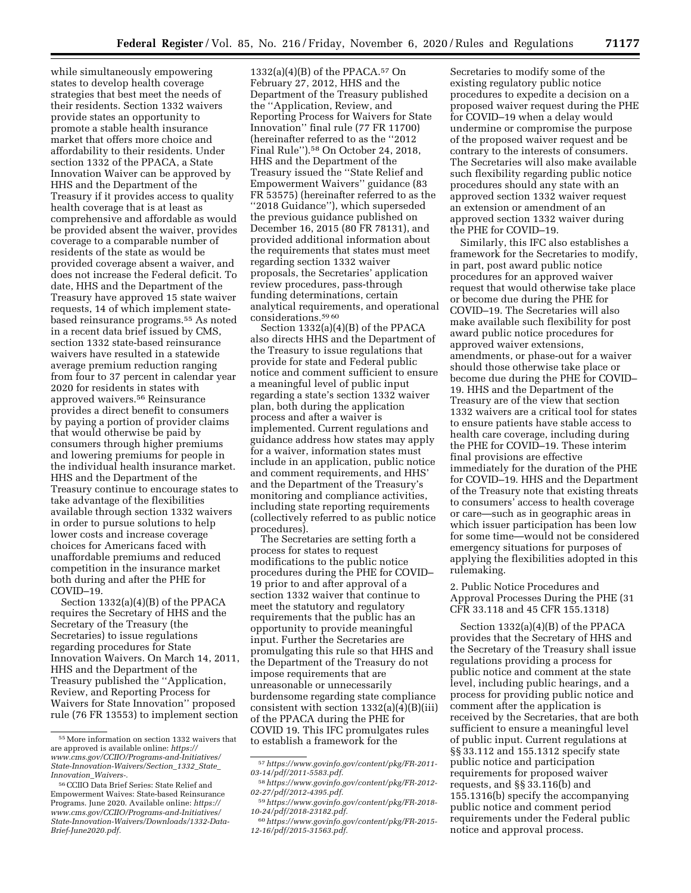while simultaneously empowering states to develop health coverage strategies that best meet the needs of their residents. Section 1332 waivers provide states an opportunity to promote a stable health insurance market that offers more choice and affordability to their residents. Under section 1332 of the PPACA, a State Innovation Waiver can be approved by HHS and the Department of the Treasury if it provides access to quality health coverage that is at least as comprehensive and affordable as would be provided absent the waiver, provides coverage to a comparable number of residents of the state as would be provided coverage absent a waiver, and does not increase the Federal deficit. To date, HHS and the Department of the Treasury have approved 15 state waiver requests, 14 of which implement state-based reinsurance programs.[55] As noted in a recent data brief issued by CMS, section 1332 state-based reinsurance waivers have resulted in a statewide average premium reduction ranging from four to 37 percent in calendar year 2020 for residents in states with approved waivers.[56] Reinsurance provides a direct benefit to consumers by paying a portion of provider claims that would otherwise be paid by consumers through higher premiums and lowering premiums for people in the individual health insurance market. HHS and the Department of the Treasury continue to encourage states to take advantage of the flexibilities available through section 1332 waivers in order to pursue solutions to help lower costs and increase coverage choices for Americans faced with unaffordable premiums and reduced competition in the insurance market both during and after the PHE for COVID–19.

Section 1332(a)(4)(B) of the PPACA requires the Secretary of HHS and the Secretary of the Treasury (the Secretaries) to issue regulations regarding procedures for State Innovation Waivers. On March 14, 2011, HHS and the Department of the Treasury published the ''Application, Review, and Reporting Process for Waivers for State Innovation'' proposed rule (76 FR 13553) to implement section 1332(a)(4)(B) of the PPACA.[57] On February 27, 2012, HHS and the Department of the Treasury published the ''Application, Review, and Reporting Process for Waivers for State Innovation'' final rule (77 FR 11700) (hereinafter referred to as the ''2012 Final Rule'').[58] On October 24, 2018, HHS and the Department of the Treasury issued the ''State Relief and Empowerment Waivers'' guidance (83 FR 53575) (hereinafter referred to as the ''2018 Guidance''), which superseded the previous guidance published on December 16, 2015 (80 FR 78131), and provided additional information about the requirements that states must meet regarding section 1332 waiver proposals, the Secretaries' application review procedures, pass-through funding determinations, certain analytical requirements, and operational considerations.[59,60]

Section 1332(a)(4)(B) of the PPACA also directs HHS and the Department of the Treasury to issue regulations that provide for state and Federal public notice and comment sufficient to ensure a meaningful level of public input regarding a state's section 1332 waiver plan, both during the application process and after a waiver is implemented. Current regulations and guidance address how states may apply for a waiver, information states must include in an application, public notice and comment requirements, and HHS' and the Department of the Treasury's monitoring and compliance activities, including state reporting requirements (collectively referred to as public notice procedures).

The Secretaries are setting forth a process for states to request modifications to the public notice procedures during the PHE for COVID–19 prior to and after approval of a section 1332 waiver that continue to meet the statutory and regulatory requirements that the public has an opportunity to provide meaningful input. Further the Secretaries are promulgating this rule so that HHS and the Department of the Treasury do not impose requirements that are unreasonable or unnecessarily burdensome regarding state compliance consistent with section 1332(a)(4)(B)(iii) of the PPACA during the PHE for COVID 19. This IFC promulgates rules to establish a framework for the Secretaries to modify some of the existing regulatory public notice procedures to expedite a decision on a proposed waiver request during the PHE for COVID–19 when a delay would undermine or compromise the purpose of the proposed waiver request and be contrary to the interests of consumers. The Secretaries will also make available such flexibility regarding public notice procedures should any state with an approved section 1332 waiver request an extension or amendment of an approved section 1332 waiver during the PHE for COVID–19.

Similarly, this IFC also establishes a framework for the Secretaries to modify, in part, post award public notice procedures for an approved waiver request that would otherwise take place or become due during the PHE for COVID–19. The Secretaries will also make available such flexibility for post award public notice procedures for approved waiver extensions, amendments, or phase-out for a waiver should those otherwise take place or become due during the PHE for COVID–19. HHS and the Department of the Treasury are of the view that section 1332 waivers are a critical tool for states to ensure patients have stable access to health care coverage, including during the PHE for COVID–19. These interim final provisions are effective immediately for the duration of the PHE for COVID–19. HHS and the Department of the Treasury note that existing threats to consumers' access to health coverage or care—such as in geographic areas in which issuer participation has been low for some time—would not be considered emergency situations for purposes of applying the flexibilities adopted in this rulemaking.

2. Public Notice Procedures and Approval Processes During the PHE (31 CFR 33.118 and 45 CFR 155.1318)

Section 1332(a)(4)(B) of the PPACA provides that the Secretary of HHS and the Secretary of the Treasury shall issue regulations providing a process for public notice and comment at the state level, including public hearings, and a process for providing public notice and comment after the application is received by the Secretaries, that are both sufficient to ensure a meaningful level of public input. Current regulations at §§ 33.112 and 155.1312 specify state public notice and participation requirements for proposed waiver requests, and §§ 33.116(b) and 155.1316(b) specify the accompanying public notice and comment period requirements under the Federal public notice and approval process.

---

[55] More information on section 1332 waivers that are approved is available online: *https://www.cms.gov/CCIIO/Programs-and-Initiatives/State-Innovation-Waivers/Section_1332_State_Innovation_Waivers-*.

[56] CCIIO Data Brief Series: State Relief and Empowerment Waivers: State-based Reinsurance Programs. June 2020. Available online: *https://www.cms.gov/CCIIO/Programs-and-Initiatives/State-Innovation-Waivers/Downloads/1332-Data-Brief-June2020.pdf*.

[57] *https://www.govinfo.gov/content/pkg/FR-2011-03-14/pdf/2011-5583.pdf*.

[58] *https://www.govinfo.gov/content/pkg/FR-2012-02-27/pdf/2012-4395.pdf*.

[59] *https://www.govinfo.gov/content/pkg/FR-2018-10-24/pdf/2018-23182.pdf*.

[60] *https://www.govinfo.gov/content/pkg/FR-2015-12-16/pdf/2015-31563.pdf*.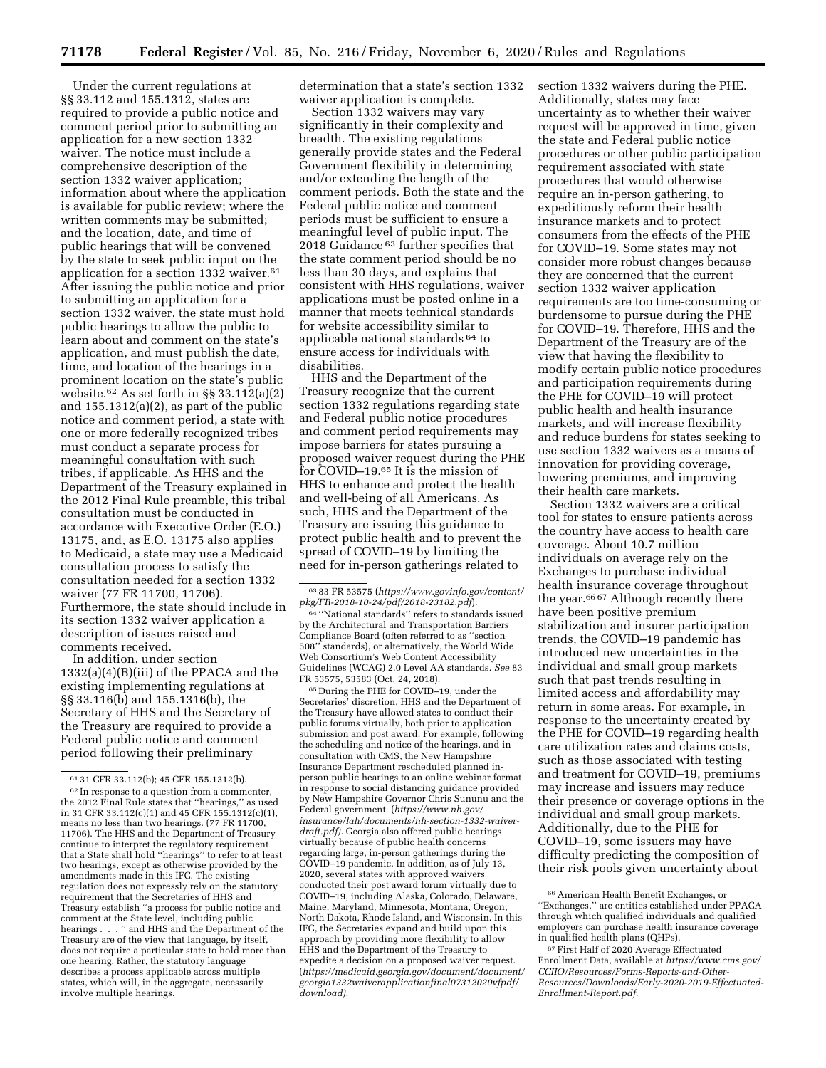Under the current regulations at §§ 33.112 and 155.1312, states are required to provide a public notice and comment period prior to submitting an application for a new section 1332 waiver. The notice must include a comprehensive description of the section 1332 waiver application; information about where the application is available for public review; where the written comments may be submitted; and the location, date, and time of public hearings that will be convened by the state to seek public input on the application for a section 1332 waiver.[61] After issuing the public notice and prior to submitting an application for a section 1332 waiver, the state must hold public hearings to allow the public to learn about and comment on the state's application, and must publish the date, time, and location of the hearings in a prominent location on the state's public website.[62] As set forth in §§ 33.112(a)(2) and 155.1312(a)(2), as part of the public notice and comment period, a state with one or more federally recognized tribes must conduct a separate process for meaningful consultation with such tribes, if applicable. As HHS and the Department of the Treasury explained in the 2012 Final Rule preamble, this tribal consultation must be conducted in accordance with Executive Order (E.O.) 13175, and, as E.O. 13175 also applies to Medicaid, a state may use a Medicaid consultation process to satisfy the consultation needed for a section 1332 waiver (77 FR 11700, 11706). Furthermore, the state should include in its section 1332 waiver application a description of issues raised and comments received.

In addition, under section 1332(a)(4)(B)(iii) of the PPACA and the existing implementing regulations at §§ 33.116(b) and 155.1316(b), the Secretary of HHS and the Secretary of the Treasury are required to provide a Federal public notice and comment period following their preliminary determination that a state's section 1332 waiver application is complete.

Section 1332 waivers may vary significantly in their complexity and breadth. The existing regulations generally provide states and the Federal Government flexibility in determining and/or extending the length of the comment periods. Both the state and the Federal public notice and comment periods must be sufficient to ensure a meaningful level of public input. The 2018 Guidance[63] further specifies that the state comment period should be no less than 30 days, and explains that consistent with HHS regulations, waiver applications must be posted online in a manner that meets technical standards for website accessibility similar to applicable national standards[64] to ensure access for individuals with disabilities.

HHS and the Department of the Treasury recognize that the current section 1332 regulations regarding state and Federal public notice procedures and comment period requirements may impose barriers for states pursuing a proposed waiver request during the PHE for COVID–19.[65] It is the mission of HHS to enhance and protect the health and well-being of all Americans. As such, HHS and the Department of the Treasury are issuing this guidance to protect public health and to prevent the spread of COVID–19 by limiting the need for in-person gatherings related to section 1332 waivers during the PHE. Additionally, states may face uncertainty as to whether their waiver request will be approved in time, given the state and Federal public notice procedures or other public participation requirement associated with state procedures that would otherwise require an in-person gathering, to expeditiously reform their health insurance markets and to protect consumers from the effects of the PHE for COVID–19. Some states may not consider more robust changes because they are concerned that the current section 1332 waiver application requirements are too time-consuming or burdensome to pursue during the PHE for COVID–19. Therefore, HHS and the Department of the Treasury are of the view that having the flexibility to modify certain public notice procedures and participation requirements during the PHE for COVID–19 will protect public health and health insurance markets, and will increase flexibility and reduce burdens for states seeking to use section 1332 waivers as a means of innovation for providing coverage, lowering premiums, and improving their health care markets.

Section 1332 waivers are a critical tool for states to ensure patients across the country have access to health care coverage. About 10.7 million individuals on average rely on the Exchanges to purchase individual health insurance coverage throughout the year.[66] [67] Although recently there have been positive premium stabilization and insurer participation trends, the COVID–19 pandemic has introduced new uncertainties in the individual and small group markets such that past trends resulting in limited access and affordability may return in some areas. For example, in response to the uncertainty created by the PHE for COVID–19 regarding health care utilization rates and claims costs, such as those associated with testing and treatment for COVID–19, premiums may increase and issuers may reduce their presence or coverage options in the individual and small group markets. Additionally, due to the PHE for COVID–19, some issuers may have difficulty predicting the composition of their risk pools given uncertainty about

---

[61] 31 CFR 33.112(b); 45 CFR 155.1312(b).

[62] In response to a question from a commenter, the 2012 Final Rule states that "hearings," as used in 31 CFR 33.112(c)(1) and 45 CFR 155.1312(c)(1), means no less than two hearings. (77 FR 11700, 11706). The HHS and the Department of Treasury continue to interpret the regulatory requirement that a State shall hold "hearings" to refer to at least two hearings, except as otherwise provided by the amendments made in this IFC. The existing regulation does not expressly rely on the statutory requirement that the Secretaries of HHS and Treasury establish "a process for public notice and comment at the State level, including public hearings . . . " and HHS and the Department of the Treasury are of the view that language, by itself, does not require a particular state to hold more than one hearing. Rather, the statutory language describes a process applicable across multiple states, which will, in the aggregate, necessarily involve multiple hearings.

[63] 83 FR 53575 (*https://www.govinfo.gov/content/pkg/FR-2018-10-24/pdf/2018-23182.pdf*).

[64] "National standards" refers to standards issued by the Architectural and Transportation Barriers Compliance Board (often referred to as "section 508" standards), or alternatively, the World Wide Web Consortium's Web Content Accessibility Guidelines (WCAG) 2.0 Level AA standards. *See* 83 FR 53575, 53583 (Oct. 24, 2018).

[65] During the PHE for COVID–19, under the Secretaries' discretion, HHS and the Department of the Treasury have allowed states to conduct their public forums virtually, both prior to application submission and post award. For example, following the scheduling and notice of the hearings, and in consultation with CMS, the New Hampshire Insurance Department rescheduled planned in-person public hearings to an online webinar format in response to social distancing guidance provided by New Hampshire Governor Chris Sununu and the Federal government. (*https://www.nh.gov/insurance/lah/documents/nh-section-1332-waiver-draft.pdf*). Georgia also offered public hearings virtually because of public health concerns regarding large, in-person gatherings during the COVID–19 pandemic. In addition, as of July 13, 2020, several states with approved waivers conducted their post award forum virtually due to COVID–19, including Alaska, Colorado, Delaware, Maine, Maryland, Minnesota, Montana, Oregon, North Dakota, Rhode Island, and Wisconsin. In this IFC, the Secretaries expand and build upon this approach by providing more flexibility to allow HHS and the Department of the Treasury to expedite a decision on a proposed waiver request. (*https://medicaid.georgia.gov/document/document/georgia1332waiverapplicationfinal07312020vfpdf/download*).

[66] American Health Benefit Exchanges, or "Exchanges," are entities established under PPACA through which qualified individuals and qualified employers can purchase health insurance coverage in qualified health plans (QHPs).

[67] First Half of 2020 Average Effectuated Enrollment Data, available at *https://www.cms.gov/CCIIO/Resources/Forms-Reports-and-Other-Resources/Downloads/Early-2020-2019-Effectuated-Enrollment-Report.pdf*.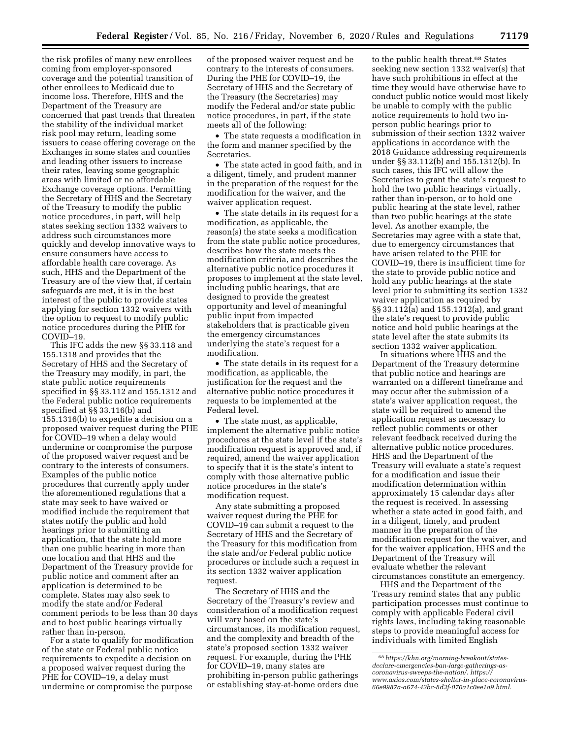the risk profiles of many new enrollees coming from employer-sponsored coverage and the potential transition of other enrollees to Medicaid due to income loss. Therefore, HHS and the Department of the Treasury are concerned that past trends that threaten the stability of the individual market risk pool may return, leading some issuers to cease offering coverage on the Exchanges in some states and counties and leading other issuers to increase their rates, leaving some geographic areas with limited or no affordable Exchange coverage options. Permitting the Secretary of HHS and the Secretary of the Treasury to modify the public notice procedures, in part, will help states seeking section 1332 waivers to address such circumstances more quickly and develop innovative ways to ensure consumers have access to affordable health care coverage. As such, HHS and the Department of the Treasury are of the view that, if certain safeguards are met, it is in the best interest of the public to provide states applying for section 1332 waivers with the option to request to modify public notice procedures during the PHE for COVID–19.

This IFC adds the new §§ 33.118 and 155.1318 and provides that the Secretary of HHS and the Secretary of the Treasury may modify, in part, the state public notice requirements specified in §§ 33.112 and 155.1312 and the Federal public notice requirements specified at §§ 33.116(b) and 155.1316(b) to expedite a decision on a proposed waiver request during the PHE for COVID–19 when a delay would undermine or compromise the purpose of the proposed waiver request and be contrary to the interests of consumers. Examples of the public notice procedures that currently apply under the aforementioned regulations that a state may seek to have waived or modified include the requirement that states notify the public and hold hearings prior to submitting an application, that the state hold more than one public hearing in more than one location and that HHS and the Department of the Treasury provide for public notice and comment after an application is determined to be complete. States may also seek to modify the state and/or Federal comment periods to be less than 30 days and to host public hearings virtually rather than in-person.

For a state to qualify for modification of the state or Federal public notice requirements to expedite a decision on a proposed waiver request during the PHE for COVID–19, a delay must undermine or compromise the purpose of the proposed waiver request and be contrary to the interests of consumers. During the PHE for COVID–19, the Secretary of HHS and the Secretary of the Treasury (the Secretaries) may modify the Federal and/or state public notice procedures, in part, if the state meets all of the following:

- The state requests a modification in the form and manner specified by the Secretaries.
- The state acted in good faith, and in a diligent, timely, and prudent manner in the preparation of the request for the modification for the waiver, and the waiver application request.
- The state details in its request for a modification, as applicable, the reason(s) the state seeks a modification from the state public notice procedures, describes how the state meets the modification criteria, and describes the alternative public notice procedures it proposes to implement at the state level, including public hearings, that are designed to provide the greatest opportunity and level of meaningful public input from impacted stakeholders that is practicable given the emergency circumstances underlying the state's request for a modification.
- The state details in its request for a modification, as applicable, the justification for the request and the alternative public notice procedures it requests to be implemented at the Federal level.
- The state must, as applicable, implement the alternative public notice procedures at the state level if the state's modification request is approved and, if required, amend the waiver application to specify that it is the state's intent to comply with those alternative public notice procedures in the state's modification request.

Any state submitting a proposed waiver request during the PHE for COVID–19 can submit a request to the Secretary of HHS and the Secretary of the Treasury for this modification from the state and/or Federal public notice procedures or include such a request in its section 1332 waiver application request.

The Secretary of HHS and the Secretary of the Treasury's review and consideration of a modification request will vary based on the state's circumstances, its modification request, and the complexity and breadth of the state's proposed section 1332 waiver request. For example, during the PHE for COVID–19, many states are prohibiting in-person public gatherings or establishing stay-at-home orders due to the public health threat.[68] States seeking new section 1332 waiver(s) that have such prohibitions in effect at the time they would have otherwise have to conduct public notice would most likely be unable to comply with the public notice requirements to hold two in-person public hearings prior to submission of their section 1332 waiver applications in accordance with the 2018 Guidance addressing requirements under §§ 33.112(b) and 155.1312(b). In such cases, this IFC will allow the Secretaries to grant the state's request to hold the two public hearings virtually, rather than in-person, or to hold one public hearing at the state level, rather than two public hearings at the state level. As another example, the Secretaries may agree with a state that, due to emergency circumstances that have arisen related to the PHE for COVID–19, there is insufficient time for the state to provide public notice and hold any public hearings at the state level prior to submitting its section 1332 waiver application as required by §§ 33.112(a) and 155.1312(a), and grant the state's request to provide public notice and hold public hearings at the state level after the state submits its section 1332 waiver application.

In situations where HHS and the Department of the Treasury determine that public notice and hearings are warranted on a different timeframe and may occur after the submission of a state's waiver application request, the state will be required to amend the application request as necessary to reflect public comments or other relevant feedback received during the alternative public notice procedures. HHS and the Department of the Treasury will evaluate a state's request for a modification and issue their modification determination within approximately 15 calendar days after the request is received. In assessing whether a state acted in good faith, and in a diligent, timely, and prudent manner in the preparation of the modification request for the waiver, and for the waiver application, HHS and the Department of the Treasury will evaluate whether the relevant circumstances constitute an emergency.

HHS and the Department of the Treasury remind states that any public participation processes must continue to comply with applicable Federal civil rights laws, including taking reasonable steps to provide meaningful access for individuals with limited English

[68] *https://khn.org/morning-breakout/states-declare-emergencies-ban-large-gatherings-as-coronavirus-sweeps-the-nation/. https://www.axios.com/states-shelter-in-place-coronavirus-66e9987a-a674-42bc-8d3f-070a1c0ee1a9.html.*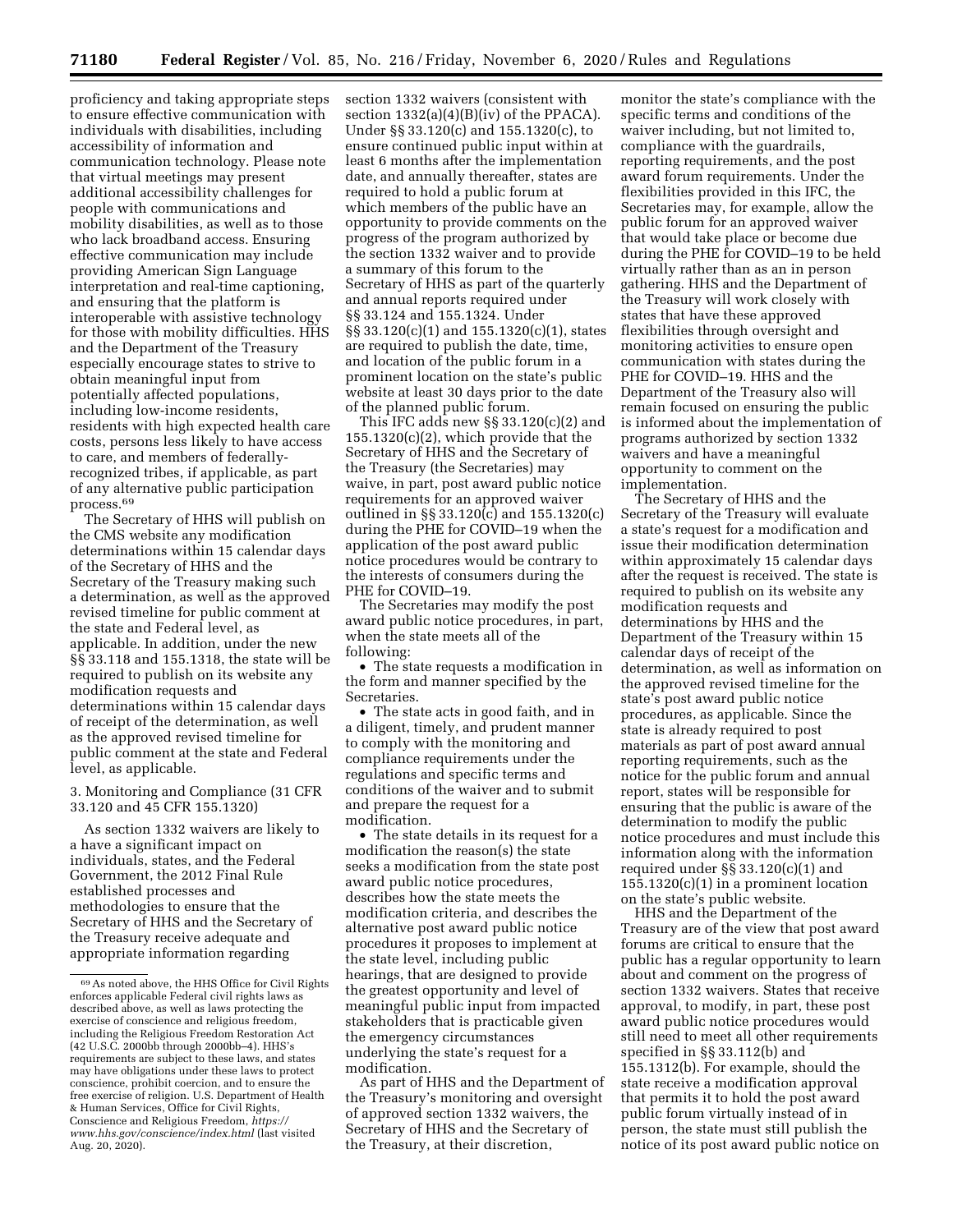proficiency and taking appropriate steps to ensure effective communication with individuals with disabilities, including accessibility of information and communication technology. Please note that virtual meetings may present additional accessibility challenges for people with communications and mobility disabilities, as well as to those who lack broadband access. Ensuring effective communication may include providing American Sign Language interpretation and real-time captioning, and ensuring that the platform is interoperable with assistive technology for those with mobility difficulties. HHS and the Department of the Treasury especially encourage states to strive to obtain meaningful input from potentially affected populations, including low-income residents, residents with high expected health care costs, persons less likely to have access to care, and members of federally-recognized tribes, if applicable, as part of any alternative public participation process.[69]

The Secretary of HHS will publish on the CMS website any modification determinations within 15 calendar days of the Secretary of HHS and the Secretary of the Treasury making such a determination, as well as the approved revised timeline for public comment at the state and Federal level, as applicable. In addition, under the new §§ 33.118 and 155.1318, the state will be required to publish on its website any modification requests and determinations within 15 calendar days of receipt of the determination, as well as the approved revised timeline for public comment at the state and Federal level, as applicable.

3. Monitoring and Compliance (31 CFR 33.120 and 45 CFR 155.1320)

As section 1332 waivers are likely to a have a significant impact on individuals, states, and the Federal Government, the 2012 Final Rule established processes and methodologies to ensure that the Secretary of HHS and the Secretary of the Treasury receive adequate and appropriate information regarding section 1332 waivers (consistent with section 1332(a)(4)(B)(iv) of the PPACA). Under §§ 33.120(c) and 155.1320(c), to ensure continued public input within at least 6 months after the implementation date, and annually thereafter, states are required to hold a public forum at which members of the public have an opportunity to provide comments on the progress of the program authorized by the section 1332 waiver and to provide a summary of this forum to the Secretary of HHS as part of the quarterly and annual reports required under §§ 33.124 and 155.1324. Under §§ 33.120(c)(1) and 155.1320(c)(1), states are required to publish the date, time, and location of the public forum in a prominent location on the state's public website at least 30 days prior to the date of the planned public forum.

This IFC adds new §§ 33.120(c)(2) and 155.1320(c)(2), which provide that the Secretary of HHS and the Secretary of the Treasury (the Secretaries) may waive, in part, post award public notice requirements for an approved waiver outlined in §§ 33.120(c) and 155.1320(c) during the PHE for COVID–19 when the application of the post award public notice procedures would be contrary to the interests of consumers during the PHE for COVID–19.

The Secretaries may modify the post award public notice procedures, in part, when the state meets all of the following:

- The state requests a modification in the form and manner specified by the Secretaries.
- The state acts in good faith, and in a diligent, timely, and prudent manner to comply with the monitoring and compliance requirements under the regulations and specific terms and conditions of the waiver and to submit and prepare the request for a modification.
- The state details in its request for a modification the reason(s) the state seeks a modification from the state post award public notice procedures, describes how the state meets the modification criteria, and describes the alternative post award public notice procedures it proposes to implement at the state level, including public hearings, that are designed to provide the greatest opportunity and level of meaningful public input from impacted stakeholders that is practicable given the emergency circumstances underlying the state's request for a modification.

As part of HHS and the Department of the Treasury's monitoring and oversight of approved section 1332 waivers, the Secretary of HHS and the Secretary of the Treasury, at their discretion, monitor the state's compliance with the specific terms and conditions of the waiver including, but not limited to, compliance with the guardrails, reporting requirements, and the post award forum requirements. Under the flexibilities provided in this IFC, the Secretaries may, for example, allow the public forum for an approved waiver that would take place or become due during the PHE for COVID–19 to be held virtually rather than as an in person gathering. HHS and the Department of the Treasury will work closely with states that have these approved flexibilities through oversight and monitoring activities to ensure open communication with states during the PHE for COVID–19. HHS and the Department of the Treasury also will remain focused on ensuring the public is informed about the implementation of programs authorized by section 1332 waivers and have a meaningful opportunity to comment on the implementation.

The Secretary of HHS and the Secretary of the Treasury will evaluate a state's request for a modification and issue their modification determination within approximately 15 calendar days after the request is received. The state is required to publish on its website any modification requests and determinations by HHS and the Department of the Treasury within 15 calendar days of receipt of the determination, as well as information on the approved revised timeline for the state's post award public notice procedures, as applicable. Since the state is already required to post materials as part of post award annual reporting requirements, such as the notice for the public forum and annual report, states will be responsible for ensuring that the public is aware of the determination to modify the public notice procedures and must include this information along with the information required under §§ 33.120(c)(1) and 155.1320(c)(1) in a prominent location on the state's public website.

HHS and the Department of the Treasury are of the view that post award forums are critical to ensure that the public has a regular opportunity to learn about and comment on the progress of section 1332 waivers. States that receive approval, to modify, in part, these post award public notice procedures would still need to meet all other requirements specified in §§ 33.112(b) and 155.1312(b). For example, should the state receive a modification approval that permits it to hold the post award public forum virtually instead of in person, the state must still publish the notice of its post award public notice on

---

[69] As noted above, the HHS Office for Civil Rights enforces applicable Federal civil rights laws as described above, as well as laws protecting the exercise of conscience and religious freedom, including the Religious Freedom Restoration Act (42 U.S.C. 2000bb through 2000bb–4). HHS's requirements are subject to these laws, and states may have obligations under these laws to protect conscience, prohibit coercion, and to ensure the free exercise of religion. U.S. Department of Health & Human Services, Office for Civil Rights, Conscience and Religious Freedom, *https://www.hhs.gov/conscience/index.html* (last visited Aug. 20, 2020).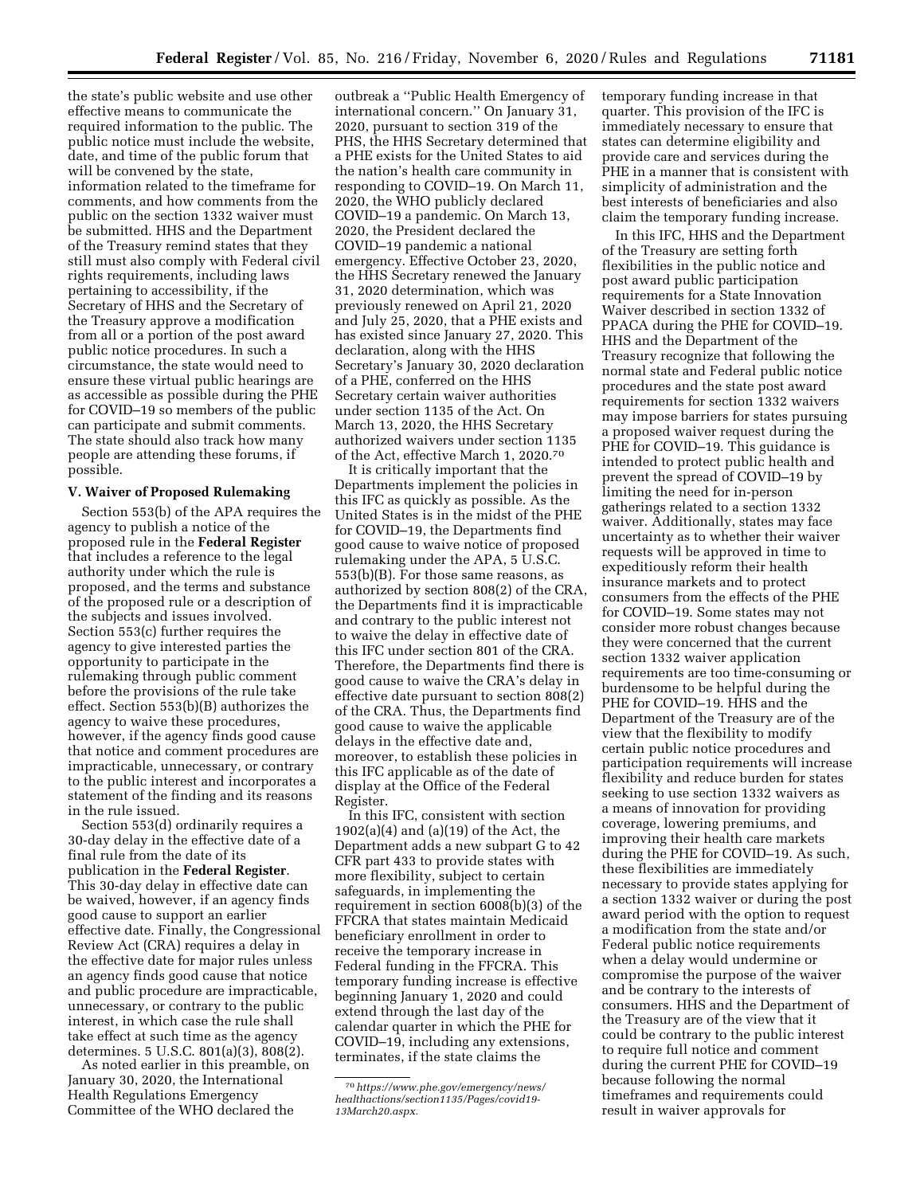the state's public website and use other effective means to communicate the required information to the public. The public notice must include the website, date, and time of the public forum that will be convened by the state, information related to the timeframe for comments, and how comments from the public on the section 1332 waiver must be submitted. HHS and the Department of the Treasury remind states that they still must also comply with Federal civil rights requirements, including laws pertaining to accessibility, if the Secretary of HHS and the Secretary of the Treasury approve a modification from all or a portion of the post award public notice procedures. In such a circumstance, the state would need to ensure these virtual public hearings are as accessible as possible during the PHE for COVID–19 so members of the public can participate and submit comments. The state should also track how many people are attending these forums, if possible.

## V. Waiver of Proposed Rulemaking

Section 553(b) of the APA requires the agency to publish a notice of the proposed rule in the **Federal Register** that includes a reference to the legal authority under which the rule is proposed, and the terms and substance of the proposed rule or a description of the subjects and issues involved. Section 553(c) further requires the agency to give interested parties the opportunity to participate in the rulemaking through public comment before the provisions of the rule take effect. Section 553(b)(B) authorizes the agency to waive these procedures, however, if the agency finds good cause that notice and comment procedures are impracticable, unnecessary, or contrary to the public interest and incorporates a statement of the finding and its reasons in the rule issued.

Section 553(d) ordinarily requires a 30-day delay in the effective date of a final rule from the date of its publication in the **Federal Register**. This 30-day delay in effective date can be waived, however, if an agency finds good cause to support an earlier effective date. Finally, the Congressional Review Act (CRA) requires a delay in the effective date for major rules unless an agency finds good cause that notice and public procedure are impracticable, unnecessary, or contrary to the public interest, in which case the rule shall take effect at such time as the agency determines. 5 U.S.C. 801(a)(3), 808(2).

As noted earlier in this preamble, on January 30, 2020, the International Health Regulations Emergency Committee of the WHO declared the outbreak a ''Public Health Emergency of international concern.'' On January 31, 2020, pursuant to section 319 of the PHS, the HHS Secretary determined that a PHE exists for the United States to aid the nation's health care community in responding to COVID–19. On March 11, 2020, the WHO publicly declared COVID–19 a pandemic. On March 13, 2020, the President declared the COVID–19 pandemic a national emergency. Effective October 23, 2020, the HHS Secretary renewed the January 31, 2020 determination, which was previously renewed on April 21, 2020 and July 25, 2020, that a PHE exists and has existed since January 27, 2020. This declaration, along with the HHS Secretary's January 30, 2020 declaration of a PHE, conferred on the HHS Secretary certain waiver authorities under section 1135 of the Act. On March 13, 2020, the HHS Secretary authorized waivers under section 1135 of the Act, effective March 1, 2020.[70]

It is critically important that the Departments implement the policies in this IFC as quickly as possible. As the United States is in the midst of the PHE for COVID–19, the Departments find good cause to waive notice of proposed rulemaking under the APA, 5 U.S.C. 553(b)(B). For those same reasons, as authorized by section 808(2) of the CRA, the Departments find it is impracticable and contrary to the public interest not to waive the delay in effective date of this IFC under section 801 of the CRA. Therefore, the Departments find there is good cause to waive the CRA's delay in effective date pursuant to section 808(2) of the CRA. Thus, the Departments find good cause to waive the applicable delays in the effective date and, moreover, to establish these policies in this IFC applicable as of the date of display at the Office of the Federal Register.

In this IFC, consistent with section 1902(a)(4) and (a)(19) of the Act, the Department adds a new subpart G to 42 CFR part 433 to provide states with more flexibility, subject to certain safeguards, in implementing the requirement in section 6008(b)(3) of the FFCRA that states maintain Medicaid beneficiary enrollment in order to receive the temporary increase in Federal funding in the FFCRA. This temporary funding increase is effective beginning January 1, 2020 and could extend through the last day of the calendar quarter in which the PHE for COVID–19, including any extensions, terminates, if the state claims the temporary funding increase in that quarter. This provision of the IFC is immediately necessary to ensure that states can determine eligibility and provide care and services during the PHE in a manner that is consistent with simplicity of administration and the best interests of beneficiaries and also claim the temporary funding increase.

In this IFC, HHS and the Department of the Treasury are setting forth flexibilities in the public notice and post award public participation requirements for a State Innovation Waiver described in section 1332 of PPACA during the PHE for COVID–19. HHS and the Department of the Treasury recognize that following the normal state and Federal public notice procedures and the state post award requirements for section 1332 waivers may impose barriers for states pursuing a proposed waiver request during the PHE for COVID–19. This guidance is intended to protect public health and prevent the spread of COVID–19 by limiting the need for in-person gatherings related to a section 1332 waiver. Additionally, states may face uncertainty as to whether their waiver requests will be approved in time to expeditiously reform their health insurance markets and to protect consumers from the effects of the PHE for COVID–19. Some states may not consider more robust changes because they were concerned that the current section 1332 waiver application requirements are too time-consuming or burdensome to be helpful during the PHE for COVID–19. HHS and the Department of the Treasury are of the view that the flexibility to modify certain public notice procedures and participation requirements will increase flexibility and reduce burden for states seeking to use section 1332 waivers as a means of innovation for providing coverage, lowering premiums, and improving their health care markets during the PHE for COVID–19. As such, these flexibilities are immediately necessary to provide states applying for a section 1332 waiver or during the post award period with the option to request a modification from the state and/or Federal public notice requirements when a delay would undermine or compromise the purpose of the waiver and be contrary to the interests of consumers. HHS and the Department of the Treasury are of the view that it could be contrary to the public interest to require full notice and comment during the current PHE for COVID–19 because following the normal timeframes and requirements could result in waiver approvals for

[70] *https://www.phe.gov/emergency/news/healthactions/section1135/Pages/covid19-13March20.aspx.*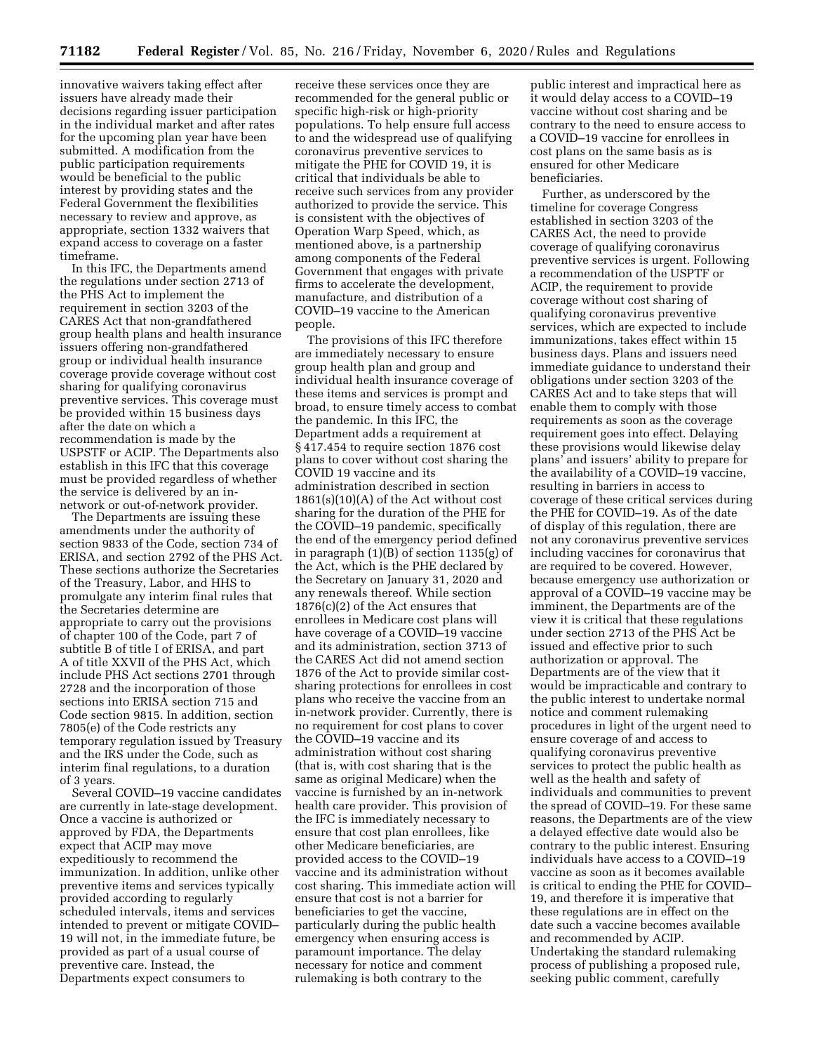innovative waivers taking effect after issuers have already made their decisions regarding issuer participation in the individual market and after rates for the upcoming plan year have been submitted. A modification from the public participation requirements would be beneficial to the public interest by providing states and the Federal Government the flexibilities necessary to review and approve, as appropriate, section 1332 waivers that expand access to coverage on a faster timeframe.

In this IFC, the Departments amend the regulations under section 2713 of the PHS Act to implement the requirement in section 3203 of the CARES Act that non-grandfathered group health plans and health insurance issuers offering non-grandfathered group or individual health insurance coverage provide coverage without cost sharing for qualifying coronavirus preventive services. This coverage must be provided within 15 business days after the date on which a recommendation is made by the USPSTF or ACIP. The Departments also establish in this IFC that this coverage must be provided regardless of whether the service is delivered by an in-network or out-of-network provider.

The Departments are issuing these amendments under the authority of section 9833 of the Code, section 734 of ERISA, and section 2792 of the PHS Act. These sections authorize the Secretaries of the Treasury, Labor, and HHS to promulgate any interim final rules that the Secretaries determine are appropriate to carry out the provisions of chapter 100 of the Code, part 7 of subtitle B of title I of ERISA, and part A of title XXVII of the PHS Act, which include PHS Act sections 2701 through 2728 and the incorporation of those sections into ERISA section 715 and Code section 9815. In addition, section 7805(e) of the Code restricts any temporary regulation issued by Treasury and the IRS under the Code, such as interim final regulations, to a duration of 3 years.

Several COVID–19 vaccine candidates are currently in late-stage development. Once a vaccine is authorized or approved by FDA, the Departments expect that ACIP may move expeditiously to recommend the immunization. In addition, unlike other preventive items and services typically provided according to regularly scheduled intervals, items and services intended to prevent or mitigate COVID–19 will not, in the immediate future, be provided as part of a usual course of preventive care. Instead, the Departments expect consumers to receive these services once they are recommended for the general public or specific high-risk or high-priority populations. To help ensure full access to and the widespread use of qualifying coronavirus preventive services to mitigate the PHE for COVID 19, it is critical that individuals be able to receive such services from any provider authorized to provide the service. This is consistent with the objectives of Operation Warp Speed, which, as mentioned above, is a partnership among components of the Federal Government that engages with private firms to accelerate the development, manufacture, and distribution of a COVID–19 vaccine to the American people.

The provisions of this IFC therefore are immediately necessary to ensure group health plan and group and individual health insurance coverage of these items and services is prompt and broad, to ensure timely access to combat the pandemic. In this IFC, the Department adds a requirement at § 417.454 to require section 1876 cost plans to cover without cost sharing the COVID 19 vaccine and its administration described in section 1861(s)(10)(A) of the Act without cost sharing for the duration of the PHE for the COVID–19 pandemic, specifically the end of the emergency period defined in paragraph (1)(B) of section 1135(g) of the Act, which is the PHE declared by the Secretary on January 31, 2020 and any renewals thereof. While section 1876(c)(2) of the Act ensures that enrollees in Medicare cost plans will have coverage of a COVID–19 vaccine and its administration, section 3713 of the CARES Act did not amend section 1876 of the Act to provide similar cost-sharing protections for enrollees in cost plans who receive the vaccine from an in-network provider. Currently, there is no requirement for cost plans to cover the COVID–19 vaccine and its administration without cost sharing (that is, with cost sharing that is the same as original Medicare) when the vaccine is furnished by an in-network health care provider. This provision of the IFC is immediately necessary to ensure that cost plan enrollees, like other Medicare beneficiaries, are provided access to the COVID–19 vaccine and its administration without cost sharing. This immediate action will ensure that cost is not a barrier for beneficiaries to get the vaccine, particularly during the public health emergency when ensuring access is paramount importance. The delay necessary for notice and comment rulemaking is both contrary to the public interest and impractical here as it would delay access to a COVID–19 vaccine without cost sharing and be contrary to the need to ensure access to a COVID–19 vaccine for enrollees in cost plans on the same basis as is ensured for other Medicare beneficiaries.

Further, as underscored by the timeline for coverage Congress established in section 3203 of the CARES Act, the need to provide coverage of qualifying coronavirus preventive services is urgent. Following a recommendation of the USPTF or ACIP, the requirement to provide coverage without cost sharing of qualifying coronavirus preventive services, which are expected to include immunizations, takes effect within 15 business days. Plans and issuers need immediate guidance to understand their obligations under section 3203 of the CARES Act and to take steps that will enable them to comply with those requirements as soon as the coverage requirement goes into effect. Delaying these provisions would likewise delay plans' and issuers' ability to prepare for the availability of a COVID–19 vaccine, resulting in barriers in access to coverage of these critical services during the PHE for COVID–19. As of the date of display of this regulation, there are not any coronavirus preventive services including vaccines for coronavirus that are required to be covered. However, because emergency use authorization or approval of a COVID–19 vaccine may be imminent, the Departments are of the view it is critical that these regulations under section 2713 of the PHS Act be issued and effective prior to such authorization or approval. The Departments are of the view that it would be impracticable and contrary to the public interest to undertake normal notice and comment rulemaking procedures in light of the urgent need to ensure coverage of and access to qualifying coronavirus preventive services to protect the public health as well as the health and safety of individuals and communities to prevent the spread of COVID–19. For these same reasons, the Departments are of the view a delayed effective date would also be contrary to the public interest. Ensuring individuals have access to a COVID–19 vaccine as soon as it becomes available is critical to ending the PHE for COVID–19, and therefore it is imperative that these regulations are in effect on the date such a vaccine becomes available and recommended by ACIP. Undertaking the standard rulemaking process of publishing a proposed rule, seeking public comment, carefully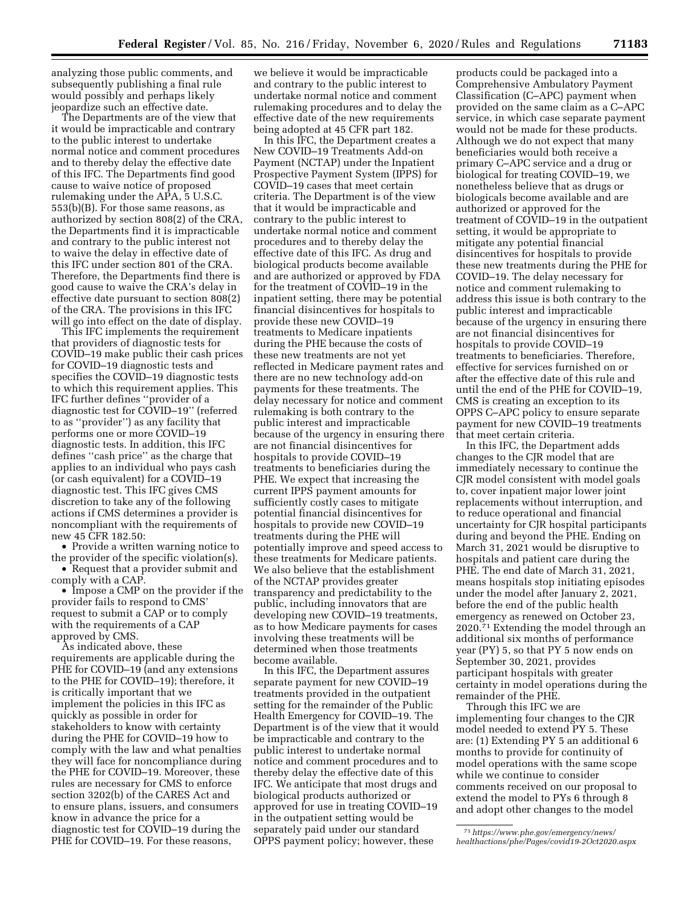analyzing those public comments, and subsequently publishing a final rule would possibly and perhaps likely jeopardize such an effective date.

The Departments are of the view that it would be impracticable and contrary to the public interest to undertake normal notice and comment procedures and to thereby delay the effective date of this IFC. The Departments find good cause to waive notice of proposed rulemaking under the APA, 5 U.S.C. 553(b)(B). For those same reasons, as authorized by section 808(2) of the CRA, the Departments find it is impracticable and contrary to the public interest not to waive the delay in effective date of this IFC under section 801 of the CRA. Therefore, the Departments find there is good cause to waive the CRA's delay in effective date pursuant to section 808(2) of the CRA. The provisions in this IFC will go into effect on the date of display.

This IFC implements the requirement that providers of diagnostic tests for COVID–19 make public their cash prices for COVID–19 diagnostic tests and specifies the COVID–19 diagnostic tests to which this requirement applies. This IFC further defines ''provider of a diagnostic test for COVID–19'' (referred to as ''provider'') as any facility that performs one or more COVID–19 diagnostic tests. In addition, this IFC defines ''cash price'' as the charge that applies to an individual who pays cash (or cash equivalent) for a COVID–19 diagnostic test. This IFC gives CMS discretion to take any of the following actions if CMS determines a provider is noncompliant with the requirements of new 45 CFR 182.50:

- Provide a written warning notice to the provider of the specific violation(s).
- Request that a provider submit and comply with a CAP.
- Impose a CMP on the provider if the provider fails to respond to CMS' request to submit a CAP or to comply with the requirements of a CAP approved by CMS.

As indicated above, these requirements are applicable during the PHE for COVID–19 (and any extensions to the PHE for COVID–19); therefore, it is critically important that we implement the policies in this IFC as quickly as possible in order for stakeholders to know with certainty during the PHE for COVID–19 how to comply with the law and what penalties they will face for noncompliance during the PHE for COVID–19. Moreover, these rules are necessary for CMS to enforce section 3202(b) of the CARES Act and to ensure plans, issuers, and consumers know in advance the price for a diagnostic test for COVID–19 during the PHE for COVID–19. For these reasons, we believe it would be impracticable and contrary to the public interest to undertake normal notice and comment rulemaking procedures and to delay the effective date of the new requirements being adopted at 45 CFR part 182.

In this IFC, the Department creates a New COVID–19 Treatments Add-on Payment (NCTAP) under the Inpatient Prospective Payment System (IPPS) for COVID–19 cases that meet certain criteria. The Department is of the view that it would be impracticable and contrary to the public interest to undertake normal notice and comment procedures and to thereby delay the effective date of this IFC. As drug and biological products become available and are authorized or approved by FDA for the treatment of COVID–19 in the inpatient setting, there may be potential financial disincentives for hospitals to provide these new COVID–19 treatments to Medicare inpatients during the PHE because the costs of these new treatments are not yet reflected in Medicare payment rates and there are no new technology add-on payments for these treatments. The delay necessary for notice and comment rulemaking is both contrary to the public interest and impracticable because of the urgency in ensuring there are not financial disincentives for hospitals to provide COVID–19 treatments to beneficiaries during the PHE. We expect that increasing the current IPPS payment amounts for sufficiently costly cases to mitigate potential financial disincentives for hospitals to provide new COVID–19 treatments during the PHE will potentially improve and speed access to these treatments for Medicare patients. We also believe that the establishment of the NCTAP provides greater transparency and predictability to the public, including innovators that are developing new COVID–19 treatments, as to how Medicare payments for cases involving these treatments will be determined when those treatments become available.

In this IFC, the Department assures separate payment for new COVID–19 treatments provided in the outpatient setting for the remainder of the Public Health Emergency for COVID–19. The Department is of the view that it would be impracticable and contrary to the public interest to undertake normal notice and comment procedures and to thereby delay the effective date of this IFC. We anticipate that most drugs and biological products authorized or approved for use in treating COVID–19 in the outpatient setting would be separately paid under our standard OPPS payment policy; however, these products could be packaged into a Comprehensive Ambulatory Payment Classification (C–APC) payment when provided on the same claim as a C–APC service, in which case separate payment would not be made for these products. Although we do not expect that many beneficiaries would both receive a primary C–APC service and a drug or biological for treating COVID–19, we nonetheless believe that as drugs or biologicals become available and are authorized or approved for the treatment of COVID–19 in the outpatient setting, it would be appropriate to mitigate any potential financial disincentives for hospitals to provide these new treatments during the PHE for COVID–19. The delay necessary for notice and comment rulemaking to address this issue is both contrary to the public interest and impracticable because of the urgency in ensuring there are not financial disincentives for hospitals to provide COVID–19 treatments to beneficiaries. Therefore, effective for services furnished on or after the effective date of this rule and until the end of the PHE for COVID–19, CMS is creating an exception to its OPPS C–APC policy to ensure separate payment for new COVID–19 treatments that meet certain criteria.

In this IFC, the Department adds changes to the CJR model that are immediately necessary to continue the CJR model consistent with model goals to, cover inpatient major lower joint replacements without interruption, and to reduce operational and financial uncertainty for CJR hospital participants during and beyond the PHE. Ending on March 31, 2021 would be disruptive to hospitals and patient care during the PHE. The end date of March 31, 2021, means hospitals stop initiating episodes under the model after January 2, 2021, before the end of the public health emergency as renewed on October 23, 2020.[71] Extending the model through an additional six months of performance year (PY) 5, so that PY 5 now ends on September 30, 2021, provides participant hospitals with greater certainty in model operations during the remainder of the PHE.

Through this IFC we are implementing four changes to the CJR model needed to extend PY 5. These are: (1) Extending PY 5 an additional 6 months to provide for continuity of model operations with the same scope while we continue to consider comments received on our proposal to extend the model to PYs 6 through 8 and adopt other changes to the model

[71] *https://www.phe.gov/emergency/news/healthactions/phe/Pages/covid19-2Oct2020.aspx*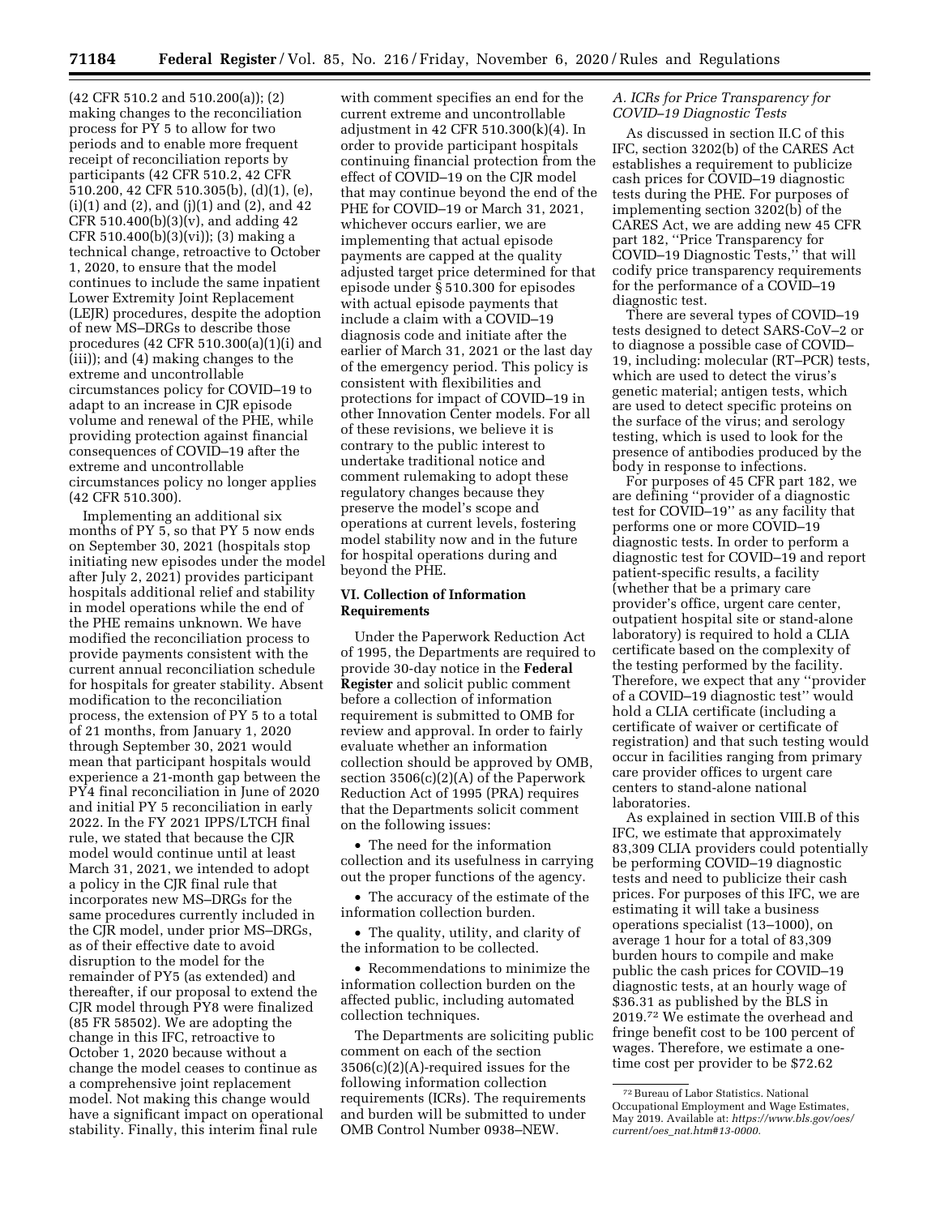(42 CFR 510.2 and 510.200(a)); (2) making changes to the reconciliation process for PY 5 to allow for two periods and to enable more frequent receipt of reconciliation reports by participants (42 CFR 510.2, 42 CFR 510.200, 42 CFR 510.305(b), (d)(1), (e), (i)(1) and (2), and (j)(1) and (2), and 42 CFR 510.400(b)(3)(v), and adding 42 CFR 510.400(b)(3)(vi)); (3) making a technical change, retroactive to October 1, 2020, to ensure that the model continues to include the same inpatient Lower Extremity Joint Replacement (LEJR) procedures, despite the adoption of new MS–DRGs to describe those procedures (42 CFR 510.300(a)(1)(i) and (iii)); and (4) making changes to the extreme and uncontrollable circumstances policy for COVID–19 to adapt to an increase in CJR episode volume and renewal of the PHE, while providing protection against financial consequences of COVID–19 after the extreme and uncontrollable circumstances policy no longer applies (42 CFR 510.300).

Implementing an additional six months of PY 5, so that PY 5 now ends on September 30, 2021 (hospitals stop initiating new episodes under the model after July 2, 2021) provides participant hospitals additional relief and stability in model operations while the end of the PHE remains unknown. We have modified the reconciliation process to provide payments consistent with the current annual reconciliation schedule for hospitals for greater stability. Absent modification to the reconciliation process, the extension of PY 5 to a total of 21 months, from January 1, 2020 through September 30, 2021 would mean that participant hospitals would experience a 21-month gap between the PY4 final reconciliation in June of 2020 and initial PY 5 reconciliation in early 2022. In the FY 2021 IPPS/LTCH final rule, we stated that because the CJR model would continue until at least March 31, 2021, we intended to adopt a policy in the CJR final rule that incorporates new MS–DRGs for the same procedures currently included in the CJR model, under prior MS–DRGs, as of their effective date to avoid disruption to the model for the remainder of PY5 (as extended) and thereafter, if our proposal to extend the CJR model through PY8 were finalized (85 FR 58502). We are adopting the change in this IFC, retroactive to October 1, 2020 because without a change the model ceases to continue as a comprehensive joint replacement model. Not making this change would have a significant impact on operational stability. Finally, this interim final rule with comment specifies an end for the current extreme and uncontrollable adjustment in 42 CFR 510.300(k)(4). In order to provide participant hospitals continuing financial protection from the effect of COVID–19 on the CJR model that may continue beyond the end of the PHE for COVID–19 or March 31, 2021, whichever occurs earlier, we are implementing that actual episode payments are capped at the quality adjusted target price determined for that episode under § 510.300 for episodes with actual episode payments that include a claim with a COVID–19 diagnosis code and initiate after the earlier of March 31, 2021 or the last day of the emergency period. This policy is consistent with flexibilities and protections for impact of COVID–19 in other Innovation Center models. For all of these revisions, we believe it is contrary to the public interest to undertake traditional notice and comment rulemaking to adopt these regulatory changes because they preserve the model's scope and operations at current levels, fostering model stability now and in the future for hospital operations during and beyond the PHE.

## VI. Collection of Information Requirements

Under the Paperwork Reduction Act of 1995, the Departments are required to provide 30-day notice in the **Federal Register** and solicit public comment before a collection of information requirement is submitted to OMB for review and approval. In order to fairly evaluate whether an information collection should be approved by OMB, section 3506(c)(2)(A) of the Paperwork Reduction Act of 1995 (PRA) requires that the Departments solicit comment on the following issues:

- The need for the information collection and its usefulness in carrying out the proper functions of the agency.
- The accuracy of the estimate of the information collection burden.
- The quality, utility, and clarity of the information to be collected.
- Recommendations to minimize the information collection burden on the affected public, including automated collection techniques.

The Departments are soliciting public comment on each of the section 3506(c)(2)(A)-required issues for the following information collection requirements (ICRs). The requirements and burden will be submitted to under OMB Control Number 0938–NEW.

### *A. ICRs for Price Transparency for COVID–19 Diagnostic Tests*

As discussed in section II.C of this IFC, section 3202(b) of the CARES Act establishes a requirement to publicize cash prices for COVID–19 diagnostic tests during the PHE. For purposes of implementing section 3202(b) of the CARES Act, we are adding new 45 CFR part 182, ''Price Transparency for COVID–19 Diagnostic Tests,'' that will codify price transparency requirements for the performance of a COVID–19 diagnostic test.

There are several types of COVID–19 tests designed to detect SARS-CoV–2 or to diagnose a possible case of COVID–19, including: molecular (RT–PCR) tests, which are used to detect the virus's genetic material; antigen tests, which are used to detect specific proteins on the surface of the virus; and serology testing, which is used to look for the presence of antibodies produced by the body in response to infections.

For purposes of 45 CFR part 182, we are defining ''provider of a diagnostic test for COVID–19'' as any facility that performs one or more COVID–19 diagnostic tests. In order to perform a diagnostic test for COVID–19 and report patient-specific results, a facility (whether that be a primary care provider's office, urgent care center, outpatient hospital site or stand-alone laboratory) is required to hold a CLIA certificate based on the complexity of the testing performed by the facility. Therefore, we expect that any ''provider of a COVID–19 diagnostic test'' would hold a CLIA certificate (including a certificate of waiver or certificate of registration) and that such testing would occur in facilities ranging from primary care provider offices to urgent care centers to stand-alone national laboratories.

As explained in section VIII.B of this IFC, we estimate that approximately 83,309 CLIA providers could potentially be performing COVID–19 diagnostic tests and need to publicize their cash prices. For purposes of this IFC, we are estimating it will take a business operations specialist (13–1000), on average 1 hour for a total of 83,309 burden hours to compile and make public the cash prices for COVID–19 diagnostic tests, at an hourly wage of $36.31 as published by the BLS in 2019.[72] We estimate the overhead and fringe benefit cost to be 100 percent of wages. Therefore, we estimate a one-time cost per provider to be $72.62

[72] Bureau of Labor Statistics. National Occupational Employment and Wage Estimates, May 2019. Available at: *https://www.bls.gov/oes/current/oes_nat.htm#13-0000.*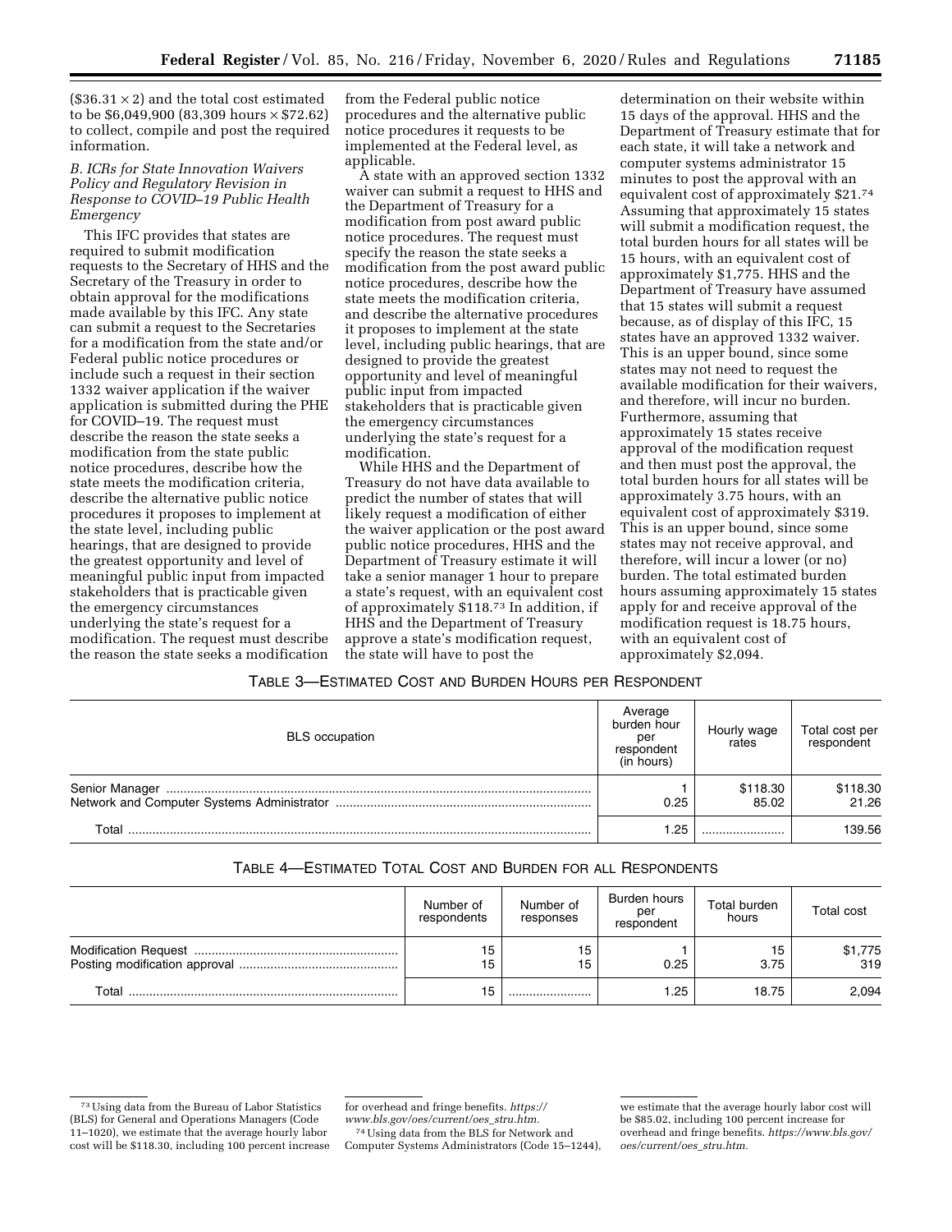($36.31 × 2) and the total cost estimated to be $6,049,900 (83,309 hours × $72.62) to collect, compile and post the required information.

### *B. ICRs for State Innovation Waivers Policy and Regulatory Revision in Response to COVID–19 Public Health Emergency*

This IFC provides that states are required to submit modification requests to the Secretary of HHS and the Secretary of the Treasury in order to obtain approval for the modifications made available by this IFC. Any state can submit a request to the Secretaries for a modification from the state and/or Federal public notice procedures or include such a request in their section 1332 waiver application if the waiver application is submitted during the PHE for COVID–19. The request must describe the reason the state seeks a modification from the state public notice procedures, describe how the state meets the modification criteria, describe the alternative public notice procedures it proposes to implement at the state level, including public hearings, that are designed to provide the greatest opportunity and level of meaningful public input from impacted stakeholders that is practicable given the emergency circumstances underlying the state's request for a modification. The request must describe the reason the state seeks a modification from the Federal public notice procedures and the alternative public notice procedures it requests to be implemented at the Federal level, as applicable.

A state with an approved section 1332 waiver can submit a request to HHS and the Department of Treasury for a modification from post award public notice procedures. The request must specify the reason the state seeks a modification from the post award public notice procedures, describe how the state meets the modification criteria, and describe the alternative procedures it proposes to implement at the state level, including public hearings, that are designed to provide the greatest opportunity and level of meaningful public input from impacted stakeholders that is practicable given the emergency circumstances underlying the state's request for a modification.

While HHS and the Department of Treasury do not have data available to predict the number of states that will likely request a modification of either the waiver application or the post award public notice procedures, HHS and the Department of Treasury estimate it will take a senior manager 1 hour to prepare a state's request, with an equivalent cost of approximately $118.[73] In addition, if HHS and the Department of Treasury approve a state's modification request, the state will have to post the determination on their website within 15 days of the approval. HHS and the Department of Treasury estimate that for each state, it will take a network and computer systems administrator 15 minutes to post the approval with an equivalent cost of approximately $21.[74] Assuming that approximately 15 states will submit a modification request, the total burden hours for all states will be 15 hours, with an equivalent cost of approximately $1,775. HHS and the Department of Treasury have assumed that 15 states will submit a request because, as of display of this IFC, 15 states have an approved 1332 waiver. This is an upper bound, since some states may not need to request the available modification for their waivers, and therefore, will incur no burden. Furthermore, assuming that approximately 15 states receive approval of the modification request and then must post the approval, the total burden hours for all states will be approximately 3.75 hours, with an equivalent cost of approximately $319. This is an upper bound, since some states may not receive approval, and therefore, will incur a lower (or no) burden. The total estimated burden hours assuming approximately 15 states apply for and receive approval of the modification request is 18.75 hours, with an equivalent cost of approximately $2,094.

TABLE 3—ESTIMATED COST AND BURDEN HOURS PER RESPONDENT

| BLS occupation | Average burden hour per respondent (in hours) | Hourly wage rates | Total cost per respondent |
|---|---|---|---|
| Senior Manager | 1 | $118.30 | $118.30 |
| Network and Computer Systems Administrator | 0.25 | 85.02 | 21.26 |
| Total | 1.25 | | 139.56 |

TABLE 4—ESTIMATED TOTAL COST AND BURDEN FOR ALL RESPONDENTS

| | Number of respondents | Number of responses | Burden hours per respondent | Total burden hours | Total cost |
|---|---|---|---|---|---|
| Modification Request | 15 | 15 | 1 | 15 | $1,775 |
| Posting modification approval | 15 | 15 | 0.25 | 3.75 | 319 |
| Total | 15 | | 1.25 | 18.75 | 2,094 |

[73] Using data from the Bureau of Labor Statistics (BLS) for General and Operations Managers (Code 11–1020), we estimate that the average hourly labor cost will be $118.30, including 100 percent increase for overhead and fringe benefits. *https://www.bls.gov/oes/current/oes_stru.htm.*

[74] Using data from the BLS for Network and Computer Systems Administrators (Code 15–1244), we estimate that the average hourly labor cost will be $85.02, including 100 percent increase for overhead and fringe benefits. *https://www.bls.gov/oes/current/oes_stru.htm.*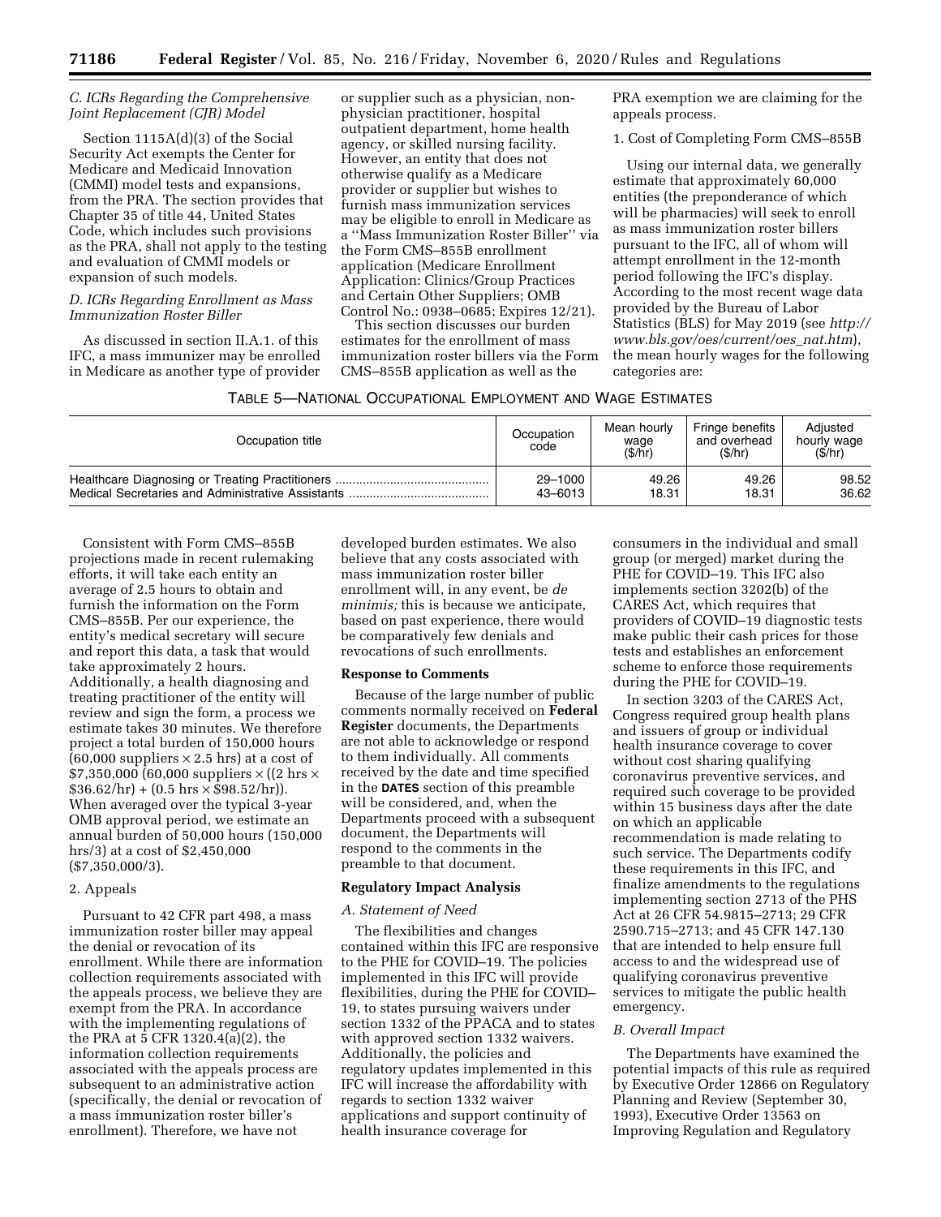### C. ICRs Regarding the Comprehensive Joint Replacement (CJR) Model

Section 1115A(d)(3) of the Social Security Act exempts the Center for Medicare and Medicaid Innovation (CMMI) model tests and expansions, from the PRA. The section provides that Chapter 35 of title 44, United States Code, which includes such provisions as the PRA, shall not apply to the testing and evaluation of CMMI models or expansion of such models.

### D. ICRs Regarding Enrollment as Mass Immunization Roster Biller

As discussed in section II.A.1. of this IFC, a mass immunizer may be enrolled in Medicare as another type of provider or supplier such as a physician, non-physician practitioner, hospital outpatient department, home health agency, or skilled nursing facility. However, an entity that does not otherwise qualify as a Medicare provider or supplier but wishes to furnish mass immunization services may be eligible to enroll in Medicare as a ''Mass Immunization Roster Biller'' via the Form CMS–855B enrollment application (Medicare Enrollment Application: Clinics/Group Practices and Certain Other Suppliers; OMB Control No.: 0938–0685; Expires 12/21).

This section discusses our burden estimates for the enrollment of mass immunization roster billers via the Form CMS–855B application as well as the PRA exemption we are claiming for the appeals process.

1. Cost of Completing Form CMS–855B

Using our internal data, we generally estimate that approximately 60,000 entities (the preponderance of which will be pharmacies) will seek to enroll as mass immunization roster billers pursuant to the IFC, all of whom will attempt enrollment in the 12-month period following the IFC's display. According to the most recent wage data provided by the Bureau of Labor Statistics (BLS) for May 2019 (see *http://www.bls.gov/oes/current/oes_nat.htm*), the mean hourly wages for the following categories are:

TABLE 5—NATIONAL OCCUPATIONAL EMPLOYMENT AND WAGE ESTIMATES

| Occupation title | Occupation code | Mean hourly wage ($/hr) | Fringe benefits and overhead ($/hr) | Adjusted hourly wage ($/hr) |
|---|---|---|---|---|
| Healthcare Diagnosing or Treating Practitioners | 29–1000 | 49.26 | 49.26 | 98.52 |
| Medical Secretaries and Administrative Assistants | 43–6013 | 18.31 | 18.31 | 36.62 |

Consistent with Form CMS–855B projections made in recent rulemaking efforts, it will take each entity an average of 2.5 hours to obtain and furnish the information on the Form CMS–855B. Per our experience, the entity's medical secretary will secure and report this data, a task that would take approximately 2 hours. Additionally, a health diagnosing and treating practitioner of the entity will review and sign the form, a process we estimate takes 30 minutes. We therefore project a total burden of 150,000 hours (60,000 suppliers × 2.5 hrs) at a cost of $7,350,000 (60,000 suppliers × ((2 hrs × $36.62/hr) + (0.5 hrs × $98.52/hr)). When averaged over the typical 3-year OMB approval period, we estimate an annual burden of 50,000 hours (150,000 hrs/3) at a cost of $2,450,000 ($7,350,000/3).

2. Appeals

Pursuant to 42 CFR part 498, a mass immunization roster biller may appeal the denial or revocation of its enrollment. While there are information collection requirements associated with the appeals process, we believe they are exempt from the PRA. In accordance with the implementing regulations of the PRA at 5 CFR 1320.4(a)(2), the information collection requirements associated with the appeals process are subsequent to an administrative action (specifically, the denial or revocation of a mass immunization roster biller's enrollment). Therefore, we have not developed burden estimates. We also believe that any costs associated with mass immunization roster biller enrollment will, in any event, be *de minimis;* this is because we anticipate, based on past experience, there would be comparatively few denials and revocations of such enrollments.

**Response to Comments**

Because of the large number of public comments normally received on **Federal Register** documents, the Departments are not able to acknowledge or respond to them individually. All comments received by the date and time specified in the **DATES** section of this preamble will be considered, and, when the Departments proceed with a subsequent document, the Departments will respond to the comments in the preamble to that document.

**Regulatory Impact Analysis**

*A. Statement of Need*

The flexibilities and changes contained within this IFC are responsive to the PHE for COVID–19. The policies implemented in this IFC will provide flexibilities, during the PHE for COVID–19, to states pursuing waivers under section 1332 of the PPACA and to states with approved section 1332 waivers. Additionally, the policies and regulatory updates implemented in this IFC will increase the affordability with regards to section 1332 waiver applications and support continuity of health insurance coverage for consumers in the individual and small group (or merged) market during the PHE for COVID–19. This IFC also implements section 3202(b) of the CARES Act, which requires that providers of COVID–19 diagnostic tests make public their cash prices for those tests and establishes an enforcement scheme to enforce those requirements during the PHE for COVID–19.

In section 3203 of the CARES Act, Congress required group health plans and issuers of group or individual health insurance coverage to cover without cost sharing qualifying coronavirus preventive services, and required such coverage to be provided within 15 business days after the date on which an applicable recommendation is made relating to such service. The Departments codify these requirements in this IFC, and finalize amendments to the regulations implementing section 2713 of the PHS Act at 26 CFR 54.9815–2713; 29 CFR 2590.715–2713; and 45 CFR 147.130 that are intended to help ensure full access to and the widespread use of qualifying coronavirus preventive services to mitigate the public health emergency.

*B. Overall Impact*

The Departments have examined the potential impacts of this rule as required by Executive Order 12866 on Regulatory Planning and Review (September 30, 1993), Executive Order 13563 on Improving Regulation and Regulatory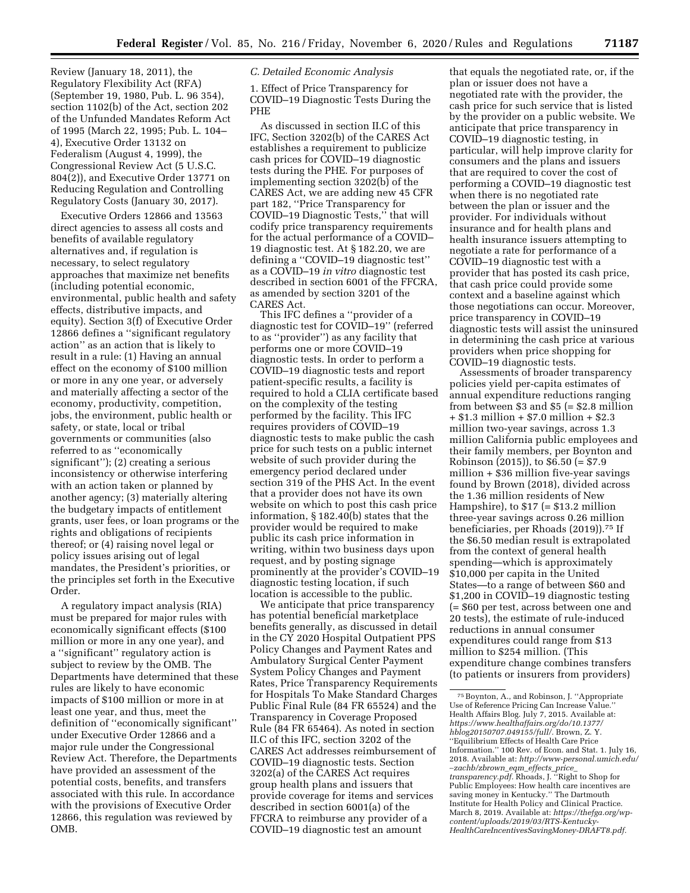Review (January 18, 2011), the Regulatory Flexibility Act (RFA) (September 19, 1980, Pub. L. 96 354), section 1102(b) of the Act, section 202 of the Unfunded Mandates Reform Act of 1995 (March 22, 1995; Pub. L. 104–4), Executive Order 13132 on Federalism (August 4, 1999), the Congressional Review Act (5 U.S.C. 804(2)), and Executive Order 13771 on Reducing Regulation and Controlling Regulatory Costs (January 30, 2017).

Executive Orders 12866 and 13563 direct agencies to assess all costs and benefits of available regulatory alternatives and, if regulation is necessary, to select regulatory approaches that maximize net benefits (including potential economic, environmental, public health and safety effects, distributive impacts, and equity). Section 3(f) of Executive Order 12866 defines a "significant regulatory action" as an action that is likely to result in a rule: (1) Having an annual effect on the economy of $100 million or more in any one year, or adversely and materially affecting a sector of the economy, productivity, competition, jobs, the environment, public health or safety, or state, local or tribal governments or communities (also referred to as "economically significant"); (2) creating a serious inconsistency or otherwise interfering with an action taken or planned by another agency; (3) materially altering the budgetary impacts of entitlement grants, user fees, or loan programs or the rights and obligations of recipients thereof; or (4) raising novel legal or policy issues arising out of legal mandates, the President's priorities, or the principles set forth in the Executive Order.

A regulatory impact analysis (RIA) must be prepared for major rules with economically significant effects ($100 million or more in any one year), and a "significant" regulatory action is subject to review by the OMB. The Departments have determined that these rules are likely to have economic impacts of $100 million or more in at least one year, and thus, meet the definition of "economically significant" under Executive Order 12866 and a major rule under the Congressional Review Act. Therefore, the Departments have provided an assessment of the potential costs, benefits, and transfers associated with this rule. In accordance with the provisions of Executive Order 12866, this regulation was reviewed by OMB.

### *C. Detailed Economic Analysis*

1. Effect of Price Transparency for COVID–19 Diagnostic Tests During the PHE

As discussed in section II.C of this IFC, Section 3202(b) of the CARES Act establishes a requirement to publicize cash prices for COVID–19 diagnostic tests during the PHE. For purposes of implementing section 3202(b) of the CARES Act, we are adding new 45 CFR part 182, "Price Transparency for COVID–19 Diagnostic Tests," that will codify price transparency requirements for the actual performance of a COVID–19 diagnostic test. At § 182.20, we are defining a "COVID–19 diagnostic test" as a COVID–19 *in vitro* diagnostic test described in section 6001 of the FFCRA, as amended by section 3201 of the CARES Act.

This IFC defines a "provider of a diagnostic test for COVID–19" (referred to as "provider") as any facility that performs one or more COVID–19 diagnostic tests. In order to perform a COVID–19 diagnostic tests and report patient-specific results, a facility is required to hold a CLIA certificate based on the complexity of the testing performed by the facility. This IFC requires providers of COVID–19 diagnostic tests to make public the cash price for such tests on a public internet website of such provider during the emergency period declared under section 319 of the PHS Act. In the event that a provider does not have its own website on which to post this cash price information, § 182.40(b) states that the provider would be required to make public its cash price information in writing, within two business days upon request, and by posting signage prominently at the provider's COVID–19 diagnostic testing location, if such location is accessible to the public.

We anticipate that price transparency has potential beneficial marketplace benefits generally, as discussed in detail in the CY 2020 Hospital Outpatient PPS Policy Changes and Payment Rates and Ambulatory Surgical Center Payment System Policy Changes and Payment Rates, Price Transparency Requirements for Hospitals To Make Standard Charges Public Final Rule (84 FR 65524) and the Transparency in Coverage Proposed Rule (84 FR 65464). As noted in section II.C of this IFC, section 3202 of the CARES Act addresses reimbursement of COVID–19 diagnostic tests. Section 3202(a) of the CARES Act requires group health plans and issuers that provide coverage for items and services described in section 6001(a) of the FFCRA to reimburse any provider of a COVID–19 diagnostic test an amount that equals the negotiated rate, or, if the plan or issuer does not have a negotiated rate with the provider, the cash price for such service that is listed by the provider on a public website. We anticipate that price transparency in COVID–19 diagnostic testing, in particular, will help improve clarity for consumers and the plans and issuers that are required to cover the cost of performing a COVID–19 diagnostic test when there is no negotiated rate between the plan or issuer and the provider. For individuals without insurance and for health plans and health insurance issuers attempting to negotiate a rate for performance of a COVID–19 diagnostic test with a provider that has posted its cash price, that cash price could provide some context and a baseline against which those negotiations can occur. Moreover, price transparency in COVID–19 diagnostic tests will assist the uninsured in determining the cash price at various providers when price shopping for COVID–19 diagnostic tests.

Assessments of broader transparency policies yield per-capita estimates of annual expenditure reductions ranging from between $3 and $5 (= $2.8 million + $1.3 million + $7.0 million + $2.3 million two-year savings, across 1.3 million California public employees and their family members, per Boynton and Robinson (2015)), to $6.50 (= $7.9 million + $36 million five-year savings found by Brown (2018), divided across the 1.36 million residents of New Hampshire), to $17 (= $13.2 million three-year savings across 0.26 million beneficiaries, per Rhoads (2019)).[75] If the $6.50 median result is extrapolated from the context of general health spending—which is approximately $10,000 per capita in the United States—to a range of between $60 and $1,200 in COVID–19 diagnostic testing (= $60 per test, across between one and 20 tests), the estimate of rule-induced reductions in annual consumer expenditures could range from $13 million to $254 million. (This expenditure change combines transfers (to patients or insurers from providers)

[75] Boynton, A., and Robinson, J. "Appropriate Use of Reference Pricing Can Increase Value." Health Affairs Blog. July 7, 2015. Available at: *https://www.healthaffairs.org/do/10.1377/hblog20150707.049155/full/*. Brown, Z. Y. "Equilibrium Effects of Health Care Price Information." 100 Rev. of Econ. and Stat. 1. July 16, 2018. Available at: *http://www-personal.umich.edu/~zachb/zbrown_eqm_effects_price_transparency.pdf*. Rhoads, J. "Right to Shop for Public Employees: How health care incentives are saving money in Kentucky." The Dartmouth Institute for Health Policy and Clinical Practice. March 8, 2019. Available at: *https://thefga.org/wp-content/uploads/2019/03/RTS-Kentucky-HealthCareIncentivesSavingMoney-DRAFT8.pdf*.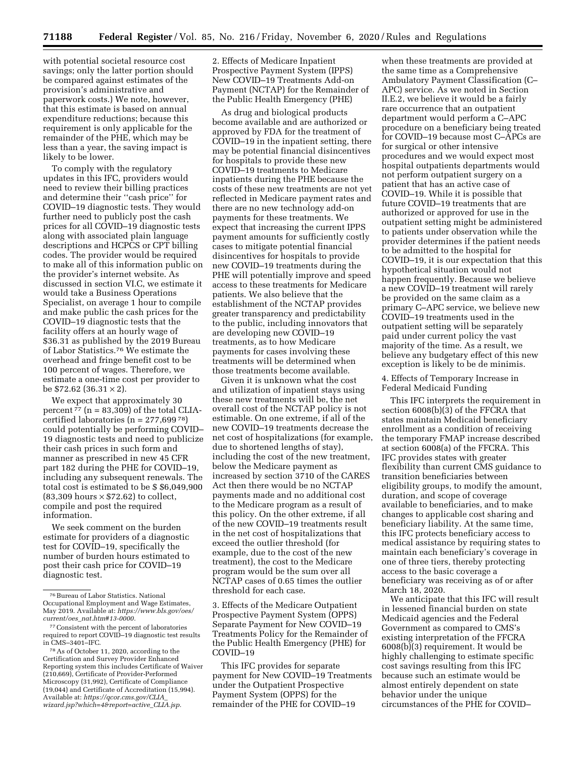with potential societal resource cost savings; only the latter portion should be compared against estimates of the provision's administrative and paperwork costs.) We note, however, that this estimate is based on annual expenditure reductions; because this requirement is only applicable for the remainder of the PHE, which may be less than a year, the saving impact is likely to be lower.

To comply with the regulatory updates in this IFC, providers would need to review their billing practices and determine their ''cash price'' for COVID–19 diagnostic tests. They would further need to publicly post the cash prices for all COVID–19 diagnostic tests along with associated plain language descriptions and HCPCS or CPT billing codes. The provider would be required to make all of this information public on the provider's internet website. As discussed in section VI.C, we estimate it would take a Business Operations Specialist, on average 1 hour to compile and make public the cash prices for the COVID–19 diagnostic tests that the facility offers at an hourly wage of $36.31 as published by the 2019 Bureau of Labor Statistics.[76] We estimate the overhead and fringe benefit cost to be 100 percent of wages. Therefore, we estimate a one-time cost per provider to be $72.62 (36.31 × 2).

We expect that approximately 30 percent[77] (n = 83,309) of the total CLIA-certified laboratories (n = 277,699[78]) could potentially be performing COVID–19 diagnostic tests and need to publicize their cash prices in such form and manner as prescribed in new 45 CFR part 182 during the PHE for COVID–19, including any subsequent renewals. The total cost is estimated to be $ $6,049,900 (83,309 hours × $72.62) to collect, compile and post the required information.

We seek comment on the burden estimate for providers of a diagnostic test for COVID–19, specifically the number of burden hours estimated to post their cash price for COVID–19 diagnostic test.

2. Effects of Medicare Inpatient Prospective Payment System (IPPS) New COVID–19 Treatments Add-on Payment (NCTAP) for the Remainder of the Public Health Emergency (PHE)

As drug and biological products become available and are authorized or approved by FDA for the treatment of COVID–19 in the inpatient setting, there may be potential financial disincentives for hospitals to provide these new COVID–19 treatments to Medicare inpatients during the PHE because the costs of these new treatments are not yet reflected in Medicare payment rates and there are no new technology add-on payments for these treatments. We expect that increasing the current IPPS payment amounts for sufficiently costly cases to mitigate potential financial disincentives for hospitals to provide new COVID–19 treatments during the PHE will potentially improve and speed access to these treatments for Medicare patients. We also believe that the establishment of the NCTAP provides greater transparency and predictability to the public, including innovators that are developing new COVID–19 treatments, as to how Medicare payments for cases involving these treatments will be determined when those treatments become available.

Given it is unknown what the cost and utilization of inpatient stays using these new treatments will be, the net overall cost of the NCTAP policy is not estimable. On one extreme, if all of the new COVID–19 treatments decrease the net cost of hospitalizations (for example, due to shortened lengths of stay), including the cost of the new treatment, below the Medicare payment as increased by section 3710 of the CARES Act then there would be no NCTAP payments made and no additional cost to the Medicare program as a result of this policy. On the other extreme, if all of the new COVID–19 treatments result in the net cost of hospitalizations that exceed the outlier threshold (for example, due to the cost of the new treatment), the cost to the Medicare program would be the sum over all NCTAP cases of 0.65 times the outlier threshold for each case.

3. Effects of the Medicare Outpatient Prospective Payment System (OPPS) Separate Payment for New COVID–19 Treatments Policy for the Remainder of the Public Health Emergency (PHE) for COVID–19

This IFC provides for separate payment for New COVID–19 Treatments under the Outpatient Prospective Payment System (OPPS) for the remainder of the PHE for COVID–19 when these treatments are provided at the same time as a Comprehensive Ambulatory Payment Classification (C–APC) service. As we noted in Section II.E.2, we believe it would be a fairly rare occurrence that an outpatient department would perform a C–APC procedure on a beneficiary being treated for COVID–19 because most C–APCs are for surgical or other intensive procedures and we would expect most hospital outpatients departments would not perform outpatient surgery on a patient that has an active case of COVID–19. While it is possible that future COVID–19 treatments that are authorized or approved for use in the outpatient setting might be administered to patients under observation while the provider determines if the patient needs to be admitted to the hospital for COVID–19, it is our expectation that this hypothetical situation would not happen frequently. Because we believe a new COVID–19 treatment will rarely be provided on the same claim as a primary C–APC service, we believe new COVID–19 treatments used in the outpatient setting will be separately paid under current policy the vast majority of the time. As a result, we believe any budgetary effect of this new exception is likely to be de minimis.

4. Effects of Temporary Increase in Federal Medicaid Funding

This IFC interprets the requirement in section 6008(b)(3) of the FFCRA that states maintain Medicaid beneficiary enrollment as a condition of receiving the temporary FMAP increase described at section 6008(a) of the FFCRA. This IFC provides states with greater flexibility than current CMS guidance to transition beneficiaries between eligibility groups, to modify the amount, duration, and scope of coverage available to beneficiaries, and to make changes to applicable cost sharing and beneficiary liability. At the same time, this IFC protects beneficiary access to medical assistance by requiring states to maintain each beneficiary's coverage in one of three tiers, thereby protecting access to the basic coverage a beneficiary was receiving as of or after March 18, 2020.

We anticipate that this IFC will result in lessened financial burden on state Medicaid agencies and the Federal Government as compared to CMS's existing interpretation of the FFCRA 6008(b)(3) requirement. It would be highly challenging to estimate specific cost savings resulting from this IFC because such an estimate would be almost entirely dependent on state behavior under the unique circumstances of the PHE for COVID–

---

[76] Bureau of Labor Statistics. National Occupational Employment and Wage Estimates, May 2019. Available at: *https://www.bls.gov/oes/current/oes_nat.htm#13-0000.*

[77] Consistent with the percent of laboratories required to report COVID–19 diagnostic test results in CMS–3401–IFC.

[78] As of October 11, 2020, according to the Certification and Survey Provider Enhanced Reporting system this includes Certificate of Waiver (210,669), Certificate of Provider-Performed Microscopy (31,992), Certificate of Compliance (19,044) and Certificate of Accreditation (15,994). Available at: *https://qcor.cms.gov/CLIA_wizard.jsp?which=4&report=active_CLIA.jsp.*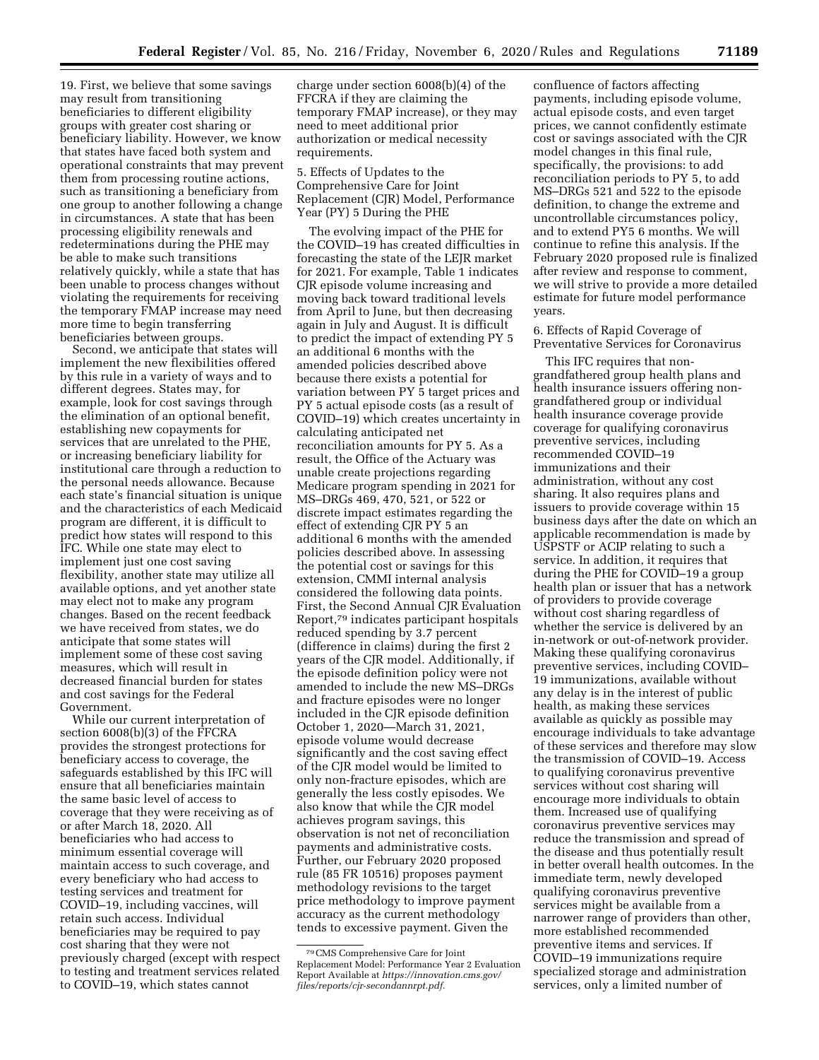19. First, we believe that some savings may result from transitioning beneficiaries to different eligibility groups with greater cost sharing or beneficiary liability. However, we know that states have faced both system and operational constraints that may prevent them from processing routine actions, such as transitioning a beneficiary from one group to another following a change in circumstances. A state that has been processing eligibility renewals and redeterminations during the PHE may be able to make such transitions relatively quickly, while a state that has been unable to process changes without violating the requirements for receiving the temporary FMAP increase may need more time to begin transferring beneficiaries between groups.

Second, we anticipate that states will implement the new flexibilities offered by this rule in a variety of ways and to different degrees. States may, for example, look for cost savings through the elimination of an optional benefit, establishing new copayments for services that are unrelated to the PHE, or increasing beneficiary liability for institutional care through a reduction to the personal needs allowance. Because each state's financial situation is unique and the characteristics of each Medicaid program are different, it is difficult to predict how states will respond to this IFC. While one state may elect to implement just one cost saving flexibility, another state may utilize all available options, and yet another state may elect not to make any program changes. Based on the recent feedback we have received from states, we do anticipate that some states will implement some of these cost saving measures, which will result in decreased financial burden for states and cost savings for the Federal Government.

While our current interpretation of section 6008(b)(3) of the FFCRA provides the strongest protections for beneficiary access to coverage, the safeguards established by this IFC will ensure that all beneficiaries maintain the same basic level of access to coverage that they were receiving as of or after March 18, 2020. All beneficiaries who had access to minimum essential coverage will maintain access to such coverage, and every beneficiary who had access to testing services and treatment for COVID–19, including vaccines, will retain such access. Individual beneficiaries may be required to pay cost sharing that they were not previously charged (except with respect to testing and treatment services related to COVID–19, which states cannot charge under section 6008(b)(4) of the FFCRA if they are claiming the temporary FMAP increase), or they may need to meet additional prior authorization or medical necessity requirements.

5. Effects of Updates to the Comprehensive Care for Joint Replacement (CJR) Model, Performance Year (PY) 5 During the PHE

The evolving impact of the PHE for the COVID–19 has created difficulties in forecasting the state of the LEJR market for 2021. For example, Table 1 indicates CJR episode volume increasing and moving back toward traditional levels from April to June, but then decreasing again in July and August. It is difficult to predict the impact of extending PY 5 an additional 6 months with the amended policies described above because there exists a potential for variation between PY 5 target prices and PY 5 actual episode costs (as a result of COVID–19) which creates uncertainty in calculating anticipated net reconciliation amounts for PY 5. As a result, the Office of the Actuary was unable create projections regarding Medicare program spending in 2021 for MS–DRGs 469, 470, 521, or 522 or discrete impact estimates regarding the effect of extending CJR PY 5 an additional 6 months with the amended policies described above. In assessing the potential cost or savings for this extension, CMMI internal analysis considered the following data points. First, the Second Annual CJR Evaluation Report,[79] indicates participant hospitals reduced spending by 3.7 percent (difference in claims) during the first 2 years of the CJR model. Additionally, if the episode definition policy were not amended to include the new MS–DRGs and fracture episodes were no longer included in the CJR episode definition October 1, 2020—March 31, 2021, episode volume would decrease significantly and the cost saving effect of the CJR model would be limited to only non-fracture episodes, which are generally the less costly episodes. We also know that while the CJR model achieves program savings, this observation is not net of reconciliation payments and administrative costs. Further, our February 2020 proposed rule (85 FR 10516) proposes payment methodology revisions to the target price methodology to improve payment accuracy as the current methodology tends to excessive payment. Given the confluence of factors affecting payments, including episode volume, actual episode costs, and even target prices, we cannot confidently estimate cost or savings associated with the CJR model changes in this final rule, specifically, the provisions: to add reconciliation periods to PY 5, to add MS–DRGs 521 and 522 to the episode definition, to change the extreme and uncontrollable circumstances policy, and to extend PY5 6 months. We will continue to refine this analysis. If the February 2020 proposed rule is finalized after review and response to comment, we will strive to provide a more detailed estimate for future model performance years.

[79] CMS Comprehensive Care for Joint Replacement Model: Performance Year 2 Evaluation Report Available at *https://innovation.cms.gov/files/reports/cjr-secondannrpt.pdf.*

6. Effects of Rapid Coverage of Preventative Services for Coronavirus

This IFC requires that non-grandfathered group health plans and health insurance issuers offering non-grandfathered group or individual health insurance coverage provide coverage for qualifying coronavirus preventive services, including recommended COVID–19 immunizations and their administration, without any cost sharing. It also requires plans and issuers to provide coverage within 15 business days after the date on which an applicable recommendation is made by USPSTF or ACIP relating to such a service. In addition, it requires that during the PHE for COVID–19 a group health plan or issuer that has a network of providers to provide coverage without cost sharing regardless of whether the service is delivered by an in-network or out-of-network provider. Making these qualifying coronavirus preventive services, including COVID–19 immunizations, available without any delay is in the interest of public health, as making these services available as quickly as possible may encourage individuals to take advantage of these services and therefore may slow the transmission of COVID–19. Access to qualifying coronavirus preventive services without cost sharing will encourage more individuals to obtain them. Increased use of qualifying coronavirus preventive services may reduce the transmission and spread of the disease and thus potentially result in better overall health outcomes. In the immediate term, newly developed qualifying coronavirus preventive services might be available from a narrower range of providers than other, more established recommended preventive items and services. If COVID–19 immunizations require specialized storage and administration services, only a limited number of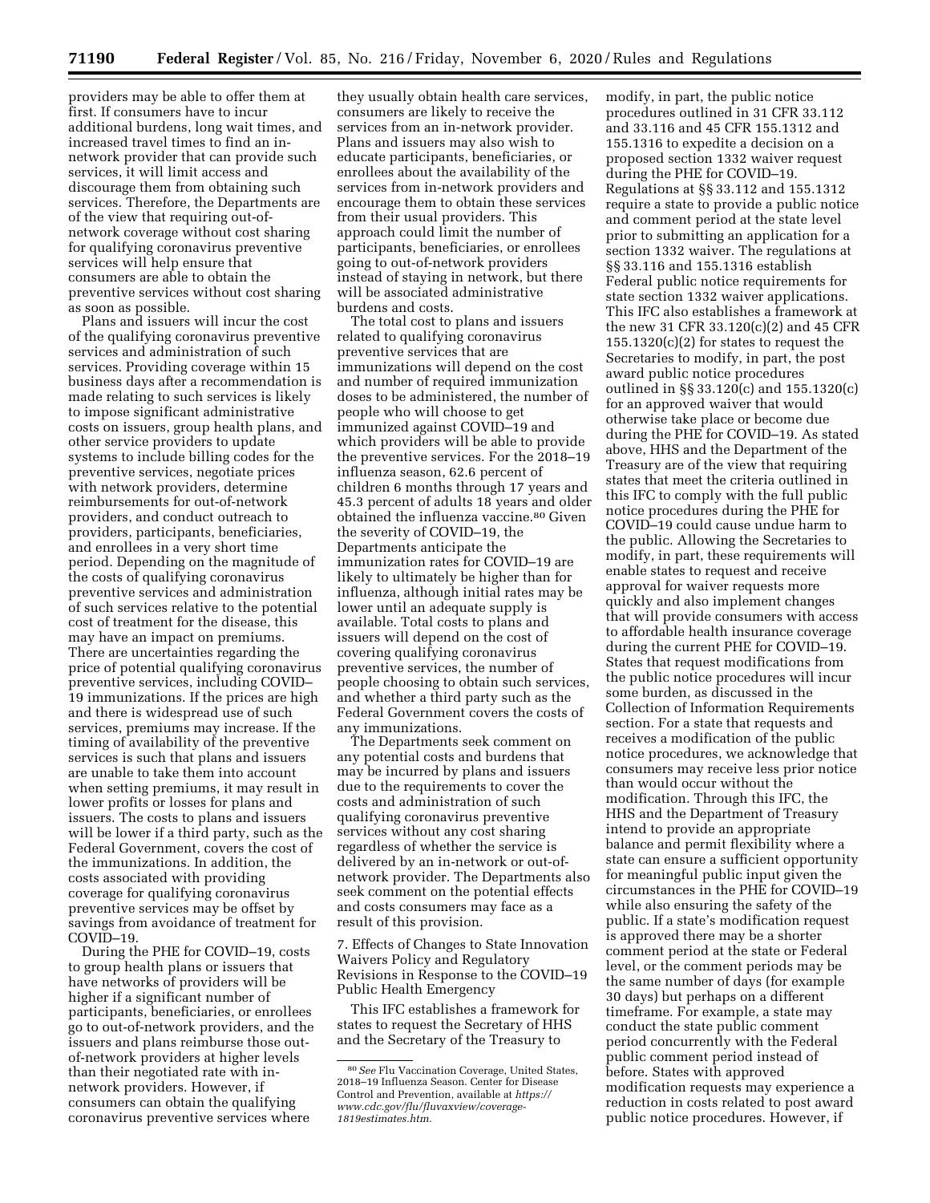providers may be able to offer them at first. If consumers have to incur additional burdens, long wait times, and increased travel times to find an in-network provider that can provide such services, it will limit access and discourage them from obtaining such services. Therefore, the Departments are of the view that requiring out-of-network coverage without cost sharing for qualifying coronavirus preventive services will help ensure that consumers are able to obtain the preventive services without cost sharing as soon as possible.

Plans and issuers will incur the cost of the qualifying coronavirus preventive services and administration of such services. Providing coverage within 15 business days after a recommendation is made relating to such services is likely to impose significant administrative costs on issuers, group health plans, and other service providers to update systems to include billing codes for the preventive services, negotiate prices with network providers, determine reimbursements for out-of-network providers, and conduct outreach to providers, participants, beneficiaries, and enrollees in a very short time period. Depending on the magnitude of the costs of qualifying coronavirus preventive services and administration of such services relative to the potential cost of treatment for the disease, this may have an impact on premiums. There are uncertainties regarding the price of potential qualifying coronavirus preventive services, including COVID–19 immunizations. If the prices are high and there is widespread use of such services, premiums may increase. If the timing of availability of the preventive services is such that plans and issuers are unable to take them into account when setting premiums, it may result in lower profits or losses for plans and issuers. The costs to plans and issuers will be lower if a third party, such as the Federal Government, covers the cost of the immunizations. In addition, the costs associated with providing coverage for qualifying coronavirus preventive services may be offset by savings from avoidance of treatment for COVID–19.

During the PHE for COVID–19, costs to group health plans or issuers that have networks of providers will be higher if a significant number of participants, beneficiaries, or enrollees go to out-of-network providers, and the issuers and plans reimburse those out-of-network providers at higher levels than their negotiated rate with in-network providers. However, if consumers can obtain the qualifying coronavirus preventive services where they usually obtain health care services, consumers are likely to receive the services from an in-network provider. Plans and issuers may also wish to educate participants, beneficiaries, or enrollees about the availability of the services from in-network providers and encourage them to obtain these services from their usual providers. This approach could limit the number of participants, beneficiaries, or enrollees going to out-of-network providers instead of staying in network, but there will be associated administrative burdens and costs.

The total cost to plans and issuers related to qualifying coronavirus preventive services that are immunizations will depend on the cost and number of required immunization doses to be administered, the number of people who will choose to get immunized against COVID–19 and which providers will be able to provide the preventive services. For the 2018–19 influenza season, 62.6 percent of children 6 months through 17 years and 45.3 percent of adults 18 years and older obtained the influenza vaccine.[80] Given the severity of COVID–19, the Departments anticipate the immunization rates for COVID–19 are likely to ultimately be higher than for influenza, although initial rates may be lower until an adequate supply is available. Total costs to plans and issuers will depend on the cost of covering qualifying coronavirus preventive services, the number of people choosing to obtain such services, and whether a third party such as the Federal Government covers the costs of any immunizations.

The Departments seek comment on any potential costs and burdens that may be incurred by plans and issuers due to the requirements to cover the costs and administration of such qualifying coronavirus preventive services without any cost sharing regardless of whether the service is delivered by an in-network or out-of-network provider. The Departments also seek comment on the potential effects and costs consumers may face as a result of this provision.

7. Effects of Changes to State Innovation Waivers Policy and Regulatory Revisions in Response to the COVID–19 Public Health Emergency

This IFC establishes a framework for states to request the Secretary of HHS and the Secretary of the Treasury to modify, in part, the public notice procedures outlined in 31 CFR 33.112 and 33.116 and 45 CFR 155.1312 and 155.1316 to expedite a decision on a proposed section 1332 waiver request during the PHE for COVID–19. Regulations at §§ 33.112 and 155.1312 require a state to provide a public notice and comment period at the state level prior to submitting an application for a section 1332 waiver. The regulations at §§ 33.116 and 155.1316 establish Federal public notice requirements for state section 1332 waiver applications. This IFC also establishes a framework at the new 31 CFR 33.120(c)(2) and 45 CFR 155.1320(c)(2) for states to request the Secretaries to modify, in part, the post award public notice procedures outlined in §§ 33.120(c) and 155.1320(c) for an approved waiver that would otherwise take place or become due during the PHE for COVID–19. As stated above, HHS and the Department of the Treasury are of the view that requiring states that meet the criteria outlined in this IFC to comply with the full public notice procedures during the PHE for COVID–19 could cause undue harm to the public. Allowing the Secretaries to modify, in part, these requirements will enable states to request and receive approval for waiver requests more quickly and also implement changes that will provide consumers with access to affordable health insurance coverage during the current PHE for COVID–19. States that request modifications from the public notice procedures will incur some burden, as discussed in the Collection of Information Requirements section. For a state that requests and receives a modification of the public notice procedures, we acknowledge that consumers may receive less prior notice than would occur without the modification. Through this IFC, the HHS and the Department of Treasury intend to provide an appropriate balance and permit flexibility where a state can ensure a sufficient opportunity for meaningful public input given the circumstances in the PHE for COVID–19 while also ensuring the safety of the public. If a state's modification request is approved there may be a shorter comment period at the state or Federal level, or the comment periods may be the same number of days (for example 30 days) but perhaps on a different timeframe. For example, a state may conduct the state public comment period concurrently with the Federal public comment period instead of before. States with approved modification requests may experience a reduction in costs related to post award public notice procedures. However, if

[80] *See* Flu Vaccination Coverage, United States, 2018–19 Influenza Season. Center for Disease Control and Prevention, available at *https://www.cdc.gov/flu/fluvaxview/coverage-1819estimates.htm*.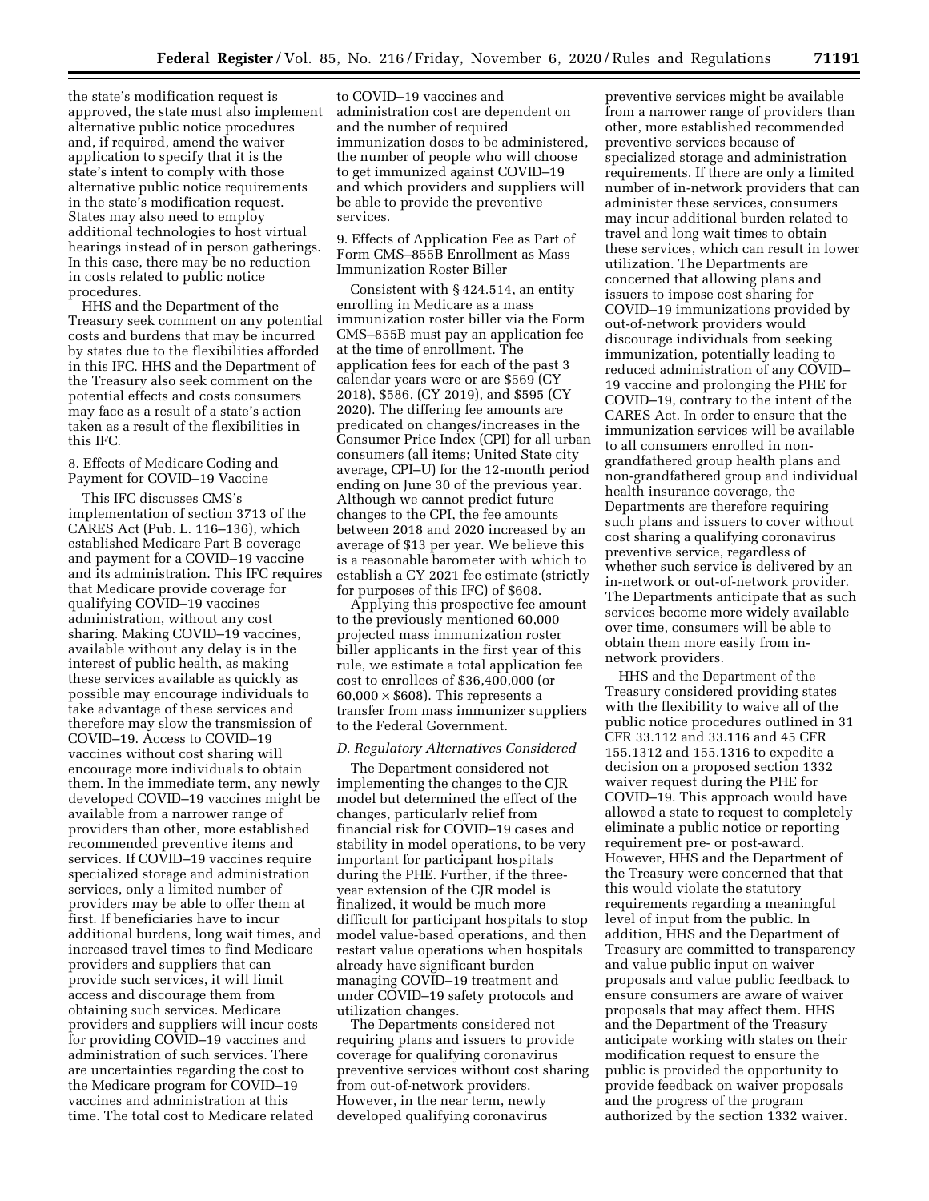the state's modification request is approved, the state must also implement alternative public notice procedures and, if required, amend the waiver application to specify that it is the state's intent to comply with those alternative public notice requirements in the state's modification request. States may also need to employ additional technologies to host virtual hearings instead of in person gatherings. In this case, there may be no reduction in costs related to public notice procedures.

HHS and the Department of the Treasury seek comment on any potential costs and burdens that may be incurred by states due to the flexibilities afforded in this IFC. HHS and the Department of the Treasury also seek comment on the potential effects and costs consumers may face as a result of a state's action taken as a result of the flexibilities in this IFC.

8. Effects of Medicare Coding and Payment for COVID–19 Vaccine

This IFC discusses CMS's implementation of section 3713 of the CARES Act (Pub. L. 116–136), which established Medicare Part B coverage and payment for a COVID–19 vaccine and its administration. This IFC requires that Medicare provide coverage for qualifying COVID–19 vaccines administration, without any cost sharing. Making COVID–19 vaccines, available without any delay is in the interest of public health, as making these services available as quickly as possible may encourage individuals to take advantage of these services and therefore may slow the transmission of COVID–19. Access to COVID–19 vaccines without cost sharing will encourage more individuals to obtain them. In the immediate term, any newly developed COVID–19 vaccines might be available from a narrower range of providers than other, more established recommended preventive items and services. If COVID–19 vaccines require specialized storage and administration services, only a limited number of providers may be able to offer them at first. If beneficiaries have to incur additional burdens, long wait times, and increased travel times to find Medicare providers and suppliers that can provide such services, it will limit access and discourage them from obtaining such services. Medicare providers and suppliers will incur costs for providing COVID–19 vaccines and administration of such services. There are uncertainties regarding the cost to the Medicare program for COVID–19 vaccines and administration at this time. The total cost to Medicare related to COVID–19 vaccines and administration cost are dependent on and the number of required immunization doses to be administered, the number of people who will choose to get immunized against COVID–19 and which providers and suppliers will be able to provide the preventive services.

9. Effects of Application Fee as Part of Form CMS–855B Enrollment as Mass Immunization Roster Biller

Consistent with § 424.514, an entity enrolling in Medicare as a mass immunization roster biller via the Form CMS–855B must pay an application fee at the time of enrollment. The application fees for each of the past 3 calendar years were or are $569 (CY 2018), $586, (CY 2019), and $595 (CY 2020). The differing fee amounts are predicated on changes/increases in the Consumer Price Index (CPI) for all urban consumers (all items; United State city average, CPI–U) for the 12-month period ending on June 30 of the previous year. Although we cannot predict future changes to the CPI, the fee amounts between 2018 and 2020 increased by an average of $13 per year. We believe this is a reasonable barometer with which to establish a CY 2021 fee estimate (strictly for purposes of this IFC) of $608.

Applying this prospective fee amount to the previously mentioned 60,000 projected mass immunization roster biller applicants in the first year of this rule, we estimate a total application fee cost to enrollees of $36,400,000 (or $60{,}000 \times \$608$). This represents a transfer from mass immunizer suppliers to the Federal Government.

### *D. Regulatory Alternatives Considered*

The Department considered not implementing the changes to the CJR model but determined the effect of the changes, particularly relief from financial risk for COVID–19 cases and stability in model operations, to be very important for participant hospitals during the PHE. Further, if the three-year extension of the CJR model is finalized, it would be much more difficult for participant hospitals to stop model value-based operations, and then restart value operations when hospitals already have significant burden managing COVID–19 treatment and under COVID–19 safety protocols and utilization changes.

The Departments considered not requiring plans and issuers to provide coverage for qualifying coronavirus preventive services without cost sharing from out-of-network providers. However, in the near term, newly developed qualifying coronavirus preventive services might be available from a narrower range of providers than other, more established recommended preventive services because of specialized storage and administration requirements. If there are only a limited number of in-network providers that can administer these services, consumers may incur additional burden related to travel and long wait times to obtain these services, which can result in lower utilization. The Departments are concerned that allowing plans and issuers to impose cost sharing for COVID–19 immunizations provided by out-of-network providers would discourage individuals from seeking immunization, potentially leading to reduced administration of any COVID–19 vaccine and prolonging the PHE for COVID–19, contrary to the intent of the CARES Act. In order to ensure that the immunization services will be available to all consumers enrolled in non-grandfathered group health plans and non-grandfathered group and individual health insurance coverage, the Departments are therefore requiring such plans and issuers to cover without cost sharing a qualifying coronavirus preventive service, regardless of whether such service is delivered by an in-network or out-of-network provider. The Departments anticipate that as such services become more widely available over time, consumers will be able to obtain them more easily from in-network providers.

HHS and the Department of the Treasury considered providing states with the flexibility to waive all of the public notice procedures outlined in 31 CFR 33.112 and 33.116 and 45 CFR 155.1312 and 155.1316 to expedite a decision on a proposed section 1332 waiver request during the PHE for COVID–19. This approach would have allowed a state to request to completely eliminate a public notice or reporting requirement pre- or post-award. However, HHS and the Department of the Treasury were concerned that that this would violate the statutory requirements regarding a meaningful level of input from the public. In addition, HHS and the Department of Treasury are committed to transparency and value public input on waiver proposals and value public feedback to ensure consumers are aware of waiver proposals that may affect them. HHS and the Department of the Treasury anticipate working with states on their modification request to ensure the public is provided the opportunity to provide feedback on waiver proposals and the progress of the program authorized by the section 1332 waiver.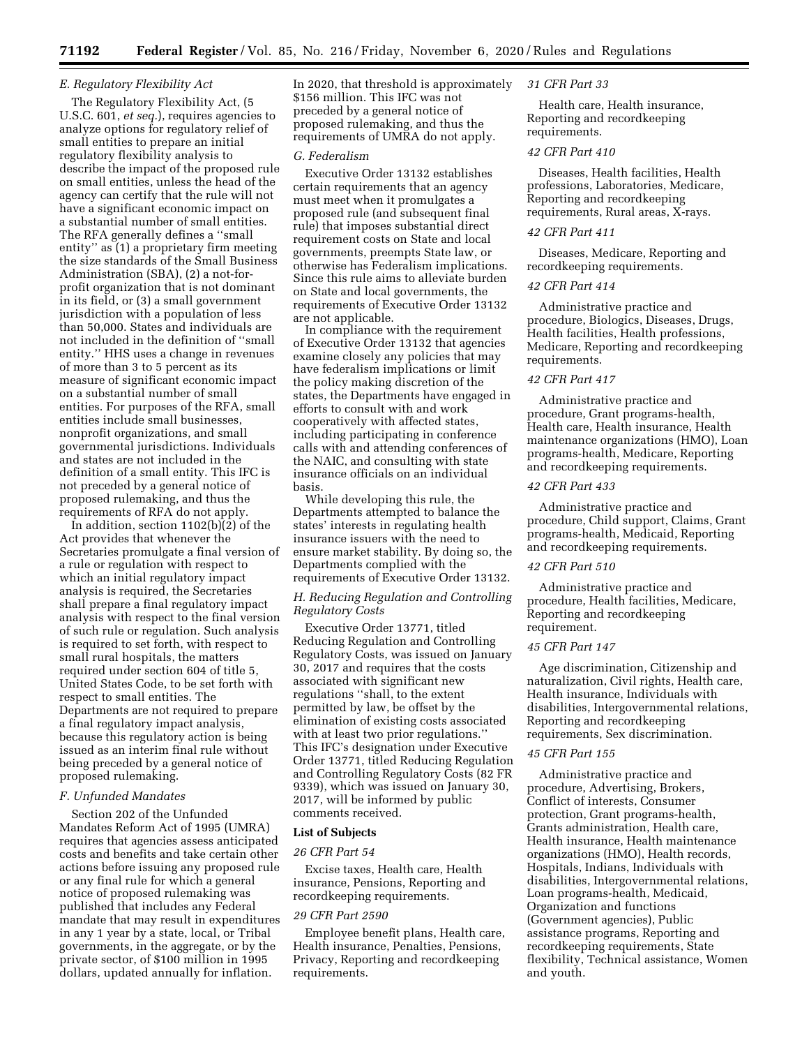### E. Regulatory Flexibility Act

The Regulatory Flexibility Act, (5 U.S.C. 601, *et seq.*), requires agencies to analyze options for regulatory relief of small entities to prepare an initial regulatory flexibility analysis to describe the impact of the proposed rule on small entities, unless the head of the agency can certify that the rule will not have a significant economic impact on a substantial number of small entities. The RFA generally defines a ''small entity'' as (1) a proprietary firm meeting the size standards of the Small Business Administration (SBA), (2) a not-for-profit organization that is not dominant in its field, or (3) a small government jurisdiction with a population of less than 50,000. States and individuals are not included in the definition of ''small entity.'' HHS uses a change in revenues of more than 3 to 5 percent as its measure of significant economic impact on a substantial number of small entities. For purposes of the RFA, small entities include small businesses, nonprofit organizations, and small governmental jurisdictions. Individuals and states are not included in the definition of a small entity. This IFC is not preceded by a general notice of proposed rulemaking, and thus the requirements of RFA do not apply.

In addition, section 1102(b)(2) of the Act provides that whenever the Secretaries promulgate a final version of a rule or regulation with respect to which an initial regulatory impact analysis is required, the Secretaries shall prepare a final regulatory impact analysis with respect to the final version of such rule or regulation. Such analysis is required to set forth, with respect to small rural hospitals, the matters required under section 604 of title 5, United States Code, to be set forth with respect to small entities. The Departments are not required to prepare a final regulatory impact analysis, because this regulatory action is being issued as an interim final rule without being preceded by a general notice of proposed rulemaking.

### F. Unfunded Mandates

Section 202 of the Unfunded Mandates Reform Act of 1995 (UMRA) requires that agencies assess anticipated costs and benefits and take certain other actions before issuing any proposed rule or any final rule for which a general notice of proposed rulemaking was published that includes any Federal mandate that may result in expenditures in any 1 year by a state, local, or Tribal governments, in the aggregate, or by the private sector, of $100 million in 1995 dollars, updated annually for inflation. In 2020, that threshold is approximately $156 million. This IFC was not preceded by a general notice of proposed rulemaking, and thus the requirements of UMRA do not apply.

### G. Federalism

Executive Order 13132 establishes certain requirements that an agency must meet when it promulgates a proposed rule (and subsequent final rule) that imposes substantial direct requirement costs on State and local governments, preempts State law, or otherwise has Federalism implications. Since this rule aims to alleviate burden on State and local governments, the requirements of Executive Order 13132 are not applicable.

In compliance with the requirement of Executive Order 13132 that agencies examine closely any policies that may have federalism implications or limit the policy making discretion of the states, the Departments have engaged in efforts to consult with and work cooperatively with affected states, including participating in conference calls with and attending conferences of the NAIC, and consulting with state insurance officials on an individual basis.

While developing this rule, the Departments attempted to balance the states' interests in regulating health insurance issuers with the need to ensure market stability. By doing so, the Departments complied with the requirements of Executive Order 13132.

### H. Reducing Regulation and Controlling Regulatory Costs

Executive Order 13771, titled Reducing Regulation and Controlling Regulatory Costs, was issued on January 30, 2017 and requires that the costs associated with significant new regulations ''shall, to the extent permitted by law, be offset by the elimination of existing costs associated with at least two prior regulations.'' This IFC's designation under Executive Order 13771, titled Reducing Regulation and Controlling Regulatory Costs (82 FR 9339), which was issued on January 30, 2017, will be informed by public comments received.

## List of Subjects

*26 CFR Part 54*

Excise taxes, Health care, Health insurance, Pensions, Reporting and recordkeeping requirements.

*29 CFR Part 2590*

Employee benefit plans, Health care, Health insurance, Penalties, Pensions, Privacy, Reporting and recordkeeping requirements.

*31 CFR Part 33*

Health care, Health insurance, Reporting and recordkeeping requirements.

*42 CFR Part 410*

Diseases, Health facilities, Health professions, Laboratories, Medicare, Reporting and recordkeeping requirements, Rural areas, X-rays.

*42 CFR Part 411*

Diseases, Medicare, Reporting and recordkeeping requirements.

*42 CFR Part 414*

Administrative practice and procedure, Biologics, Diseases, Drugs, Health facilities, Health professions, Medicare, Reporting and recordkeeping requirements.

*42 CFR Part 417*

Administrative practice and procedure, Grant programs-health, Health care, Health insurance, Health maintenance organizations (HMO), Loan programs-health, Medicare, Reporting and recordkeeping requirements.

*42 CFR Part 433*

Administrative practice and procedure, Child support, Claims, Grant programs-health, Medicaid, Reporting and recordkeeping requirements.

*42 CFR Part 510*

Administrative practice and procedure, Health facilities, Medicare, Reporting and recordkeeping requirement.

*45 CFR Part 147*

Age discrimination, Citizenship and naturalization, Civil rights, Health care, Health insurance, Individuals with disabilities, Intergovernmental relations, Reporting and recordkeeping requirements, Sex discrimination.

*45 CFR Part 155*

Administrative practice and procedure, Advertising, Brokers, Conflict of interests, Consumer protection, Grant programs-health, Grants administration, Health care, Health insurance, Health maintenance organizations (HMO), Health records, Hospitals, Indians, Individuals with disabilities, Intergovernmental relations, Loan programs-health, Medicaid, Organization and functions (Government agencies), Public assistance programs, Reporting and recordkeeping requirements, State flexibility, Technical assistance, Women and youth.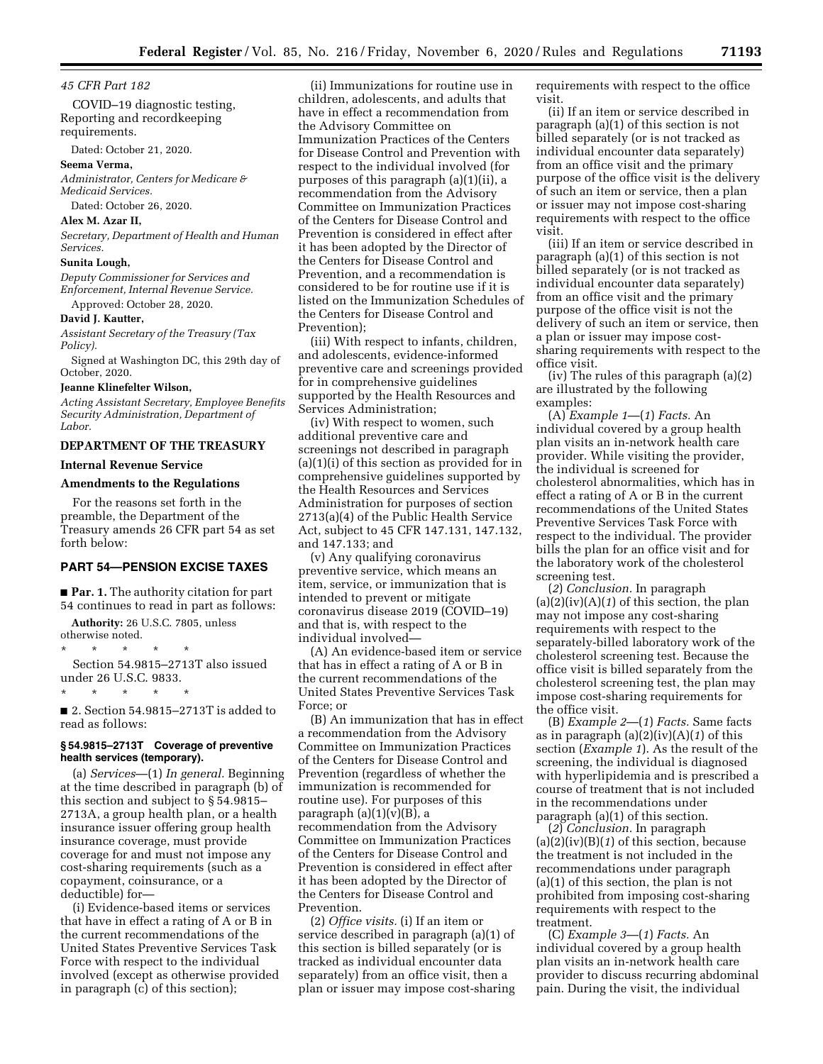*45 CFR Part 182*

COVID–19 diagnostic testing, Reporting and recordkeeping requirements.

Dated: October 21, 2020.

**Seema Verma,**

*Administrator, Centers for Medicare & Medicaid Services.*

Dated: October 26, 2020.

**Alex M. Azar II,**

*Secretary, Department of Health and Human Services.*

**Sunita Lough,**

*Deputy Commissioner for Services and Enforcement, Internal Revenue Service.*

Approved: October 28, 2020.

**David J. Kautter,**

*Assistant Secretary of the Treasury (Tax Policy).*

Signed at Washington DC, this 29th day of October, 2020.

**Jeanne Klinefelter Wilson,**

*Acting Assistant Secretary, Employee Benefits Security Administration, Department of Labor.*

## DEPARTMENT OF THE TREASURY

### Internal Revenue Service

### Amendments to the Regulations

For the reasons set forth in the preamble, the Department of the Treasury amends 26 CFR part 54 as set forth below:

## PART 54—PENSION EXCISE TAXES

■ **Par. 1.** The authority citation for part 54 continues to read in part as follows:

**Authority:** 26 U.S.C. 7805, unless otherwise noted.

\* \* \* \* \*

Section 54.9815–2713T also issued under 26 U.S.C. 9833.

\* \* \* \* \*

■ 2. Section 54.9815–2713T is added to read as follows:

### § 54.9815–2713T Coverage of preventive health services (temporary).

(a) *Services*—(1) *In general.* Beginning at the time described in paragraph (b) of this section and subject to § 54.9815–2713A, a group health plan, or a health insurance issuer offering group health insurance coverage, must provide coverage for and must not impose any cost-sharing requirements (such as a copayment, coinsurance, or a deductible) for—

(i) Evidence-based items or services that have in effect a rating of A or B in the current recommendations of the United States Preventive Services Task Force with respect to the individual involved (except as otherwise provided in paragraph (c) of this section);

(ii) Immunizations for routine use in children, adolescents, and adults that have in effect a recommendation from the Advisory Committee on Immunization Practices of the Centers for Disease Control and Prevention with respect to the individual involved (for purposes of this paragraph (a)(1)(ii), a recommendation from the Advisory Committee on Immunization Practices of the Centers for Disease Control and Prevention is considered in effect after it has been adopted by the Director of the Centers for Disease Control and Prevention, and a recommendation is considered to be for routine use if it is listed on the Immunization Schedules of the Centers for Disease Control and Prevention);

(iii) With respect to infants, children, and adolescents, evidence-informed preventive care and screenings provided for in comprehensive guidelines supported by the Health Resources and Services Administration;

(iv) With respect to women, such additional preventive care and screenings not described in paragraph (a)(1)(i) of this section as provided for in comprehensive guidelines supported by the Health Resources and Services Administration for purposes of section 2713(a)(4) of the Public Health Service Act, subject to 45 CFR 147.131, 147.132, and 147.133; and

(v) Any qualifying coronavirus preventive service, which means an item, service, or immunization that is intended to prevent or mitigate coronavirus disease 2019 (COVID–19) and that is, with respect to the individual involved—

(A) An evidence-based item or service that has in effect a rating of A or B in the current recommendations of the United States Preventive Services Task Force; or

(B) An immunization that has in effect a recommendation from the Advisory Committee on Immunization Practices of the Centers for Disease Control and Prevention (regardless of whether the immunization is recommended for routine use). For purposes of this paragraph (a)(1)(v)(B), a recommendation from the Advisory Committee on Immunization Practices of the Centers for Disease Control and Prevention is considered in effect after it has been adopted by the Director of the Centers for Disease Control and Prevention.

(2) *Office visits.* (i) If an item or service described in paragraph (a)(1) of this section is billed separately (or is tracked as individual encounter data separately) from an office visit, then a plan or issuer may impose cost-sharing requirements with respect to the office visit.

(ii) If an item or service described in paragraph (a)(1) of this section is not billed separately (or is not tracked as individual encounter data separately) from an office visit and the primary purpose of the office visit is the delivery of such an item or service, then a plan or issuer may not impose cost-sharing requirements with respect to the office visit.

(iii) If an item or service described in paragraph (a)(1) of this section is not billed separately (or is not tracked as individual encounter data separately) from an office visit and the primary purpose of the office visit is not the delivery of such an item or service, then a plan or issuer may impose cost-sharing requirements with respect to the office visit.

(iv) The rules of this paragraph (a)(2) are illustrated by the following examples:

(A) *Example 1*—(*1*) *Facts.* An individual covered by a group health plan visits an in-network health care provider. While visiting the provider, the individual is screened for cholesterol abnormalities, which has in effect a rating of A or B in the current recommendations of the United States Preventive Services Task Force with respect to the individual. The provider bills the plan for an office visit and for the laboratory work of the cholesterol screening test.

(*2*) *Conclusion.* In paragraph (a)(2)(iv)(A)(*1*) of this section, the plan may not impose any cost-sharing requirements with respect to the separately-billed laboratory work of the cholesterol screening test. Because the office visit is billed separately from the cholesterol screening test, the plan may impose cost-sharing requirements for the office visit.

(B) *Example 2*—(*1*) *Facts.* Same facts as in paragraph (a)(2)(iv)(A)(*1*) of this section (*Example 1*). As the result of the screening, the individual is diagnosed with hyperlipidemia and is prescribed a course of treatment that is not included in the recommendations under paragraph (a)(1) of this section.

(*2*) *Conclusion.* In paragraph (a)(2)(iv)(B)(*1*) of this section, because the treatment is not included in the recommendations under paragraph (a)(1) of this section, the plan is not prohibited from imposing cost-sharing requirements with respect to the treatment.

(C) *Example 3*—(*1*) *Facts.* An individual covered by a group health plan visits an in-network health care provider to discuss recurring abdominal pain. During the visit, the individual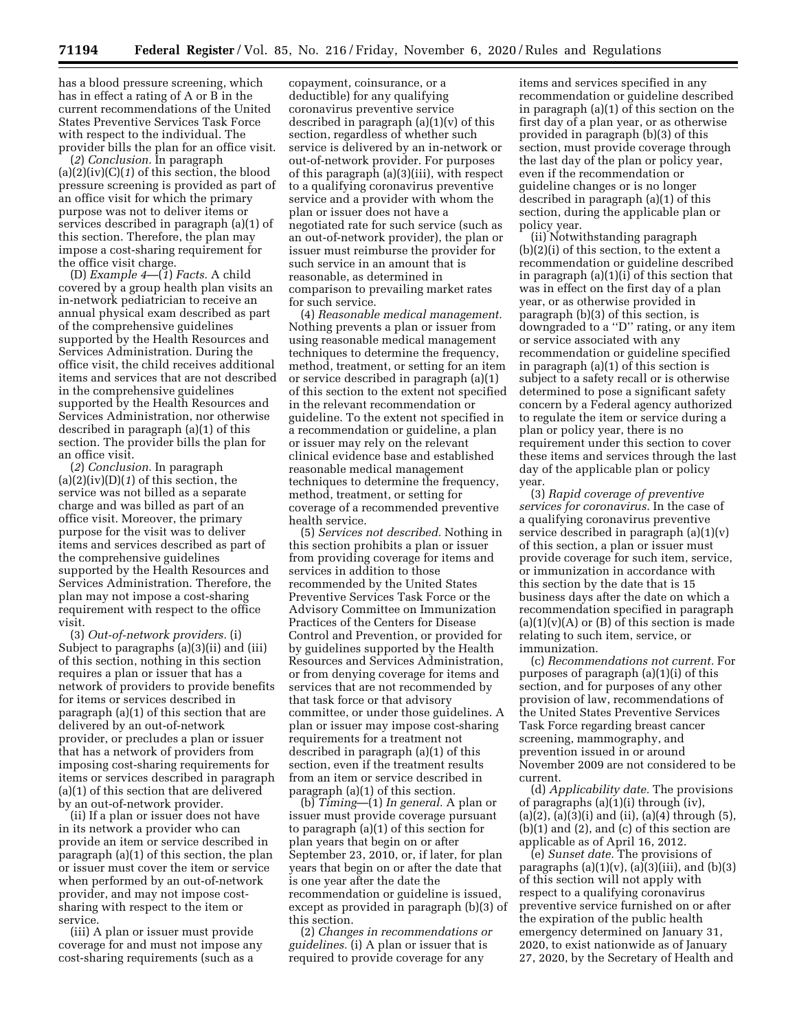has a blood pressure screening, which has in effect a rating of A or B in the current recommendations of the United States Preventive Services Task Force with respect to the individual. The provider bills the plan for an office visit.

(*2*) *Conclusion.* In paragraph (a)(2)(iv)(C)(*1*) of this section, the blood pressure screening is provided as part of an office visit for which the primary purpose was not to deliver items or services described in paragraph (a)(1) of this section. Therefore, the plan may impose a cost-sharing requirement for the office visit charge.

(D) *Example 4*—(*1*) *Facts.* A child covered by a group health plan visits an in-network pediatrician to receive an annual physical exam described as part of the comprehensive guidelines supported by the Health Resources and Services Administration. During the office visit, the child receives additional items and services that are not described in the comprehensive guidelines supported by the Health Resources and Services Administration, nor otherwise described in paragraph (a)(1) of this section. The provider bills the plan for an office visit.

(*2*) *Conclusion.* In paragraph (a)(2)(iv)(D)(*1*) of this section, the service was not billed as a separate charge and was billed as part of an office visit. Moreover, the primary purpose for the visit was to deliver items and services described as part of the comprehensive guidelines supported by the Health Resources and Services Administration. Therefore, the plan may not impose a cost-sharing requirement with respect to the office visit.

(3) *Out-of-network providers.* (i) Subject to paragraphs (a)(3)(ii) and (iii) of this section, nothing in this section requires a plan or issuer that has a network of providers to provide benefits for items or services described in paragraph (a)(1) of this section that are delivered by an out-of-network provider, or precludes a plan or issuer that has a network of providers from imposing cost-sharing requirements for items or services described in paragraph (a)(1) of this section that are delivered by an out-of-network provider.

(ii) If a plan or issuer does not have in its network a provider who can provide an item or service described in paragraph (a)(1) of this section, the plan or issuer must cover the item or service when performed by an out-of-network provider, and may not impose cost-sharing with respect to the item or service.

(iii) A plan or issuer must provide coverage for and must not impose any cost-sharing requirements (such as a copayment, coinsurance, or a deductible) for any qualifying coronavirus preventive service described in paragraph (a)(1)(v) of this section, regardless of whether such service is delivered by an in-network or out-of-network provider. For purposes of this paragraph (a)(3)(iii), with respect to a qualifying coronavirus preventive service and a provider with whom the plan or issuer does not have a negotiated rate for such service (such as an out-of-network provider), the plan or issuer must reimburse the provider for such service in an amount that is reasonable, as determined in comparison to prevailing market rates for such service.

(4) *Reasonable medical management.* Nothing prevents a plan or issuer from using reasonable medical management techniques to determine the frequency, method, treatment, or setting for an item or service described in paragraph (a)(1) of this section to the extent not specified in the relevant recommendation or guideline. To the extent not specified in a recommendation or guideline, a plan or issuer may rely on the relevant clinical evidence base and established reasonable medical management techniques to determine the frequency, method, treatment, or setting for coverage of a recommended preventive health service.

(5) *Services not described.* Nothing in this section prohibits a plan or issuer from providing coverage for items and services in addition to those recommended by the United States Preventive Services Task Force or the Advisory Committee on Immunization Practices of the Centers for Disease Control and Prevention, or provided for by guidelines supported by the Health Resources and Services Administration, or from denying coverage for items and services that are not recommended by that task force or that advisory committee, or under those guidelines. A plan or issuer may impose cost-sharing requirements for a treatment not described in paragraph (a)(1) of this section, even if the treatment results from an item or service described in paragraph (a)(1) of this section.

(b) *Timing*—(1) *In general.* A plan or issuer must provide coverage pursuant to paragraph (a)(1) of this section for plan years that begin on or after September 23, 2010, or, if later, for plan years that begin on or after the date that is one year after the date the recommendation or guideline is issued, except as provided in paragraph (b)(3) of this section.

(2) *Changes in recommendations or guidelines.* (i) A plan or issuer that is required to provide coverage for any items and services specified in any recommendation or guideline described in paragraph (a)(1) of this section on the first day of a plan year, or as otherwise provided in paragraph (b)(3) of this section, must provide coverage through the last day of the plan or policy year, even if the recommendation or guideline changes or is no longer described in paragraph (a)(1) of this section, during the applicable plan or policy year.

(ii) Notwithstanding paragraph (b)(2)(i) of this section, to the extent a recommendation or guideline described in paragraph (a)(1)(i) of this section that was in effect on the first day of a plan year, or as otherwise provided in paragraph (b)(3) of this section, is downgraded to a "D" rating, or any item or service associated with any recommendation or guideline specified in paragraph (a)(1) of this section is subject to a safety recall or is otherwise determined to pose a significant safety concern by a Federal agency authorized to regulate the item or service during a plan or policy year, there is no requirement under this section to cover these items and services through the last day of the applicable plan or policy year.

(3) *Rapid coverage of preventive services for coronavirus.* In the case of a qualifying coronavirus preventive service described in paragraph (a)(1)(v) of this section, a plan or issuer must provide coverage for such item, service, or immunization in accordance with this section by the date that is 15 business days after the date on which a recommendation specified in paragraph (a)(1)(v)(A) or (B) of this section is made relating to such item, service, or immunization.

(c) *Recommendations not current.* For purposes of paragraph (a)(1)(i) of this section, and for purposes of any other provision of law, recommendations of the United States Preventive Services Task Force regarding breast cancer screening, mammography, and prevention issued in or around November 2009 are not considered to be current.

(d) *Applicability date.* The provisions of paragraphs (a)(1)(i) through (iv), (a)(2), (a)(3)(i) and (ii), (a)(4) through (5), (b)(1) and (2), and (c) of this section are applicable as of April 16, 2012.

(e) *Sunset date.* The provisions of paragraphs (a)(1)(v), (a)(3)(iii), and (b)(3) of this section will not apply with respect to a qualifying coronavirus preventive service furnished on or after the expiration of the public health emergency determined on January 31, 2020, to exist nationwide as of January 27, 2020, by the Secretary of Health and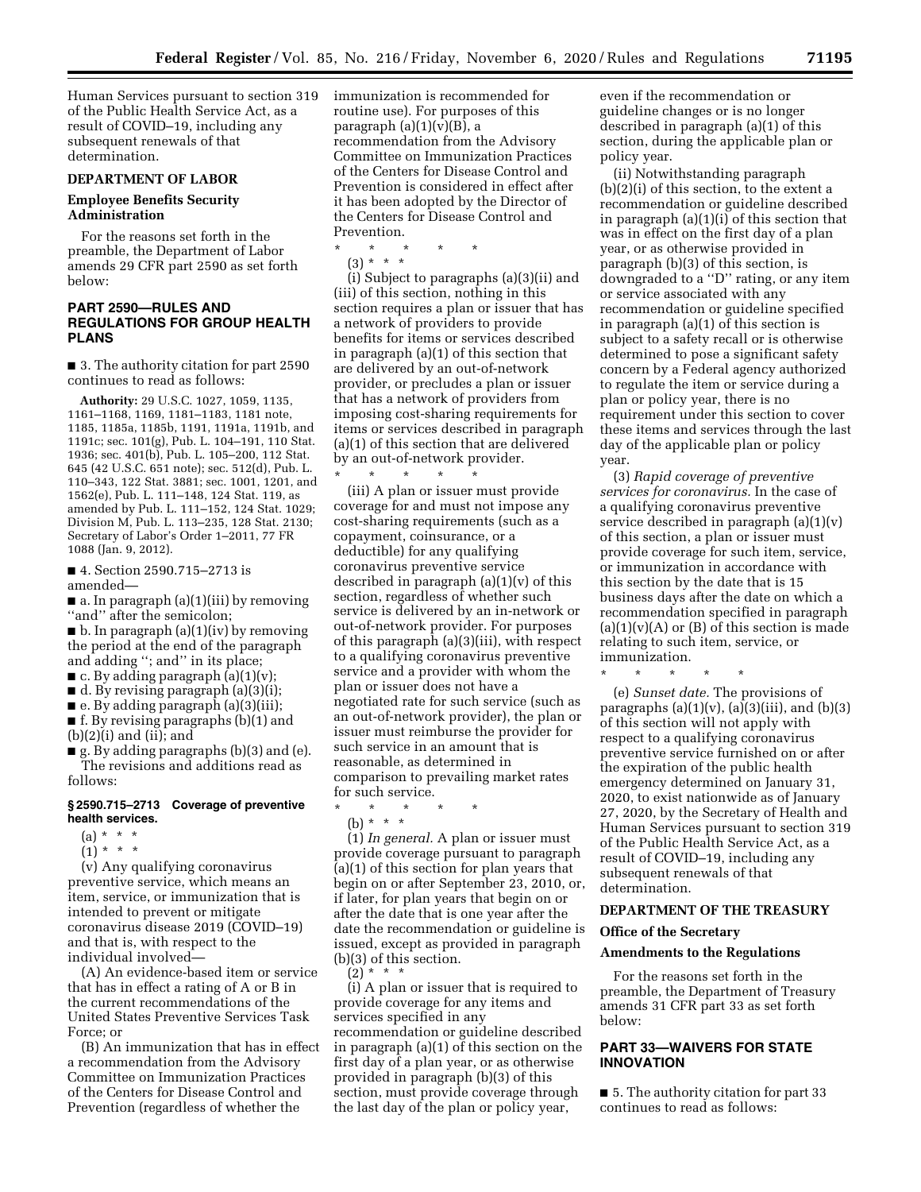Human Services pursuant to section 319 of the Public Health Service Act, as a result of COVID–19, including any subsequent renewals of that determination.

## DEPARTMENT OF LABOR

### Employee Benefits Security Administration

For the reasons set forth in the preamble, the Department of Labor amends 29 CFR part 2590 as set forth below:

## PART 2590—RULES AND REGULATIONS FOR GROUP HEALTH PLANS

■ 3. The authority citation for part 2590 continues to read as follows:

**Authority:** 29 U.S.C. 1027, 1059, 1135, 1161–1168, 1169, 1181–1183, 1181 note, 1185, 1185a, 1185b, 1191, 1191a, 1191b, and 1191c; sec. 101(g), Pub. L. 104–191, 110 Stat. 1936; sec. 401(b), Pub. L. 105–200, 112 Stat. 645 (42 U.S.C. 651 note); sec. 512(d), Pub. L. 110–343, 122 Stat. 3881; sec. 1001, 1201, and 1562(e), Pub. L. 111–148, 124 Stat. 119, as amended by Pub. L. 111–152, 124 Stat. 1029; Division M, Pub. L. 113–235, 128 Stat. 2130; Secretary of Labor's Order 1–2011, 77 FR 1088 (Jan. 9, 2012).

■ 4. Section 2590.715–2713 is amended—

■ a. In paragraph (a)(1)(iii) by removing "and" after the semicolon;

■ b. In paragraph (a)(1)(iv) by removing the period at the end of the paragraph and adding "; and" in its place;

■ c. By adding paragraph (a)(1)(v);

■ d. By revising paragraph (a)(3)(i);

■ e. By adding paragraph (a)(3)(iii);

■ f. By revising paragraphs (b)(1) and (b)(2)(i) and (ii); and

■ g. By adding paragraphs (b)(3) and (e).

The revisions and additions read as follows:

### § 2590.715–2713 Coverage of preventive health services.

(a) * * *

(1) * * *

(v) Any qualifying coronavirus preventive service, which means an item, service, or immunization that is intended to prevent or mitigate coronavirus disease 2019 (COVID–19) and that is, with respect to the individual involved—

(A) An evidence-based item or service that has in effect a rating of A or B in the current recommendations of the United States Preventive Services Task Force; or

(B) An immunization that has in effect a recommendation from the Advisory Committee on Immunization Practices of the Centers for Disease Control and Prevention (regardless of whether the immunization is recommended for routine use). For purposes of this paragraph (a)(1)(v)(B), a recommendation from the Advisory Committee on Immunization Practices of the Centers for Disease Control and Prevention is considered in effect after it has been adopted by the Director of the Centers for Disease Control and Prevention.

\* \* \* \* \*

(3) * * *

(i) Subject to paragraphs (a)(3)(ii) and (iii) of this section, nothing in this section requires a plan or issuer that has a network of providers to provide benefits for items or services described in paragraph (a)(1) of this section that are delivered by an out-of-network provider, or precludes a plan or issuer that has a network of providers from imposing cost-sharing requirements for items or services described in paragraph (a)(1) of this section that are delivered by an out-of-network provider.

\* \* \* \* \*

(iii) A plan or issuer must provide coverage for and must not impose any cost-sharing requirements (such as a copayment, coinsurance, or a deductible) for any qualifying coronavirus preventive service described in paragraph (a)(1)(v) of this section, regardless of whether such service is delivered by an in-network or out-of-network provider. For purposes of this paragraph (a)(3)(iii), with respect to a qualifying coronavirus preventive service and a provider with whom the plan or issuer does not have a negotiated rate for such service (such as an out-of-network provider), the plan or issuer must reimburse the provider for such service in an amount that is reasonable, as determined in comparison to prevailing market rates for such service.

\* \* \* \* \*

(b) * * *

(1) *In general.* A plan or issuer must provide coverage pursuant to paragraph (a)(1) of this section for plan years that begin on or after September 23, 2010, or, if later, for plan years that begin on or after the date that is one year after the date the recommendation or guideline is issued, except as provided in paragraph (b)(3) of this section.

(2) * * *

(i) A plan or issuer that is required to provide coverage for any items and services specified in any recommendation or guideline described in paragraph (a)(1) of this section on the first day of a plan year, or as otherwise provided in paragraph (b)(3) of this section, must provide coverage through the last day of the plan or policy year, even if the recommendation or guideline changes or is no longer described in paragraph (a)(1) of this section, during the applicable plan or policy year.

(ii) Notwithstanding paragraph (b)(2)(i) of this section, to the extent a recommendation or guideline described in paragraph (a)(1)(i) of this section that was in effect on the first day of a plan year, or as otherwise provided in paragraph (b)(3) of this section, is downgraded to a "D" rating, or any item or service associated with any recommendation or guideline specified in paragraph (a)(1) of this section is subject to a safety recall or is otherwise determined to pose a significant safety concern by a Federal agency authorized to regulate the item or service during a plan or policy year, there is no requirement under this section to cover these items and services through the last day of the applicable plan or policy year.

(3) *Rapid coverage of preventive services for coronavirus.* In the case of a qualifying coronavirus preventive service described in paragraph (a)(1)(v) of this section, a plan or issuer must provide coverage for such item, service, or immunization in accordance with this section by the date that is 15 business days after the date on which a recommendation specified in paragraph (a)(1)(v)(A) or (B) of this section is made relating to such item, service, or immunization.

\* \* \* \* \*

(e) *Sunset date.* The provisions of paragraphs (a)(1)(v), (a)(3)(iii), and (b)(3) of this section will not apply with respect to a qualifying coronavirus preventive service furnished on or after the expiration of the public health emergency determined on January 31, 2020, to exist nationwide as of January 27, 2020, by the Secretary of Health and Human Services pursuant to section 319 of the Public Health Service Act, as a result of COVID–19, including any subsequent renewals of that determination.

## DEPARTMENT OF THE TREASURY

### Office of the Secretary

### Amendments to the Regulations

For the reasons set forth in the preamble, the Department of Treasury amends 31 CFR part 33 as set forth below:

## PART 33—WAIVERS FOR STATE INNOVATION

■ 5. The authority citation for part 33 continues to read as follows: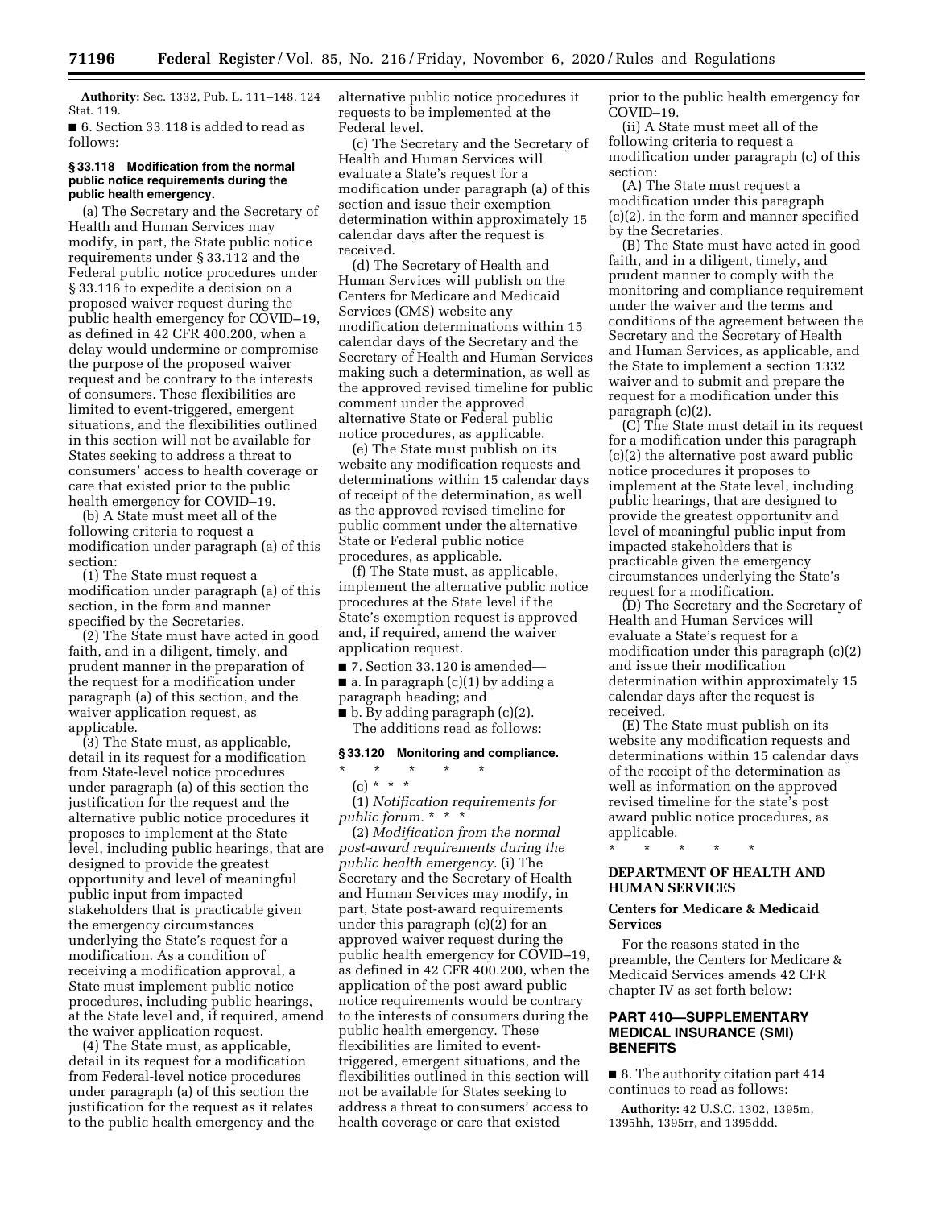**Authority:** Sec. 1332, Pub. L. 111–148, 124 Stat. 119.

■ 6. Section 33.118 is added to read as follows:

#### § 33.118 Modification from the normal public notice requirements during the public health emergency.

(a) The Secretary and the Secretary of Health and Human Services may modify, in part, the State public notice requirements under § 33.112 and the Federal public notice procedures under § 33.116 to expedite a decision on a proposed waiver request during the public health emergency for COVID–19, as defined in 42 CFR 400.200, when a delay would undermine or compromise the purpose of the proposed waiver request and be contrary to the interests of consumers. These flexibilities are limited to event-triggered, emergent situations, and the flexibilities outlined in this section will not be available for States seeking to address a threat to consumers' access to health coverage or care that existed prior to the public health emergency for COVID–19.

(b) A State must meet all of the following criteria to request a modification under paragraph (a) of this section:

(1) The State must request a modification under paragraph (a) of this section, in the form and manner specified by the Secretaries.

(2) The State must have acted in good faith, and in a diligent, timely, and prudent manner in the preparation of the request for a modification under paragraph (a) of this section, and the waiver application request, as applicable.

(3) The State must, as applicable, detail in its request for a modification from State-level notice procedures under paragraph (a) of this section the justification for the request and the alternative public notice procedures it proposes to implement at the State level, including public hearings, that are designed to provide the greatest opportunity and level of meaningful public input from impacted stakeholders that is practicable given the emergency circumstances underlying the State's request for a modification. As a condition of receiving a modification approval, a State must implement public notice procedures, including public hearings, at the State level and, if required, amend the waiver application request.

(4) The State must, as applicable, detail in its request for a modification from Federal-level notice procedures under paragraph (a) of this section the justification for the request as it relates to the public health emergency and the alternative public notice procedures it requests to be implemented at the Federal level.

(c) The Secretary and the Secretary of Health and Human Services will evaluate a State's request for a modification under paragraph (a) of this section and issue their exemption determination within approximately 15 calendar days after the request is received.

(d) The Secretary of Health and Human Services will publish on the Centers for Medicare and Medicaid Services (CMS) website any modification determinations within 15 calendar days of the Secretary and the Secretary of Health and Human Services making such a determination, as well as the approved revised timeline for public comment under the approved alternative State or Federal public notice procedures, as applicable.

(e) The State must publish on its website any modification requests and determinations within 15 calendar days of receipt of the determination, as well as the approved revised timeline for public comment under the alternative State or Federal public notice procedures, as applicable.

(f) The State must, as applicable, implement the alternative public notice procedures at the State level if the State's exemption request is approved and, if required, amend the waiver application request.

■ 7. Section 33.120 is amended—

■ a. In paragraph (c)(1) by adding a paragraph heading; and

■ b. By adding paragraph (c)(2).

The additions read as follows:

#### § 33.120 Monitoring and compliance.

\* \* \* \* \*

(c) \* \* \*

(1) *Notification requirements for public forum.* \* \* \*

(2) *Modification from the normal post-award requirements during the public health emergency.* (i) The Secretary and the Secretary of Health and Human Services may modify, in part, State post-award requirements under this paragraph (c)(2) for an approved waiver request during the public health emergency for COVID–19, as defined in 42 CFR 400.200, when the application of the post award public notice requirements would be contrary to the interests of consumers during the public health emergency. These flexibilities are limited to event-triggered, emergent situations, and the flexibilities outlined in this section will not be available for States seeking to address a threat to consumers' access to health coverage or care that existed prior to the public health emergency for COVID–19.

(ii) A State must meet all of the following criteria to request a modification under paragraph (c) of this section:

(A) The State must request a modification under this paragraph (c)(2), in the form and manner specified by the Secretaries.

(B) The State must have acted in good faith, and in a diligent, timely, and prudent manner to comply with the monitoring and compliance requirement under the waiver and the terms and conditions of the agreement between the Secretary and the Secretary of Health and Human Services, as applicable, and the State to implement a section 1332 waiver and to submit and prepare the request for a modification under this paragraph (c)(2).

(C) The State must detail in its request for a modification under this paragraph (c)(2) the alternative post award public notice procedures it proposes to implement at the State level, including public hearings, that are designed to provide the greatest opportunity and level of meaningful public input from impacted stakeholders that is practicable given the emergency circumstances underlying the State's request for a modification.

(D) The Secretary and the Secretary of Health and Human Services will evaluate a State's request for a modification under this paragraph (c)(2) and issue their modification determination within approximately 15 calendar days after the request is received.

(E) The State must publish on its website any modification requests and determinations within 15 calendar days of the receipt of the determination as well as information on the approved revised timeline for the state's post award public notice procedures, as applicable.

\* \* \* \* \*

## DEPARTMENT OF HEALTH AND HUMAN SERVICES

### Centers for Medicare & Medicaid Services

For the reasons stated in the preamble, the Centers for Medicare & Medicaid Services amends 42 CFR chapter IV as set forth below:

## PART 410—SUPPLEMENTARY MEDICAL INSURANCE (SMI) BENEFITS

■ 8. The authority citation part 414 continues to read as follows:

**Authority:** 42 U.S.C. 1302, 1395m, 1395hh, 1395rr, and 1395ddd.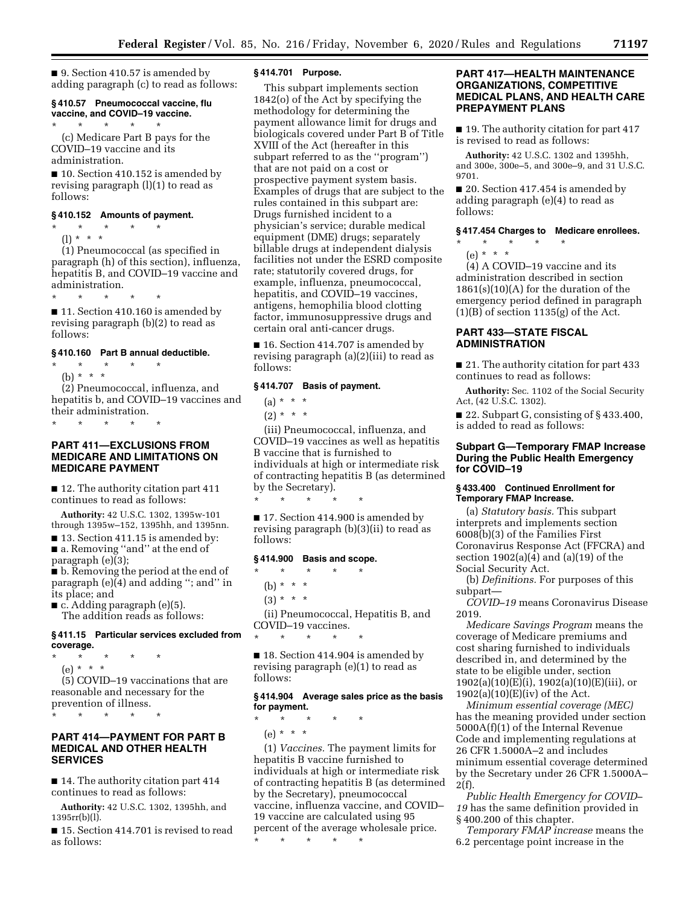■ 9. Section 410.57 is amended by adding paragraph (c) to read as follows:

### § 410.57 Pneumococcal vaccine, flu vaccine, and COVID–19 vaccine.

\* \* \* \* \*

(c) Medicare Part B pays for the COVID–19 vaccine and its administration.

■ 10. Section 410.152 is amended by revising paragraph (l)(1) to read as follows:

### § 410.152 Amounts of payment.

\* \* \* \* \*

(l) \* \* \*

(1) Pneumococcal (as specified in paragraph (h) of this section), influenza, hepatitis B, and COVID–19 vaccine and administration.

\* \* \* \* \*

■ 11. Section 410.160 is amended by revising paragraph (b)(2) to read as follows:

### § 410.160 Part B annual deductible.

\* \* \* \* \*

(b) \* \* \*

(2) Pneumococcal, influenza, and hepatitis b, and COVID–19 vaccines and their administration.

\* \* \* \* \*

## PART 411—EXCLUSIONS FROM MEDICARE AND LIMITATIONS ON MEDICARE PAYMENT

■ 12. The authority citation part 411 continues to read as follows:

**Authority:** 42 U.S.C. 1302, 1395w-101 through 1395w–152, 1395hh, and 1395nn.

■ 13. Section 411.15 is amended by:

■ a. Removing ''and'' at the end of paragraph (e)(3);

■ b. Removing the period at the end of paragraph (e)(4) and adding ''; and'' in its place; and

■ c. Adding paragraph (e)(5).

The addition reads as follows:

### § 411.15 Particular services excluded from coverage.

\* \* \* \* \*

(e) \* \* \*

(5) COVID–19 vaccinations that are reasonable and necessary for the prevention of illness.

\* \* \* \* \*

## PART 414—PAYMENT FOR PART B MEDICAL AND OTHER HEALTH SERVICES

■ 14. The authority citation part 414 continues to read as follows:

**Authority:** 42 U.S.C. 1302, 1395hh, and 1395rr(b)(l).

■ 15. Section 414.701 is revised to read as follows:

### § 414.701 Purpose.

This subpart implements section 1842(o) of the Act by specifying the methodology for determining the payment allowance limit for drugs and biologicals covered under Part B of Title XVIII of the Act (hereafter in this subpart referred to as the ''program'') that are not paid on a cost or prospective payment system basis. Examples of drugs that are subject to the rules contained in this subpart are: Drugs furnished incident to a physician's service; durable medical equipment (DME) drugs; separately billable drugs at independent dialysis facilities not under the ESRD composite rate; statutorily covered drugs, for example, influenza, pneumococcal, hepatitis, and COVID–19 vaccines, antigens, hemophilia blood clotting factor, immunosuppressive drugs and certain oral anti-cancer drugs.

■ 16. Section 414.707 is amended by revising paragraph (a)(2)(iii) to read as follows:

### § 414.707 Basis of payment.

(a) \* \* \*

(2) \* \* \*

(iii) Pneumococcal, influenza, and COVID–19 vaccines as well as hepatitis B vaccine that is furnished to individuals at high or intermediate risk of contracting hepatitis B (as determined by the Secretary).

\* \* \* \* \*

■ 17. Section 414.900 is amended by revising paragraph (b)(3)(ii) to read as follows:

### § 414.900 Basis and scope.

\* \* \* \* \*

(b) \* \* \*

(3) \* \* \*

(ii) Pneumococcal, Hepatitis B, and COVID–19 vaccines.

\* \* \* \* \*

■ 18. Section 414.904 is amended by revising paragraph (e)(1) to read as follows:

### § 414.904 Average sales price as the basis for payment.

\* \* \* \* \*

(e) \* \* \*

(1) *Vaccines.* The payment limits for hepatitis B vaccine furnished to individuals at high or intermediate risk of contracting hepatitis B (as determined by the Secretary), pneumococcal vaccine, influenza vaccine, and COVID–19 vaccine are calculated using 95 percent of the average wholesale price.

\* \* \* \* \*

## PART 417—HEALTH MAINTENANCE ORGANIZATIONS, COMPETITIVE MEDICAL PLANS, AND HEALTH CARE PREPAYMENT PLANS

■ 19. The authority citation for part 417 is revised to read as follows:

**Authority:** 42 U.S.C. 1302 and 1395hh, and 300e, 300e–5, and 300e–9, and 31 U.S.C. 9701.

■ 20. Section 417.454 is amended by adding paragraph (e)(4) to read as follows:

### § 417.454 Charges to Medicare enrollees.

\* \* \* \* \*

(e) \* \* \*

(4) A COVID–19 vaccine and its administration described in section 1861(s)(10)(A) for the duration of the emergency period defined in paragraph (1)(B) of section 1135(g) of the Act.

## PART 433—STATE FISCAL ADMINISTRATION

■ 21. The authority citation for part 433 continues to read as follows:

**Authority:** Sec. 1102 of the Social Security Act, (42 U.S.C. 1302).

■ 22. Subpart G, consisting of § 433.400, is added to read as follows:

## Subpart G—Temporary FMAP Increase During the Public Health Emergency for COVID–19

### § 433.400 Continued Enrollment for Temporary FMAP Increase.

(a) *Statutory basis.* This subpart interprets and implements section 6008(b)(3) of the Families First Coronavirus Response Act (FFCRA) and section 1902(a)(4) and (a)(19) of the Social Security Act.

(b) *Definitions.* For purposes of this subpart—

*COVID–19* means Coronavirus Disease 2019.

*Medicare Savings Program* means the coverage of Medicare premiums and cost sharing furnished to individuals described in, and determined by the state to be eligible under, section 1902(a)(10)(E)(i), 1902(a)(10)(E)(iii), or 1902(a)(10)(E)(iv) of the Act.

*Minimum essential coverage (MEC)* has the meaning provided under section 5000A(f)(1) of the Internal Revenue Code and implementing regulations at 26 CFR 1.5000A–2 and includes minimum essential coverage determined by the Secretary under 26 CFR 1.5000A–2(f).

*Public Health Emergency for COVID–19* has the same definition provided in § 400.200 of this chapter.

*Temporary FMAP increase* means the 6.2 percentage point increase in the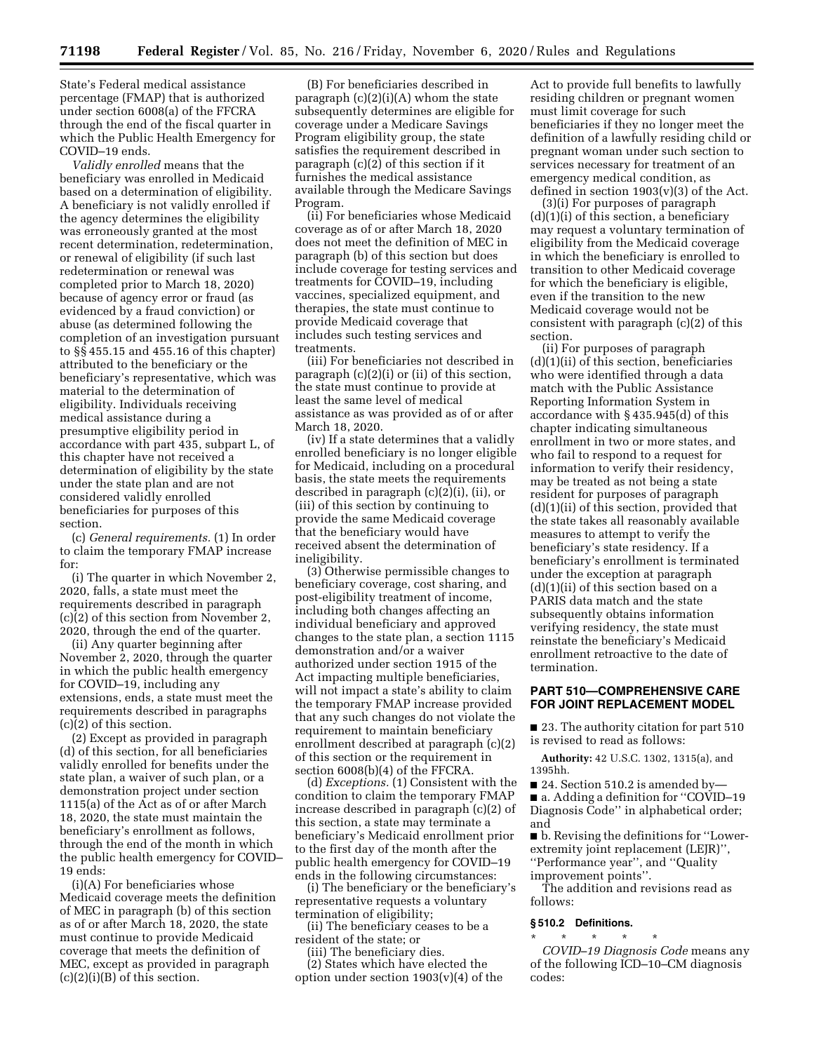State's Federal medical assistance percentage (FMAP) that is authorized under section 6008(a) of the FFCRA through the end of the fiscal quarter in which the Public Health Emergency for COVID–19 ends.

*Validly enrolled* means that the beneficiary was enrolled in Medicaid based on a determination of eligibility. A beneficiary is not validly enrolled if the agency determines the eligibility was erroneously granted at the most recent determination, redetermination, or renewal of eligibility (if such last redetermination or renewal was completed prior to March 18, 2020) because of agency error or fraud (as evidenced by a fraud conviction) or abuse (as determined following the completion of an investigation pursuant to §§ 455.15 and 455.16 of this chapter) attributed to the beneficiary or the beneficiary's representative, which was material to the determination of eligibility. Individuals receiving medical assistance during a presumptive eligibility period in accordance with part 435, subpart L, of this chapter have not received a determination of eligibility by the state under the state plan and are not considered validly enrolled beneficiaries for purposes of this section.

(c) *General requirements.* (1) In order to claim the temporary FMAP increase for:

(i) The quarter in which November 2, 2020, falls, a state must meet the requirements described in paragraph (c)(2) of this section from November 2, 2020, through the end of the quarter.

(ii) Any quarter beginning after November 2, 2020, through the quarter in which the public health emergency for COVID–19, including any extensions, ends, a state must meet the requirements described in paragraphs (c)(2) of this section.

(2) Except as provided in paragraph (d) of this section, for all beneficiaries validly enrolled for benefits under the state plan, a waiver of such plan, or a demonstration project under section 1115(a) of the Act as of or after March 18, 2020, the state must maintain the beneficiary's enrollment as follows, through the end of the month in which the public health emergency for COVID–19 ends:

(i)(A) For beneficiaries whose Medicaid coverage meets the definition of MEC in paragraph (b) of this section as of or after March 18, 2020, the state must continue to provide Medicaid coverage that meets the definition of MEC, except as provided in paragraph (c)(2)(i)(B) of this section.

(B) For beneficiaries described in paragraph (c)(2)(i)(A) whom the state subsequently determines are eligible for coverage under a Medicare Savings Program eligibility group, the state satisfies the requirement described in paragraph (c)(2) of this section if it furnishes the medical assistance available through the Medicare Savings Program.

(ii) For beneficiaries whose Medicaid coverage as of or after March 18, 2020 does not meet the definition of MEC in paragraph (b) of this section but does include coverage for testing services and treatments for COVID–19, including vaccines, specialized equipment, and therapies, the state must continue to provide Medicaid coverage that includes such testing services and treatments.

(iii) For beneficiaries not described in paragraph (c)(2)(i) or (ii) of this section, the state must continue to provide at least the same level of medical assistance as was provided as of or after March 18, 2020.

(iv) If a state determines that a validly enrolled beneficiary is no longer eligible for Medicaid, including on a procedural basis, the state meets the requirements described in paragraph (c)(2)(i), (ii), or (iii) of this section by continuing to provide the same Medicaid coverage that the beneficiary would have received absent the determination of ineligibility.

(3) Otherwise permissible changes to beneficiary coverage, cost sharing, and post-eligibility treatment of income, including both changes affecting an individual beneficiary and approved changes to the state plan, a section 1115 demonstration and/or a waiver authorized under section 1915 of the Act impacting multiple beneficiaries, will not impact a state's ability to claim the temporary FMAP increase provided that any such changes do not violate the requirement to maintain beneficiary enrollment described at paragraph (c)(2) of this section or the requirement in section 6008(b)(4) of the FFCRA.

(d) *Exceptions.* (1) Consistent with the condition to claim the temporary FMAP increase described in paragraph (c)(2) of this section, a state may terminate a beneficiary's Medicaid enrollment prior to the first day of the month after the public health emergency for COVID–19 ends in the following circumstances:

(i) The beneficiary or the beneficiary's representative requests a voluntary termination of eligibility;

(ii) The beneficiary ceases to be a resident of the state; or

(iii) The beneficiary dies.

(2) States which have elected the option under section 1903(v)(4) of the Act to provide full benefits to lawfully residing children or pregnant women must limit coverage for such beneficiaries if they no longer meet the definition of a lawfully residing child or pregnant woman under such section to services necessary for treatment of an emergency medical condition, as defined in section 1903(v)(3) of the Act.

(3)(i) For purposes of paragraph (d)(1)(i) of this section, a beneficiary may request a voluntary termination of eligibility from the Medicaid coverage in which the beneficiary is enrolled to transition to other Medicaid coverage for which the beneficiary is eligible, even if the transition to the new Medicaid coverage would not be consistent with paragraph (c)(2) of this section.

(ii) For purposes of paragraph (d)(1)(ii) of this section, beneficiaries who were identified through a data match with the Public Assistance Reporting Information System in accordance with § 435.945(d) of this chapter indicating simultaneous enrollment in two or more states, and who fail to respond to a request for information to verify their residency, may be treated as not being a state resident for purposes of paragraph (d)(1)(ii) of this section, provided that the state takes all reasonably available measures to attempt to verify the beneficiary's state residency. If a beneficiary's enrollment is terminated under the exception at paragraph (d)(1)(ii) of this section based on a PARIS data match and the state subsequently obtains information verifying residency, the state must reinstate the beneficiary's Medicaid enrollment retroactive to the date of termination.

## PART 510—COMPREHENSIVE CARE FOR JOINT REPLACEMENT MODEL

■ 23. The authority citation for part 510 is revised to read as follows:

**Authority:** 42 U.S.C. 1302, 1315(a), and 1395hh.

■ 24. Section 510.2 is amended by—

■ a. Adding a definition for "COVID–19 Diagnosis Code" in alphabetical order; and

■ b. Revising the definitions for "Lower-extremity joint replacement (LEJR)", "Performance year", and "Quality improvement points".

The addition and revisions read as follows:

### § 510.2 Definitions.

\* \* \* \* \*

*COVID–19 Diagnosis Code* means any of the following ICD–10–CM diagnosis codes: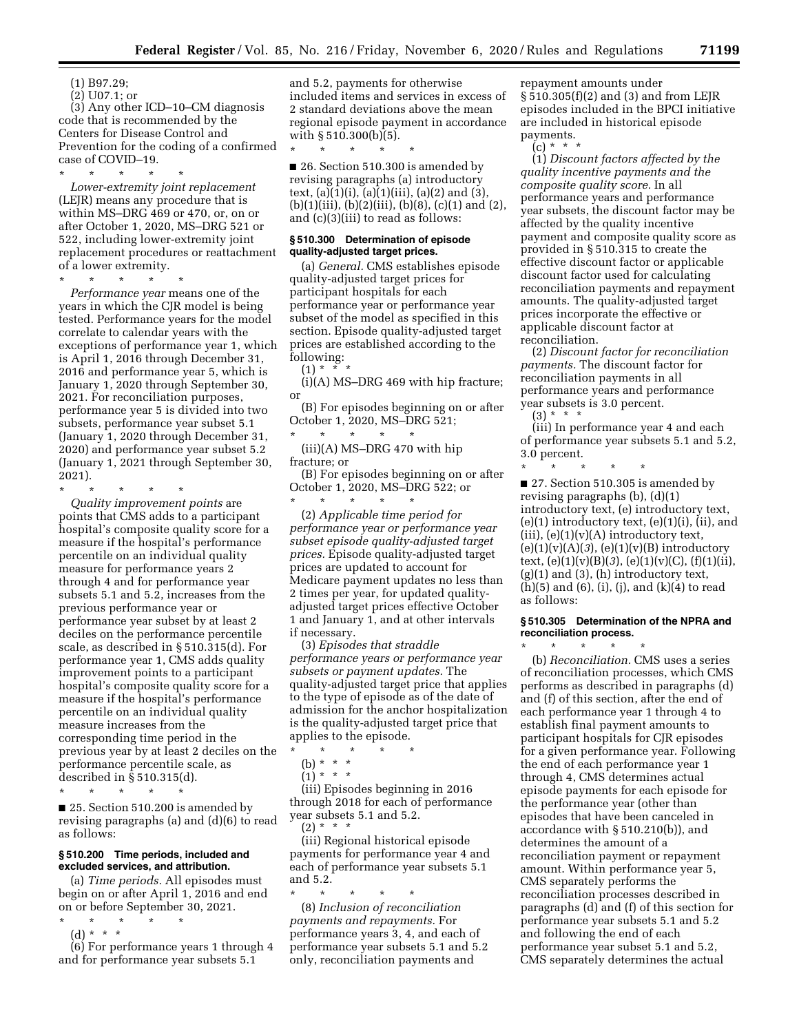(1) B97.29;

(2) U07.1; or

(3) Any other ICD–10–CM diagnosis code that is recommended by the Centers for Disease Control and Prevention for the coding of a confirmed case of COVID–19.

\* \* \* \* \*

*Lower-extremity joint replacement* (LEJR) means any procedure that is within MS–DRG 469 or 470, or, on or after October 1, 2020, MS–DRG 521 or 522, including lower-extremity joint replacement procedures or reattachment of a lower extremity.

\* \* \* \* \*

*Performance year* means one of the years in which the CJR model is being tested. Performance years for the model correlate to calendar years with the exceptions of performance year 1, which is April 1, 2016 through December 31, 2016 and performance year 5, which is January 1, 2020 through September 30, 2021. For reconciliation purposes, performance year 5 is divided into two subsets, performance year subset 5.1 (January 1, 2020 through December 31, 2020) and performance year subset 5.2 (January 1, 2021 through September 30, 2021).

\* \* \* \* \*

*Quality improvement points* are points that CMS adds to a participant hospital's composite quality score for a measure if the hospital's performance percentile on an individual quality measure for performance years 2 through 4 and for performance year subsets 5.1 and 5.2, increases from the previous performance year or performance year subset by at least 2 deciles on the performance percentile scale, as described in § 510.315(d). For performance year 1, CMS adds quality improvement points to a participant hospital's composite quality score for a measure if the hospital's performance percentile on an individual quality measure increases from the corresponding time period in the previous year by at least 2 deciles on the performance percentile scale, as described in § 510.315(d).

\* \* \* \* \*

■ 25. Section 510.200 is amended by revising paragraphs (a) and (d)(6) to read as follows:

**§ 510.200 Time periods, included and excluded services, and attribution.**

(a) *Time periods.* All episodes must begin on or after April 1, 2016 and end on or before September 30, 2021.

\* \* \* \* \*

(d) \* \* \*

(6) For performance years 1 through 4 and for performance year subsets 5.1 and 5.2, payments for otherwise included items and services in excess of 2 standard deviations above the mean regional episode payment in accordance with § 510.300(b)(5).

\* \* \* \* \*

■ 26. Section 510.300 is amended by revising paragraphs (a) introductory text, (a)(1)(i), (a)(1)(iii), (a)(2) and (3), (b)(1)(iii), (b)(2)(iii), (b)(8), (c)(1) and (2), and (c)(3)(iii) to read as follows:

**§ 510.300 Determination of episode quality-adjusted target prices.**

(a) *General.* CMS establishes episode quality-adjusted target prices for participant hospitals for each performance year or performance year subset of the model as specified in this section. Episode quality-adjusted target prices are established according to the following:

(1) \* \* \*

(i)(A) MS–DRG 469 with hip fracture; or

(B) For episodes beginning on or after October 1, 2020, MS–DRG 521;

\* \* \* \* \*

(iii)(A) MS–DRG 470 with hip fracture; or

(B) For episodes beginning on or after October 1, 2020, MS–DRG 522; or

\* \* \* \* \*

(2) *Applicable time period for performance year or performance year subset episode quality-adjusted target prices.* Episode quality-adjusted target prices are updated to account for Medicare payment updates no less than 2 times per year, for updated quality-adjusted target prices effective October 1 and January 1, and at other intervals if necessary.

(3) *Episodes that straddle performance years or performance year subsets or payment updates.* The quality-adjusted target price that applies to the type of episode as of the date of admission for the anchor hospitalization is the quality-adjusted target price that applies to the episode.

\* \* \* \* \*

(b) \* \* \*

(1) \* \* \*

(iii) Episodes beginning in 2016 through 2018 for each of performance year subsets 5.1 and 5.2.

(2) \* \* \*

(iii) Regional historical episode payments for performance year 4 and each of performance year subsets 5.1 and 5.2.

\* \* \* \* \*

(8) *Inclusion of reconciliation payments and repayments.* For performance years 3, 4, and each of performance year subsets 5.1 and 5.2 only, reconciliation payments and repayment amounts under § 510.305(f)(2) and (3) and from LEJR episodes included in the BPCI initiative are included in historical episode payments.

(c) \* \* \*

(1) *Discount factors affected by the quality incentive payments and the composite quality score.* In all performance years and performance year subsets, the discount factor may be affected by the quality incentive payment and composite quality score as provided in § 510.315 to create the effective discount factor or applicable discount factor used for calculating reconciliation payments and repayment amounts. The quality-adjusted target prices incorporate the effective or applicable discount factor at reconciliation.

(2) *Discount factor for reconciliation payments.* The discount factor for reconciliation payments in all performance years and performance year subsets is 3.0 percent.

(3) \* \* \*

(iii) In performance year 4 and each of performance year subsets 5.1 and 5.2, 3.0 percent.

\* \* \* \* \*

■ 27. Section 510.305 is amended by revising paragraphs (b), (d)(1) introductory text, (e) introductory text, (e)(1) introductory text, (e)(1)(i), (ii), and (iii), (e)(1)(v)(A) introductory text, (e)(1)(v)(A)(*3*), (e)(1)(v)(B) introductory text, (e)(1)(v)(B)(*3*), (e)(1)(v)(C), (f)(1)(ii), (g)(1) and (3), (h) introductory text, (h)(5) and (6), (i), (j), and (k)(4) to read as follows:

**§ 510.305 Determination of the NPRA and reconciliation process.**

\* \* \* \* \*

(b) *Reconciliation.* CMS uses a series of reconciliation processes, which CMS performs as described in paragraphs (d) and (f) of this section, after the end of each performance year 1 through 4 to establish final payment amounts to participant hospitals for CJR episodes for a given performance year. Following the end of each performance year 1 through 4, CMS determines actual episode payments for each episode for the performance year (other than episodes that have been canceled in accordance with § 510.210(b)), and determines the amount of a reconciliation payment or repayment amount. Within performance year 5, CMS separately performs the reconciliation processes described in paragraphs (d) and (f) of this section for performance year subsets 5.1 and 5.2 and following the end of each performance year subset 5.1 and 5.2, CMS separately determines the actual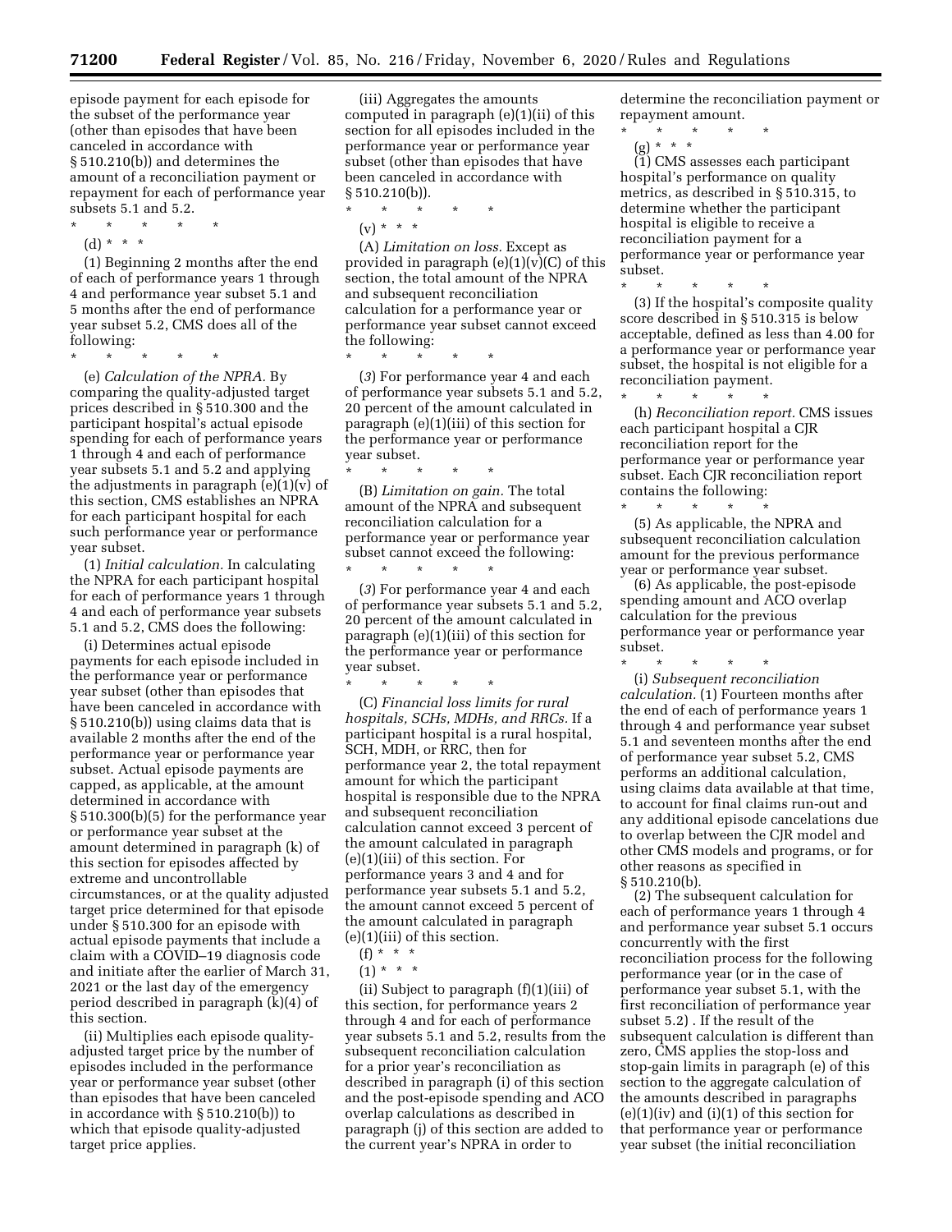episode payment for each episode for the subset of the performance year (other than episodes that have been canceled in accordance with § 510.210(b)) and determines the amount of a reconciliation payment or repayment for each of performance year subsets 5.1 and 5.2.

\* \* \* \* \*

(d) \* \* \*

(1) Beginning 2 months after the end of each of performance years 1 through 4 and performance year subset 5.1 and 5 months after the end of performance year subset 5.2, CMS does all of the following:

\* \* \* \* \*

(e) *Calculation of the NPRA.* By comparing the quality-adjusted target prices described in § 510.300 and the participant hospital's actual episode spending for each of performance years 1 through 4 and each of performance year subsets 5.1 and 5.2 and applying the adjustments in paragraph (e)(1)(v) of this section, CMS establishes an NPRA for each participant hospital for each such performance year or performance year subset.

(1) *Initial calculation.* In calculating the NPRA for each participant hospital for each of performance years 1 through 4 and each of performance year subsets 5.1 and 5.2, CMS does the following:

(i) Determines actual episode payments for each episode included in the performance year or performance year subset (other than episodes that have been canceled in accordance with § 510.210(b)) using claims data that is available 2 months after the end of the performance year or performance year subset. Actual episode payments are capped, as applicable, at the amount determined in accordance with § 510.300(b)(5) for the performance year or performance year subset at the amount determined in paragraph (k) of this section for episodes affected by extreme and uncontrollable circumstances, or at the quality adjusted target price determined for that episode under § 510.300 for an episode with actual episode payments that include a claim with a COVID–19 diagnosis code and initiate after the earlier of March 31, 2021 or the last day of the emergency period described in paragraph (k)(4) of this section.

(ii) Multiplies each episode quality-adjusted target price by the number of episodes included in the performance year or performance year subset (other than episodes that have been canceled in accordance with § 510.210(b)) to which that episode quality-adjusted target price applies.

(iii) Aggregates the amounts computed in paragraph (e)(1)(ii) of this section for all episodes included in the performance year or performance year subset (other than episodes that have been canceled in accordance with § 510.210(b)).

\* \* \* \* \*

(v) \* \* \*

(A) *Limitation on loss.* Except as provided in paragraph (e)(1)(v)(C) of this section, the total amount of the NPRA and subsequent reconciliation calculation for a performance year or performance year subset cannot exceed the following:

\* \* \* \* \*

(*3*) For performance year 4 and each of performance year subsets 5.1 and 5.2, 20 percent of the amount calculated in paragraph (e)(1)(iii) of this section for the performance year or performance year subset.

\* \* \* \* \*

(B) *Limitation on gain.* The total amount of the NPRA and subsequent reconciliation calculation for a performance year or performance year subset cannot exceed the following:

\* \* \* \* \*

(*3*) For performance year 4 and each of performance year subsets 5.1 and 5.2, 20 percent of the amount calculated in paragraph (e)(1)(iii) of this section for the performance year or performance year subset.

\* \* \* \* \*

(C) *Financial loss limits for rural hospitals, SCHs, MDHs, and RRCs.* If a participant hospital is a rural hospital, SCH, MDH, or RRC, then for performance year 2, the total repayment amount for which the participant hospital is responsible due to the NPRA and subsequent reconciliation calculation cannot exceed 3 percent of the amount calculated in paragraph (e)(1)(iii) of this section. For performance years 3 and 4 and for performance year subsets 5.1 and 5.2, the amount cannot exceed 5 percent of the amount calculated in paragraph (e)(1)(iii) of this section.

(f) \* \* \*

(1) \* \* \*

(ii) Subject to paragraph (f)(1)(iii) of this section, for performance years 2 through 4 and for each of performance year subsets 5.1 and 5.2, results from the subsequent reconciliation calculation for a prior year's reconciliation as described in paragraph (i) of this section and the post-episode spending and ACO overlap calculations as described in paragraph (j) of this section are added to the current year's NPRA in order to determine the reconciliation payment or repayment amount.

\* \* \* \* \*

(g) \* \* \*

(1) CMS assesses each participant hospital's performance on quality metrics, as described in § 510.315, to determine whether the participant hospital is eligible to receive a reconciliation payment for a performance year or performance year subset.

\* \* \* \* \*

(3) If the hospital's composite quality score described in § 510.315 is below acceptable, defined as less than 4.00 for a performance year or performance year subset, the hospital is not eligible for a reconciliation payment.

\* \* \* \* \*

(h) *Reconciliation report.* CMS issues each participant hospital a CJR reconciliation report for the performance year or performance year subset. Each CJR reconciliation report contains the following:

\* \* \* \* \*

(5) As applicable, the NPRA and subsequent reconciliation calculation amount for the previous performance year or performance year subset.

(6) As applicable, the post-episode spending amount and ACO overlap calculation for the previous performance year or performance year subset.

\* \* \* \* \*

(i) *Subsequent reconciliation calculation.* (1) Fourteen months after the end of each of performance years 1 through 4 and performance year subset 5.1 and seventeen months after the end of performance year subset 5.2, CMS performs an additional calculation, using claims data available at that time, to account for final claims run-out and any additional episode cancelations due to overlap between the CJR model and other CMS models and programs, or for other reasons as specified in § 510.210(b).

(2) The subsequent calculation for each of performance years 1 through 4 and performance year subset 5.1 occurs concurrently with the first reconciliation process for the following performance year (or in the case of performance year subset 5.1, with the first reconciliation of performance year subset 5.2) . If the result of the subsequent calculation is different than zero, CMS applies the stop-loss and stop-gain limits in paragraph (e) of this section to the aggregate calculation of the amounts described in paragraphs (e)(1)(iv) and (i)(1) of this section for that performance year or performance year subset (the initial reconciliation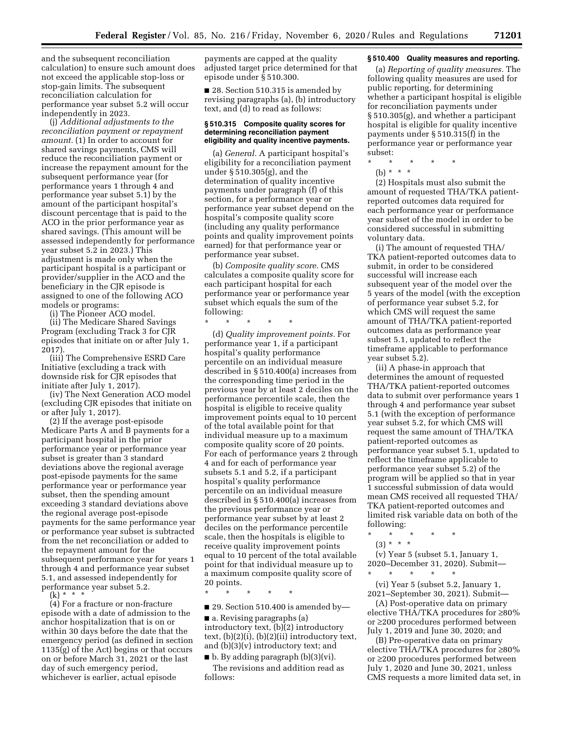and the subsequent reconciliation calculation) to ensure such amount does not exceed the applicable stop-loss or stop-gain limits. The subsequent reconciliation calculation for performance year subset 5.2 will occur independently in 2023.

(j) *Additional adjustments to the reconciliation payment or repayment amount.* (1) In order to account for shared savings payments, CMS will reduce the reconciliation payment or increase the repayment amount for the subsequent performance year (for performance years 1 through 4 and performance year subset 5.1) by the amount of the participant hospital's discount percentage that is paid to the ACO in the prior performance year as shared savings. (This amount will be assessed independently for performance year subset 5.2 in 2023.) This adjustment is made only when the participant hospital is a participant or provider/supplier in the ACO and the beneficiary in the CJR episode is assigned to one of the following ACO models or programs:

(i) The Pioneer ACO model.

(ii) The Medicare Shared Savings Program (excluding Track 3 for CJR episodes that initiate on or after July 1, 2017).

(iii) The Comprehensive ESRD Care Initiative (excluding a track with downside risk for CJR episodes that initiate after July 1, 2017).

(iv) The Next Generation ACO model (excluding CJR episodes that initiate on or after July 1, 2017).

(2) If the average post-episode Medicare Parts A and B payments for a participant hospital in the prior performance year or performance year subset is greater than 3 standard deviations above the regional average post-episode payments for the same performance year or performance year subset, then the spending amount exceeding 3 standard deviations above the regional average post-episode payments for the same performance year or performance year subset is subtracted from the net reconciliation or added to the repayment amount for the subsequent performance year for years 1 through 4 and performance year subset 5.1, and assessed independently for performance year subset 5.2.

(k) * * *

(4) For a fracture or non-fracture episode with a date of admission to the anchor hospitalization that is on or within 30 days before the date that the emergency period (as defined in section 1135(g) of the Act) begins or that occurs on or before March 31, 2021 or the last day of such emergency period, whichever is earlier, actual episode payments are capped at the quality adjusted target price determined for that episode under § 510.300.

■ 28. Section 510.315 is amended by revising paragraphs (a), (b) introductory text, and (d) to read as follows:

**§ 510.315 Composite quality scores for determining reconciliation payment eligibility and quality incentive payments.**

(a) *General.* A participant hospital's eligibility for a reconciliation payment under § 510.305(g), and the determination of quality incentive payments under paragraph (f) of this section, for a performance year or performance year subset depend on the hospital's composite quality score (including any quality performance points and quality improvement points earned) for that performance year or performance year subset.

(b) *Composite quality score.* CMS calculates a composite quality score for each participant hospital for each performance year or performance year subset which equals the sum of the following:

\* \* \* \* \*

(d) *Quality improvement points.* For performance year 1, if a participant hospital's quality performance percentile on an individual measure described in § 510.400(a) increases from the corresponding time period in the previous year by at least 2 deciles on the performance percentile scale, then the hospital is eligible to receive quality improvement points equal to 10 percent of the total available point for that individual measure up to a maximum composite quality score of 20 points. For each of performance years 2 through 4 and for each of performance year subsets 5.1 and 5.2, if a participant hospital's quality performance percentile on an individual measure described in § 510.400(a) increases from the previous performance year or performance year subset by at least 2 deciles on the performance percentile scale, then the hospitals is eligible to receive quality improvement points equal to 10 percent of the total available point for that individual measure up to a maximum composite quality score of 20 points.

\* \* \* \* \*

■ 29. Section 510.400 is amended by—

■ a. Revising paragraphs (a) introductory text, (b)(2) introductory text, (b)(2)(i), (b)(2)(ii) introductory text, and (b)(3)(v) introductory text; and

■ b. By adding paragraph (b)(3)(vi).

The revisions and addition read as follows:

**§ 510.400 Quality measures and reporting.**

(a) *Reporting of quality measures.* The following quality measures are used for public reporting, for determining whether a participant hospital is eligible for reconciliation payments under § 510.305(g), and whether a participant hospital is eligible for quality incentive payments under § 510.315(f) in the performance year or performance year subset:

\* \* \* \* \*

(b) * * *

(2) Hospitals must also submit the amount of requested THA/TKA patient-reported outcomes data required for each performance year or performance year subset of the model in order to be considered successful in submitting voluntary data.

(i) The amount of requested THA/TKA patient-reported outcomes data to submit, in order to be considered successful will increase each subsequent year of the model over the 5 years of the model (with the exception of performance year subset 5.2, for which CMS will request the same amount of THA/TKA patient-reported outcomes data as performance year subset 5.1, updated to reflect the timeframe applicable to performance year subset 5.2).

(ii) A phase-in approach that determines the amount of requested THA/TKA patient-reported outcomes data to submit over performance years 1 through 4 and performance year subset 5.1 (with the exception of performance year subset 5.2, for which CMS will request the same amount of THA/TKA patient-reported outcomes as performance year subset 5.1, updated to reflect the timeframe applicable to performance year subset 5.2) of the program will be applied so that in year 1 successful submission of data would mean CMS received all requested THA/TKA patient-reported outcomes and limited risk variable data on both of the following:

\* \* \* \* \*

(3) * * *

(v) Year 5 (subset 5.1, January 1, 2020–December 31, 2020). Submit—

\* \* \* \* \*

(vi) Year 5 (subset 5.2, January 1, 2021–September 30, 2021). Submit—

(A) Post-operative data on primary elective THA/TKA procedures for ≥80% or ≥200 procedures performed between July 1, 2019 and June 30, 2020; and

(B) Pre-operative data on primary elective THA/TKA procedures for ≥80% or ≥200 procedures performed between July 1, 2020 and June 30, 2021, unless CMS requests a more limited data set, in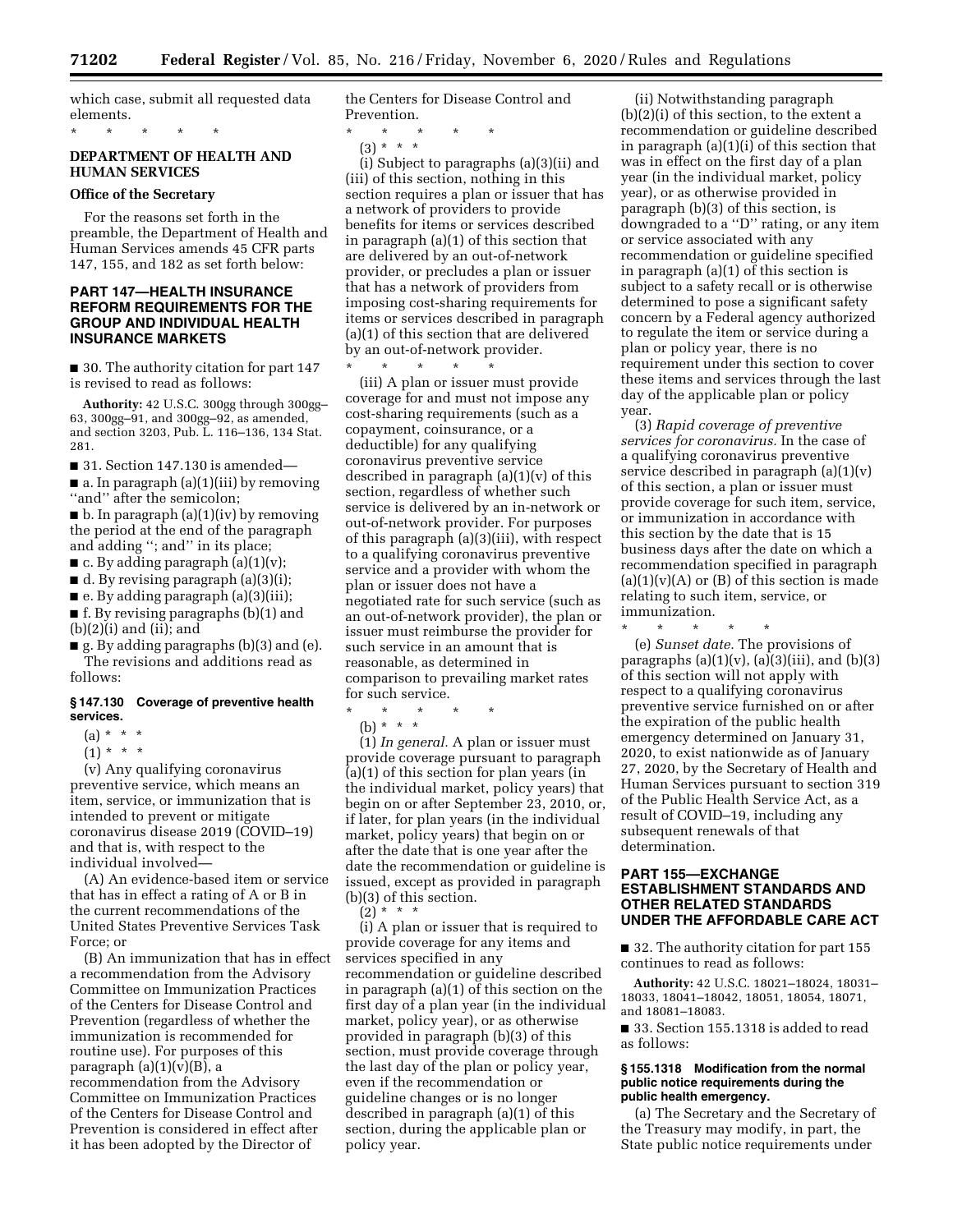which case, submit all requested data elements.

\* \* \* \* \*

## DEPARTMENT OF HEALTH AND HUMAN SERVICES

### Office of the Secretary

For the reasons set forth in the preamble, the Department of Health and Human Services amends 45 CFR parts 147, 155, and 182 as set forth below:

## PART 147—HEALTH INSURANCE REFORM REQUIREMENTS FOR THE GROUP AND INDIVIDUAL HEALTH INSURANCE MARKETS

■ 30. The authority citation for part 147 is revised to read as follows:

**Authority:** 42 U.S.C. 300gg through 300gg–63, 300gg–91, and 300gg–92, as amended, and section 3203, Pub. L. 116–136, 134 Stat. 281.

■ 31. Section 147.130 is amended—

■ a. In paragraph (a)(1)(iii) by removing "and" after the semicolon;

■ b. In paragraph (a)(1)(iv) by removing the period at the end of the paragraph and adding "; and" in its place;

■ c. By adding paragraph (a)(1)(v);

■ d. By revising paragraph (a)(3)(i);

■ e. By adding paragraph (a)(3)(iii);

■ f. By revising paragraphs (b)(1) and (b)(2)(i) and (ii); and

■ g. By adding paragraphs (b)(3) and (e).

The revisions and additions read as follows:

### § 147.130 Coverage of preventive health services.

(a) \* \* \*

(1) \* \* \*

(v) Any qualifying coronavirus preventive service, which means an item, service, or immunization that is intended to prevent or mitigate coronavirus disease 2019 (COVID–19) and that is, with respect to the individual involved—

(A) An evidence-based item or service that has in effect a rating of A or B in the current recommendations of the United States Preventive Services Task Force; or

(B) An immunization that has in effect a recommendation from the Advisory Committee on Immunization Practices of the Centers for Disease Control and Prevention (regardless of whether the immunization is recommended for routine use). For purposes of this paragraph (a)(1)(v)(B), a recommendation from the Advisory Committee on Immunization Practices of the Centers for Disease Control and Prevention is considered in effect after it has been adopted by the Director of the Centers for Disease Control and Prevention.

\* \* \* \* \*

(3) \* \* \*

(i) Subject to paragraphs (a)(3)(ii) and (iii) of this section, nothing in this section requires a plan or issuer that has a network of providers to provide benefits for items or services described in paragraph (a)(1) of this section that are delivered by an out-of-network provider, or precludes a plan or issuer that has a network of providers from imposing cost-sharing requirements for items or services described in paragraph (a)(1) of this section that are delivered by an out-of-network provider.

\* \* \* \* \*

(iii) A plan or issuer must provide coverage for and must not impose any cost-sharing requirements (such as a copayment, coinsurance, or a deductible) for any qualifying coronavirus preventive service described in paragraph (a)(1)(v) of this section, regardless of whether such service is delivered by an in-network or out-of-network provider. For purposes of this paragraph (a)(3)(iii), with respect to a qualifying coronavirus preventive service and a provider with whom the plan or issuer does not have a negotiated rate for such service (such as an out-of-network provider), the plan or issuer must reimburse the provider for such service in an amount that is reasonable, as determined in comparison to prevailing market rates for such service.

\* \* \* \* \*

(b) \* \* \*

(1) *In general.* A plan or issuer must provide coverage pursuant to paragraph (a)(1) of this section for plan years (in the individual market, policy years) that begin on or after September 23, 2010, or, if later, for plan years (in the individual market, policy years) that begin on or after the date that is one year after the date the recommendation or guideline is issued, except as provided in paragraph (b)(3) of this section.

(2) \* \* \*

(i) A plan or issuer that is required to provide coverage for any items and services specified in any recommendation or guideline described in paragraph (a)(1) of this section on the first day of a plan year (in the individual market, policy year), or as otherwise provided in paragraph (b)(3) of this section, must provide coverage through the last day of the plan or policy year, even if the recommendation or guideline changes or is no longer described in paragraph (a)(1) of this section, during the applicable plan or policy year.

(ii) Notwithstanding paragraph (b)(2)(i) of this section, to the extent a recommendation or guideline described in paragraph (a)(1)(i) of this section that was in effect on the first day of a plan year (in the individual market, policy year), or as otherwise provided in paragraph (b)(3) of this section, is downgraded to a "D" rating, or any item or service associated with any recommendation or guideline specified in paragraph (a)(1) of this section is subject to a safety recall or is otherwise determined to pose a significant safety concern by a Federal agency authorized to regulate the item or service during a plan or policy year, there is no requirement under this section to cover these items and services through the last day of the applicable plan or policy year.

(3) *Rapid coverage of preventive services for coronavirus.* In the case of a qualifying coronavirus preventive service described in paragraph (a)(1)(v) of this section, a plan or issuer must provide coverage for such item, service, or immunization in accordance with this section by the date that is 15 business days after the date on which a recommendation specified in paragraph (a)(1)(v)(A) or (B) of this section is made relating to such item, service, or immunization.

\* \* \* \* \*

(e) *Sunset date.* The provisions of paragraphs (a)(1)(v), (a)(3)(iii), and (b)(3) of this section will not apply with respect to a qualifying coronavirus preventive service furnished on or after the expiration of the public health emergency determined on January 31, 2020, to exist nationwide as of January 27, 2020, by the Secretary of Health and Human Services pursuant to section 319 of the Public Health Service Act, as a result of COVID–19, including any subsequent renewals of that determination.

## PART 155—EXCHANGE ESTABLISHMENT STANDARDS AND OTHER RELATED STANDARDS UNDER THE AFFORDABLE CARE ACT

■ 32. The authority citation for part 155 continues to read as follows:

**Authority:** 42 U.S.C. 18021–18024, 18031–18033, 18041–18042, 18051, 18054, 18071, and 18081–18083.

■ 33. Section 155.1318 is added to read as follows:

### § 155.1318 Modification from the normal public notice requirements during the public health emergency.

(a) The Secretary and the Secretary of the Treasury may modify, in part, the State public notice requirements under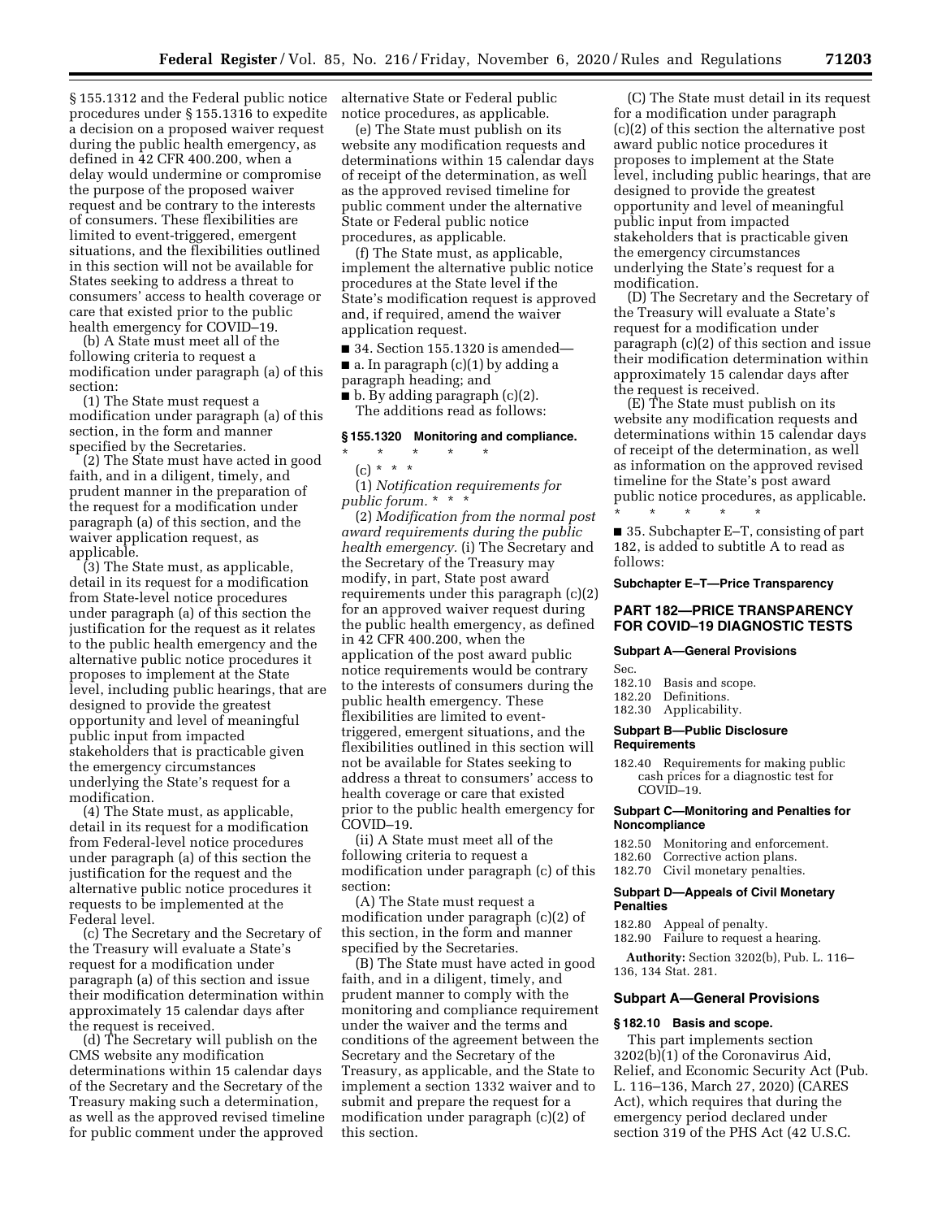§ 155.1312 and the Federal public notice procedures under § 155.1316 to expedite a decision on a proposed waiver request during the public health emergency, as defined in 42 CFR 400.200, when a delay would undermine or compromise the purpose of the proposed waiver request and be contrary to the interests of consumers. These flexibilities are limited to event-triggered, emergent situations, and the flexibilities outlined in this section will not be available for States seeking to address a threat to consumers' access to health coverage or care that existed prior to the public health emergency for COVID–19.

(b) A State must meet all of the following criteria to request a modification under paragraph (a) of this section:

(1) The State must request a modification under paragraph (a) of this section, in the form and manner specified by the Secretaries.

(2) The State must have acted in good faith, and in a diligent, timely, and prudent manner in the preparation of the request for a modification under paragraph (a) of this section, and the waiver application request, as applicable.

(3) The State must, as applicable, detail in its request for a modification from State-level notice procedures under paragraph (a) of this section the justification for the request as it relates to the public health emergency and the alternative public notice procedures it proposes to implement at the State level, including public hearings, that are designed to provide the greatest opportunity and level of meaningful public input from impacted stakeholders that is practicable given the emergency circumstances underlying the State's request for a modification.

(4) The State must, as applicable, detail in its request for a modification from Federal-level notice procedures under paragraph (a) of this section the justification for the request and the alternative public notice procedures it requests to be implemented at the Federal level.

(c) The Secretary and the Secretary of the Treasury will evaluate a State's request for a modification under paragraph (a) of this section and issue their modification determination within approximately 15 calendar days after the request is received.

(d) The Secretary will publish on the CMS website any modification determinations within 15 calendar days of the Secretary and the Secretary of the Treasury making such a determination, as well as the approved revised timeline for public comment under the approved alternative State or Federal public notice procedures, as applicable.

(e) The State must publish on its website any modification requests and determinations within 15 calendar days of receipt of the determination, as well as the approved revised timeline for public comment under the alternative State or Federal public notice procedures, as applicable.

(f) The State must, as applicable, implement the alternative public notice procedures at the State level if the State's modification request is approved and, if required, amend the waiver application request.

■ 34. Section 155.1320 is amended—

■ a. In paragraph (c)(1) by adding a paragraph heading; and

■ b. By adding paragraph (c)(2).

The additions read as follows:

### § 155.1320 Monitoring and compliance.

\* \* \* \* \*

(c) \* \* \*

(1) *Notification requirements for public forum.* \* \* \*

(2) *Modification from the normal post award requirements during the public health emergency.* (i) The Secretary and the Secretary of the Treasury may modify, in part, State post award requirements under this paragraph (c)(2) for an approved waiver request during the public health emergency, as defined in 42 CFR 400.200, when the application of the post award public notice requirements would be contrary to the interests of consumers during the public health emergency. These flexibilities are limited to event-triggered, emergent situations, and the flexibilities outlined in this section will not be available for States seeking to address a threat to consumers' access to health coverage or care that existed prior to the public health emergency for COVID–19.

(ii) A State must meet all of the following criteria to request a modification under paragraph (c) of this section:

(A) The State must request a modification under paragraph (c)(2) of this section, in the form and manner specified by the Secretaries.

(B) The State must have acted in good faith, and in a diligent, timely, and prudent manner to comply with the monitoring and compliance requirement under the waiver and the terms and conditions of the agreement between the Secretary and the Secretary of the Treasury, as applicable, and the State to implement a section 1332 waiver and to submit and prepare the request for a modification under paragraph (c)(2) of this section.

(C) The State must detail in its request for a modification under paragraph (c)(2) of this section the alternative post award public notice procedures it proposes to implement at the State level, including public hearings, that are designed to provide the greatest opportunity and level of meaningful public input from impacted stakeholders that is practicable given the emergency circumstances underlying the State's request for a modification.

(D) The Secretary and the Secretary of the Treasury will evaluate a State's request for a modification under paragraph (c)(2) of this section and issue their modification determination within approximately 15 calendar days after the request is received.

(E) The State must publish on its website any modification requests and determinations within 15 calendar days of receipt of the determination, as well as information on the approved revised timeline for the State's post award public notice procedures, as applicable.

\* \* \* \* \*

■ 35. Subchapter E–T, consisting of part 182, is added to subtitle A to read as follows:

## Subchapter E–T—Price Transparency

## PART 182—PRICE TRANSPARENCY FOR COVID–19 DIAGNOSTIC TESTS

### Subpart A—General Provisions

Sec.
182.10 Basis and scope.
182.20 Definitions.
182.30 Applicability.

### Subpart B—Public Disclosure Requirements

182.40 Requirements for making public cash prices for a diagnostic test for COVID–19.

### Subpart C—Monitoring and Penalties for Noncompliance

182.50 Monitoring and enforcement.
182.60 Corrective action plans.
182.70 Civil monetary penalties.

### Subpart D—Appeals of Civil Monetary Penalties

182.80 Appeal of penalty.
182.90 Failure to request a hearing.

**Authority:** Section 3202(b), Pub. L. 116–136, 134 Stat. 281.

### Subpart A—General Provisions

### § 182.10 Basis and scope.

This part implements section 3202(b)(1) of the Coronavirus Aid, Relief, and Economic Security Act (Pub. L. 116–136, March 27, 2020) (CARES Act), which requires that during the emergency period declared under section 319 of the PHS Act (42 U.S.C.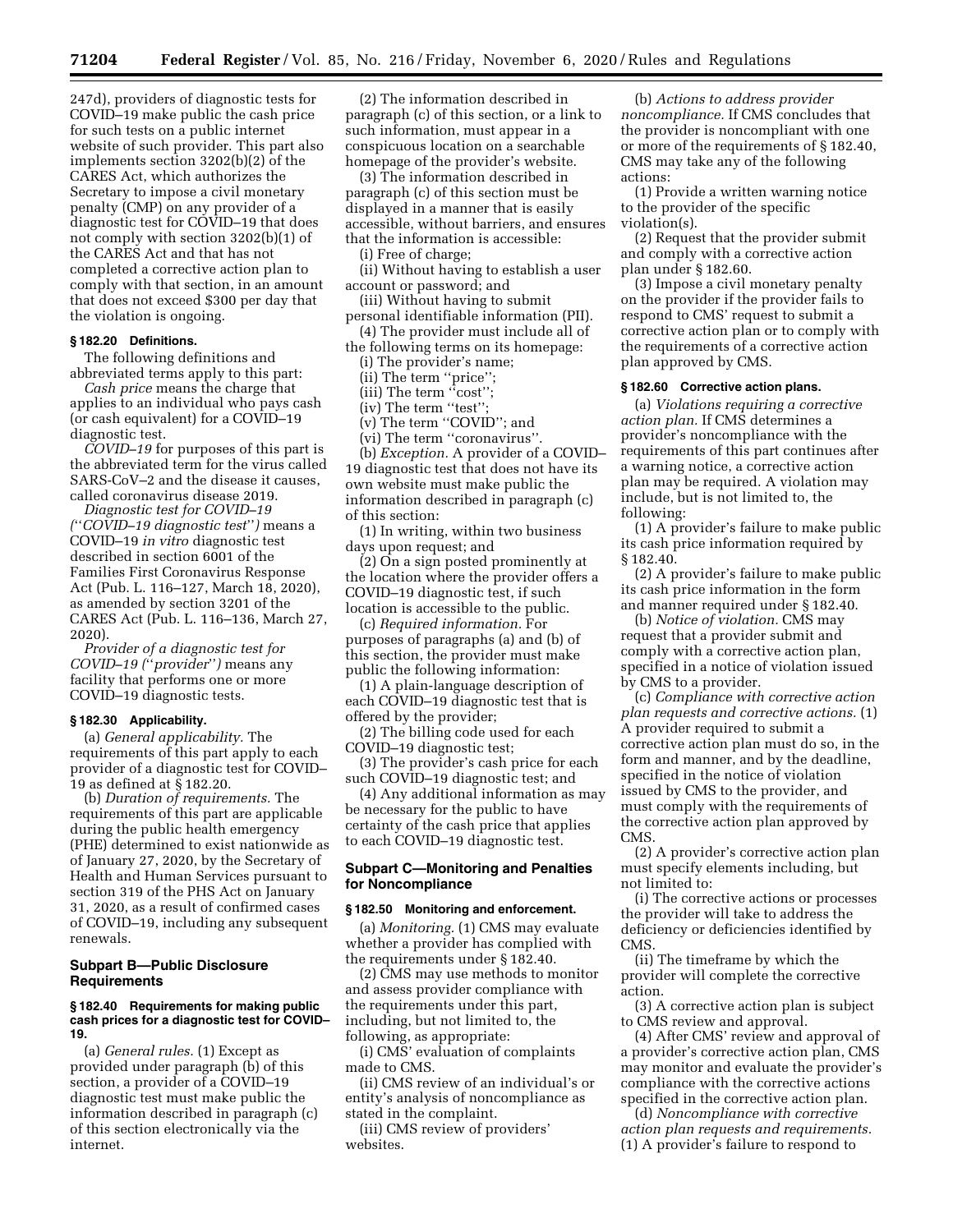247d), providers of diagnostic tests for COVID–19 make public the cash price for such tests on a public internet website of such provider. This part also implements section 3202(b)(2) of the CARES Act, which authorizes the Secretary to impose a civil monetary penalty (CMP) on any provider of a diagnostic test for COVID–19 that does not comply with section 3202(b)(1) of the CARES Act and that has not completed a corrective action plan to comply with that section, in an amount that does not exceed $300 per day that the violation is ongoing.

**§ 182.20 Definitions.**

The following definitions and abbreviated terms apply to this part:

*Cash price* means the charge that applies to an individual who pays cash (or cash equivalent) for a COVID–19 diagnostic test.

*COVID–19* for purposes of this part is the abbreviated term for the virus called SARS-CoV–2 and the disease it causes, called coronavirus disease 2019.

*Diagnostic test for COVID–19 (''COVID–19 diagnostic test'')* means a COVID–19 *in vitro* diagnostic test described in section 6001 of the Families First Coronavirus Response Act (Pub. L. 116–127, March 18, 2020), as amended by section 3201 of the CARES Act (Pub. L. 116–136, March 27, 2020).

*Provider of a diagnostic test for COVID–19 (''provider'')* means any facility that performs one or more COVID–19 diagnostic tests.

**§ 182.30 Applicability.**

(a) *General applicability.* The requirements of this part apply to each provider of a diagnostic test for COVID–19 as defined at § 182.20.

(b) *Duration of requirements.* The requirements of this part are applicable during the public health emergency (PHE) determined to exist nationwide as of January 27, 2020, by the Secretary of Health and Human Services pursuant to section 319 of the PHS Act on January 31, 2020, as a result of confirmed cases of COVID–19, including any subsequent renewals.

## Subpart B—Public Disclosure Requirements

**§ 182.40 Requirements for making public cash prices for a diagnostic test for COVID–19.**

(a) *General rules.* (1) Except as provided under paragraph (b) of this section, a provider of a COVID–19 diagnostic test must make public the information described in paragraph (c) of this section electronically via the internet.

(2) The information described in paragraph (c) of this section, or a link to such information, must appear in a conspicuous location on a searchable homepage of the provider's website.

(3) The information described in paragraph (c) of this section must be displayed in a manner that is easily accessible, without barriers, and ensures that the information is accessible:

(i) Free of charge;

(ii) Without having to establish a user account or password; and

(iii) Without having to submit personal identifiable information (PII).

(4) The provider must include all of the following terms on its homepage:

(i) The provider's name;

(ii) The term ''price'';

(iii) The term ''cost'';

(iv) The term ''test'';

(v) The term ''COVID''; and

(vi) The term ''coronavirus''.

(b) *Exception.* A provider of a COVID–19 diagnostic test that does not have its own website must make public the information described in paragraph (c) of this section:

(1) In writing, within two business days upon request; and

(2) On a sign posted prominently at the location where the provider offers a COVID–19 diagnostic test, if such location is accessible to the public.

(c) *Required information.* For purposes of paragraphs (a) and (b) of this section, the provider must make public the following information:

(1) A plain-language description of each COVID–19 diagnostic test that is offered by the provider;

(2) The billing code used for each COVID–19 diagnostic test;

(3) The provider's cash price for each such COVID–19 diagnostic test; and

(4) Any additional information as may be necessary for the public to have certainty of the cash price that applies to each COVID–19 diagnostic test.

## Subpart C—Monitoring and Penalties for Noncompliance

**§ 182.50 Monitoring and enforcement.**

(a) *Monitoring.* (1) CMS may evaluate whether a provider has complied with the requirements under § 182.40.

(2) CMS may use methods to monitor and assess provider compliance with the requirements under this part, including, but not limited to, the following, as appropriate:

(i) CMS' evaluation of complaints made to CMS.

(ii) CMS review of an individual's or entity's analysis of noncompliance as stated in the complaint.

(iii) CMS review of providers' websites.

(b) *Actions to address provider noncompliance.* If CMS concludes that the provider is noncompliant with one or more of the requirements of § 182.40, CMS may take any of the following actions:

(1) Provide a written warning notice to the provider of the specific violation(s).

(2) Request that the provider submit and comply with a corrective action plan under § 182.60.

(3) Impose a civil monetary penalty on the provider if the provider fails to respond to CMS' request to submit a corrective action plan or to comply with the requirements of a corrective action plan approved by CMS.

**§ 182.60 Corrective action plans.**

(a) *Violations requiring a corrective action plan.* If CMS determines a provider's noncompliance with the requirements of this part continues after a warning notice, a corrective action plan may be required. A violation may include, but is not limited to, the following:

(1) A provider's failure to make public its cash price information required by § 182.40.

(2) A provider's failure to make public its cash price information in the form and manner required under § 182.40.

(b) *Notice of violation.* CMS may request that a provider submit and comply with a corrective action plan, specified in a notice of violation issued by CMS to a provider.

(c) *Compliance with corrective action plan requests and corrective actions.* (1) A provider required to submit a corrective action plan must do so, in the form and manner, and by the deadline, specified in the notice of violation issued by CMS to the provider, and must comply with the requirements of the corrective action plan approved by CMS.

(2) A provider's corrective action plan must specify elements including, but not limited to:

(i) The corrective actions or processes the provider will take to address the deficiency or deficiencies identified by CMS.

(ii) The timeframe by which the provider will complete the corrective action.

(3) A corrective action plan is subject to CMS review and approval.

(4) After CMS' review and approval of a provider's corrective action plan, CMS may monitor and evaluate the provider's compliance with the corrective actions specified in the corrective action plan.

(d) *Noncompliance with corrective action plan requests and requirements.* (1) A provider's failure to respond to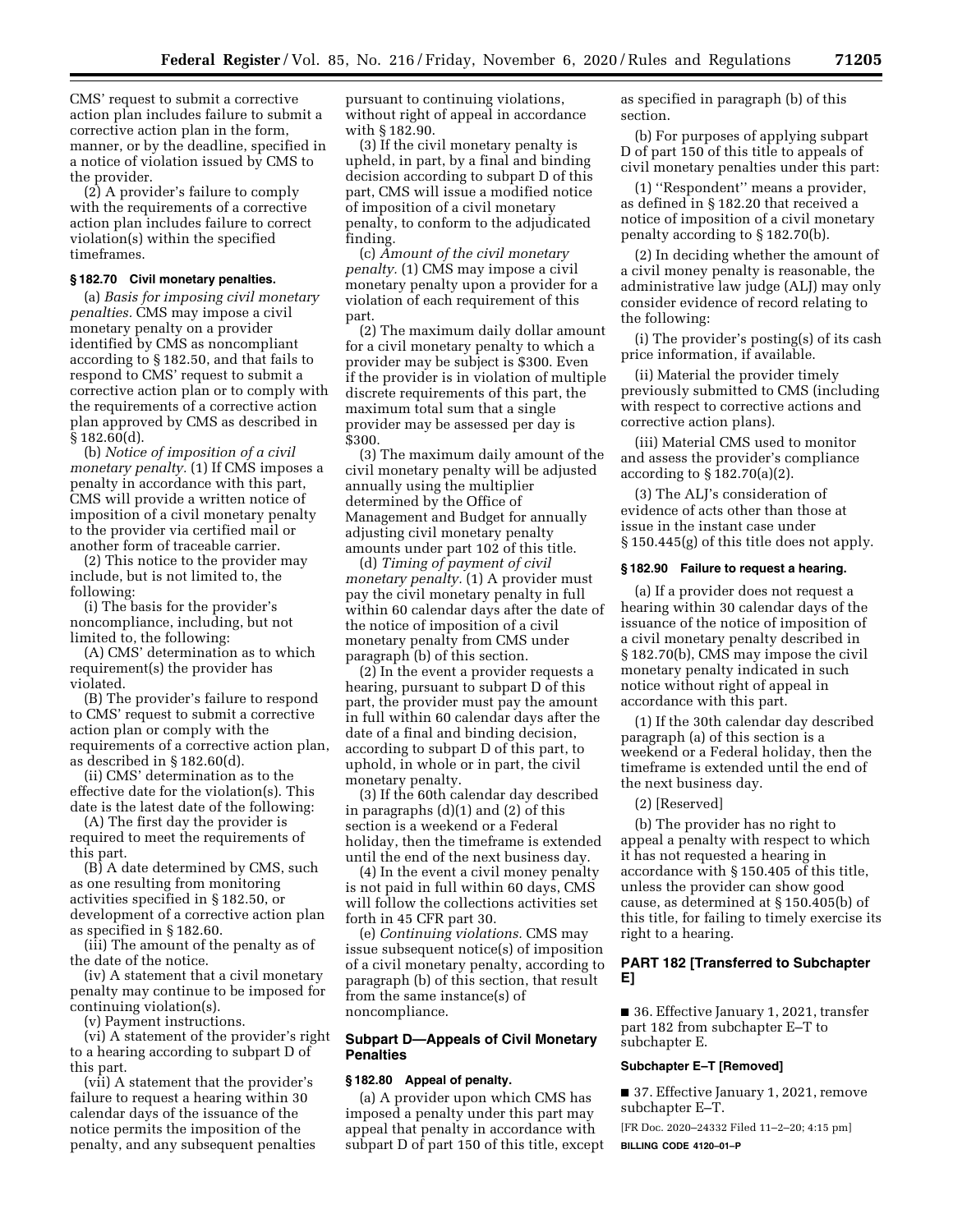CMS' request to submit a corrective action plan includes failure to submit a corrective action plan in the form, manner, or by the deadline, specified in a notice of violation issued by CMS to the provider.

(2) A provider's failure to comply with the requirements of a corrective action plan includes failure to correct violation(s) within the specified timeframes.

### § 182.70 Civil monetary penalties.

(a) *Basis for imposing civil monetary penalties.* CMS may impose a civil monetary penalty on a provider identified by CMS as noncompliant according to § 182.50, and that fails to respond to CMS' request to submit a corrective action plan or to comply with the requirements of a corrective action plan approved by CMS as described in § 182.60(d).

(b) *Notice of imposition of a civil monetary penalty.* (1) If CMS imposes a penalty in accordance with this part, CMS will provide a written notice of imposition of a civil monetary penalty to the provider via certified mail or another form of traceable carrier.

(2) This notice to the provider may include, but is not limited to, the following:

(i) The basis for the provider's noncompliance, including, but not limited to, the following:

(A) CMS' determination as to which requirement(s) the provider has violated.

(B) The provider's failure to respond to CMS' request to submit a corrective action plan or comply with the requirements of a corrective action plan, as described in § 182.60(d).

(ii) CMS' determination as to the effective date for the violation(s). This date is the latest date of the following:

(A) The first day the provider is required to meet the requirements of this part.

(B) A date determined by CMS, such as one resulting from monitoring activities specified in § 182.50, or development of a corrective action plan as specified in § 182.60.

(iii) The amount of the penalty as of the date of the notice.

(iv) A statement that a civil monetary penalty may continue to be imposed for continuing violation(s).

(v) Payment instructions.

(vi) A statement of the provider's right to a hearing according to subpart D of this part.

(vii) A statement that the provider's failure to request a hearing within 30 calendar days of the issuance of the notice permits the imposition of the penalty, and any subsequent penalties pursuant to continuing violations, without right of appeal in accordance with § 182.90.

(3) If the civil monetary penalty is upheld, in part, by a final and binding decision according to subpart D of this part, CMS will issue a modified notice of imposition of a civil monetary penalty, to conform to the adjudicated finding.

(c) *Amount of the civil monetary penalty.* (1) CMS may impose a civil monetary penalty upon a provider for a violation of each requirement of this part.

(2) The maximum daily dollar amount for a civil monetary penalty to which a provider may be subject is $300. Even if the provider is in violation of multiple discrete requirements of this part, the maximum total sum that a single provider may be assessed per day is $300.

(3) The maximum daily amount of the civil monetary penalty will be adjusted annually using the multiplier determined by the Office of Management and Budget for annually adjusting civil monetary penalty amounts under part 102 of this title.

(d) *Timing of payment of civil monetary penalty.* (1) A provider must pay the civil monetary penalty in full within 60 calendar days after the date of the notice of imposition of a civil monetary penalty from CMS under paragraph (b) of this section.

(2) In the event a provider requests a hearing, pursuant to subpart D of this part, the provider must pay the amount in full within 60 calendar days after the date of a final and binding decision, according to subpart D of this part, to uphold, in whole or in part, the civil monetary penalty.

(3) If the 60th calendar day described in paragraphs (d)(1) and (2) of this section is a weekend or a Federal holiday, then the timeframe is extended until the end of the next business day.

(4) In the event a civil money penalty is not paid in full within 60 days, CMS will follow the collections activities set forth in 45 CFR part 30.

(e) *Continuing violations.* CMS may issue subsequent notice(s) of imposition of a civil monetary penalty, according to paragraph (b) of this section, that result from the same instance(s) of noncompliance.

## Subpart D—Appeals of Civil Monetary Penalties

### § 182.80 Appeal of penalty.

(a) A provider upon which CMS has imposed a penalty under this part may appeal that penalty in accordance with subpart D of part 150 of this title, except as specified in paragraph (b) of this section.

(b) For purposes of applying subpart D of part 150 of this title to appeals of civil monetary penalties under this part:

(1) ''Respondent'' means a provider, as defined in § 182.20 that received a notice of imposition of a civil monetary penalty according to § 182.70(b).

(2) In deciding whether the amount of a civil money penalty is reasonable, the administrative law judge (ALJ) may only consider evidence of record relating to the following:

(i) The provider's posting(s) of its cash price information, if available.

(ii) Material the provider timely previously submitted to CMS (including with respect to corrective actions and corrective action plans).

(iii) Material CMS used to monitor and assess the provider's compliance according to § 182.70(a)(2).

(3) The ALJ's consideration of evidence of acts other than those at issue in the instant case under § 150.445(g) of this title does not apply.

### § 182.90 Failure to request a hearing.

(a) If a provider does not request a hearing within 30 calendar days of the issuance of the notice of imposition of a civil monetary penalty described in § 182.70(b), CMS may impose the civil monetary penalty indicated in such notice without right of appeal in accordance with this part.

(1) If the 30th calendar day described paragraph (a) of this section is a weekend or a Federal holiday, then the timeframe is extended until the end of the next business day.

(2) [Reserved]

(b) The provider has no right to appeal a penalty with respect to which it has not requested a hearing in accordance with § 150.405 of this title, unless the provider can show good cause, as determined at § 150.405(b) of this title, for failing to timely exercise its right to a hearing.

## PART 182 [Transferred to Subchapter E]

■ 36. Effective January 1, 2021, transfer part 182 from subchapter E–T to subchapter E.

### Subchapter E–T [Removed]

■ 37. Effective January 1, 2021, remove subchapter E–T.

[FR Doc. 2020–24332 Filed 11–2–20; 4:15 pm]

**BILLING CODE 4120–01–P**